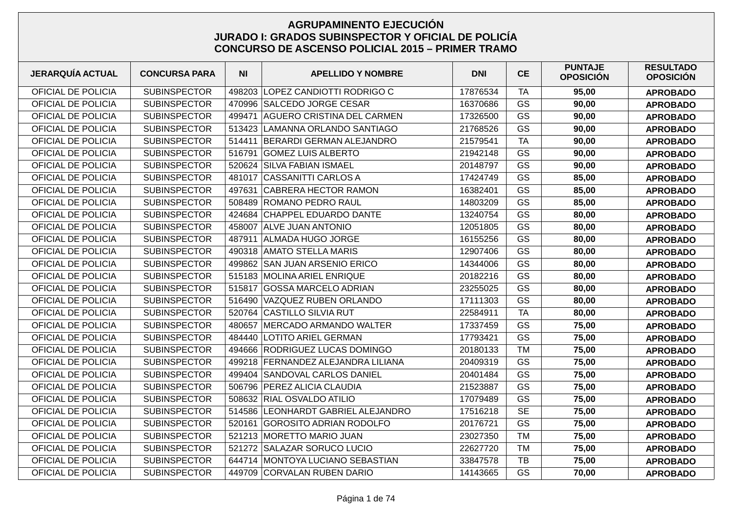# AGRUPAMINENTO EJECUCIÓN
## JURADO I: GRADOS SUBINSPECTOR Y OFICIAL DE POLICÍA
## CONCURSO DE ASCENSO POLICIAL 2015 – PRIMER TRAMO

| JERARQUÍA ACTUAL | CONCURSA PARA | NI | APELLIDO Y NOMBRE | DNI | CE | PUNTAJE OPOSICIÓN | RESULTADO OPOSICIÓN |
|---|---|---|---|---|---|---|---|
| OFICIAL DE POLICIA | SUBINSPECTOR | 498203 | LOPEZ CANDIOTTI RODRIGO C | 17876534 | TA | **95,00** | **APROBADO** |
| OFICIAL DE POLICIA | SUBINSPECTOR | 470996 | SALCEDO JORGE CESAR | 16370686 | GS | **90,00** | **APROBADO** |
| OFICIAL DE POLICIA | SUBINSPECTOR | 499471 | AGUERO CRISTINA DEL CARMEN | 17326500 | GS | **90,00** | **APROBADO** |
| OFICIAL DE POLICIA | SUBINSPECTOR | 513423 | LAMANNA ORLANDO SANTIAGO | 21768526 | GS | **90,00** | **APROBADO** |
| OFICIAL DE POLICIA | SUBINSPECTOR | 514411 | BERARDI GERMAN ALEJANDRO | 21579541 | TA | **90,00** | **APROBADO** |
| OFICIAL DE POLICIA | SUBINSPECTOR | 516791 | GOMEZ LUIS ALBERTO | 21942148 | GS | **90,00** | **APROBADO** |
| OFICIAL DE POLICIA | SUBINSPECTOR | 520624 | SILVA FABIAN ISMAEL | 20148797 | GS | **90,00** | **APROBADO** |
| OFICIAL DE POLICIA | SUBINSPECTOR | 481017 | CASSANITTI CARLOS A | 17424749 | GS | **85,00** | **APROBADO** |
| OFICIAL DE POLICIA | SUBINSPECTOR | 497631 | CABRERA HECTOR RAMON | 16382401 | GS | **85,00** | **APROBADO** |
| OFICIAL DE POLICIA | SUBINSPECTOR | 508489 | ROMANO PEDRO RAUL | 14803209 | GS | **85,00** | **APROBADO** |
| OFICIAL DE POLICIA | SUBINSPECTOR | 424684 | CHAPPEL EDUARDO DANTE | 13240754 | GS | **80,00** | **APROBADO** |
| OFICIAL DE POLICIA | SUBINSPECTOR | 458007 | ALVE JUAN ANTONIO | 12051805 | GS | **80,00** | **APROBADO** |
| OFICIAL DE POLICIA | SUBINSPECTOR | 487911 | ALMADA HUGO JORGE | 16155256 | GS | **80,00** | **APROBADO** |
| OFICIAL DE POLICIA | SUBINSPECTOR | 490318 | AMATO STELLA MARIS | 12907406 | GS | **80,00** | **APROBADO** |
| OFICIAL DE POLICIA | SUBINSPECTOR | 499862 | SAN JUAN ARSENIO ERICO | 14344006 | GS | **80,00** | **APROBADO** |
| OFICIAL DE POLICIA | SUBINSPECTOR | 515183 | MOLINA ARIEL ENRIQUE | 20182216 | GS | **80,00** | **APROBADO** |
| OFICIAL DE POLICIA | SUBINSPECTOR | 515817 | GOSSA MARCELO ADRIAN | 23255025 | GS | **80,00** | **APROBADO** |
| OFICIAL DE POLICIA | SUBINSPECTOR | 516490 | VAZQUEZ RUBEN ORLANDO | 17111303 | GS | **80,00** | **APROBADO** |
| OFICIAL DE POLICIA | SUBINSPECTOR | 520764 | CASTILLO SILVIA RUT | 22584911 | TA | **80,00** | **APROBADO** |
| OFICIAL DE POLICIA | SUBINSPECTOR | 480657 | MERCADO ARMANDO WALTER | 17337459 | GS | **75,00** | **APROBADO** |
| OFICIAL DE POLICIA | SUBINSPECTOR | 484440 | LOTITO ARIEL GERMAN | 17793421 | GS | **75,00** | **APROBADO** |
| OFICIAL DE POLICIA | SUBINSPECTOR | 494666 | RODRIGUEZ LUCAS DOMINGO | 20180133 | TM | **75,00** | **APROBADO** |
| OFICIAL DE POLICIA | SUBINSPECTOR | 499218 | FERNANDEZ ALEJANDRA LILIANA | 20409319 | GS | **75,00** | **APROBADO** |
| OFICIAL DE POLICIA | SUBINSPECTOR | 499404 | SANDOVAL CARLOS DANIEL | 20401484 | GS | **75,00** | **APROBADO** |
| OFICIAL DE POLICIA | SUBINSPECTOR | 506796 | PEREZ ALICIA CLAUDIA | 21523887 | GS | **75,00** | **APROBADO** |
| OFICIAL DE POLICIA | SUBINSPECTOR | 508632 | RIAL OSVALDO ATILIO | 17079489 | GS | **75,00** | **APROBADO** |
| OFICIAL DE POLICIA | SUBINSPECTOR | 514586 | LEONHARDT GABRIEL ALEJANDRO | 17516218 | SE | **75,00** | **APROBADO** |
| OFICIAL DE POLICIA | SUBINSPECTOR | 520161 | GOROSITO ADRIAN RODOLFO | 20176721 | GS | **75,00** | **APROBADO** |
| OFICIAL DE POLICIA | SUBINSPECTOR | 521213 | MORETTO MARIO JUAN | 23027350 | TM | **75,00** | **APROBADO** |
| OFICIAL DE POLICIA | SUBINSPECTOR | 521272 | SALAZAR SORUCO LUCIO | 22627720 | TM | **75,00** | **APROBADO** |
| OFICIAL DE POLICIA | SUBINSPECTOR | 644714 | MONTOYA LUCIANO SEBASTIAN | 33847578 | TB | **75,00** | **APROBADO** |
| OFICIAL DE POLICIA | SUBINSPECTOR | 449709 | CORVALAN RUBEN DARIO | 14143665 | GS | **70,00** | **APROBADO** |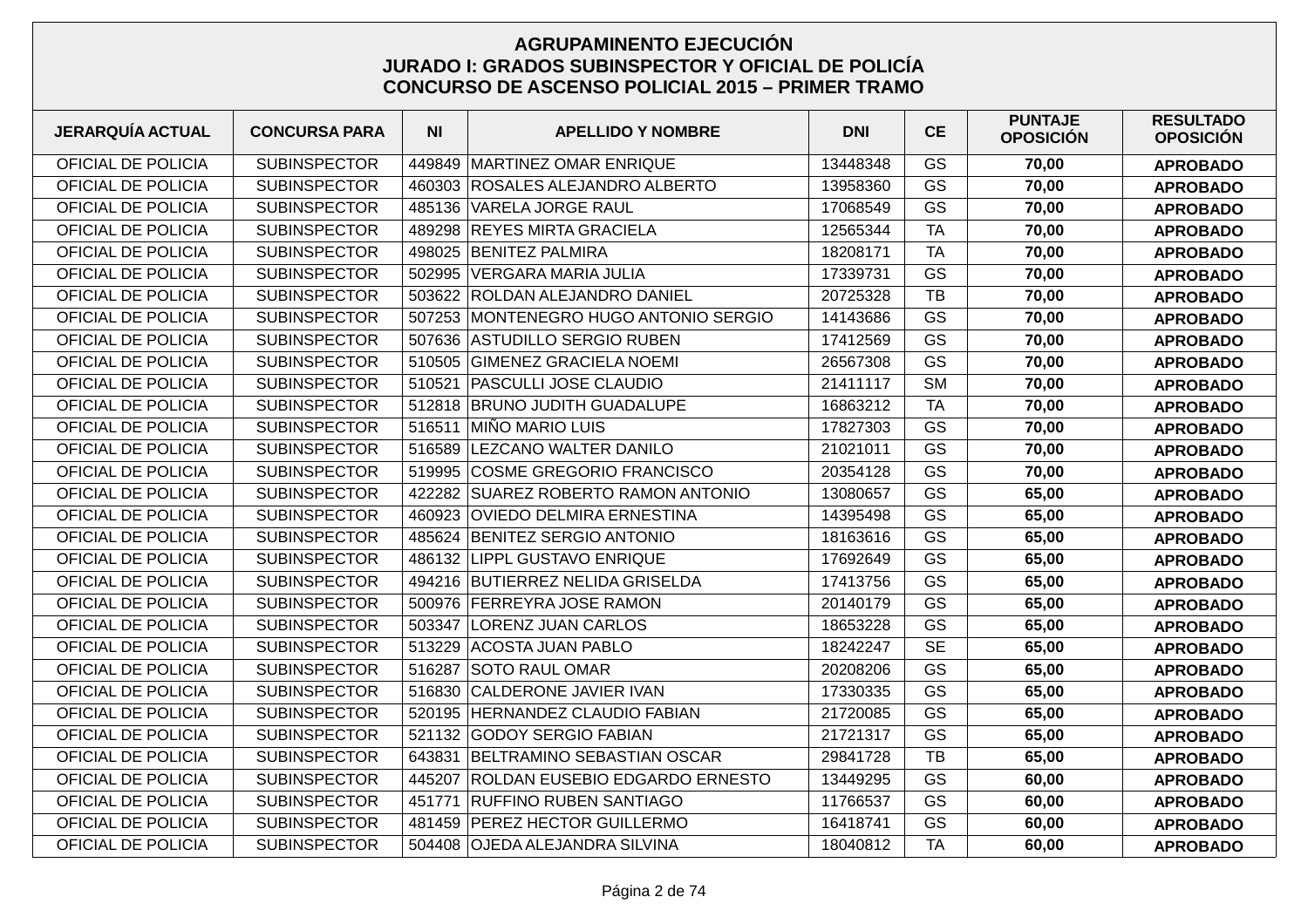## AGRUPAMINENTO EJECUCIÓN
## JURADO I: GRADOS SUBINSPECTOR Y OFICIAL DE POLICÍA
## CONCURSO DE ASCENSO POLICIAL 2015 – PRIMER TRAMO

| JERARQUÍA ACTUAL | CONCURSA PARA | NI | APELLIDO Y NOMBRE | DNI | CE | PUNTAJE OPOSICIÓN | RESULTADO OPOSICIÓN |
|---|---|---|---|---|---|---|---|
| OFICIAL DE POLICIA | SUBINSPECTOR | 449849 | MARTINEZ OMAR ENRIQUE | 13448348 | GS | **70,00** | **APROBADO** |
| OFICIAL DE POLICIA | SUBINSPECTOR | 460303 | ROSALES ALEJANDRO ALBERTO | 13958360 | GS | **70,00** | **APROBADO** |
| OFICIAL DE POLICIA | SUBINSPECTOR | 485136 | VARELA JORGE RAUL | 17068549 | GS | **70,00** | **APROBADO** |
| OFICIAL DE POLICIA | SUBINSPECTOR | 489298 | REYES MIRTA GRACIELA | 12565344 | TA | **70,00** | **APROBADO** |
| OFICIAL DE POLICIA | SUBINSPECTOR | 498025 | BENITEZ PALMIRA | 18208171 | TA | **70,00** | **APROBADO** |
| OFICIAL DE POLICIA | SUBINSPECTOR | 502995 | VERGARA MARIA JULIA | 17339731 | GS | **70,00** | **APROBADO** |
| OFICIAL DE POLICIA | SUBINSPECTOR | 503622 | ROLDAN ALEJANDRO DANIEL | 20725328 | TB | **70,00** | **APROBADO** |
| OFICIAL DE POLICIA | SUBINSPECTOR | 507253 | MONTENEGRO HUGO ANTONIO SERGIO | 14143686 | GS | **70,00** | **APROBADO** |
| OFICIAL DE POLICIA | SUBINSPECTOR | 507636 | ASTUDILLO SERGIO RUBEN | 17412569 | GS | **70,00** | **APROBADO** |
| OFICIAL DE POLICIA | SUBINSPECTOR | 510505 | GIMENEZ GRACIELA NOEMI | 26567308 | GS | **70,00** | **APROBADO** |
| OFICIAL DE POLICIA | SUBINSPECTOR | 510521 | PASCULLI JOSE CLAUDIO | 21411117 | SM | **70,00** | **APROBADO** |
| OFICIAL DE POLICIA | SUBINSPECTOR | 512818 | BRUNO JUDITH GUADALUPE | 16863212 | TA | **70,00** | **APROBADO** |
| OFICIAL DE POLICIA | SUBINSPECTOR | 516511 | MIÑO MARIO LUIS | 17827303 | GS | **70,00** | **APROBADO** |
| OFICIAL DE POLICIA | SUBINSPECTOR | 516589 | LEZCANO WALTER DANILO | 21021011 | GS | **70,00** | **APROBADO** |
| OFICIAL DE POLICIA | SUBINSPECTOR | 519995 | COSME GREGORIO FRANCISCO | 20354128 | GS | **70,00** | **APROBADO** |
| OFICIAL DE POLICIA | SUBINSPECTOR | 422282 | SUAREZ ROBERTO RAMON ANTONIO | 13080657 | GS | **65,00** | **APROBADO** |
| OFICIAL DE POLICIA | SUBINSPECTOR | 460923 | OVIEDO DELMIRA ERNESTINA | 14395498 | GS | **65,00** | **APROBADO** |
| OFICIAL DE POLICIA | SUBINSPECTOR | 485624 | BENITEZ SERGIO ANTONIO | 18163616 | GS | **65,00** | **APROBADO** |
| OFICIAL DE POLICIA | SUBINSPECTOR | 486132 | LIPPL GUSTAVO ENRIQUE | 17692649 | GS | **65,00** | **APROBADO** |
| OFICIAL DE POLICIA | SUBINSPECTOR | 494216 | BUTIERREZ NELIDA GRISELDA | 17413756 | GS | **65,00** | **APROBADO** |
| OFICIAL DE POLICIA | SUBINSPECTOR | 500976 | FERREYRA JOSE RAMON | 20140179 | GS | **65,00** | **APROBADO** |
| OFICIAL DE POLICIA | SUBINSPECTOR | 503347 | LORENZ JUAN CARLOS | 18653228 | GS | **65,00** | **APROBADO** |
| OFICIAL DE POLICIA | SUBINSPECTOR | 513229 | ACOSTA JUAN PABLO | 18242247 | SE | **65,00** | **APROBADO** |
| OFICIAL DE POLICIA | SUBINSPECTOR | 516287 | SOTO RAUL OMAR | 20208206 | GS | **65,00** | **APROBADO** |
| OFICIAL DE POLICIA | SUBINSPECTOR | 516830 | CALDERONE JAVIER IVAN | 17330335 | GS | **65,00** | **APROBADO** |
| OFICIAL DE POLICIA | SUBINSPECTOR | 520195 | HERNANDEZ CLAUDIO FABIAN | 21720085 | GS | **65,00** | **APROBADO** |
| OFICIAL DE POLICIA | SUBINSPECTOR | 521132 | GODOY SERGIO FABIAN | 21721317 | GS | **65,00** | **APROBADO** |
| OFICIAL DE POLICIA | SUBINSPECTOR | 643831 | BELTRAMINO SEBASTIAN OSCAR | 29841728 | TB | **65,00** | **APROBADO** |
| OFICIAL DE POLICIA | SUBINSPECTOR | 445207 | ROLDAN EUSEBIO EDGARDO ERNESTO | 13449295 | GS | **60,00** | **APROBADO** |
| OFICIAL DE POLICIA | SUBINSPECTOR | 451771 | RUFFINO RUBEN SANTIAGO | 11766537 | GS | **60,00** | **APROBADO** |
| OFICIAL DE POLICIA | SUBINSPECTOR | 481459 | PEREZ HECTOR GUILLERMO | 16418741 | GS | **60,00** | **APROBADO** |
| OFICIAL DE POLICIA | SUBINSPECTOR | 504408 | OJEDA ALEJANDRA SILVINA | 18040812 | TA | **60,00** | **APROBADO** |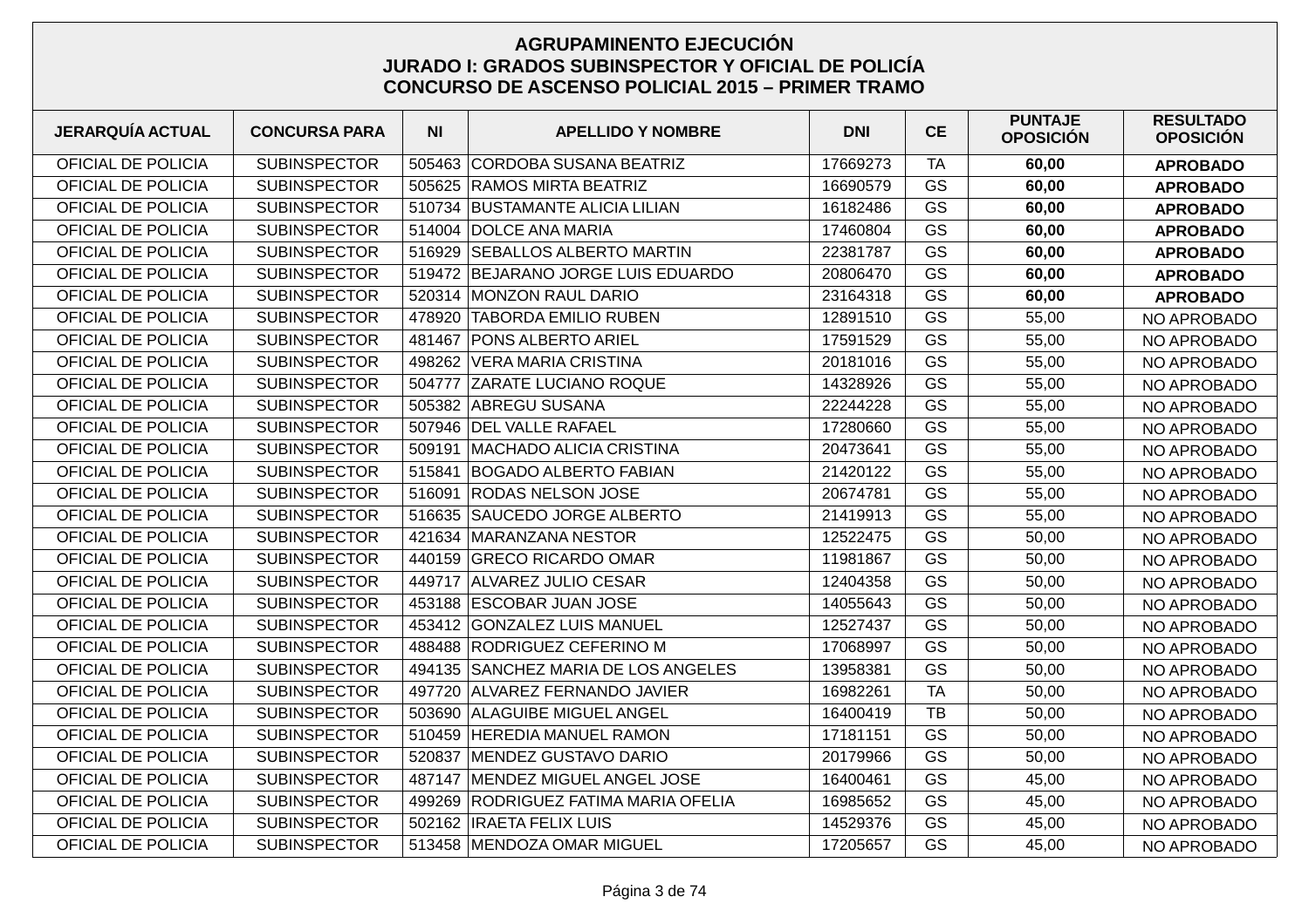# AGRUPAMINENTO EJECUCIÓN
## JURADO I: GRADOS SUBINSPECTOR Y OFICIAL DE POLICÍA
## CONCURSO DE ASCENSO POLICIAL 2015 – PRIMER TRAMO

| JERARQUÍA ACTUAL | CONCURSA PARA | NI | APELLIDO Y NOMBRE | DNI | CE | PUNTAJE OPOSICIÓN | RESULTADO OPOSICIÓN |
|---|---|---|---|---|---|---|---|
| OFICIAL DE POLICIA | SUBINSPECTOR | 505463 | CORDOBA SUSANA BEATRIZ | 17669273 | TA | **60,00** | **APROBADO** |
| OFICIAL DE POLICIA | SUBINSPECTOR | 505625 | RAMOS MIRTA BEATRIZ | 16690579 | GS | **60,00** | **APROBADO** |
| OFICIAL DE POLICIA | SUBINSPECTOR | 510734 | BUSTAMANTE ALICIA LILIAN | 16182486 | GS | **60,00** | **APROBADO** |
| OFICIAL DE POLICIA | SUBINSPECTOR | 514004 | DOLCE ANA MARIA | 17460804 | GS | **60,00** | **APROBADO** |
| OFICIAL DE POLICIA | SUBINSPECTOR | 516929 | SEBALLOS ALBERTO MARTIN | 22381787 | GS | **60,00** | **APROBADO** |
| OFICIAL DE POLICIA | SUBINSPECTOR | 519472 | BEJARANO JORGE LUIS EDUARDO | 20806470 | GS | **60,00** | **APROBADO** |
| OFICIAL DE POLICIA | SUBINSPECTOR | 520314 | MONZON RAUL DARIO | 23164318 | GS | **60,00** | **APROBADO** |
| OFICIAL DE POLICIA | SUBINSPECTOR | 478920 | TABORDA EMILIO RUBEN | 12891510 | GS | 55,00 | NO APROBADO |
| OFICIAL DE POLICIA | SUBINSPECTOR | 481467 | PONS ALBERTO ARIEL | 17591529 | GS | 55,00 | NO APROBADO |
| OFICIAL DE POLICIA | SUBINSPECTOR | 498262 | VERA MARIA CRISTINA | 20181016 | GS | 55,00 | NO APROBADO |
| OFICIAL DE POLICIA | SUBINSPECTOR | 504777 | ZARATE LUCIANO ROQUE | 14328926 | GS | 55,00 | NO APROBADO |
| OFICIAL DE POLICIA | SUBINSPECTOR | 505382 | ABREGU SUSANA | 22244228 | GS | 55,00 | NO APROBADO |
| OFICIAL DE POLICIA | SUBINSPECTOR | 507946 | DEL VALLE RAFAEL | 17280660 | GS | 55,00 | NO APROBADO |
| OFICIAL DE POLICIA | SUBINSPECTOR | 509191 | MACHADO ALICIA CRISTINA | 20473641 | GS | 55,00 | NO APROBADO |
| OFICIAL DE POLICIA | SUBINSPECTOR | 515841 | BOGADO ALBERTO FABIAN | 21420122 | GS | 55,00 | NO APROBADO |
| OFICIAL DE POLICIA | SUBINSPECTOR | 516091 | RODAS NELSON JOSE | 20674781 | GS | 55,00 | NO APROBADO |
| OFICIAL DE POLICIA | SUBINSPECTOR | 516635 | SAUCEDO JORGE ALBERTO | 21419913 | GS | 55,00 | NO APROBADO |
| OFICIAL DE POLICIA | SUBINSPECTOR | 421634 | MARANZANA NESTOR | 12522475 | GS | 50,00 | NO APROBADO |
| OFICIAL DE POLICIA | SUBINSPECTOR | 440159 | GRECO RICARDO OMAR | 11981867 | GS | 50,00 | NO APROBADO |
| OFICIAL DE POLICIA | SUBINSPECTOR | 449717 | ALVAREZ JULIO CESAR | 12404358 | GS | 50,00 | NO APROBADO |
| OFICIAL DE POLICIA | SUBINSPECTOR | 453188 | ESCOBAR JUAN JOSE | 14055643 | GS | 50,00 | NO APROBADO |
| OFICIAL DE POLICIA | SUBINSPECTOR | 453412 | GONZALEZ LUIS MANUEL | 12527437 | GS | 50,00 | NO APROBADO |
| OFICIAL DE POLICIA | SUBINSPECTOR | 488488 | RODRIGUEZ CEFERINO M | 17068997 | GS | 50,00 | NO APROBADO |
| OFICIAL DE POLICIA | SUBINSPECTOR | 494135 | SANCHEZ MARIA DE LOS ANGELES | 13958381 | GS | 50,00 | NO APROBADO |
| OFICIAL DE POLICIA | SUBINSPECTOR | 497720 | ALVAREZ FERNANDO JAVIER | 16982261 | TA | 50,00 | NO APROBADO |
| OFICIAL DE POLICIA | SUBINSPECTOR | 503690 | ALAGUIBE MIGUEL ANGEL | 16400419 | TB | 50,00 | NO APROBADO |
| OFICIAL DE POLICIA | SUBINSPECTOR | 510459 | HEREDIA MANUEL RAMON | 17181151 | GS | 50,00 | NO APROBADO |
| OFICIAL DE POLICIA | SUBINSPECTOR | 520837 | MENDEZ GUSTAVO DARIO | 20179966 | GS | 50,00 | NO APROBADO |
| OFICIAL DE POLICIA | SUBINSPECTOR | 487147 | MENDEZ MIGUEL ANGEL JOSE | 16400461 | GS | 45,00 | NO APROBADO |
| OFICIAL DE POLICIA | SUBINSPECTOR | 499269 | RODRIGUEZ FATIMA MARIA OFELIA | 16985652 | GS | 45,00 | NO APROBADO |
| OFICIAL DE POLICIA | SUBINSPECTOR | 502162 | IRAETA FELIX LUIS | 14529376 | GS | 45,00 | NO APROBADO |
| OFICIAL DE POLICIA | SUBINSPECTOR | 513458 | MENDOZA OMAR MIGUEL | 17205657 | GS | 45,00 | NO APROBADO |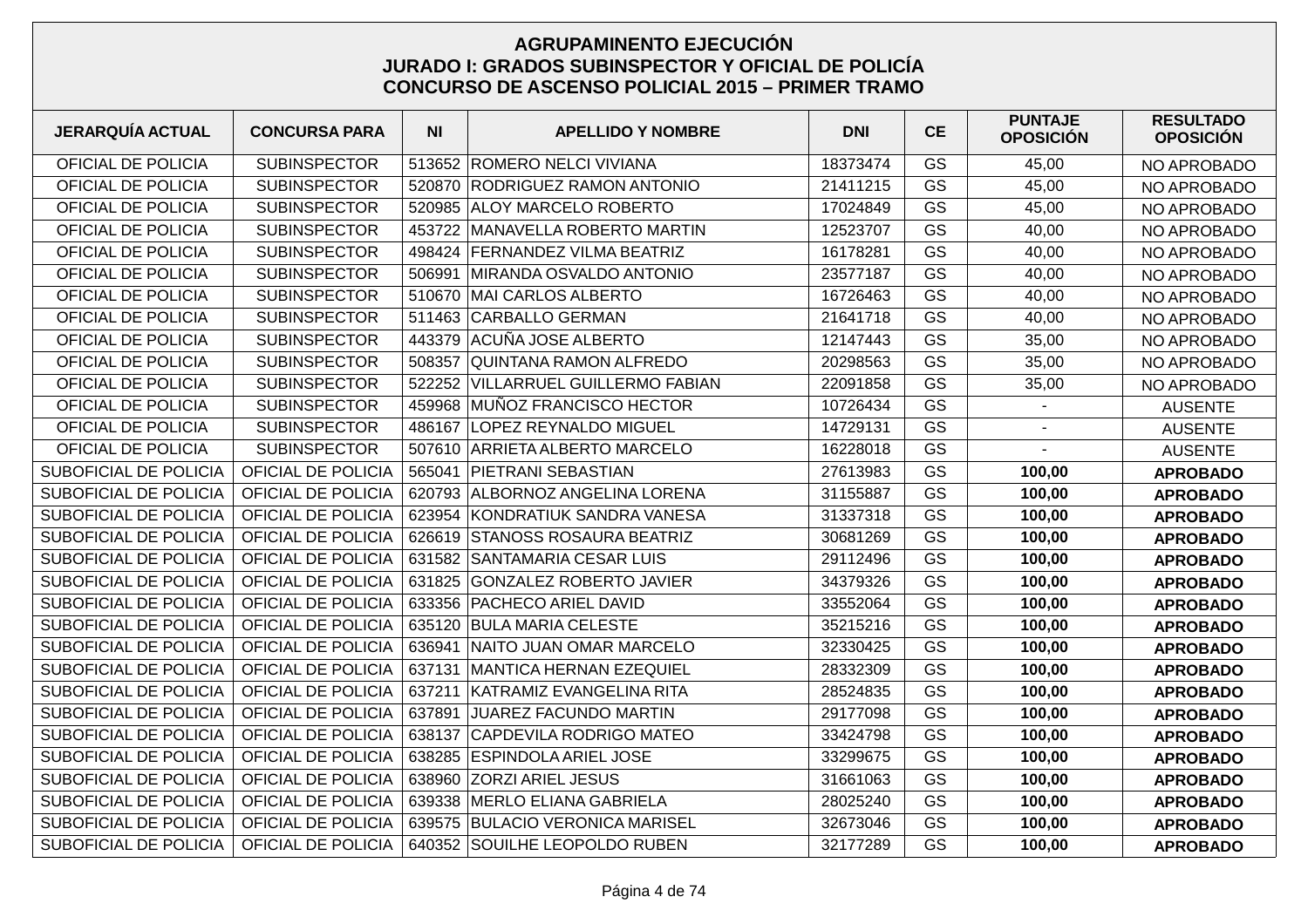# AGRUPAMINENTO EJECUCIÓN
## JURADO I: GRADOS SUBINSPECTOR Y OFICIAL DE POLICÍA
## CONCURSO DE ASCENSO POLICIAL 2015 – PRIMER TRAMO

| JERARQUÍA ACTUAL | CONCURSA PARA | NI | APELLIDO Y NOMBRE | DNI | CE | PUNTAJE OPOSICIÓN | RESULTADO OPOSICIÓN |
|---|---|---|---|---|---|---|---|
| OFICIAL DE POLICIA | SUBINSPECTOR | 513652 | ROMERO NELCI VIVIANA | 18373474 | GS | 45,00 | NO APROBADO |
| OFICIAL DE POLICIA | SUBINSPECTOR | 520870 | RODRIGUEZ RAMON ANTONIO | 21411215 | GS | 45,00 | NO APROBADO |
| OFICIAL DE POLICIA | SUBINSPECTOR | 520985 | ALOY MARCELO ROBERTO | 17024849 | GS | 45,00 | NO APROBADO |
| OFICIAL DE POLICIA | SUBINSPECTOR | 453722 | MANAVELLA ROBERTO MARTIN | 12523707 | GS | 40,00 | NO APROBADO |
| OFICIAL DE POLICIA | SUBINSPECTOR | 498424 | FERNANDEZ VILMA BEATRIZ | 16178281 | GS | 40,00 | NO APROBADO |
| OFICIAL DE POLICIA | SUBINSPECTOR | 506991 | MIRANDA OSVALDO ANTONIO | 23577187 | GS | 40,00 | NO APROBADO |
| OFICIAL DE POLICIA | SUBINSPECTOR | 510670 | MAI CARLOS ALBERTO | 16726463 | GS | 40,00 | NO APROBADO |
| OFICIAL DE POLICIA | SUBINSPECTOR | 511463 | CARBALLO GERMAN | 21641718 | GS | 40,00 | NO APROBADO |
| OFICIAL DE POLICIA | SUBINSPECTOR | 443379 | ACUÑA JOSE ALBERTO | 12147443 | GS | 35,00 | NO APROBADO |
| OFICIAL DE POLICIA | SUBINSPECTOR | 508357 | QUINTANA RAMON ALFREDO | 20298563 | GS | 35,00 | NO APROBADO |
| OFICIAL DE POLICIA | SUBINSPECTOR | 522252 | VILLARRUEL GUILLERMO FABIAN | 22091858 | GS | 35,00 | NO APROBADO |
| OFICIAL DE POLICIA | SUBINSPECTOR | 459968 | MUÑOZ FRANCISCO HECTOR | 10726434 | GS | - | AUSENTE |
| OFICIAL DE POLICIA | SUBINSPECTOR | 486167 | LOPEZ REYNALDO MIGUEL | 14729131 | GS | - | AUSENTE |
| OFICIAL DE POLICIA | SUBINSPECTOR | 507610 | ARRIETA ALBERTO MARCELO | 16228018 | GS | - | AUSENTE |
| SUBOFICIAL DE POLICIA | OFICIAL DE POLICIA | 565041 | PIETRANI SEBASTIAN | 27613983 | GS | **100,00** | **APROBADO** |
| SUBOFICIAL DE POLICIA | OFICIAL DE POLICIA | 620793 | ALBORNOZ ANGELINA LORENA | 31155887 | GS | **100,00** | **APROBADO** |
| SUBOFICIAL DE POLICIA | OFICIAL DE POLICIA | 623954 | KONDRATIUK SANDRA VANESA | 31337318 | GS | **100,00** | **APROBADO** |
| SUBOFICIAL DE POLICIA | OFICIAL DE POLICIA | 626619 | STANOSS ROSAURA BEATRIZ | 30681269 | GS | **100,00** | **APROBADO** |
| SUBOFICIAL DE POLICIA | OFICIAL DE POLICIA | 631582 | SANTAMARIA CESAR LUIS | 29112496 | GS | **100,00** | **APROBADO** |
| SUBOFICIAL DE POLICIA | OFICIAL DE POLICIA | 631825 | GONZALEZ ROBERTO JAVIER | 34379326 | GS | **100,00** | **APROBADO** |
| SUBOFICIAL DE POLICIA | OFICIAL DE POLICIA | 633356 | PACHECO ARIEL DAVID | 33552064 | GS | **100,00** | **APROBADO** |
| SUBOFICIAL DE POLICIA | OFICIAL DE POLICIA | 635120 | BULA MARIA CELESTE | 35215216 | GS | **100,00** | **APROBADO** |
| SUBOFICIAL DE POLICIA | OFICIAL DE POLICIA | 636941 | NAITO JUAN OMAR MARCELO | 32330425 | GS | **100,00** | **APROBADO** |
| SUBOFICIAL DE POLICIA | OFICIAL DE POLICIA | 637131 | MANTICA HERNAN EZEQUIEL | 28332309 | GS | **100,00** | **APROBADO** |
| SUBOFICIAL DE POLICIA | OFICIAL DE POLICIA | 637211 | KATRAMIZ EVANGELINA RITA | 28524835 | GS | **100,00** | **APROBADO** |
| SUBOFICIAL DE POLICIA | OFICIAL DE POLICIA | 637891 | JUAREZ FACUNDO MARTIN | 29177098 | GS | **100,00** | **APROBADO** |
| SUBOFICIAL DE POLICIA | OFICIAL DE POLICIA | 638137 | CAPDEVILA RODRIGO MATEO | 33424798 | GS | **100,00** | **APROBADO** |
| SUBOFICIAL DE POLICIA | OFICIAL DE POLICIA | 638285 | ESPINDOLA ARIEL JOSE | 33299675 | GS | **100,00** | **APROBADO** |
| SUBOFICIAL DE POLICIA | OFICIAL DE POLICIA | 638960 | ZORZI ARIEL JESUS | 31661063 | GS | **100,00** | **APROBADO** |
| SUBOFICIAL DE POLICIA | OFICIAL DE POLICIA | 639338 | MERLO ELIANA GABRIELA | 28025240 | GS | **100,00** | **APROBADO** |
| SUBOFICIAL DE POLICIA | OFICIAL DE POLICIA | 639575 | BULACIO VERONICA MARISEL | 32673046 | GS | **100,00** | **APROBADO** |
| SUBOFICIAL DE POLICIA | OFICIAL DE POLICIA | 640352 | SOUILHE LEOPOLDO RUBEN | 32177289 | GS | **100,00** | **APROBADO** |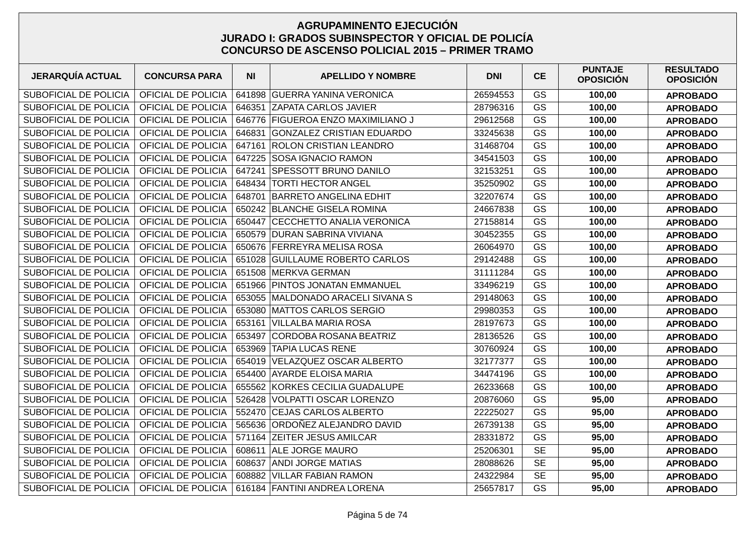# AGRUPAMINENTO EJECUCIÓN
## JURADO I: GRADOS SUBINSPECTOR Y OFICIAL DE POLICÍA
## CONCURSO DE ASCENSO POLICIAL 2015 – PRIMER TRAMO

| JERARQUÍA ACTUAL | CONCURSA PARA | NI | APELLIDO Y NOMBRE | DNI | CE | PUNTAJE OPOSICIÓN | RESULTADO OPOSICIÓN |
|---|---|---|---|---|---|---|---|
| SUBOFICIAL DE POLICIA | OFICIAL DE POLICIA | 641898 | GUERRA YANINA VERONICA | 26594553 | GS | **100,00** | **APROBADO** |
| SUBOFICIAL DE POLICIA | OFICIAL DE POLICIA | 646351 | ZAPATA CARLOS JAVIER | 28796316 | GS | **100,00** | **APROBADO** |
| SUBOFICIAL DE POLICIA | OFICIAL DE POLICIA | 646776 | FIGUEROA ENZO MAXIMILIANO J | 29612568 | GS | **100,00** | **APROBADO** |
| SUBOFICIAL DE POLICIA | OFICIAL DE POLICIA | 646831 | GONZALEZ CRISTIAN EDUARDO | 33245638 | GS | **100,00** | **APROBADO** |
| SUBOFICIAL DE POLICIA | OFICIAL DE POLICIA | 647161 | ROLON CRISTIAN LEANDRO | 31468704 | GS | **100,00** | **APROBADO** |
| SUBOFICIAL DE POLICIA | OFICIAL DE POLICIA | 647225 | SOSA IGNACIO RAMON | 34541503 | GS | **100,00** | **APROBADO** |
| SUBOFICIAL DE POLICIA | OFICIAL DE POLICIA | 647241 | SPESSOTT BRUNO DANILO | 32153251 | GS | **100,00** | **APROBADO** |
| SUBOFICIAL DE POLICIA | OFICIAL DE POLICIA | 648434 | TORTI HECTOR ANGEL | 35250902 | GS | **100,00** | **APROBADO** |
| SUBOFICIAL DE POLICIA | OFICIAL DE POLICIA | 648701 | BARRETO ANGELINA EDHIT | 32207674 | GS | **100,00** | **APROBADO** |
| SUBOFICIAL DE POLICIA | OFICIAL DE POLICIA | 650242 | BLANCHE GISELA ROMINA | 24667838 | GS | **100,00** | **APROBADO** |
| SUBOFICIAL DE POLICIA | OFICIAL DE POLICIA | 650447 | CECCHETTO ANALIA VERONICA | 27158814 | GS | **100,00** | **APROBADO** |
| SUBOFICIAL DE POLICIA | OFICIAL DE POLICIA | 650579 | DURAN SABRINA VIVIANA | 30452355 | GS | **100,00** | **APROBADO** |
| SUBOFICIAL DE POLICIA | OFICIAL DE POLICIA | 650676 | FERREYRA MELISA ROSA | 26064970 | GS | **100,00** | **APROBADO** |
| SUBOFICIAL DE POLICIA | OFICIAL DE POLICIA | 651028 | GUILLAUME ROBERTO CARLOS | 29142488 | GS | **100,00** | **APROBADO** |
| SUBOFICIAL DE POLICIA | OFICIAL DE POLICIA | 651508 | MERKVA GERMAN | 31111284 | GS | **100,00** | **APROBADO** |
| SUBOFICIAL DE POLICIA | OFICIAL DE POLICIA | 651966 | PINTOS JONATAN EMMANUEL | 33496219 | GS | **100,00** | **APROBADO** |
| SUBOFICIAL DE POLICIA | OFICIAL DE POLICIA | 653055 | MALDONADO ARACELI SIVANA S | 29148063 | GS | **100,00** | **APROBADO** |
| SUBOFICIAL DE POLICIA | OFICIAL DE POLICIA | 653080 | MATTOS CARLOS SERGIO | 29980353 | GS | **100,00** | **APROBADO** |
| SUBOFICIAL DE POLICIA | OFICIAL DE POLICIA | 653161 | VILLALBA MARIA ROSA | 28197673 | GS | **100,00** | **APROBADO** |
| SUBOFICIAL DE POLICIA | OFICIAL DE POLICIA | 653497 | CORDOBA ROSANA BEATRIZ | 28136526 | GS | **100,00** | **APROBADO** |
| SUBOFICIAL DE POLICIA | OFICIAL DE POLICIA | 653969 | TAPIA LUCAS RENE | 30760924 | GS | **100,00** | **APROBADO** |
| SUBOFICIAL DE POLICIA | OFICIAL DE POLICIA | 654019 | VELAZQUEZ OSCAR ALBERTO | 32177377 | GS | **100,00** | **APROBADO** |
| SUBOFICIAL DE POLICIA | OFICIAL DE POLICIA | 654400 | AYARDE ELOISA MARIA | 34474196 | GS | **100,00** | **APROBADO** |
| SUBOFICIAL DE POLICIA | OFICIAL DE POLICIA | 655562 | KORKES CECILIA GUADALUPE | 26233668 | GS | **100,00** | **APROBADO** |
| SUBOFICIAL DE POLICIA | OFICIAL DE POLICIA | 526428 | VOLPATTI OSCAR LORENZO | 20876060 | GS | **95,00** | **APROBADO** |
| SUBOFICIAL DE POLICIA | OFICIAL DE POLICIA | 552470 | CEJAS CARLOS ALBERTO | 22225027 | GS | **95,00** | **APROBADO** |
| SUBOFICIAL DE POLICIA | OFICIAL DE POLICIA | 565636 | ORDOÑEZ ALEJANDRO DAVID | 26739138 | GS | **95,00** | **APROBADO** |
| SUBOFICIAL DE POLICIA | OFICIAL DE POLICIA | 571164 | ZEITER JESUS AMILCAR | 28331872 | GS | **95,00** | **APROBADO** |
| SUBOFICIAL DE POLICIA | OFICIAL DE POLICIA | 608611 | ALE JORGE MAURO | 25206301 | SE | **95,00** | **APROBADO** |
| SUBOFICIAL DE POLICIA | OFICIAL DE POLICIA | 608637 | ANDI JORGE MATIAS | 28088626 | SE | **95,00** | **APROBADO** |
| SUBOFICIAL DE POLICIA | OFICIAL DE POLICIA | 608882 | VILLAR FABIAN RAMON | 24322984 | SE | **95,00** | **APROBADO** |
| SUBOFICIAL DE POLICIA | OFICIAL DE POLICIA | 616184 | FANTINI ANDREA LORENA | 25657817 | GS | **95,00** | **APROBADO** |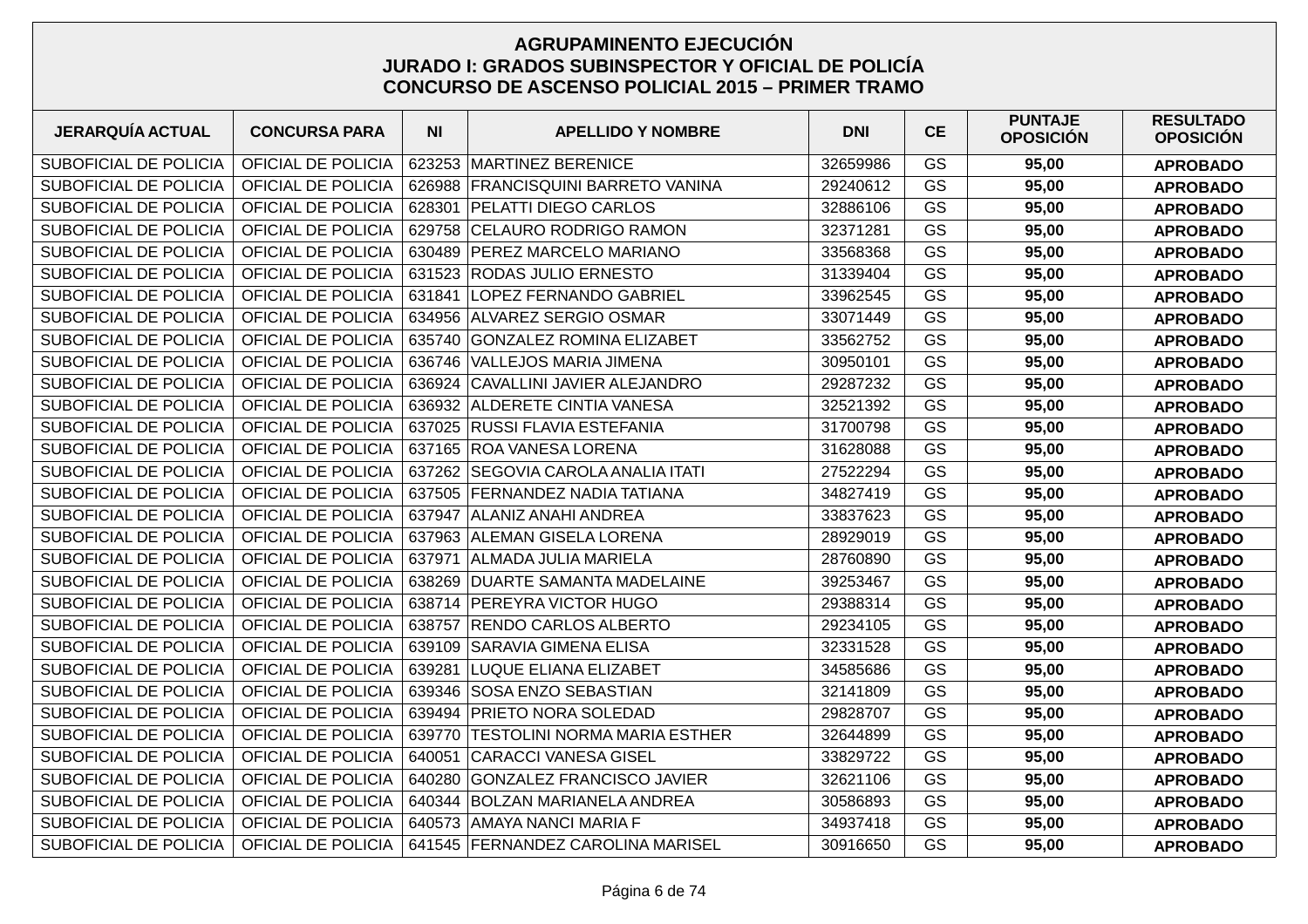# AGRUPAMINENTO EJECUCIÓN
## JURADO I: GRADOS SUBINSPECTOR Y OFICIAL DE POLICÍA
## CONCURSO DE ASCENSO POLICIAL 2015 – PRIMER TRAMO

| JERARQUÍA ACTUAL | CONCURSA PARA | NI | APELLIDO Y NOMBRE | DNI | CE | PUNTAJE OPOSICIÓN | RESULTADO OPOSICIÓN |
|---|---|---|---|---|---|---|---|
| SUBOFICIAL DE POLICIA | OFICIAL DE POLICIA | 623253 | MARTINEZ BERENICE | 32659986 | GS | **95,00** | **APROBADO** |
| SUBOFICIAL DE POLICIA | OFICIAL DE POLICIA | 626988 | FRANCISQUINI BARRETO VANINA | 29240612 | GS | **95,00** | **APROBADO** |
| SUBOFICIAL DE POLICIA | OFICIAL DE POLICIA | 628301 | PELATTI DIEGO CARLOS | 32886106 | GS | **95,00** | **APROBADO** |
| SUBOFICIAL DE POLICIA | OFICIAL DE POLICIA | 629758 | CELAURO RODRIGO RAMON | 32371281 | GS | **95,00** | **APROBADO** |
| SUBOFICIAL DE POLICIA | OFICIAL DE POLICIA | 630489 | PEREZ MARCELO MARIANO | 33568368 | GS | **95,00** | **APROBADO** |
| SUBOFICIAL DE POLICIA | OFICIAL DE POLICIA | 631523 | RODAS JULIO ERNESTO | 31339404 | GS | **95,00** | **APROBADO** |
| SUBOFICIAL DE POLICIA | OFICIAL DE POLICIA | 631841 | LOPEZ FERNANDO GABRIEL | 33962545 | GS | **95,00** | **APROBADO** |
| SUBOFICIAL DE POLICIA | OFICIAL DE POLICIA | 634956 | ALVAREZ SERGIO OSMAR | 33071449 | GS | **95,00** | **APROBADO** |
| SUBOFICIAL DE POLICIA | OFICIAL DE POLICIA | 635740 | GONZALEZ ROMINA ELIZABET | 33562752 | GS | **95,00** | **APROBADO** |
| SUBOFICIAL DE POLICIA | OFICIAL DE POLICIA | 636746 | VALLEJOS MARIA JIMENA | 30950101 | GS | **95,00** | **APROBADO** |
| SUBOFICIAL DE POLICIA | OFICIAL DE POLICIA | 636924 | CAVALLINI JAVIER ALEJANDRO | 29287232 | GS | **95,00** | **APROBADO** |
| SUBOFICIAL DE POLICIA | OFICIAL DE POLICIA | 636932 | ALDERETE CINTIA VANESA | 32521392 | GS | **95,00** | **APROBADO** |
| SUBOFICIAL DE POLICIA | OFICIAL DE POLICIA | 637025 | RUSSI FLAVIA ESTEFANIA | 31700798 | GS | **95,00** | **APROBADO** |
| SUBOFICIAL DE POLICIA | OFICIAL DE POLICIA | 637165 | ROA VANESA LORENA | 31628088 | GS | **95,00** | **APROBADO** |
| SUBOFICIAL DE POLICIA | OFICIAL DE POLICIA | 637262 | SEGOVIA CAROLA ANALIA ITATI | 27522294 | GS | **95,00** | **APROBADO** |
| SUBOFICIAL DE POLICIA | OFICIAL DE POLICIA | 637505 | FERNANDEZ NADIA TATIANA | 34827419 | GS | **95,00** | **APROBADO** |
| SUBOFICIAL DE POLICIA | OFICIAL DE POLICIA | 637947 | ALANIZ ANAHI ANDREA | 33837623 | GS | **95,00** | **APROBADO** |
| SUBOFICIAL DE POLICIA | OFICIAL DE POLICIA | 637963 | ALEMAN GISELA LORENA | 28929019 | GS | **95,00** | **APROBADO** |
| SUBOFICIAL DE POLICIA | OFICIAL DE POLICIA | 637971 | ALMADA JULIA MARIELA | 28760890 | GS | **95,00** | **APROBADO** |
| SUBOFICIAL DE POLICIA | OFICIAL DE POLICIA | 638269 | DUARTE SAMANTA MADELAINE | 39253467 | GS | **95,00** | **APROBADO** |
| SUBOFICIAL DE POLICIA | OFICIAL DE POLICIA | 638714 | PEREYRA VICTOR HUGO | 29388314 | GS | **95,00** | **APROBADO** |
| SUBOFICIAL DE POLICIA | OFICIAL DE POLICIA | 638757 | RENDO CARLOS ALBERTO | 29234105 | GS | **95,00** | **APROBADO** |
| SUBOFICIAL DE POLICIA | OFICIAL DE POLICIA | 639109 | SARAVIA GIMENA ELISA | 32331528 | GS | **95,00** | **APROBADO** |
| SUBOFICIAL DE POLICIA | OFICIAL DE POLICIA | 639281 | LUQUE ELIANA ELIZABET | 34585686 | GS | **95,00** | **APROBADO** |
| SUBOFICIAL DE POLICIA | OFICIAL DE POLICIA | 639346 | SOSA ENZO SEBASTIAN | 32141809 | GS | **95,00** | **APROBADO** |
| SUBOFICIAL DE POLICIA | OFICIAL DE POLICIA | 639494 | PRIETO NORA SOLEDAD | 29828707 | GS | **95,00** | **APROBADO** |
| SUBOFICIAL DE POLICIA | OFICIAL DE POLICIA | 639770 | TESTOLINI NORMA MARIA ESTHER | 32644899 | GS | **95,00** | **APROBADO** |
| SUBOFICIAL DE POLICIA | OFICIAL DE POLICIA | 640051 | CARACCI VANESA GISEL | 33829722 | GS | **95,00** | **APROBADO** |
| SUBOFICIAL DE POLICIA | OFICIAL DE POLICIA | 640280 | GONZALEZ FRANCISCO JAVIER | 32621106 | GS | **95,00** | **APROBADO** |
| SUBOFICIAL DE POLICIA | OFICIAL DE POLICIA | 640344 | BOLZAN MARIANELA ANDREA | 30586893 | GS | **95,00** | **APROBADO** |
| SUBOFICIAL DE POLICIA | OFICIAL DE POLICIA | 640573 | AMAYA NANCI MARIA F | 34937418 | GS | **95,00** | **APROBADO** |
| SUBOFICIAL DE POLICIA | OFICIAL DE POLICIA | 641545 | FERNANDEZ CAROLINA MARISEL | 30916650 | GS | **95,00** | **APROBADO** |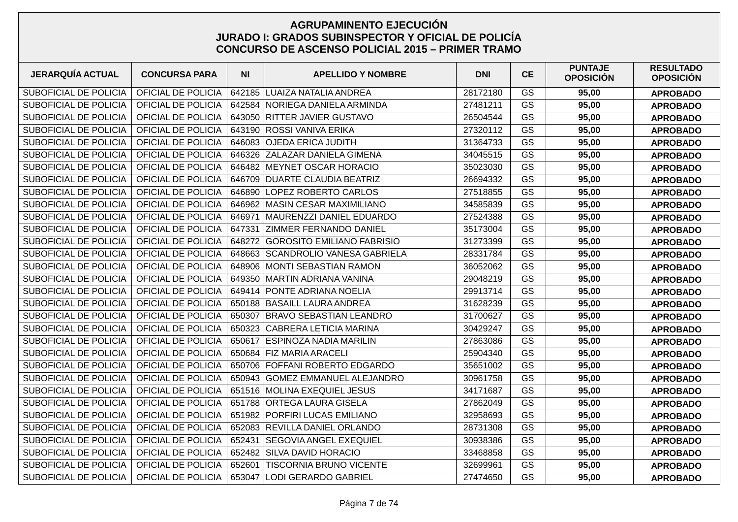## AGRUPAMINENTO EJECUCIÓN
## JURADO I: GRADOS SUBINSPECTOR Y OFICIAL DE POLICÍA
## CONCURSO DE ASCENSO POLICIAL 2015 – PRIMER TRAMO

| JERARQUÍA ACTUAL | CONCURSA PARA | NI | APELLIDO Y NOMBRE | DNI | CE | PUNTAJE OPOSICIÓN | RESULTADO OPOSICIÓN |
|---|---|---|---|---|---|---|---|
| SUBOFICIAL DE POLICIA | OFICIAL DE POLICIA | 642185 | LUAIZA NATALIA ANDREA | 28172180 | GS | **95,00** | **APROBADO** |
| SUBOFICIAL DE POLICIA | OFICIAL DE POLICIA | 642584 | NORIEGA DANIELA ARMINDA | 27481211 | GS | **95,00** | **APROBADO** |
| SUBOFICIAL DE POLICIA | OFICIAL DE POLICIA | 643050 | RITTER JAVIER GUSTAVO | 26504544 | GS | **95,00** | **APROBADO** |
| SUBOFICIAL DE POLICIA | OFICIAL DE POLICIA | 643190 | ROSSI VANIVA ERIKA | 27320112 | GS | **95,00** | **APROBADO** |
| SUBOFICIAL DE POLICIA | OFICIAL DE POLICIA | 646083 | OJEDA ERICA JUDITH | 31364733 | GS | **95,00** | **APROBADO** |
| SUBOFICIAL DE POLICIA | OFICIAL DE POLICIA | 646326 | ZALAZAR DANIELA GIMENA | 34045515 | GS | **95,00** | **APROBADO** |
| SUBOFICIAL DE POLICIA | OFICIAL DE POLICIA | 646482 | MEYNET OSCAR HORACIO | 35023030 | GS | **95,00** | **APROBADO** |
| SUBOFICIAL DE POLICIA | OFICIAL DE POLICIA | 646709 | DUARTE CLAUDIA BEATRIZ | 26694332 | GS | **95,00** | **APROBADO** |
| SUBOFICIAL DE POLICIA | OFICIAL DE POLICIA | 646890 | LOPEZ ROBERTO CARLOS | 27518855 | GS | **95,00** | **APROBADO** |
| SUBOFICIAL DE POLICIA | OFICIAL DE POLICIA | 646962 | MASIN CESAR MAXIMILIANO | 34585839 | GS | **95,00** | **APROBADO** |
| SUBOFICIAL DE POLICIA | OFICIAL DE POLICIA | 646971 | MAURENZZI DANIEL EDUARDO | 27524388 | GS | **95,00** | **APROBADO** |
| SUBOFICIAL DE POLICIA | OFICIAL DE POLICIA | 647331 | ZIMMER FERNANDO DANIEL | 35173004 | GS | **95,00** | **APROBADO** |
| SUBOFICIAL DE POLICIA | OFICIAL DE POLICIA | 648272 | GOROSITO EMILIANO FABRISIO | 31273399 | GS | **95,00** | **APROBADO** |
| SUBOFICIAL DE POLICIA | OFICIAL DE POLICIA | 648663 | SCANDROLIO VANESA GABRIELA | 28331784 | GS | **95,00** | **APROBADO** |
| SUBOFICIAL DE POLICIA | OFICIAL DE POLICIA | 648906 | MONTI SEBASTIAN RAMON | 36052062 | GS | **95,00** | **APROBADO** |
| SUBOFICIAL DE POLICIA | OFICIAL DE POLICIA | 649350 | MARTIN ADRIANA VANINA | 29048219 | GS | **95,00** | **APROBADO** |
| SUBOFICIAL DE POLICIA | OFICIAL DE POLICIA | 649414 | PONTE ADRIANA NOELIA | 29913714 | GS | **95,00** | **APROBADO** |
| SUBOFICIAL DE POLICIA | OFICIAL DE POLICIA | 650188 | BASAILL LAURA ANDREA | 31628239 | GS | **95,00** | **APROBADO** |
| SUBOFICIAL DE POLICIA | OFICIAL DE POLICIA | 650307 | BRAVO SEBASTIAN LEANDRO | 31700627 | GS | **95,00** | **APROBADO** |
| SUBOFICIAL DE POLICIA | OFICIAL DE POLICIA | 650323 | CABRERA LETICIA MARINA | 30429247 | GS | **95,00** | **APROBADO** |
| SUBOFICIAL DE POLICIA | OFICIAL DE POLICIA | 650617 | ESPINOZA NADIA MARILIN | 27863086 | GS | **95,00** | **APROBADO** |
| SUBOFICIAL DE POLICIA | OFICIAL DE POLICIA | 650684 | FIZ MARIA ARACELI | 25904340 | GS | **95,00** | **APROBADO** |
| SUBOFICIAL DE POLICIA | OFICIAL DE POLICIA | 650706 | FOFFANI ROBERTO EDGARDO | 35651002 | GS | **95,00** | **APROBADO** |
| SUBOFICIAL DE POLICIA | OFICIAL DE POLICIA | 650943 | GOMEZ EMMANUEL ALEJANDRO | 30961758 | GS | **95,00** | **APROBADO** |
| SUBOFICIAL DE POLICIA | OFICIAL DE POLICIA | 651516 | MOLINA EXEQUIEL JESUS | 34171687 | GS | **95,00** | **APROBADO** |
| SUBOFICIAL DE POLICIA | OFICIAL DE POLICIA | 651788 | ORTEGA LAURA GISELA | 27862049 | GS | **95,00** | **APROBADO** |
| SUBOFICIAL DE POLICIA | OFICIAL DE POLICIA | 651982 | PORFIRI LUCAS EMILIANO | 32958693 | GS | **95,00** | **APROBADO** |
| SUBOFICIAL DE POLICIA | OFICIAL DE POLICIA | 652083 | REVILLA DANIEL ORLANDO | 28731308 | GS | **95,00** | **APROBADO** |
| SUBOFICIAL DE POLICIA | OFICIAL DE POLICIA | 652431 | SEGOVIA ANGEL EXEQUIEL | 30938386 | GS | **95,00** | **APROBADO** |
| SUBOFICIAL DE POLICIA | OFICIAL DE POLICIA | 652482 | SILVA DAVID HORACIO | 33468858 | GS | **95,00** | **APROBADO** |
| SUBOFICIAL DE POLICIA | OFICIAL DE POLICIA | 652601 | TISCORNIA BRUNO VICENTE | 32699961 | GS | **95,00** | **APROBADO** |
| SUBOFICIAL DE POLICIA | OFICIAL DE POLICIA | 653047 | LODI GERARDO GABRIEL | 27474650 | GS | **95,00** | **APROBADO** |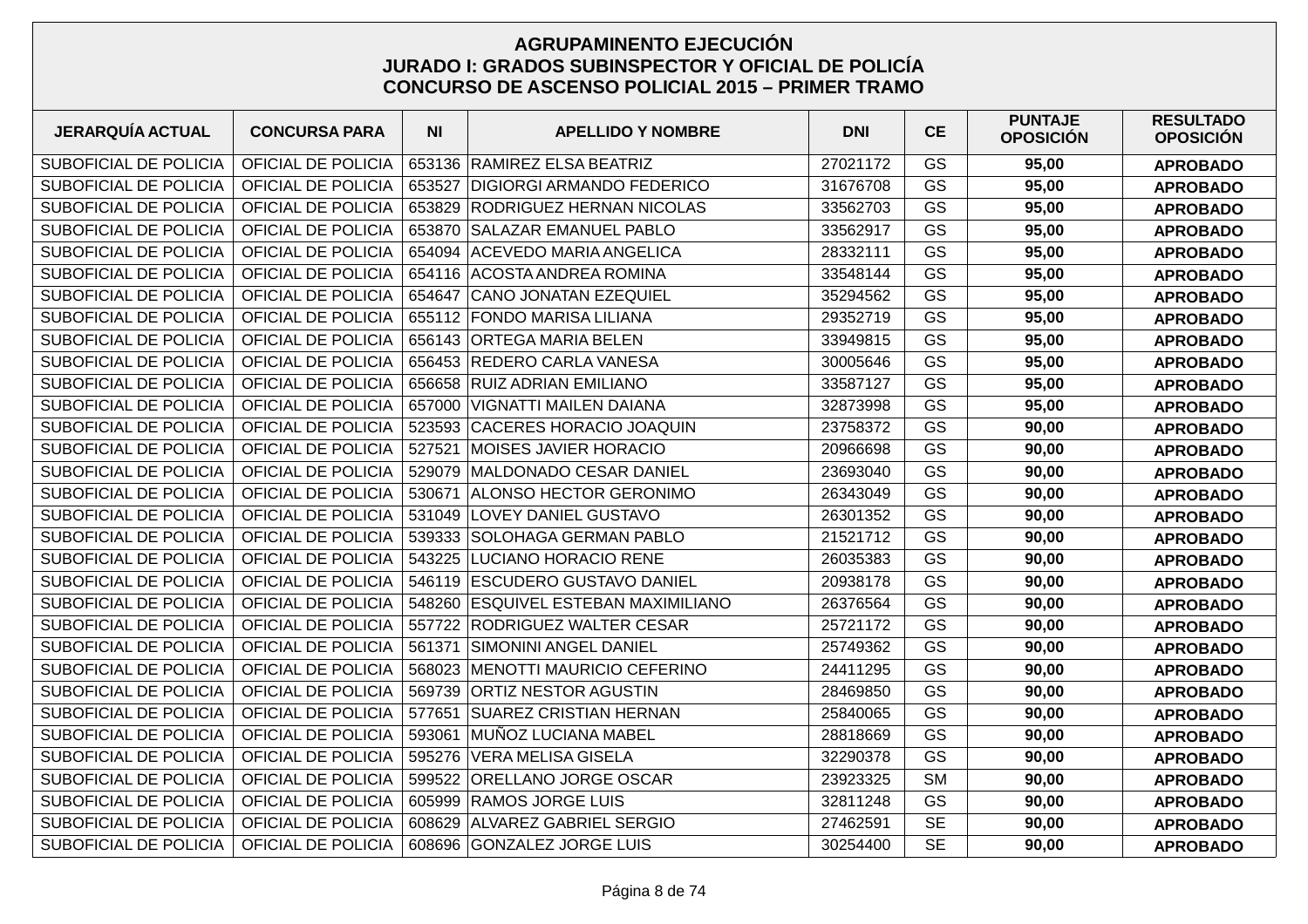# AGRUPAMINENTO EJECUCIÓN
## JURADO I: GRADOS SUBINSPECTOR Y OFICIAL DE POLICÍA
## CONCURSO DE ASCENSO POLICIAL 2015 – PRIMER TRAMO

| JERARQUÍA ACTUAL | CONCURSA PARA | NI | APELLIDO Y NOMBRE | DNI | CE | PUNTAJE OPOSICIÓN | RESULTADO OPOSICIÓN |
|---|---|---|---|---|---|---|---|
| SUBOFICIAL DE POLICIA | OFICIAL DE POLICIA | 653136 | RAMIREZ ELSA BEATRIZ | 27021172 | GS | 95,00 | APROBADO |
| SUBOFICIAL DE POLICIA | OFICIAL DE POLICIA | 653527 | DIGIORGI ARMANDO FEDERICO | 31676708 | GS | 95,00 | APROBADO |
| SUBOFICIAL DE POLICIA | OFICIAL DE POLICIA | 653829 | RODRIGUEZ HERNAN NICOLAS | 33562703 | GS | 95,00 | APROBADO |
| SUBOFICIAL DE POLICIA | OFICIAL DE POLICIA | 653870 | SALAZAR EMANUEL PABLO | 33562917 | GS | 95,00 | APROBADO |
| SUBOFICIAL DE POLICIA | OFICIAL DE POLICIA | 654094 | ACEVEDO MARIA ANGELICA | 28332111 | GS | 95,00 | APROBADO |
| SUBOFICIAL DE POLICIA | OFICIAL DE POLICIA | 654116 | ACOSTA ANDREA ROMINA | 33548144 | GS | 95,00 | APROBADO |
| SUBOFICIAL DE POLICIA | OFICIAL DE POLICIA | 654647 | CANO JONATAN EZEQUIEL | 35294562 | GS | 95,00 | APROBADO |
| SUBOFICIAL DE POLICIA | OFICIAL DE POLICIA | 655112 | FONDO MARISA LILIANA | 29352719 | GS | 95,00 | APROBADO |
| SUBOFICIAL DE POLICIA | OFICIAL DE POLICIA | 656143 | ORTEGA MARIA BELEN | 33949815 | GS | 95,00 | APROBADO |
| SUBOFICIAL DE POLICIA | OFICIAL DE POLICIA | 656453 | REDERO CARLA VANESA | 30005646 | GS | 95,00 | APROBADO |
| SUBOFICIAL DE POLICIA | OFICIAL DE POLICIA | 656658 | RUIZ ADRIAN EMILIANO | 33587127 | GS | 95,00 | APROBADO |
| SUBOFICIAL DE POLICIA | OFICIAL DE POLICIA | 657000 | VIGNATTI MAILEN DAIANA | 32873998 | GS | 95,00 | APROBADO |
| SUBOFICIAL DE POLICIA | OFICIAL DE POLICIA | 523593 | CACERES HORACIO JOAQUIN | 23758372 | GS | 90,00 | APROBADO |
| SUBOFICIAL DE POLICIA | OFICIAL DE POLICIA | 527521 | MOISES JAVIER HORACIO | 20966698 | GS | 90,00 | APROBADO |
| SUBOFICIAL DE POLICIA | OFICIAL DE POLICIA | 529079 | MALDONADO CESAR DANIEL | 23693040 | GS | 90,00 | APROBADO |
| SUBOFICIAL DE POLICIA | OFICIAL DE POLICIA | 530671 | ALONSO HECTOR GERONIMO | 26343049 | GS | 90,00 | APROBADO |
| SUBOFICIAL DE POLICIA | OFICIAL DE POLICIA | 531049 | LOVEY DANIEL GUSTAVO | 26301352 | GS | 90,00 | APROBADO |
| SUBOFICIAL DE POLICIA | OFICIAL DE POLICIA | 539333 | SOLOHAGA GERMAN PABLO | 21521712 | GS | 90,00 | APROBADO |
| SUBOFICIAL DE POLICIA | OFICIAL DE POLICIA | 543225 | LUCIANO HORACIO RENE | 26035383 | GS | 90,00 | APROBADO |
| SUBOFICIAL DE POLICIA | OFICIAL DE POLICIA | 546119 | ESCUDERO GUSTAVO DANIEL | 20938178 | GS | 90,00 | APROBADO |
| SUBOFICIAL DE POLICIA | OFICIAL DE POLICIA | 548260 | ESQUIVEL ESTEBAN MAXIMILIANO | 26376564 | GS | 90,00 | APROBADO |
| SUBOFICIAL DE POLICIA | OFICIAL DE POLICIA | 557722 | RODRIGUEZ WALTER CESAR | 25721172 | GS | 90,00 | APROBADO |
| SUBOFICIAL DE POLICIA | OFICIAL DE POLICIA | 561371 | SIMONINI ANGEL DANIEL | 25749362 | GS | 90,00 | APROBADO |
| SUBOFICIAL DE POLICIA | OFICIAL DE POLICIA | 568023 | MENOTTI MAURICIO CEFERINO | 24411295 | GS | 90,00 | APROBADO |
| SUBOFICIAL DE POLICIA | OFICIAL DE POLICIA | 569739 | ORTIZ NESTOR AGUSTIN | 28469850 | GS | 90,00 | APROBADO |
| SUBOFICIAL DE POLICIA | OFICIAL DE POLICIA | 577651 | SUAREZ CRISTIAN HERNAN | 25840065 | GS | 90,00 | APROBADO |
| SUBOFICIAL DE POLICIA | OFICIAL DE POLICIA | 593061 | MUÑOZ LUCIANA MABEL | 28818669 | GS | 90,00 | APROBADO |
| SUBOFICIAL DE POLICIA | OFICIAL DE POLICIA | 595276 | VERA MELISA GISELA | 32290378 | GS | 90,00 | APROBADO |
| SUBOFICIAL DE POLICIA | OFICIAL DE POLICIA | 599522 | ORELLANO JORGE OSCAR | 23923325 | SM | 90,00 | APROBADO |
| SUBOFICIAL DE POLICIA | OFICIAL DE POLICIA | 605999 | RAMOS JORGE LUIS | 32811248 | GS | 90,00 | APROBADO |
| SUBOFICIAL DE POLICIA | OFICIAL DE POLICIA | 608629 | ALVAREZ GABRIEL SERGIO | 27462591 | SE | 90,00 | APROBADO |
| SUBOFICIAL DE POLICIA | OFICIAL DE POLICIA | 608696 | GONZALEZ JORGE LUIS | 30254400 | SE | 90,00 | APROBADO |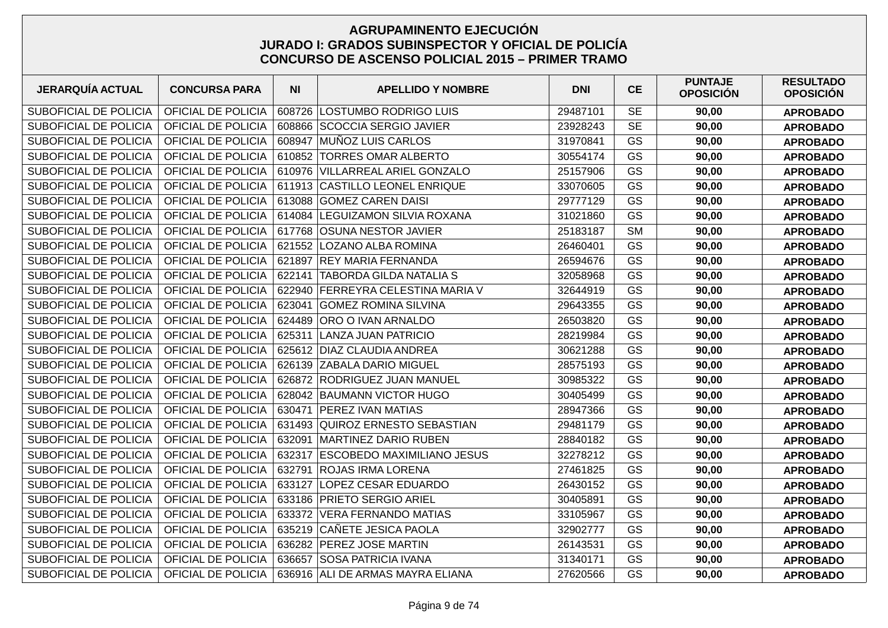# AGRUPAMINENTO EJECUCIÓN
## JURADO I: GRADOS SUBINSPECTOR Y OFICIAL DE POLICÍA
## CONCURSO DE ASCENSO POLICIAL 2015 – PRIMER TRAMO

| JERARQUÍA ACTUAL | CONCURSA PARA | NI | APELLIDO Y NOMBRE | DNI | CE | PUNTAJE OPOSICIÓN | RESULTADO OPOSICIÓN |
|---|---|---|---|---|---|---|---|
| SUBOFICIAL DE POLICIA | OFICIAL DE POLICIA | 608726 | LOSTUMBO RODRIGO LUIS | 29487101 | SE | **90,00** | **APROBADO** |
| SUBOFICIAL DE POLICIA | OFICIAL DE POLICIA | 608866 | SCOCCIA SERGIO JAVIER | 23928243 | SE | **90,00** | **APROBADO** |
| SUBOFICIAL DE POLICIA | OFICIAL DE POLICIA | 608947 | MUÑOZ LUIS CARLOS | 31970841 | GS | **90,00** | **APROBADO** |
| SUBOFICIAL DE POLICIA | OFICIAL DE POLICIA | 610852 | TORRES OMAR ALBERTO | 30554174 | GS | **90,00** | **APROBADO** |
| SUBOFICIAL DE POLICIA | OFICIAL DE POLICIA | 610976 | VILLARREAL ARIEL GONZALO | 25157906 | GS | **90,00** | **APROBADO** |
| SUBOFICIAL DE POLICIA | OFICIAL DE POLICIA | 611913 | CASTILLO LEONEL ENRIQUE | 33070605 | GS | **90,00** | **APROBADO** |
| SUBOFICIAL DE POLICIA | OFICIAL DE POLICIA | 613088 | GOMEZ CAREN DAISI | 29777129 | GS | **90,00** | **APROBADO** |
| SUBOFICIAL DE POLICIA | OFICIAL DE POLICIA | 614084 | LEGUIZAMON SILVIA ROXANA | 31021860 | GS | **90,00** | **APROBADO** |
| SUBOFICIAL DE POLICIA | OFICIAL DE POLICIA | 617768 | OSUNA NESTOR JAVIER | 25183187 | SM | **90,00** | **APROBADO** |
| SUBOFICIAL DE POLICIA | OFICIAL DE POLICIA | 621552 | LOZANO ALBA ROMINA | 26460401 | GS | **90,00** | **APROBADO** |
| SUBOFICIAL DE POLICIA | OFICIAL DE POLICIA | 621897 | REY MARIA FERNANDA | 26594676 | GS | **90,00** | **APROBADO** |
| SUBOFICIAL DE POLICIA | OFICIAL DE POLICIA | 622141 | TABORDA GILDA NATALIA S | 32058968 | GS | **90,00** | **APROBADO** |
| SUBOFICIAL DE POLICIA | OFICIAL DE POLICIA | 622940 | FERREYRA CELESTINA MARIA V | 32644919 | GS | **90,00** | **APROBADO** |
| SUBOFICIAL DE POLICIA | OFICIAL DE POLICIA | 623041 | GOMEZ ROMINA SILVINA | 29643355 | GS | **90,00** | **APROBADO** |
| SUBOFICIAL DE POLICIA | OFICIAL DE POLICIA | 624489 | ORO O IVAN ARNALDO | 26503820 | GS | **90,00** | **APROBADO** |
| SUBOFICIAL DE POLICIA | OFICIAL DE POLICIA | 625311 | LANZA JUAN PATRICIO | 28219984 | GS | **90,00** | **APROBADO** |
| SUBOFICIAL DE POLICIA | OFICIAL DE POLICIA | 625612 | DIAZ CLAUDIA ANDREA | 30621288 | GS | **90,00** | **APROBADO** |
| SUBOFICIAL DE POLICIA | OFICIAL DE POLICIA | 626139 | ZABALA DARIO MIGUEL | 28575193 | GS | **90,00** | **APROBADO** |
| SUBOFICIAL DE POLICIA | OFICIAL DE POLICIA | 626872 | RODRIGUEZ JUAN MANUEL | 30985322 | GS | **90,00** | **APROBADO** |
| SUBOFICIAL DE POLICIA | OFICIAL DE POLICIA | 628042 | BAUMANN VICTOR HUGO | 30405499 | GS | **90,00** | **APROBADO** |
| SUBOFICIAL DE POLICIA | OFICIAL DE POLICIA | 630471 | PEREZ IVAN MATIAS | 28947366 | GS | **90,00** | **APROBADO** |
| SUBOFICIAL DE POLICIA | OFICIAL DE POLICIA | 631493 | QUIROZ ERNESTO SEBASTIAN | 29481179 | GS | **90,00** | **APROBADO** |
| SUBOFICIAL DE POLICIA | OFICIAL DE POLICIA | 632091 | MARTINEZ DARIO RUBEN | 28840182 | GS | **90,00** | **APROBADO** |
| SUBOFICIAL DE POLICIA | OFICIAL DE POLICIA | 632317 | ESCOBEDO MAXIMILIANO JESUS | 32278212 | GS | **90,00** | **APROBADO** |
| SUBOFICIAL DE POLICIA | OFICIAL DE POLICIA | 632791 | ROJAS IRMA LORENA | 27461825 | GS | **90,00** | **APROBADO** |
| SUBOFICIAL DE POLICIA | OFICIAL DE POLICIA | 633127 | LOPEZ CESAR EDUARDO | 26430152 | GS | **90,00** | **APROBADO** |
| SUBOFICIAL DE POLICIA | OFICIAL DE POLICIA | 633186 | PRIETO SERGIO ARIEL | 30405891 | GS | **90,00** | **APROBADO** |
| SUBOFICIAL DE POLICIA | OFICIAL DE POLICIA | 633372 | VERA FERNANDO MATIAS | 33105967 | GS | **90,00** | **APROBADO** |
| SUBOFICIAL DE POLICIA | OFICIAL DE POLICIA | 635219 | CAÑETE JESICA PAOLA | 32902777 | GS | **90,00** | **APROBADO** |
| SUBOFICIAL DE POLICIA | OFICIAL DE POLICIA | 636282 | PEREZ JOSE MARTIN | 26143531 | GS | **90,00** | **APROBADO** |
| SUBOFICIAL DE POLICIA | OFICIAL DE POLICIA | 636657 | SOSA PATRICIA IVANA | 31340171 | GS | **90,00** | **APROBADO** |
| SUBOFICIAL DE POLICIA | OFICIAL DE POLICIA | 636916 | ALI DE ARMAS MAYRA ELIANA | 27620566 | GS | **90,00** | **APROBADO** |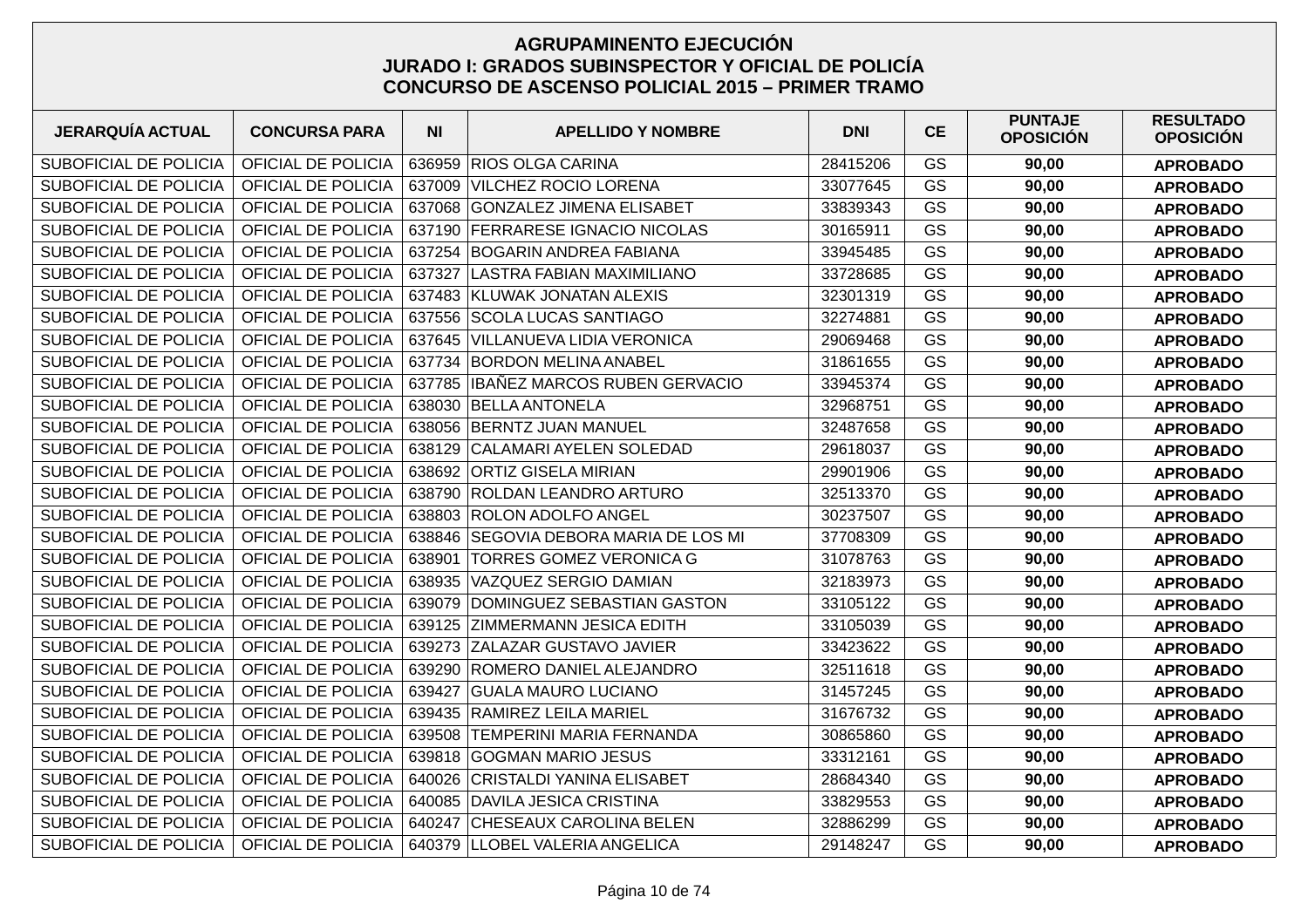# AGRUPAMINENTO EJECUCIÓN
## JURADO I: GRADOS SUBINSPECTOR Y OFICIAL DE POLICÍA
## CONCURSO DE ASCENSO POLICIAL 2015 – PRIMER TRAMO

| JERARQUÍA ACTUAL | CONCURSA PARA | NI | APELLIDO Y NOMBRE | DNI | CE | PUNTAJE OPOSICIÓN | RESULTADO OPOSICIÓN |
|---|---|---|---|---|---|---|---|
| SUBOFICIAL DE POLICIA | OFICIAL DE POLICIA | 636959 | RIOS OLGA CARINA | 28415206 | GS | **90,00** | **APROBADO** |
| SUBOFICIAL DE POLICIA | OFICIAL DE POLICIA | 637009 | VILCHEZ ROCIO LORENA | 33077645 | GS | **90,00** | **APROBADO** |
| SUBOFICIAL DE POLICIA | OFICIAL DE POLICIA | 637068 | GONZALEZ JIMENA ELISABET | 33839343 | GS | **90,00** | **APROBADO** |
| SUBOFICIAL DE POLICIA | OFICIAL DE POLICIA | 637190 | FERRARESE IGNACIO NICOLAS | 30165911 | GS | **90,00** | **APROBADO** |
| SUBOFICIAL DE POLICIA | OFICIAL DE POLICIA | 637254 | BOGARIN ANDREA FABIANA | 33945485 | GS | **90,00** | **APROBADO** |
| SUBOFICIAL DE POLICIA | OFICIAL DE POLICIA | 637327 | LASTRA FABIAN MAXIMILIANO | 33728685 | GS | **90,00** | **APROBADO** |
| SUBOFICIAL DE POLICIA | OFICIAL DE POLICIA | 637483 | KLUWAK JONATAN ALEXIS | 32301319 | GS | **90,00** | **APROBADO** |
| SUBOFICIAL DE POLICIA | OFICIAL DE POLICIA | 637556 | SCOLA LUCAS SANTIAGO | 32274881 | GS | **90,00** | **APROBADO** |
| SUBOFICIAL DE POLICIA | OFICIAL DE POLICIA | 637645 | VILLANUEVA LIDIA VERONICA | 29069468 | GS | **90,00** | **APROBADO** |
| SUBOFICIAL DE POLICIA | OFICIAL DE POLICIA | 637734 | BORDON MELINA ANABEL | 31861655 | GS | **90,00** | **APROBADO** |
| SUBOFICIAL DE POLICIA | OFICIAL DE POLICIA | 637785 | IBAÑEZ MARCOS RUBEN GERVACIO | 33945374 | GS | **90,00** | **APROBADO** |
| SUBOFICIAL DE POLICIA | OFICIAL DE POLICIA | 638030 | BELLA ANTONELA | 32968751 | GS | **90,00** | **APROBADO** |
| SUBOFICIAL DE POLICIA | OFICIAL DE POLICIA | 638056 | BERNTZ JUAN MANUEL | 32487658 | GS | **90,00** | **APROBADO** |
| SUBOFICIAL DE POLICIA | OFICIAL DE POLICIA | 638129 | CALAMARI AYELEN SOLEDAD | 29618037 | GS | **90,00** | **APROBADO** |
| SUBOFICIAL DE POLICIA | OFICIAL DE POLICIA | 638692 | ORTIZ GISELA MIRIAN | 29901906 | GS | **90,00** | **APROBADO** |
| SUBOFICIAL DE POLICIA | OFICIAL DE POLICIA | 638790 | ROLDAN LEANDRO ARTURO | 32513370 | GS | **90,00** | **APROBADO** |
| SUBOFICIAL DE POLICIA | OFICIAL DE POLICIA | 638803 | ROLON ADOLFO ANGEL | 30237507 | GS | **90,00** | **APROBADO** |
| SUBOFICIAL DE POLICIA | OFICIAL DE POLICIA | 638846 | SEGOVIA DEBORA MARIA DE LOS MI | 37708309 | GS | **90,00** | **APROBADO** |
| SUBOFICIAL DE POLICIA | OFICIAL DE POLICIA | 638901 | TORRES GOMEZ VERONICA G | 31078763 | GS | **90,00** | **APROBADO** |
| SUBOFICIAL DE POLICIA | OFICIAL DE POLICIA | 638935 | VAZQUEZ SERGIO DAMIAN | 32183973 | GS | **90,00** | **APROBADO** |
| SUBOFICIAL DE POLICIA | OFICIAL DE POLICIA | 639079 | DOMINGUEZ SEBASTIAN GASTON | 33105122 | GS | **90,00** | **APROBADO** |
| SUBOFICIAL DE POLICIA | OFICIAL DE POLICIA | 639125 | ZIMMERMANN JESICA EDITH | 33105039 | GS | **90,00** | **APROBADO** |
| SUBOFICIAL DE POLICIA | OFICIAL DE POLICIA | 639273 | ZALAZAR GUSTAVO JAVIER | 33423622 | GS | **90,00** | **APROBADO** |
| SUBOFICIAL DE POLICIA | OFICIAL DE POLICIA | 639290 | ROMERO DANIEL ALEJANDRO | 32511618 | GS | **90,00** | **APROBADO** |
| SUBOFICIAL DE POLICIA | OFICIAL DE POLICIA | 639427 | GUALA MAURO LUCIANO | 31457245 | GS | **90,00** | **APROBADO** |
| SUBOFICIAL DE POLICIA | OFICIAL DE POLICIA | 639435 | RAMIREZ LEILA MARIEL | 31676732 | GS | **90,00** | **APROBADO** |
| SUBOFICIAL DE POLICIA | OFICIAL DE POLICIA | 639508 | TEMPERINI MARIA FERNANDA | 30865860 | GS | **90,00** | **APROBADO** |
| SUBOFICIAL DE POLICIA | OFICIAL DE POLICIA | 639818 | GOGMAN MARIO JESUS | 33312161 | GS | **90,00** | **APROBADO** |
| SUBOFICIAL DE POLICIA | OFICIAL DE POLICIA | 640026 | CRISTALDI YANINA ELISABET | 28684340 | GS | **90,00** | **APROBADO** |
| SUBOFICIAL DE POLICIA | OFICIAL DE POLICIA | 640085 | DAVILA JESICA CRISTINA | 33829553 | GS | **90,00** | **APROBADO** |
| SUBOFICIAL DE POLICIA | OFICIAL DE POLICIA | 640247 | CHESEAUX CAROLINA BELEN | 32886299 | GS | **90,00** | **APROBADO** |
| SUBOFICIAL DE POLICIA | OFICIAL DE POLICIA | 640379 | LLOBEL VALERIA ANGELICA | 29148247 | GS | **90,00** | **APROBADO** |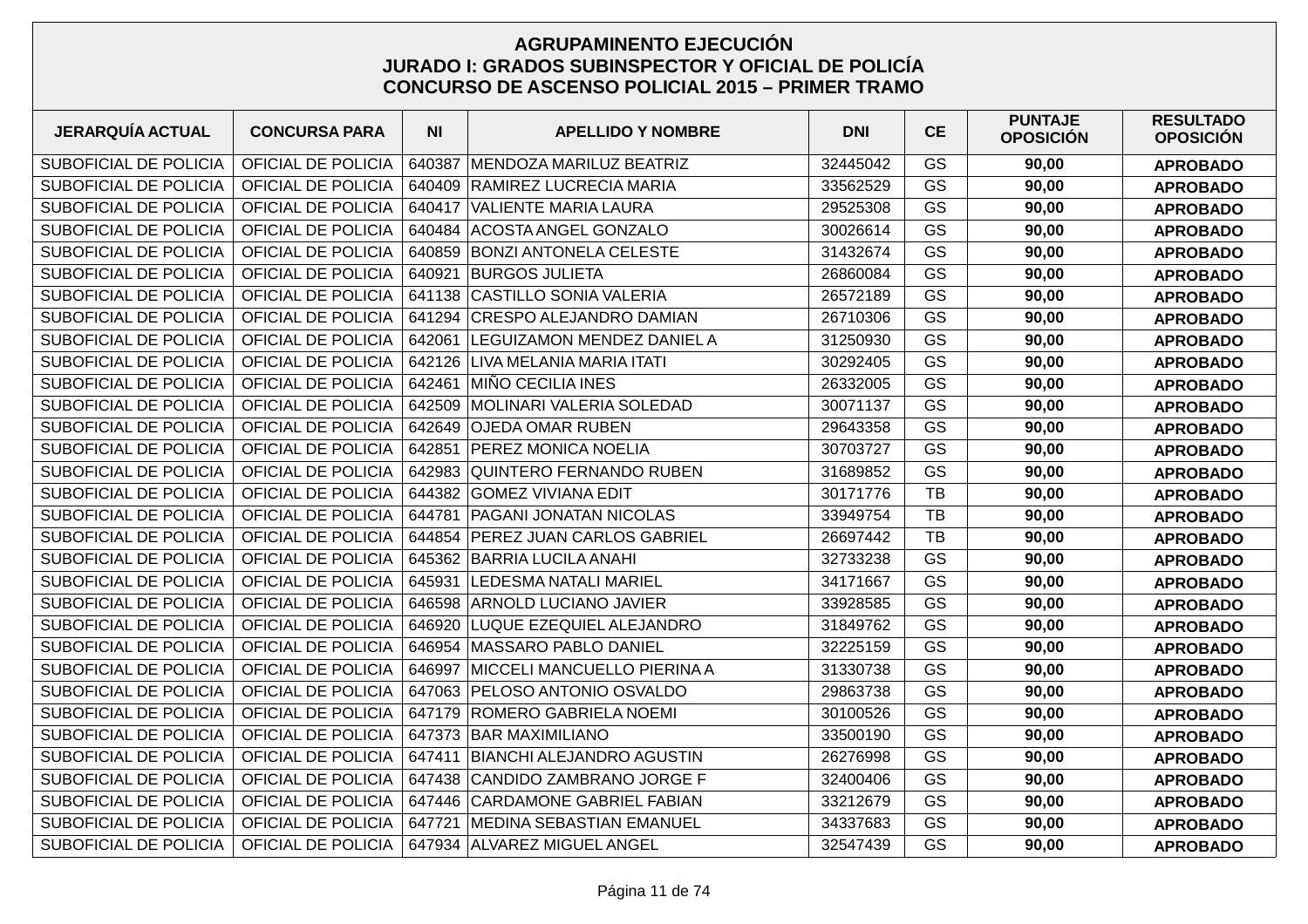# AGRUPAMINENTO EJECUCIÓN
## JURADO I: GRADOS SUBINSPECTOR Y OFICIAL DE POLICÍA
## CONCURSO DE ASCENSO POLICIAL 2015 – PRIMER TRAMO

| JERARQUÍA ACTUAL | CONCURSA PARA | NI | APELLIDO Y NOMBRE | DNI | CE | PUNTAJE OPOSICIÓN | RESULTADO OPOSICIÓN |
|---|---|---|---|---|---|---|---|
| SUBOFICIAL DE POLICIA | OFICIAL DE POLICIA | 640387 | MENDOZA MARILUZ BEATRIZ | 32445042 | GS | **90,00** | **APROBADO** |
| SUBOFICIAL DE POLICIA | OFICIAL DE POLICIA | 640409 | RAMIREZ LUCRECIA MARIA | 33562529 | GS | **90,00** | **APROBADO** |
| SUBOFICIAL DE POLICIA | OFICIAL DE POLICIA | 640417 | VALIENTE MARIA LAURA | 29525308 | GS | **90,00** | **APROBADO** |
| SUBOFICIAL DE POLICIA | OFICIAL DE POLICIA | 640484 | ACOSTA ANGEL GONZALO | 30026614 | GS | **90,00** | **APROBADO** |
| SUBOFICIAL DE POLICIA | OFICIAL DE POLICIA | 640859 | BONZI ANTONELA CELESTE | 31432674 | GS | **90,00** | **APROBADO** |
| SUBOFICIAL DE POLICIA | OFICIAL DE POLICIA | 640921 | BURGOS JULIETA | 26860084 | GS | **90,00** | **APROBADO** |
| SUBOFICIAL DE POLICIA | OFICIAL DE POLICIA | 641138 | CASTILLO SONIA VALERIA | 26572189 | GS | **90,00** | **APROBADO** |
| SUBOFICIAL DE POLICIA | OFICIAL DE POLICIA | 641294 | CRESPO ALEJANDRO DAMIAN | 26710306 | GS | **90,00** | **APROBADO** |
| SUBOFICIAL DE POLICIA | OFICIAL DE POLICIA | 642061 | LEGUIZAMON MENDEZ DANIEL A | 31250930 | GS | **90,00** | **APROBADO** |
| SUBOFICIAL DE POLICIA | OFICIAL DE POLICIA | 642126 | LIVA MELANIA MARIA ITATI | 30292405 | GS | **90,00** | **APROBADO** |
| SUBOFICIAL DE POLICIA | OFICIAL DE POLICIA | 642461 | MIÑO CECILIA INES | 26332005 | GS | **90,00** | **APROBADO** |
| SUBOFICIAL DE POLICIA | OFICIAL DE POLICIA | 642509 | MOLINARI VALERIA SOLEDAD | 30071137 | GS | **90,00** | **APROBADO** |
| SUBOFICIAL DE POLICIA | OFICIAL DE POLICIA | 642649 | OJEDA OMAR RUBEN | 29643358 | GS | **90,00** | **APROBADO** |
| SUBOFICIAL DE POLICIA | OFICIAL DE POLICIA | 642851 | PEREZ MONICA NOELIA | 30703727 | GS | **90,00** | **APROBADO** |
| SUBOFICIAL DE POLICIA | OFICIAL DE POLICIA | 642983 | QUINTERO FERNANDO RUBEN | 31689852 | GS | **90,00** | **APROBADO** |
| SUBOFICIAL DE POLICIA | OFICIAL DE POLICIA | 644382 | GOMEZ VIVIANA EDIT | 30171776 | TB | **90,00** | **APROBADO** |
| SUBOFICIAL DE POLICIA | OFICIAL DE POLICIA | 644781 | PAGANI JONATAN NICOLAS | 33949754 | TB | **90,00** | **APROBADO** |
| SUBOFICIAL DE POLICIA | OFICIAL DE POLICIA | 644854 | PEREZ JUAN CARLOS GABRIEL | 26697442 | TB | **90,00** | **APROBADO** |
| SUBOFICIAL DE POLICIA | OFICIAL DE POLICIA | 645362 | BARRIA LUCILA ANAHI | 32733238 | GS | **90,00** | **APROBADO** |
| SUBOFICIAL DE POLICIA | OFICIAL DE POLICIA | 645931 | LEDESMA NATALI MARIEL | 34171667 | GS | **90,00** | **APROBADO** |
| SUBOFICIAL DE POLICIA | OFICIAL DE POLICIA | 646598 | ARNOLD LUCIANO JAVIER | 33928585 | GS | **90,00** | **APROBADO** |
| SUBOFICIAL DE POLICIA | OFICIAL DE POLICIA | 646920 | LUQUE EZEQUIEL ALEJANDRO | 31849762 | GS | **90,00** | **APROBADO** |
| SUBOFICIAL DE POLICIA | OFICIAL DE POLICIA | 646954 | MASSARO PABLO DANIEL | 32225159 | GS | **90,00** | **APROBADO** |
| SUBOFICIAL DE POLICIA | OFICIAL DE POLICIA | 646997 | MICCELI MANCUELLO PIERINA A | 31330738 | GS | **90,00** | **APROBADO** |
| SUBOFICIAL DE POLICIA | OFICIAL DE POLICIA | 647063 | PELOSO ANTONIO OSVALDO | 29863738 | GS | **90,00** | **APROBADO** |
| SUBOFICIAL DE POLICIA | OFICIAL DE POLICIA | 647179 | ROMERO GABRIELA NOEMI | 30100526 | GS | **90,00** | **APROBADO** |
| SUBOFICIAL DE POLICIA | OFICIAL DE POLICIA | 647373 | BAR MAXIMILIANO | 33500190 | GS | **90,00** | **APROBADO** |
| SUBOFICIAL DE POLICIA | OFICIAL DE POLICIA | 647411 | BIANCHI ALEJANDRO AGUSTIN | 26276998 | GS | **90,00** | **APROBADO** |
| SUBOFICIAL DE POLICIA | OFICIAL DE POLICIA | 647438 | CANDIDO ZAMBRANO JORGE F | 32400406 | GS | **90,00** | **APROBADO** |
| SUBOFICIAL DE POLICIA | OFICIAL DE POLICIA | 647446 | CARDAMONE GABRIEL FABIAN | 33212679 | GS | **90,00** | **APROBADO** |
| SUBOFICIAL DE POLICIA | OFICIAL DE POLICIA | 647721 | MEDINA SEBASTIAN EMANUEL | 34337683 | GS | **90,00** | **APROBADO** |
| SUBOFICIAL DE POLICIA | OFICIAL DE POLICIA | 647934 | ALVAREZ MIGUEL ANGEL | 32547439 | GS | **90,00** | **APROBADO** |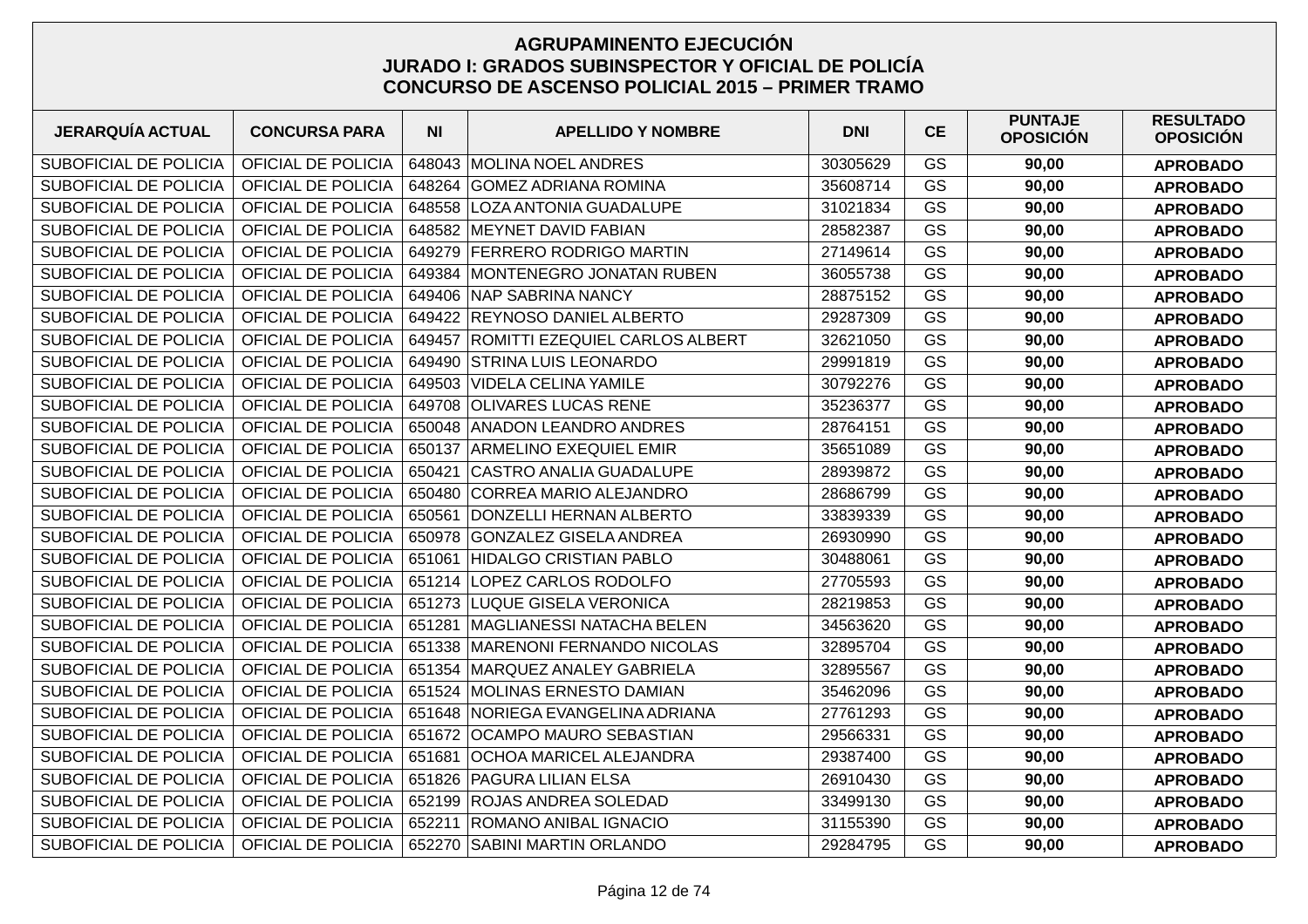# AGRUPAMINENTO EJECUCIÓN
## JURADO I: GRADOS SUBINSPECTOR Y OFICIAL DE POLICÍA
## CONCURSO DE ASCENSO POLICIAL 2015 – PRIMER TRAMO

| JERARQUÍA ACTUAL | CONCURSA PARA | NI | APELLIDO Y NOMBRE | DNI | CE | PUNTAJE OPOSICIÓN | RESULTADO OPOSICIÓN |
|---|---|---|---|---|---|---|---|
| SUBOFICIAL DE POLICIA | OFICIAL DE POLICIA | 648043 | MOLINA NOEL ANDRES | 30305629 | GS | **90,00** | **APROBADO** |
| SUBOFICIAL DE POLICIA | OFICIAL DE POLICIA | 648264 | GOMEZ ADRIANA ROMINA | 35608714 | GS | **90,00** | **APROBADO** |
| SUBOFICIAL DE POLICIA | OFICIAL DE POLICIA | 648558 | LOZA ANTONIA GUADALUPE | 31021834 | GS | **90,00** | **APROBADO** |
| SUBOFICIAL DE POLICIA | OFICIAL DE POLICIA | 648582 | MEYNET DAVID FABIAN | 28582387 | GS | **90,00** | **APROBADO** |
| SUBOFICIAL DE POLICIA | OFICIAL DE POLICIA | 649279 | FERRERO RODRIGO MARTIN | 27149614 | GS | **90,00** | **APROBADO** |
| SUBOFICIAL DE POLICIA | OFICIAL DE POLICIA | 649384 | MONTENEGRO JONATAN RUBEN | 36055738 | GS | **90,00** | **APROBADO** |
| SUBOFICIAL DE POLICIA | OFICIAL DE POLICIA | 649406 | NAP SABRINA NANCY | 28875152 | GS | **90,00** | **APROBADO** |
| SUBOFICIAL DE POLICIA | OFICIAL DE POLICIA | 649422 | REYNOSO DANIEL ALBERTO | 29287309 | GS | **90,00** | **APROBADO** |
| SUBOFICIAL DE POLICIA | OFICIAL DE POLICIA | 649457 | ROMITTI EZEQUIEL CARLOS ALBERT | 32621050 | GS | **90,00** | **APROBADO** |
| SUBOFICIAL DE POLICIA | OFICIAL DE POLICIA | 649490 | STRINA LUIS LEONARDO | 29991819 | GS | **90,00** | **APROBADO** |
| SUBOFICIAL DE POLICIA | OFICIAL DE POLICIA | 649503 | VIDELA CELINA YAMILE | 30792276 | GS | **90,00** | **APROBADO** |
| SUBOFICIAL DE POLICIA | OFICIAL DE POLICIA | 649708 | OLIVARES LUCAS RENE | 35236377 | GS | **90,00** | **APROBADO** |
| SUBOFICIAL DE POLICIA | OFICIAL DE POLICIA | 650048 | ANADON LEANDRO ANDRES | 28764151 | GS | **90,00** | **APROBADO** |
| SUBOFICIAL DE POLICIA | OFICIAL DE POLICIA | 650137 | ARMELINO EXEQUIEL EMIR | 35651089 | GS | **90,00** | **APROBADO** |
| SUBOFICIAL DE POLICIA | OFICIAL DE POLICIA | 650421 | CASTRO ANALIA GUADALUPE | 28939872 | GS | **90,00** | **APROBADO** |
| SUBOFICIAL DE POLICIA | OFICIAL DE POLICIA | 650480 | CORREA MARIO ALEJANDRO | 28686799 | GS | **90,00** | **APROBADO** |
| SUBOFICIAL DE POLICIA | OFICIAL DE POLICIA | 650561 | DONZELLI HERNAN ALBERTO | 33839339 | GS | **90,00** | **APROBADO** |
| SUBOFICIAL DE POLICIA | OFICIAL DE POLICIA | 650978 | GONZALEZ GISELA ANDREA | 26930990 | GS | **90,00** | **APROBADO** |
| SUBOFICIAL DE POLICIA | OFICIAL DE POLICIA | 651061 | HIDALGO CRISTIAN PABLO | 30488061 | GS | **90,00** | **APROBADO** |
| SUBOFICIAL DE POLICIA | OFICIAL DE POLICIA | 651214 | LOPEZ CARLOS RODOLFO | 27705593 | GS | **90,00** | **APROBADO** |
| SUBOFICIAL DE POLICIA | OFICIAL DE POLICIA | 651273 | LUQUE GISELA VERONICA | 28219853 | GS | **90,00** | **APROBADO** |
| SUBOFICIAL DE POLICIA | OFICIAL DE POLICIA | 651281 | MAGLIANESSI NATACHA BELEN | 34563620 | GS | **90,00** | **APROBADO** |
| SUBOFICIAL DE POLICIA | OFICIAL DE POLICIA | 651338 | MARENONI FERNANDO NICOLAS | 32895704 | GS | **90,00** | **APROBADO** |
| SUBOFICIAL DE POLICIA | OFICIAL DE POLICIA | 651354 | MARQUEZ ANALEY GABRIELA | 32895567 | GS | **90,00** | **APROBADO** |
| SUBOFICIAL DE POLICIA | OFICIAL DE POLICIA | 651524 | MOLINAS ERNESTO DAMIAN | 35462096 | GS | **90,00** | **APROBADO** |
| SUBOFICIAL DE POLICIA | OFICIAL DE POLICIA | 651648 | NORIEGA EVANGELINA ADRIANA | 27761293 | GS | **90,00** | **APROBADO** |
| SUBOFICIAL DE POLICIA | OFICIAL DE POLICIA | 651672 | OCAMPO MAURO SEBASTIAN | 29566331 | GS | **90,00** | **APROBADO** |
| SUBOFICIAL DE POLICIA | OFICIAL DE POLICIA | 651681 | OCHOA MARICEL ALEJANDRA | 29387400 | GS | **90,00** | **APROBADO** |
| SUBOFICIAL DE POLICIA | OFICIAL DE POLICIA | 651826 | PAGURA LILIAN ELSA | 26910430 | GS | **90,00** | **APROBADO** |
| SUBOFICIAL DE POLICIA | OFICIAL DE POLICIA | 652199 | ROJAS ANDREA SOLEDAD | 33499130 | GS | **90,00** | **APROBADO** |
| SUBOFICIAL DE POLICIA | OFICIAL DE POLICIA | 652211 | ROMANO ANIBAL IGNACIO | 31155390 | GS | **90,00** | **APROBADO** |
| SUBOFICIAL DE POLICIA | OFICIAL DE POLICIA | 652270 | SABINI MARTIN ORLANDO | 29284795 | GS | **90,00** | **APROBADO** |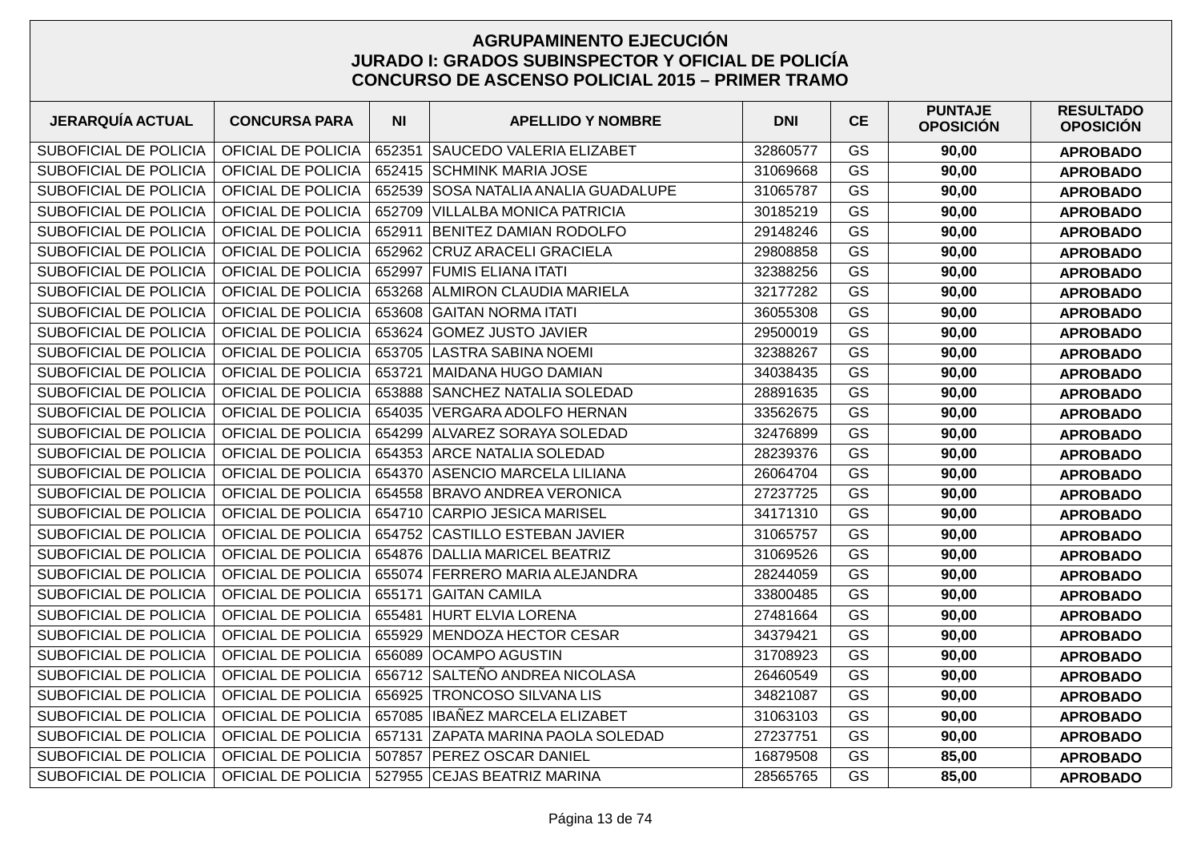# AGRUPAMINENTO EJECUCIÓN
## JURADO I: GRADOS SUBINSPECTOR Y OFICIAL DE POLICÍA
## CONCURSO DE ASCENSO POLICIAL 2015 – PRIMER TRAMO

| JERARQUÍA ACTUAL | CONCURSA PARA | NI | APELLIDO Y NOMBRE | DNI | CE | PUNTAJE OPOSICIÓN | RESULTADO OPOSICIÓN |
|---|---|---|---|---|---|---|---|
| SUBOFICIAL DE POLICIA | OFICIAL DE POLICIA | 652351 | SAUCEDO VALERIA ELIZABET | 32860577 | GS | **90,00** | **APROBADO** |
| SUBOFICIAL DE POLICIA | OFICIAL DE POLICIA | 652415 | SCHMINK MARIA JOSE | 31069668 | GS | **90,00** | **APROBADO** |
| SUBOFICIAL DE POLICIA | OFICIAL DE POLICIA | 652539 | SOSA NATALIA ANALIA GUADALUPE | 31065787 | GS | **90,00** | **APROBADO** |
| SUBOFICIAL DE POLICIA | OFICIAL DE POLICIA | 652709 | VILLALBA MONICA PATRICIA | 30185219 | GS | **90,00** | **APROBADO** |
| SUBOFICIAL DE POLICIA | OFICIAL DE POLICIA | 652911 | BENITEZ DAMIAN RODOLFO | 29148246 | GS | **90,00** | **APROBADO** |
| SUBOFICIAL DE POLICIA | OFICIAL DE POLICIA | 652962 | CRUZ ARACELI GRACIELA | 29808858 | GS | **90,00** | **APROBADO** |
| SUBOFICIAL DE POLICIA | OFICIAL DE POLICIA | 652997 | FUMIS ELIANA ITATI | 32388256 | GS | **90,00** | **APROBADO** |
| SUBOFICIAL DE POLICIA | OFICIAL DE POLICIA | 653268 | ALMIRON CLAUDIA MARIELA | 32177282 | GS | **90,00** | **APROBADO** |
| SUBOFICIAL DE POLICIA | OFICIAL DE POLICIA | 653608 | GAITAN NORMA ITATI | 36055308 | GS | **90,00** | **APROBADO** |
| SUBOFICIAL DE POLICIA | OFICIAL DE POLICIA | 653624 | GOMEZ JUSTO JAVIER | 29500019 | GS | **90,00** | **APROBADO** |
| SUBOFICIAL DE POLICIA | OFICIAL DE POLICIA | 653705 | LASTRA SABINA NOEMI | 32388267 | GS | **90,00** | **APROBADO** |
| SUBOFICIAL DE POLICIA | OFICIAL DE POLICIA | 653721 | MAIDANA HUGO DAMIAN | 34038435 | GS | **90,00** | **APROBADO** |
| SUBOFICIAL DE POLICIA | OFICIAL DE POLICIA | 653888 | SANCHEZ NATALIA SOLEDAD | 28891635 | GS | **90,00** | **APROBADO** |
| SUBOFICIAL DE POLICIA | OFICIAL DE POLICIA | 654035 | VERGARA ADOLFO HERNAN | 33562675 | GS | **90,00** | **APROBADO** |
| SUBOFICIAL DE POLICIA | OFICIAL DE POLICIA | 654299 | ALVAREZ SORAYA SOLEDAD | 32476899 | GS | **90,00** | **APROBADO** |
| SUBOFICIAL DE POLICIA | OFICIAL DE POLICIA | 654353 | ARCE NATALIA SOLEDAD | 28239376 | GS | **90,00** | **APROBADO** |
| SUBOFICIAL DE POLICIA | OFICIAL DE POLICIA | 654370 | ASENCIO MARCELA LILIANA | 26064704 | GS | **90,00** | **APROBADO** |
| SUBOFICIAL DE POLICIA | OFICIAL DE POLICIA | 654558 | BRAVO ANDREA VERONICA | 27237725 | GS | **90,00** | **APROBADO** |
| SUBOFICIAL DE POLICIA | OFICIAL DE POLICIA | 654710 | CARPIO JESICA MARISEL | 34171310 | GS | **90,00** | **APROBADO** |
| SUBOFICIAL DE POLICIA | OFICIAL DE POLICIA | 654752 | CASTILLO ESTEBAN JAVIER | 31065757 | GS | **90,00** | **APROBADO** |
| SUBOFICIAL DE POLICIA | OFICIAL DE POLICIA | 654876 | DALLIA MARICEL BEATRIZ | 31069526 | GS | **90,00** | **APROBADO** |
| SUBOFICIAL DE POLICIA | OFICIAL DE POLICIA | 655074 | FERRERO MARIA ALEJANDRA | 28244059 | GS | **90,00** | **APROBADO** |
| SUBOFICIAL DE POLICIA | OFICIAL DE POLICIA | 655171 | GAITAN CAMILA | 33800485 | GS | **90,00** | **APROBADO** |
| SUBOFICIAL DE POLICIA | OFICIAL DE POLICIA | 655481 | HURT ELVIA LORENA | 27481664 | GS | **90,00** | **APROBADO** |
| SUBOFICIAL DE POLICIA | OFICIAL DE POLICIA | 655929 | MENDOZA HECTOR CESAR | 34379421 | GS | **90,00** | **APROBADO** |
| SUBOFICIAL DE POLICIA | OFICIAL DE POLICIA | 656089 | OCAMPO AGUSTIN | 31708923 | GS | **90,00** | **APROBADO** |
| SUBOFICIAL DE POLICIA | OFICIAL DE POLICIA | 656712 | SALTEÑO ANDREA NICOLASA | 26460549 | GS | **90,00** | **APROBADO** |
| SUBOFICIAL DE POLICIA | OFICIAL DE POLICIA | 656925 | TRONCOSO SILVANA LIS | 34821087 | GS | **90,00** | **APROBADO** |
| SUBOFICIAL DE POLICIA | OFICIAL DE POLICIA | 657085 | IBAÑEZ MARCELA ELIZABET | 31063103 | GS | **90,00** | **APROBADO** |
| SUBOFICIAL DE POLICIA | OFICIAL DE POLICIA | 657131 | ZAPATA MARINA PAOLA SOLEDAD | 27237751 | GS | **90,00** | **APROBADO** |
| SUBOFICIAL DE POLICIA | OFICIAL DE POLICIA | 507857 | PEREZ OSCAR DANIEL | 16879508 | GS | **85,00** | **APROBADO** |
| SUBOFICIAL DE POLICIA | OFICIAL DE POLICIA | 527955 | CEJAS BEATRIZ MARINA | 28565765 | GS | **85,00** | **APROBADO** |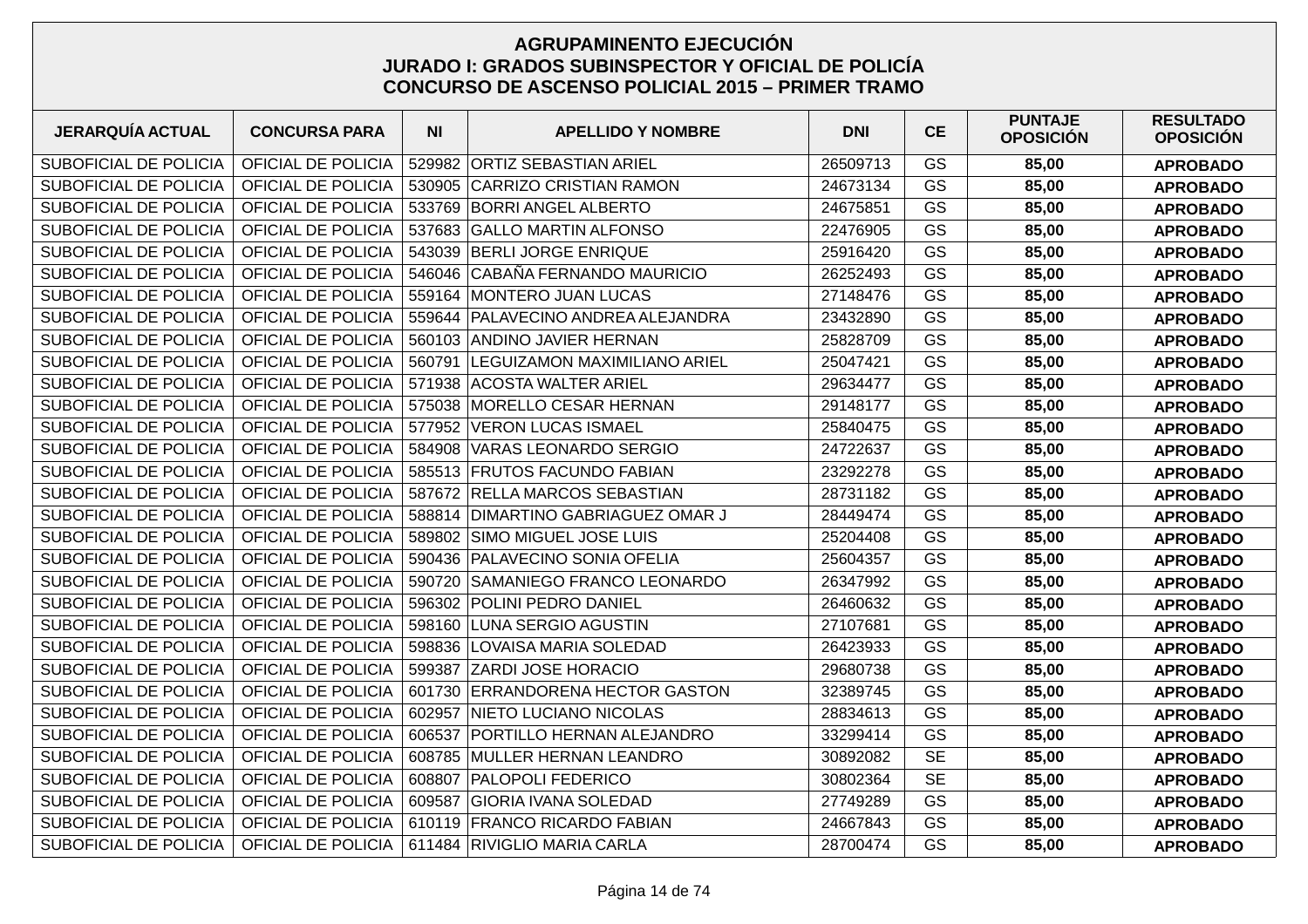# AGRUPAMINENTO EJECUCIÓN
## JURADO I: GRADOS SUBINSPECTOR Y OFICIAL DE POLICÍA
## CONCURSO DE ASCENSO POLICIAL 2015 – PRIMER TRAMO

| JERARQUÍA ACTUAL | CONCURSA PARA | NI | APELLIDO Y NOMBRE | DNI | CE | PUNTAJE OPOSICIÓN | RESULTADO OPOSICIÓN |
|---|---|---|---|---|---|---|---|
| SUBOFICIAL DE POLICIA | OFICIAL DE POLICIA | 529982 | ORTIZ SEBASTIAN ARIEL | 26509713 | GS | **85,00** | **APROBADO** |
| SUBOFICIAL DE POLICIA | OFICIAL DE POLICIA | 530905 | CARRIZO CRISTIAN RAMON | 24673134 | GS | **85,00** | **APROBADO** |
| SUBOFICIAL DE POLICIA | OFICIAL DE POLICIA | 533769 | BORRI ANGEL ALBERTO | 24675851 | GS | **85,00** | **APROBADO** |
| SUBOFICIAL DE POLICIA | OFICIAL DE POLICIA | 537683 | GALLO MARTIN ALFONSO | 22476905 | GS | **85,00** | **APROBADO** |
| SUBOFICIAL DE POLICIA | OFICIAL DE POLICIA | 543039 | BERLI JORGE ENRIQUE | 25916420 | GS | **85,00** | **APROBADO** |
| SUBOFICIAL DE POLICIA | OFICIAL DE POLICIA | 546046 | CABAÑA FERNANDO MAURICIO | 26252493 | GS | **85,00** | **APROBADO** |
| SUBOFICIAL DE POLICIA | OFICIAL DE POLICIA | 559164 | MONTERO JUAN LUCAS | 27148476 | GS | **85,00** | **APROBADO** |
| SUBOFICIAL DE POLICIA | OFICIAL DE POLICIA | 559644 | PALAVECINO ANDREA ALEJANDRA | 23432890 | GS | **85,00** | **APROBADO** |
| SUBOFICIAL DE POLICIA | OFICIAL DE POLICIA | 560103 | ANDINO JAVIER HERNAN | 25828709 | GS | **85,00** | **APROBADO** |
| SUBOFICIAL DE POLICIA | OFICIAL DE POLICIA | 560791 | LEGUIZAMON MAXIMILIANO ARIEL | 25047421 | GS | **85,00** | **APROBADO** |
| SUBOFICIAL DE POLICIA | OFICIAL DE POLICIA | 571938 | ACOSTA WALTER ARIEL | 29634477 | GS | **85,00** | **APROBADO** |
| SUBOFICIAL DE POLICIA | OFICIAL DE POLICIA | 575038 | MORELLO CESAR HERNAN | 29148177 | GS | **85,00** | **APROBADO** |
| SUBOFICIAL DE POLICIA | OFICIAL DE POLICIA | 577952 | VERON LUCAS ISMAEL | 25840475 | GS | **85,00** | **APROBADO** |
| SUBOFICIAL DE POLICIA | OFICIAL DE POLICIA | 584908 | VARAS LEONARDO SERGIO | 24722637 | GS | **85,00** | **APROBADO** |
| SUBOFICIAL DE POLICIA | OFICIAL DE POLICIA | 585513 | FRUTOS FACUNDO FABIAN | 23292278 | GS | **85,00** | **APROBADO** |
| SUBOFICIAL DE POLICIA | OFICIAL DE POLICIA | 587672 | RELLA MARCOS SEBASTIAN | 28731182 | GS | **85,00** | **APROBADO** |
| SUBOFICIAL DE POLICIA | OFICIAL DE POLICIA | 588814 | DIMARTINO GABRIAGUEZ OMAR J | 28449474 | GS | **85,00** | **APROBADO** |
| SUBOFICIAL DE POLICIA | OFICIAL DE POLICIA | 589802 | SIMO MIGUEL JOSE LUIS | 25204408 | GS | **85,00** | **APROBADO** |
| SUBOFICIAL DE POLICIA | OFICIAL DE POLICIA | 590436 | PALAVECINO SONIA OFELIA | 25604357 | GS | **85,00** | **APROBADO** |
| SUBOFICIAL DE POLICIA | OFICIAL DE POLICIA | 590720 | SAMANIEGO FRANCO LEONARDO | 26347992 | GS | **85,00** | **APROBADO** |
| SUBOFICIAL DE POLICIA | OFICIAL DE POLICIA | 596302 | POLINI PEDRO DANIEL | 26460632 | GS | **85,00** | **APROBADO** |
| SUBOFICIAL DE POLICIA | OFICIAL DE POLICIA | 598160 | LUNA SERGIO AGUSTIN | 27107681 | GS | **85,00** | **APROBADO** |
| SUBOFICIAL DE POLICIA | OFICIAL DE POLICIA | 598836 | LOVAISA MARIA SOLEDAD | 26423933 | GS | **85,00** | **APROBADO** |
| SUBOFICIAL DE POLICIA | OFICIAL DE POLICIA | 599387 | ZARDI JOSE HORACIO | 29680738 | GS | **85,00** | **APROBADO** |
| SUBOFICIAL DE POLICIA | OFICIAL DE POLICIA | 601730 | ERRANDORENA HECTOR GASTON | 32389745 | GS | **85,00** | **APROBADO** |
| SUBOFICIAL DE POLICIA | OFICIAL DE POLICIA | 602957 | NIETO LUCIANO NICOLAS | 28834613 | GS | **85,00** | **APROBADO** |
| SUBOFICIAL DE POLICIA | OFICIAL DE POLICIA | 606537 | PORTILLO HERNAN ALEJANDRO | 33299414 | GS | **85,00** | **APROBADO** |
| SUBOFICIAL DE POLICIA | OFICIAL DE POLICIA | 608785 | MULLER HERNAN LEANDRO | 30892082 | SE | **85,00** | **APROBADO** |
| SUBOFICIAL DE POLICIA | OFICIAL DE POLICIA | 608807 | PALOPOLI FEDERICO | 30802364 | SE | **85,00** | **APROBADO** |
| SUBOFICIAL DE POLICIA | OFICIAL DE POLICIA | 609587 | GIORIA IVANA SOLEDAD | 27749289 | GS | **85,00** | **APROBADO** |
| SUBOFICIAL DE POLICIA | OFICIAL DE POLICIA | 610119 | FRANCO RICARDO FABIAN | 24667843 | GS | **85,00** | **APROBADO** |
| SUBOFICIAL DE POLICIA | OFICIAL DE POLICIA | 611484 | RIVIGLIO MARIA CARLA | 28700474 | GS | **85,00** | **APROBADO** |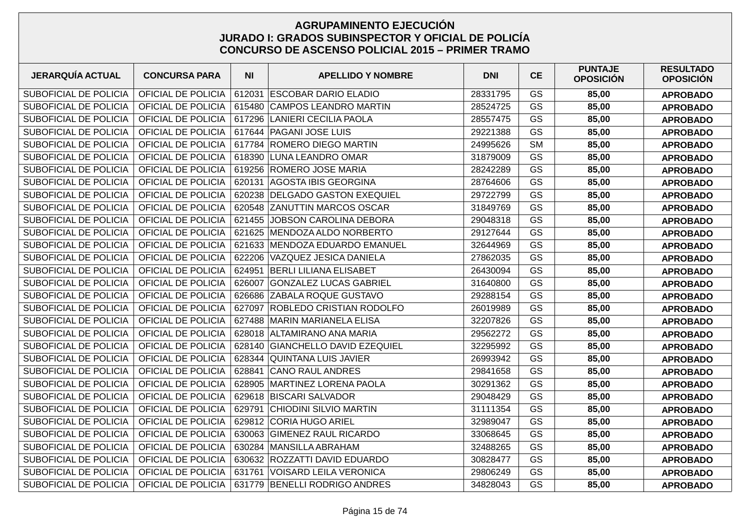# AGRUPAMINENTO EJECUCIÓN
## JURADO I: GRADOS SUBINSPECTOR Y OFICIAL DE POLICÍA
## CONCURSO DE ASCENSO POLICIAL 2015 – PRIMER TRAMO

| JERARQUÍA ACTUAL | CONCURSA PARA | NI | APELLIDO Y NOMBRE | DNI | CE | PUNTAJE OPOSICIÓN | RESULTADO OPOSICIÓN |
|---|---|---|---|---|---|---|---|
| SUBOFICIAL DE POLICIA | OFICIAL DE POLICIA | 612031 | ESCOBAR DARIO ELADIO | 28331795 | GS | **85,00** | **APROBADO** |
| SUBOFICIAL DE POLICIA | OFICIAL DE POLICIA | 615480 | CAMPOS LEANDRO MARTIN | 28524725 | GS | **85,00** | **APROBADO** |
| SUBOFICIAL DE POLICIA | OFICIAL DE POLICIA | 617296 | LANIERI CECILIA PAOLA | 28557475 | GS | **85,00** | **APROBADO** |
| SUBOFICIAL DE POLICIA | OFICIAL DE POLICIA | 617644 | PAGANI JOSE LUIS | 29221388 | GS | **85,00** | **APROBADO** |
| SUBOFICIAL DE POLICIA | OFICIAL DE POLICIA | 617784 | ROMERO DIEGO MARTIN | 24995626 | SM | **85,00** | **APROBADO** |
| SUBOFICIAL DE POLICIA | OFICIAL DE POLICIA | 618390 | LUNA LEANDRO OMAR | 31879009 | GS | **85,00** | **APROBADO** |
| SUBOFICIAL DE POLICIA | OFICIAL DE POLICIA | 619256 | ROMERO JOSE MARIA | 28242289 | GS | **85,00** | **APROBADO** |
| SUBOFICIAL DE POLICIA | OFICIAL DE POLICIA | 620131 | AGOSTA IBIS GEORGINA | 28764606 | GS | **85,00** | **APROBADO** |
| SUBOFICIAL DE POLICIA | OFICIAL DE POLICIA | 620238 | DELGADO GASTON EXEQUIEL | 29722799 | GS | **85,00** | **APROBADO** |
| SUBOFICIAL DE POLICIA | OFICIAL DE POLICIA | 620548 | ZANUTTIN MARCOS OSCAR | 31849769 | GS | **85,00** | **APROBADO** |
| SUBOFICIAL DE POLICIA | OFICIAL DE POLICIA | 621455 | JOBSON CAROLINA DEBORA | 29048318 | GS | **85,00** | **APROBADO** |
| SUBOFICIAL DE POLICIA | OFICIAL DE POLICIA | 621625 | MENDOZA ALDO NORBERTO | 29127644 | GS | **85,00** | **APROBADO** |
| SUBOFICIAL DE POLICIA | OFICIAL DE POLICIA | 621633 | MENDOZA EDUARDO EMANUEL | 32644969 | GS | **85,00** | **APROBADO** |
| SUBOFICIAL DE POLICIA | OFICIAL DE POLICIA | 622206 | VAZQUEZ JESICA DANIELA | 27862035 | GS | **85,00** | **APROBADO** |
| SUBOFICIAL DE POLICIA | OFICIAL DE POLICIA | 624951 | BERLI LILIANA ELISABET | 26430094 | GS | **85,00** | **APROBADO** |
| SUBOFICIAL DE POLICIA | OFICIAL DE POLICIA | 626007 | GONZALEZ LUCAS GABRIEL | 31640800 | GS | **85,00** | **APROBADO** |
| SUBOFICIAL DE POLICIA | OFICIAL DE POLICIA | 626686 | ZABALA ROQUE GUSTAVO | 29288154 | GS | **85,00** | **APROBADO** |
| SUBOFICIAL DE POLICIA | OFICIAL DE POLICIA | 627097 | ROBLEDO CRISTIAN RODOLFO | 26019989 | GS | **85,00** | **APROBADO** |
| SUBOFICIAL DE POLICIA | OFICIAL DE POLICIA | 627488 | MARIN MARIANELA ELISA | 32207826 | GS | **85,00** | **APROBADO** |
| SUBOFICIAL DE POLICIA | OFICIAL DE POLICIA | 628018 | ALTAMIRANO ANA MARIA | 29562272 | GS | **85,00** | **APROBADO** |
| SUBOFICIAL DE POLICIA | OFICIAL DE POLICIA | 628140 | GIANCHELLO DAVID EZEQUIEL | 32295992 | GS | **85,00** | **APROBADO** |
| SUBOFICIAL DE POLICIA | OFICIAL DE POLICIA | 628344 | QUINTANA LUIS JAVIER | 26993942 | GS | **85,00** | **APROBADO** |
| SUBOFICIAL DE POLICIA | OFICIAL DE POLICIA | 628841 | CANO RAUL ANDRES | 29841658 | GS | **85,00** | **APROBADO** |
| SUBOFICIAL DE POLICIA | OFICIAL DE POLICIA | 628905 | MARTINEZ LORENA PAOLA | 30291362 | GS | **85,00** | **APROBADO** |
| SUBOFICIAL DE POLICIA | OFICIAL DE POLICIA | 629618 | BISCARI SALVADOR | 29048429 | GS | **85,00** | **APROBADO** |
| SUBOFICIAL DE POLICIA | OFICIAL DE POLICIA | 629791 | CHIODINI SILVIO MARTIN | 31111354 | GS | **85,00** | **APROBADO** |
| SUBOFICIAL DE POLICIA | OFICIAL DE POLICIA | 629812 | CORIA HUGO ARIEL | 32989047 | GS | **85,00** | **APROBADO** |
| SUBOFICIAL DE POLICIA | OFICIAL DE POLICIA | 630063 | GIMENEZ RAUL RICARDO | 33068645 | GS | **85,00** | **APROBADO** |
| SUBOFICIAL DE POLICIA | OFICIAL DE POLICIA | 630284 | MANSILLA ABRAHAM | 32488265 | GS | **85,00** | **APROBADO** |
| SUBOFICIAL DE POLICIA | OFICIAL DE POLICIA | 630632 | ROZZATTI DAVID EDUARDO | 30828477 | GS | **85,00** | **APROBADO** |
| SUBOFICIAL DE POLICIA | OFICIAL DE POLICIA | 631761 | VOISARD LEILA VERONICA | 29806249 | GS | **85,00** | **APROBADO** |
| SUBOFICIAL DE POLICIA | OFICIAL DE POLICIA | 631779 | BENELLI RODRIGO ANDRES | 34828043 | GS | **85,00** | **APROBADO** |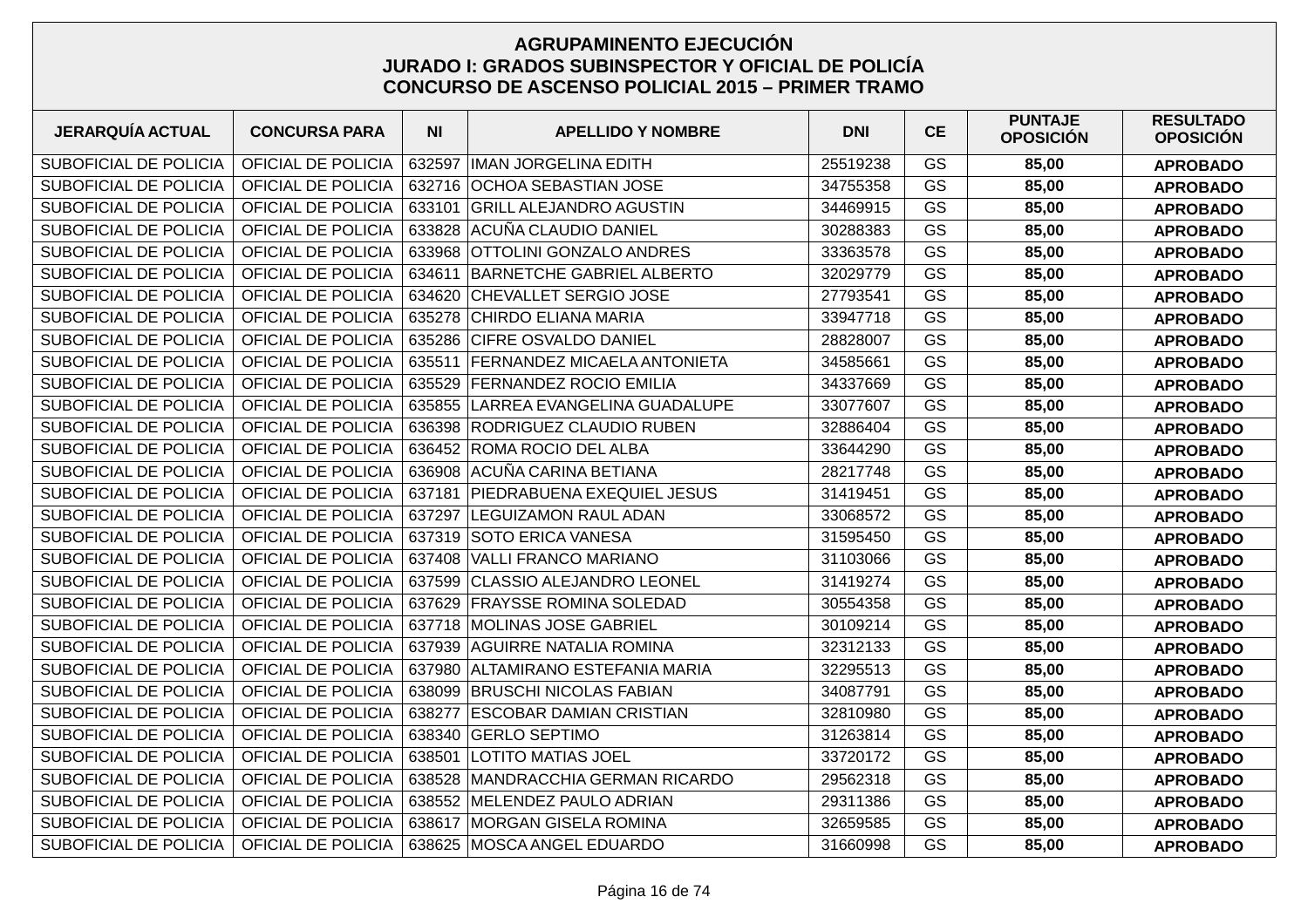# AGRUPAMINENTO EJECUCIÓN
## JURADO I: GRADOS SUBINSPECTOR Y OFICIAL DE POLICÍA
## CONCURSO DE ASCENSO POLICIAL 2015 – PRIMER TRAMO

| JERARQUÍA ACTUAL | CONCURSA PARA | NI | APELLIDO Y NOMBRE | DNI | CE | PUNTAJE OPOSICIÓN | RESULTADO OPOSICIÓN |
|---|---|---|---|---|---|---|---|
| SUBOFICIAL DE POLICIA | OFICIAL DE POLICIA | 632597 | IMAN JORGELINA EDITH | 25519238 | GS | **85,00** | **APROBADO** |
| SUBOFICIAL DE POLICIA | OFICIAL DE POLICIA | 632716 | OCHOA SEBASTIAN JOSE | 34755358 | GS | **85,00** | **APROBADO** |
| SUBOFICIAL DE POLICIA | OFICIAL DE POLICIA | 633101 | GRILL ALEJANDRO AGUSTIN | 34469915 | GS | **85,00** | **APROBADO** |
| SUBOFICIAL DE POLICIA | OFICIAL DE POLICIA | 633828 | ACUÑA CLAUDIO DANIEL | 30288383 | GS | **85,00** | **APROBADO** |
| SUBOFICIAL DE POLICIA | OFICIAL DE POLICIA | 633968 | OTTOLINI GONZALO ANDRES | 33363578 | GS | **85,00** | **APROBADO** |
| SUBOFICIAL DE POLICIA | OFICIAL DE POLICIA | 634611 | BARNETCHE GABRIEL ALBERTO | 32029779 | GS | **85,00** | **APROBADO** |
| SUBOFICIAL DE POLICIA | OFICIAL DE POLICIA | 634620 | CHEVALLET SERGIO JOSE | 27793541 | GS | **85,00** | **APROBADO** |
| SUBOFICIAL DE POLICIA | OFICIAL DE POLICIA | 635278 | CHIRDO ELIANA MARIA | 33947718 | GS | **85,00** | **APROBADO** |
| SUBOFICIAL DE POLICIA | OFICIAL DE POLICIA | 635286 | CIFRE OSVALDO DANIEL | 28828007 | GS | **85,00** | **APROBADO** |
| SUBOFICIAL DE POLICIA | OFICIAL DE POLICIA | 635511 | FERNANDEZ MICAELA ANTONIETA | 34585661 | GS | **85,00** | **APROBADO** |
| SUBOFICIAL DE POLICIA | OFICIAL DE POLICIA | 635529 | FERNANDEZ ROCIO EMILIA | 34337669 | GS | **85,00** | **APROBADO** |
| SUBOFICIAL DE POLICIA | OFICIAL DE POLICIA | 635855 | LARREA EVANGELINA GUADALUPE | 33077607 | GS | **85,00** | **APROBADO** |
| SUBOFICIAL DE POLICIA | OFICIAL DE POLICIA | 636398 | RODRIGUEZ CLAUDIO RUBEN | 32886404 | GS | **85,00** | **APROBADO** |
| SUBOFICIAL DE POLICIA | OFICIAL DE POLICIA | 636452 | ROMA ROCIO DEL ALBA | 33644290 | GS | **85,00** | **APROBADO** |
| SUBOFICIAL DE POLICIA | OFICIAL DE POLICIA | 636908 | ACUÑA CARINA BETIANA | 28217748 | GS | **85,00** | **APROBADO** |
| SUBOFICIAL DE POLICIA | OFICIAL DE POLICIA | 637181 | PIEDRABUENA EXEQUIEL JESUS | 31419451 | GS | **85,00** | **APROBADO** |
| SUBOFICIAL DE POLICIA | OFICIAL DE POLICIA | 637297 | LEGUIZAMON RAUL ADAN | 33068572 | GS | **85,00** | **APROBADO** |
| SUBOFICIAL DE POLICIA | OFICIAL DE POLICIA | 637319 | SOTO ERICA VANESA | 31595450 | GS | **85,00** | **APROBADO** |
| SUBOFICIAL DE POLICIA | OFICIAL DE POLICIA | 637408 | VALLI FRANCO MARIANO | 31103066 | GS | **85,00** | **APROBADO** |
| SUBOFICIAL DE POLICIA | OFICIAL DE POLICIA | 637599 | CLASSIO ALEJANDRO LEONEL | 31419274 | GS | **85,00** | **APROBADO** |
| SUBOFICIAL DE POLICIA | OFICIAL DE POLICIA | 637629 | FRAYSSE ROMINA SOLEDAD | 30554358 | GS | **85,00** | **APROBADO** |
| SUBOFICIAL DE POLICIA | OFICIAL DE POLICIA | 637718 | MOLINAS JOSE GABRIEL | 30109214 | GS | **85,00** | **APROBADO** |
| SUBOFICIAL DE POLICIA | OFICIAL DE POLICIA | 637939 | AGUIRRE NATALIA ROMINA | 32312133 | GS | **85,00** | **APROBADO** |
| SUBOFICIAL DE POLICIA | OFICIAL DE POLICIA | 637980 | ALTAMIRANO ESTEFANIA MARIA | 32295513 | GS | **85,00** | **APROBADO** |
| SUBOFICIAL DE POLICIA | OFICIAL DE POLICIA | 638099 | BRUSCHI NICOLAS FABIAN | 34087791 | GS | **85,00** | **APROBADO** |
| SUBOFICIAL DE POLICIA | OFICIAL DE POLICIA | 638277 | ESCOBAR DAMIAN CRISTIAN | 32810980 | GS | **85,00** | **APROBADO** |
| SUBOFICIAL DE POLICIA | OFICIAL DE POLICIA | 638340 | GERLO SEPTIMO | 31263814 | GS | **85,00** | **APROBADO** |
| SUBOFICIAL DE POLICIA | OFICIAL DE POLICIA | 638501 | LOTITO MATIAS JOEL | 33720172 | GS | **85,00** | **APROBADO** |
| SUBOFICIAL DE POLICIA | OFICIAL DE POLICIA | 638528 | MANDRACCHIA GERMAN RICARDO | 29562318 | GS | **85,00** | **APROBADO** |
| SUBOFICIAL DE POLICIA | OFICIAL DE POLICIA | 638552 | MELENDEZ PAULO ADRIAN | 29311386 | GS | **85,00** | **APROBADO** |
| SUBOFICIAL DE POLICIA | OFICIAL DE POLICIA | 638617 | MORGAN GISELA ROMINA | 32659585 | GS | **85,00** | **APROBADO** |
| SUBOFICIAL DE POLICIA | OFICIAL DE POLICIA | 638625 | MOSCA ANGEL EDUARDO | 31660998 | GS | **85,00** | **APROBADO** |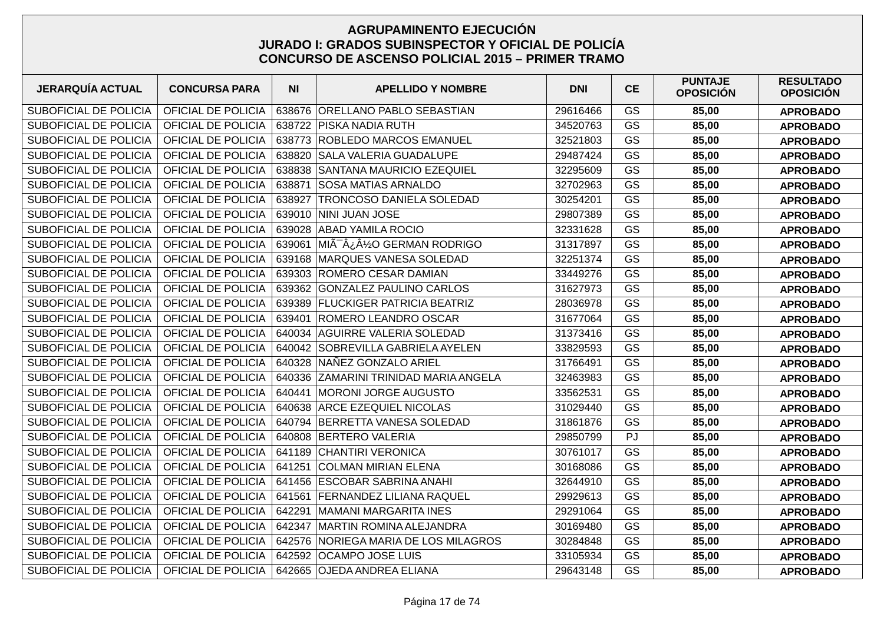# AGRUPAMINENTO EJECUCIÓN
## JURADO I: GRADOS SUBINSPECTOR Y OFICIAL DE POLICÍA
## CONCURSO DE ASCENSO POLICIAL 2015 – PRIMER TRAMO

| JERARQUÍA ACTUAL | CONCURSA PARA | NI | APELLIDO Y NOMBRE | DNI | CE | PUNTAJE OPOSICIÓN | RESULTADO OPOSICIÓN |
|---|---|---|---|---|---|---|---|
| SUBOFICIAL DE POLICIA | OFICIAL DE POLICIA | 638676 | ORELLANO PABLO SEBASTIAN | 29616466 | GS | **85,00** | **APROBADO** |
| SUBOFICIAL DE POLICIA | OFICIAL DE POLICIA | 638722 | PISKA NADIA RUTH | 34520763 | GS | **85,00** | **APROBADO** |
| SUBOFICIAL DE POLICIA | OFICIAL DE POLICIA | 638773 | ROBLEDO MARCOS EMANUEL | 32521803 | GS | **85,00** | **APROBADO** |
| SUBOFICIAL DE POLICIA | OFICIAL DE POLICIA | 638820 | SALA VALERIA GUADALUPE | 29487424 | GS | **85,00** | **APROBADO** |
| SUBOFICIAL DE POLICIA | OFICIAL DE POLICIA | 638838 | SANTANA MAURICIO EZEQUIEL | 32295609 | GS | **85,00** | **APROBADO** |
| SUBOFICIAL DE POLICIA | OFICIAL DE POLICIA | 638871 | SOSA MATIAS ARNALDO | 32702963 | GS | **85,00** | **APROBADO** |
| SUBOFICIAL DE POLICIA | OFICIAL DE POLICIA | 638927 | TRONCOSO DANIELA SOLEDAD | 30254201 | GS | **85,00** | **APROBADO** |
| SUBOFICIAL DE POLICIA | OFICIAL DE POLICIA | 639010 | NINI JUAN JOSE | 29807389 | GS | **85,00** | **APROBADO** |
| SUBOFICIAL DE POLICIA | OFICIAL DE POLICIA | 639028 | ABAD YAMILA ROCIO | 32331628 | GS | **85,00** | **APROBADO** |
| SUBOFICIAL DE POLICIA | OFICIAL DE POLICIA | 639061 | MIÃ¯Â¿Â½O GERMAN RODRIGO | 31317897 | GS | **85,00** | **APROBADO** |
| SUBOFICIAL DE POLICIA | OFICIAL DE POLICIA | 639168 | MARQUES VANESA SOLEDAD | 32251374 | GS | **85,00** | **APROBADO** |
| SUBOFICIAL DE POLICIA | OFICIAL DE POLICIA | 639303 | ROMERO CESAR DAMIAN | 33449276 | GS | **85,00** | **APROBADO** |
| SUBOFICIAL DE POLICIA | OFICIAL DE POLICIA | 639362 | GONZALEZ PAULINO CARLOS | 31627973 | GS | **85,00** | **APROBADO** |
| SUBOFICIAL DE POLICIA | OFICIAL DE POLICIA | 639389 | FLUCKIGER PATRICIA BEATRIZ | 28036978 | GS | **85,00** | **APROBADO** |
| SUBOFICIAL DE POLICIA | OFICIAL DE POLICIA | 639401 | ROMERO LEANDRO OSCAR | 31677064 | GS | **85,00** | **APROBADO** |
| SUBOFICIAL DE POLICIA | OFICIAL DE POLICIA | 640034 | AGUIRRE VALERIA SOLEDAD | 31373416 | GS | **85,00** | **APROBADO** |
| SUBOFICIAL DE POLICIA | OFICIAL DE POLICIA | 640042 | SOBREVILLA GABRIELA AYELEN | 33829593 | GS | **85,00** | **APROBADO** |
| SUBOFICIAL DE POLICIA | OFICIAL DE POLICIA | 640328 | NAÑEZ GONZALO ARIEL | 31766491 | GS | **85,00** | **APROBADO** |
| SUBOFICIAL DE POLICIA | OFICIAL DE POLICIA | 640336 | ZAMARINI TRINIDAD MARIA ANGELA | 32463983 | GS | **85,00** | **APROBADO** |
| SUBOFICIAL DE POLICIA | OFICIAL DE POLICIA | 640441 | MORONI JORGE AUGUSTO | 33562531 | GS | **85,00** | **APROBADO** |
| SUBOFICIAL DE POLICIA | OFICIAL DE POLICIA | 640638 | ARCE EZEQUIEL NICOLAS | 31029440 | GS | **85,00** | **APROBADO** |
| SUBOFICIAL DE POLICIA | OFICIAL DE POLICIA | 640794 | BERRETTA VANESA SOLEDAD | 31861876 | GS | **85,00** | **APROBADO** |
| SUBOFICIAL DE POLICIA | OFICIAL DE POLICIA | 640808 | BERTERO VALERIA | 29850799 | PJ | **85,00** | **APROBADO** |
| SUBOFICIAL DE POLICIA | OFICIAL DE POLICIA | 641189 | CHANTIRI VERONICA | 30761017 | GS | **85,00** | **APROBADO** |
| SUBOFICIAL DE POLICIA | OFICIAL DE POLICIA | 641251 | COLMAN MIRIAN ELENA | 30168086 | GS | **85,00** | **APROBADO** |
| SUBOFICIAL DE POLICIA | OFICIAL DE POLICIA | 641456 | ESCOBAR SABRINA ANAHI | 32644910 | GS | **85,00** | **APROBADO** |
| SUBOFICIAL DE POLICIA | OFICIAL DE POLICIA | 641561 | FERNANDEZ LILIANA RAQUEL | 29929613 | GS | **85,00** | **APROBADO** |
| SUBOFICIAL DE POLICIA | OFICIAL DE POLICIA | 642291 | MAMANI MARGARITA INES | 29291064 | GS | **85,00** | **APROBADO** |
| SUBOFICIAL DE POLICIA | OFICIAL DE POLICIA | 642347 | MARTIN ROMINA ALEJANDRA | 30169480 | GS | **85,00** | **APROBADO** |
| SUBOFICIAL DE POLICIA | OFICIAL DE POLICIA | 642576 | NORIEGA MARIA DE LOS MILAGROS | 30284848 | GS | **85,00** | **APROBADO** |
| SUBOFICIAL DE POLICIA | OFICIAL DE POLICIA | 642592 | OCAMPO JOSE LUIS | 33105934 | GS | **85,00** | **APROBADO** |
| SUBOFICIAL DE POLICIA | OFICIAL DE POLICIA | 642665 | OJEDA ANDREA ELIANA | 29643148 | GS | **85,00** | **APROBADO** |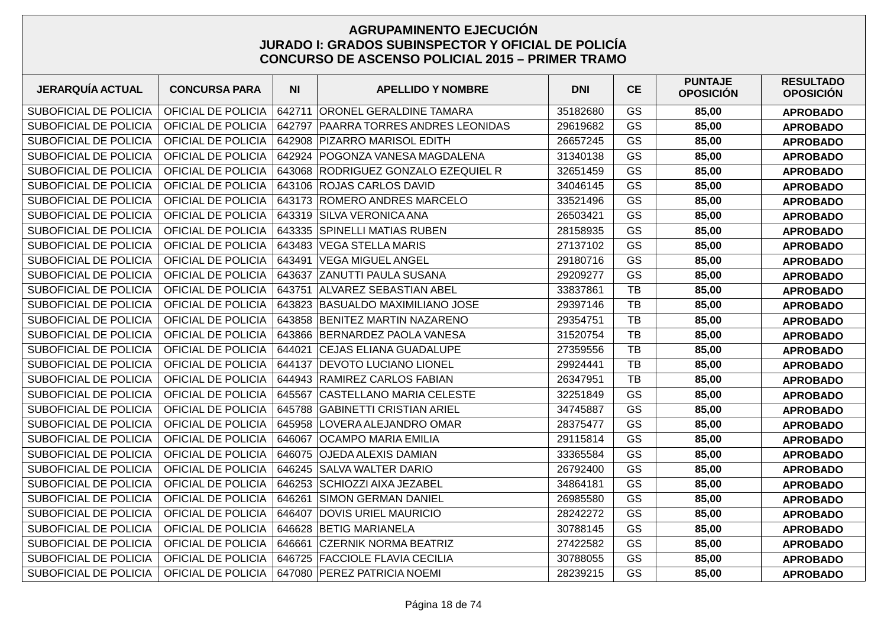# AGRUPAMINENTO EJECUCIÓN
## JURADO I: GRADOS SUBINSPECTOR Y OFICIAL DE POLICÍA
## CONCURSO DE ASCENSO POLICIAL 2015 – PRIMER TRAMO

| JERARQUÍA ACTUAL | CONCURSA PARA | NI | APELLIDO Y NOMBRE | DNI | CE | PUNTAJE OPOSICIÓN | RESULTADO OPOSICIÓN |
|---|---|---|---|---|---|---|---|
| SUBOFICIAL DE POLICIA | OFICIAL DE POLICIA | 642711 | ORONEL GERALDINE TAMARA | 35182680 | GS | **85,00** | **APROBADO** |
| SUBOFICIAL DE POLICIA | OFICIAL DE POLICIA | 642797 | PAARRA TORRES ANDRES LEONIDAS | 29619682 | GS | **85,00** | **APROBADO** |
| SUBOFICIAL DE POLICIA | OFICIAL DE POLICIA | 642908 | PIZARRO MARISOL EDITH | 26657245 | GS | **85,00** | **APROBADO** |
| SUBOFICIAL DE POLICIA | OFICIAL DE POLICIA | 642924 | POGONZA VANESA MAGDALENA | 31340138 | GS | **85,00** | **APROBADO** |
| SUBOFICIAL DE POLICIA | OFICIAL DE POLICIA | 643068 | RODRIGUEZ GONZALO EZEQUIEL R | 32651459 | GS | **85,00** | **APROBADO** |
| SUBOFICIAL DE POLICIA | OFICIAL DE POLICIA | 643106 | ROJAS CARLOS DAVID | 34046145 | GS | **85,00** | **APROBADO** |
| SUBOFICIAL DE POLICIA | OFICIAL DE POLICIA | 643173 | ROMERO ANDRES MARCELO | 33521496 | GS | **85,00** | **APROBADO** |
| SUBOFICIAL DE POLICIA | OFICIAL DE POLICIA | 643319 | SILVA VERONICA ANA | 26503421 | GS | **85,00** | **APROBADO** |
| SUBOFICIAL DE POLICIA | OFICIAL DE POLICIA | 643335 | SPINELLI MATIAS RUBEN | 28158935 | GS | **85,00** | **APROBADO** |
| SUBOFICIAL DE POLICIA | OFICIAL DE POLICIA | 643483 | VEGA STELLA MARIS | 27137102 | GS | **85,00** | **APROBADO** |
| SUBOFICIAL DE POLICIA | OFICIAL DE POLICIA | 643491 | VEGA MIGUEL ANGEL | 29180716 | GS | **85,00** | **APROBADO** |
| SUBOFICIAL DE POLICIA | OFICIAL DE POLICIA | 643637 | ZANUTTI PAULA SUSANA | 29209277 | GS | **85,00** | **APROBADO** |
| SUBOFICIAL DE POLICIA | OFICIAL DE POLICIA | 643751 | ALVAREZ SEBASTIAN ABEL | 33837861 | TB | **85,00** | **APROBADO** |
| SUBOFICIAL DE POLICIA | OFICIAL DE POLICIA | 643823 | BASUALDO MAXIMILIANO JOSE | 29397146 | TB | **85,00** | **APROBADO** |
| SUBOFICIAL DE POLICIA | OFICIAL DE POLICIA | 643858 | BENITEZ MARTIN NAZARENO | 29354751 | TB | **85,00** | **APROBADO** |
| SUBOFICIAL DE POLICIA | OFICIAL DE POLICIA | 643866 | BERNARDEZ PAOLA VANESA | 31520754 | TB | **85,00** | **APROBADO** |
| SUBOFICIAL DE POLICIA | OFICIAL DE POLICIA | 644021 | CEJAS ELIANA GUADALUPE | 27359556 | TB | **85,00** | **APROBADO** |
| SUBOFICIAL DE POLICIA | OFICIAL DE POLICIA | 644137 | DEVOTO LUCIANO LIONEL | 29924441 | TB | **85,00** | **APROBADO** |
| SUBOFICIAL DE POLICIA | OFICIAL DE POLICIA | 644943 | RAMIREZ CARLOS FABIAN | 26347951 | TB | **85,00** | **APROBADO** |
| SUBOFICIAL DE POLICIA | OFICIAL DE POLICIA | 645567 | CASTELLANO MARIA CELESTE | 32251849 | GS | **85,00** | **APROBADO** |
| SUBOFICIAL DE POLICIA | OFICIAL DE POLICIA | 645788 | GABINETTI CRISTIAN ARIEL | 34745887 | GS | **85,00** | **APROBADO** |
| SUBOFICIAL DE POLICIA | OFICIAL DE POLICIA | 645958 | LOVERA ALEJANDRO OMAR | 28375477 | GS | **85,00** | **APROBADO** |
| SUBOFICIAL DE POLICIA | OFICIAL DE POLICIA | 646067 | OCAMPO MARIA EMILIA | 29115814 | GS | **85,00** | **APROBADO** |
| SUBOFICIAL DE POLICIA | OFICIAL DE POLICIA | 646075 | OJEDA ALEXIS DAMIAN | 33365584 | GS | **85,00** | **APROBADO** |
| SUBOFICIAL DE POLICIA | OFICIAL DE POLICIA | 646245 | SALVA WALTER DARIO | 26792400 | GS | **85,00** | **APROBADO** |
| SUBOFICIAL DE POLICIA | OFICIAL DE POLICIA | 646253 | SCHIOZZI AIXA JEZABEL | 34864181 | GS | **85,00** | **APROBADO** |
| SUBOFICIAL DE POLICIA | OFICIAL DE POLICIA | 646261 | SIMON GERMAN DANIEL | 26985580 | GS | **85,00** | **APROBADO** |
| SUBOFICIAL DE POLICIA | OFICIAL DE POLICIA | 646407 | DOVIS URIEL MAURICIO | 28242272 | GS | **85,00** | **APROBADO** |
| SUBOFICIAL DE POLICIA | OFICIAL DE POLICIA | 646628 | BETIG MARIANELA | 30788145 | GS | **85,00** | **APROBADO** |
| SUBOFICIAL DE POLICIA | OFICIAL DE POLICIA | 646661 | CZERNIK NORMA BEATRIZ | 27422582 | GS | **85,00** | **APROBADO** |
| SUBOFICIAL DE POLICIA | OFICIAL DE POLICIA | 646725 | FACCIOLE FLAVIA CECILIA | 30788055 | GS | **85,00** | **APROBADO** |
| SUBOFICIAL DE POLICIA | OFICIAL DE POLICIA | 647080 | PEREZ PATRICIA NOEMI | 28239215 | GS | **85,00** | **APROBADO** |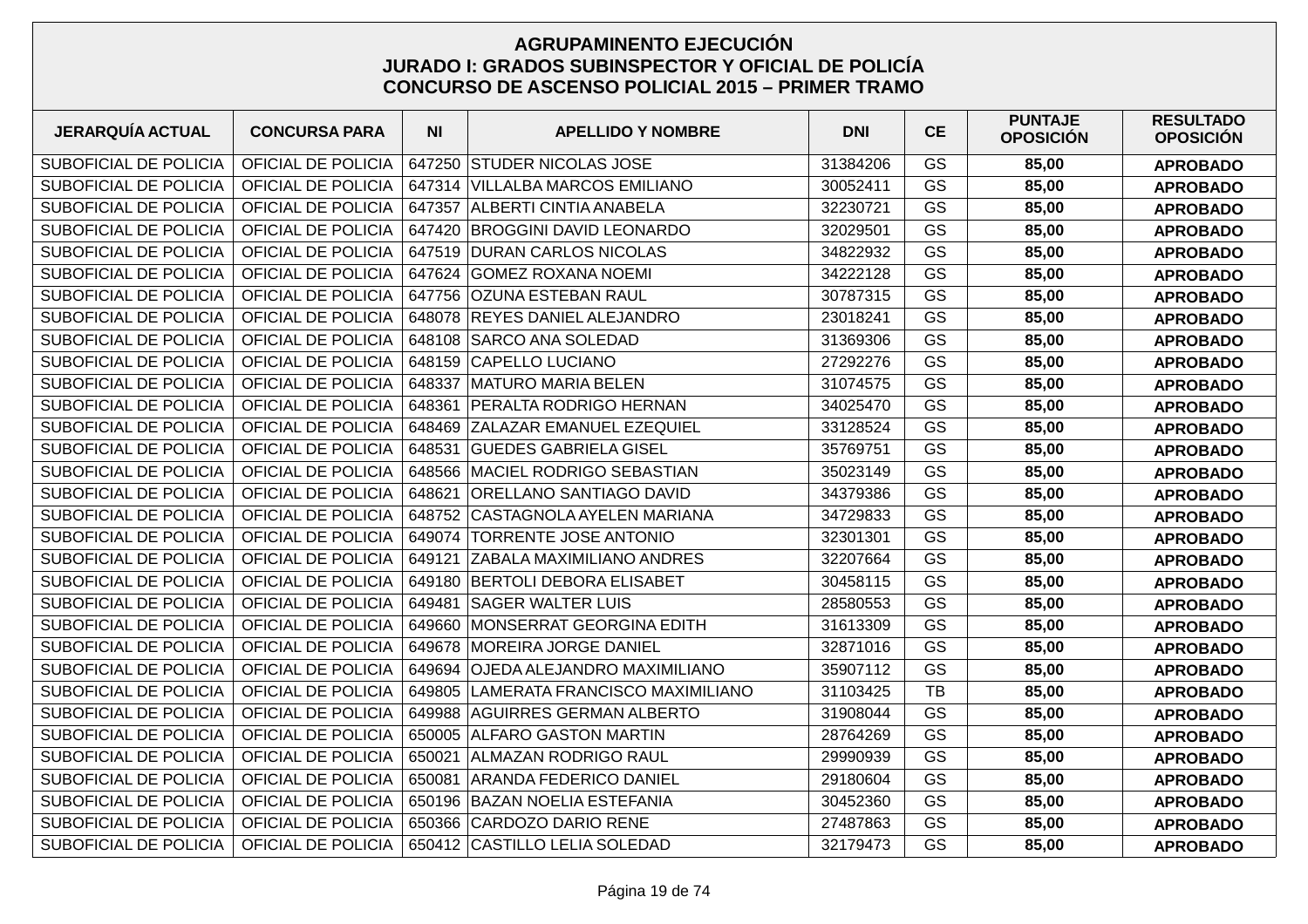# AGRUPAMINENTO EJECUCIÓN
## JURADO I: GRADOS SUBINSPECTOR Y OFICIAL DE POLICÍA
## CONCURSO DE ASCENSO POLICIAL 2015 – PRIMER TRAMO

| JERARQUÍA ACTUAL | CONCURSA PARA | NI | APELLIDO Y NOMBRE | DNI | CE | PUNTAJE OPOSICIÓN | RESULTADO OPOSICIÓN |
|---|---|---|---|---|---|---|---|
| SUBOFICIAL DE POLICIA | OFICIAL DE POLICIA | 647250 | STUDER NICOLAS JOSE | 31384206 | GS | **85,00** | **APROBADO** |
| SUBOFICIAL DE POLICIA | OFICIAL DE POLICIA | 647314 | VILLALBA MARCOS EMILIANO | 30052411 | GS | **85,00** | **APROBADO** |
| SUBOFICIAL DE POLICIA | OFICIAL DE POLICIA | 647357 | ALBERTI CINTIA ANABELA | 32230721 | GS | **85,00** | **APROBADO** |
| SUBOFICIAL DE POLICIA | OFICIAL DE POLICIA | 647420 | BROGGINI DAVID LEONARDO | 32029501 | GS | **85,00** | **APROBADO** |
| SUBOFICIAL DE POLICIA | OFICIAL DE POLICIA | 647519 | DURAN CARLOS NICOLAS | 34822932 | GS | **85,00** | **APROBADO** |
| SUBOFICIAL DE POLICIA | OFICIAL DE POLICIA | 647624 | GOMEZ ROXANA NOEMI | 34222128 | GS | **85,00** | **APROBADO** |
| SUBOFICIAL DE POLICIA | OFICIAL DE POLICIA | 647756 | OZUNA ESTEBAN RAUL | 30787315 | GS | **85,00** | **APROBADO** |
| SUBOFICIAL DE POLICIA | OFICIAL DE POLICIA | 648078 | REYES DANIEL ALEJANDRO | 23018241 | GS | **85,00** | **APROBADO** |
| SUBOFICIAL DE POLICIA | OFICIAL DE POLICIA | 648108 | SARCO ANA SOLEDAD | 31369306 | GS | **85,00** | **APROBADO** |
| SUBOFICIAL DE POLICIA | OFICIAL DE POLICIA | 648159 | CAPELLO LUCIANO | 27292276 | GS | **85,00** | **APROBADO** |
| SUBOFICIAL DE POLICIA | OFICIAL DE POLICIA | 648337 | MATURO MARIA BELEN | 31074575 | GS | **85,00** | **APROBADO** |
| SUBOFICIAL DE POLICIA | OFICIAL DE POLICIA | 648361 | PERALTA RODRIGO HERNAN | 34025470 | GS | **85,00** | **APROBADO** |
| SUBOFICIAL DE POLICIA | OFICIAL DE POLICIA | 648469 | ZALAZAR EMANUEL EZEQUIEL | 33128524 | GS | **85,00** | **APROBADO** |
| SUBOFICIAL DE POLICIA | OFICIAL DE POLICIA | 648531 | GUEDES GABRIELA GISEL | 35769751 | GS | **85,00** | **APROBADO** |
| SUBOFICIAL DE POLICIA | OFICIAL DE POLICIA | 648566 | MACIEL RODRIGO SEBASTIAN | 35023149 | GS | **85,00** | **APROBADO** |
| SUBOFICIAL DE POLICIA | OFICIAL DE POLICIA | 648621 | ORELLANO SANTIAGO DAVID | 34379386 | GS | **85,00** | **APROBADO** |
| SUBOFICIAL DE POLICIA | OFICIAL DE POLICIA | 648752 | CASTAGNOLA AYELEN MARIANA | 34729833 | GS | **85,00** | **APROBADO** |
| SUBOFICIAL DE POLICIA | OFICIAL DE POLICIA | 649074 | TORRENTE JOSE ANTONIO | 32301301 | GS | **85,00** | **APROBADO** |
| SUBOFICIAL DE POLICIA | OFICIAL DE POLICIA | 649121 | ZABALA MAXIMILIANO ANDRES | 32207664 | GS | **85,00** | **APROBADO** |
| SUBOFICIAL DE POLICIA | OFICIAL DE POLICIA | 649180 | BERTOLI DEBORA ELISABET | 30458115 | GS | **85,00** | **APROBADO** |
| SUBOFICIAL DE POLICIA | OFICIAL DE POLICIA | 649481 | SAGER WALTER LUIS | 28580553 | GS | **85,00** | **APROBADO** |
| SUBOFICIAL DE POLICIA | OFICIAL DE POLICIA | 649660 | MONSERRAT GEORGINA EDITH | 31613309 | GS | **85,00** | **APROBADO** |
| SUBOFICIAL DE POLICIA | OFICIAL DE POLICIA | 649678 | MOREIRA JORGE DANIEL | 32871016 | GS | **85,00** | **APROBADO** |
| SUBOFICIAL DE POLICIA | OFICIAL DE POLICIA | 649694 | OJEDA ALEJANDRO MAXIMILIANO | 35907112 | GS | **85,00** | **APROBADO** |
| SUBOFICIAL DE POLICIA | OFICIAL DE POLICIA | 649805 | LAMERATA FRANCISCO MAXIMILIANO | 31103425 | TB | **85,00** | **APROBADO** |
| SUBOFICIAL DE POLICIA | OFICIAL DE POLICIA | 649988 | AGUIRRES GERMAN ALBERTO | 31908044 | GS | **85,00** | **APROBADO** |
| SUBOFICIAL DE POLICIA | OFICIAL DE POLICIA | 650005 | ALFARO GASTON MARTIN | 28764269 | GS | **85,00** | **APROBADO** |
| SUBOFICIAL DE POLICIA | OFICIAL DE POLICIA | 650021 | ALMAZAN RODRIGO RAUL | 29990939 | GS | **85,00** | **APROBADO** |
| SUBOFICIAL DE POLICIA | OFICIAL DE POLICIA | 650081 | ARANDA FEDERICO DANIEL | 29180604 | GS | **85,00** | **APROBADO** |
| SUBOFICIAL DE POLICIA | OFICIAL DE POLICIA | 650196 | BAZAN NOELIA ESTEFANIA | 30452360 | GS | **85,00** | **APROBADO** |
| SUBOFICIAL DE POLICIA | OFICIAL DE POLICIA | 650366 | CARDOZO DARIO RENE | 27487863 | GS | **85,00** | **APROBADO** |
| SUBOFICIAL DE POLICIA | OFICIAL DE POLICIA | 650412 | CASTILLO LELIA SOLEDAD | 32179473 | GS | **85,00** | **APROBADO** |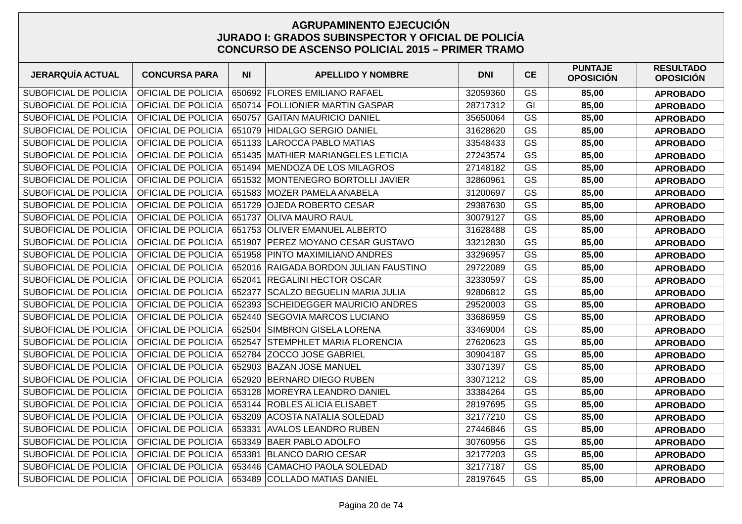# AGRUPAMINENTO EJECUCIÓN
## JURADO I: GRADOS SUBINSPECTOR Y OFICIAL DE POLICÍA
## CONCURSO DE ASCENSO POLICIAL 2015 – PRIMER TRAMO

| JERARQUÍA ACTUAL | CONCURSA PARA | NI | APELLIDO Y NOMBRE | DNI | CE | PUNTAJE OPOSICIÓN | RESULTADO OPOSICIÓN |
|---|---|---|---|---|---|---|---|
| SUBOFICIAL DE POLICIA | OFICIAL DE POLICIA | 650692 | FLORES EMILIANO RAFAEL | 32059360 | GS | **85,00** | **APROBADO** |
| SUBOFICIAL DE POLICIA | OFICIAL DE POLICIA | 650714 | FOLLIONIER MARTIN GASPAR | 28717312 | GI | **85,00** | **APROBADO** |
| SUBOFICIAL DE POLICIA | OFICIAL DE POLICIA | 650757 | GAITAN MAURICIO DANIEL | 35650064 | GS | **85,00** | **APROBADO** |
| SUBOFICIAL DE POLICIA | OFICIAL DE POLICIA | 651079 | HIDALGO SERGIO DANIEL | 31628620 | GS | **85,00** | **APROBADO** |
| SUBOFICIAL DE POLICIA | OFICIAL DE POLICIA | 651133 | LAROCCA PABLO MATIAS | 33548433 | GS | **85,00** | **APROBADO** |
| SUBOFICIAL DE POLICIA | OFICIAL DE POLICIA | 651435 | MATHIER MARIANGELES LETICIA | 27243574 | GS | **85,00** | **APROBADO** |
| SUBOFICIAL DE POLICIA | OFICIAL DE POLICIA | 651494 | MENDOZA DE LOS MILAGROS | 27148182 | GS | **85,00** | **APROBADO** |
| SUBOFICIAL DE POLICIA | OFICIAL DE POLICIA | 651532 | MONTENEGRO BORTOLLI JAVIER | 32860961 | GS | **85,00** | **APROBADO** |
| SUBOFICIAL DE POLICIA | OFICIAL DE POLICIA | 651583 | MOZER PAMELA ANABELA | 31200697 | GS | **85,00** | **APROBADO** |
| SUBOFICIAL DE POLICIA | OFICIAL DE POLICIA | 651729 | OJEDA ROBERTO CESAR | 29387630 | GS | **85,00** | **APROBADO** |
| SUBOFICIAL DE POLICIA | OFICIAL DE POLICIA | 651737 | OLIVA MAURO RAUL | 30079127 | GS | **85,00** | **APROBADO** |
| SUBOFICIAL DE POLICIA | OFICIAL DE POLICIA | 651753 | OLIVER EMANUEL ALBERTO | 31628488 | GS | **85,00** | **APROBADO** |
| SUBOFICIAL DE POLICIA | OFICIAL DE POLICIA | 651907 | PEREZ MOYANO CESAR GUSTAVO | 33212830 | GS | **85,00** | **APROBADO** |
| SUBOFICIAL DE POLICIA | OFICIAL DE POLICIA | 651958 | PINTO MAXIMILIANO ANDRES | 33296957 | GS | **85,00** | **APROBADO** |
| SUBOFICIAL DE POLICIA | OFICIAL DE POLICIA | 652016 | RAIGADA BORDON JULIAN FAUSTINO | 29722089 | GS | **85,00** | **APROBADO** |
| SUBOFICIAL DE POLICIA | OFICIAL DE POLICIA | 652041 | REGALINI HECTOR OSCAR | 32330597 | GS | **85,00** | **APROBADO** |
| SUBOFICIAL DE POLICIA | OFICIAL DE POLICIA | 652377 | SCALZO BEGUELIN MARIA JULIA | 92806812 | GS | **85,00** | **APROBADO** |
| SUBOFICIAL DE POLICIA | OFICIAL DE POLICIA | 652393 | SCHEIDEGGER MAURICIO ANDRES | 29520003 | GS | **85,00** | **APROBADO** |
| SUBOFICIAL DE POLICIA | OFICIAL DE POLICIA | 652440 | SEGOVIA MARCOS LUCIANO | 33686959 | GS | **85,00** | **APROBADO** |
| SUBOFICIAL DE POLICIA | OFICIAL DE POLICIA | 652504 | SIMBRON GISELA LORENA | 33469004 | GS | **85,00** | **APROBADO** |
| SUBOFICIAL DE POLICIA | OFICIAL DE POLICIA | 652547 | STEMPHLET MARIA FLORENCIA | 27620623 | GS | **85,00** | **APROBADO** |
| SUBOFICIAL DE POLICIA | OFICIAL DE POLICIA | 652784 | ZOCCO JOSE GABRIEL | 30904187 | GS | **85,00** | **APROBADO** |
| SUBOFICIAL DE POLICIA | OFICIAL DE POLICIA | 652903 | BAZAN JOSE MANUEL | 33071397 | GS | **85,00** | **APROBADO** |
| SUBOFICIAL DE POLICIA | OFICIAL DE POLICIA | 652920 | BERNARD DIEGO RUBEN | 33071212 | GS | **85,00** | **APROBADO** |
| SUBOFICIAL DE POLICIA | OFICIAL DE POLICIA | 653128 | MOREYRA LEANDRO DANIEL | 33384264 | GS | **85,00** | **APROBADO** |
| SUBOFICIAL DE POLICIA | OFICIAL DE POLICIA | 653144 | ROBLES ALICIA ELISABET | 28197695 | GS | **85,00** | **APROBADO** |
| SUBOFICIAL DE POLICIA | OFICIAL DE POLICIA | 653209 | ACOSTA NATALIA SOLEDAD | 32177210 | GS | **85,00** | **APROBADO** |
| SUBOFICIAL DE POLICIA | OFICIAL DE POLICIA | 653331 | AVALOS LEANDRO RUBEN | 27446846 | GS | **85,00** | **APROBADO** |
| SUBOFICIAL DE POLICIA | OFICIAL DE POLICIA | 653349 | BAER PABLO ADOLFO | 30760956 | GS | **85,00** | **APROBADO** |
| SUBOFICIAL DE POLICIA | OFICIAL DE POLICIA | 653381 | BLANCO DARIO CESAR | 32177203 | GS | **85,00** | **APROBADO** |
| SUBOFICIAL DE POLICIA | OFICIAL DE POLICIA | 653446 | CAMACHO PAOLA SOLEDAD | 32177187 | GS | **85,00** | **APROBADO** |
| SUBOFICIAL DE POLICIA | OFICIAL DE POLICIA | 653489 | COLLADO MATIAS DANIEL | 28197645 | GS | **85,00** | **APROBADO** |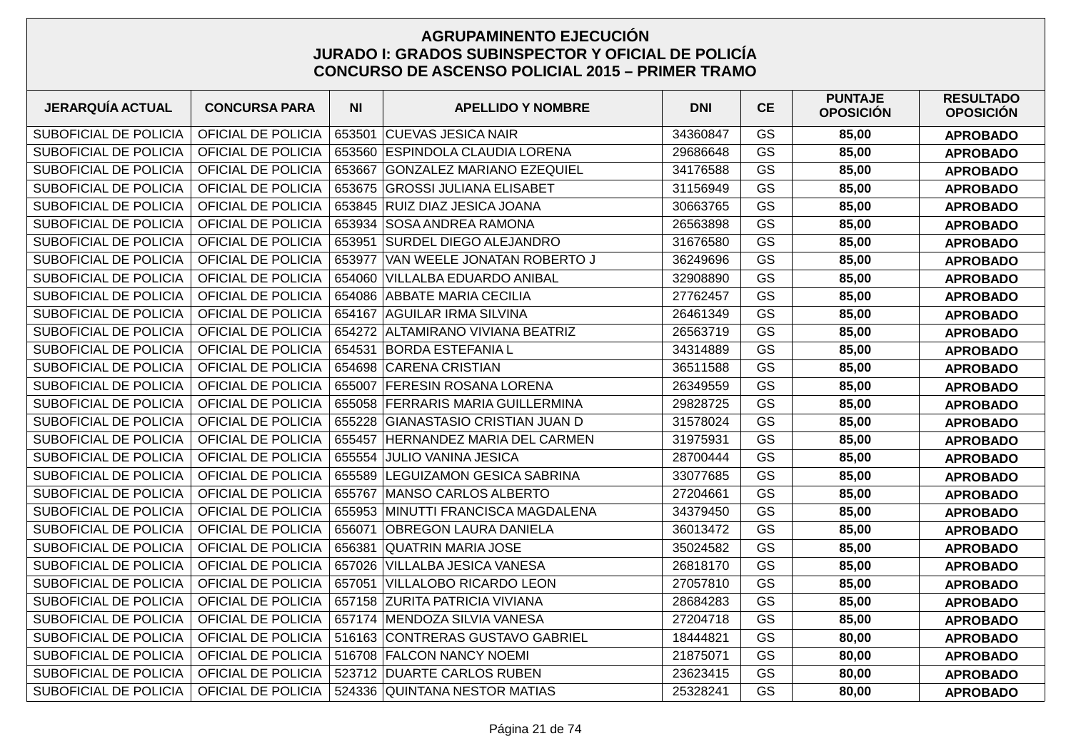# AGRUPAMINENTO EJECUCIÓN
## JURADO I: GRADOS SUBINSPECTOR Y OFICIAL DE POLICÍA
## CONCURSO DE ASCENSO POLICIAL 2015 – PRIMER TRAMO

| JERARQUÍA ACTUAL | CONCURSA PARA | NI | APELLIDO Y NOMBRE | DNI | CE | PUNTAJE OPOSICIÓN | RESULTADO OPOSICIÓN |
|---|---|---|---|---|---|---|---|
| SUBOFICIAL DE POLICIA | OFICIAL DE POLICIA | 653501 | CUEVAS JESICA NAIR | 34360847 | GS | **85,00** | **APROBADO** |
| SUBOFICIAL DE POLICIA | OFICIAL DE POLICIA | 653560 | ESPINDOLA CLAUDIA LORENA | 29686648 | GS | **85,00** | **APROBADO** |
| SUBOFICIAL DE POLICIA | OFICIAL DE POLICIA | 653667 | GONZALEZ MARIANO EZEQUIEL | 34176588 | GS | **85,00** | **APROBADO** |
| SUBOFICIAL DE POLICIA | OFICIAL DE POLICIA | 653675 | GROSSI JULIANA ELISABET | 31156949 | GS | **85,00** | **APROBADO** |
| SUBOFICIAL DE POLICIA | OFICIAL DE POLICIA | 653845 | RUIZ DIAZ JESICA JOANA | 30663765 | GS | **85,00** | **APROBADO** |
| SUBOFICIAL DE POLICIA | OFICIAL DE POLICIA | 653934 | SOSA ANDREA RAMONA | 26563898 | GS | **85,00** | **APROBADO** |
| SUBOFICIAL DE POLICIA | OFICIAL DE POLICIA | 653951 | SURDEL DIEGO ALEJANDRO | 31676580 | GS | **85,00** | **APROBADO** |
| SUBOFICIAL DE POLICIA | OFICIAL DE POLICIA | 653977 | VAN WEELE JONATAN ROBERTO J | 36249696 | GS | **85,00** | **APROBADO** |
| SUBOFICIAL DE POLICIA | OFICIAL DE POLICIA | 654060 | VILLALBA EDUARDO ANIBAL | 32908890 | GS | **85,00** | **APROBADO** |
| SUBOFICIAL DE POLICIA | OFICIAL DE POLICIA | 654086 | ABBATE MARIA CECILIA | 27762457 | GS | **85,00** | **APROBADO** |
| SUBOFICIAL DE POLICIA | OFICIAL DE POLICIA | 654167 | AGUILAR IRMA SILVINA | 26461349 | GS | **85,00** | **APROBADO** |
| SUBOFICIAL DE POLICIA | OFICIAL DE POLICIA | 654272 | ALTAMIRANO VIVIANA BEATRIZ | 26563719 | GS | **85,00** | **APROBADO** |
| SUBOFICIAL DE POLICIA | OFICIAL DE POLICIA | 654531 | BORDA ESTEFANIA L | 34314889 | GS | **85,00** | **APROBADO** |
| SUBOFICIAL DE POLICIA | OFICIAL DE POLICIA | 654698 | CARENA CRISTIAN | 36511588 | GS | **85,00** | **APROBADO** |
| SUBOFICIAL DE POLICIA | OFICIAL DE POLICIA | 655007 | FERESIN ROSANA LORENA | 26349559 | GS | **85,00** | **APROBADO** |
| SUBOFICIAL DE POLICIA | OFICIAL DE POLICIA | 655058 | FERRARIS MARIA GUILLERMINA | 29828725 | GS | **85,00** | **APROBADO** |
| SUBOFICIAL DE POLICIA | OFICIAL DE POLICIA | 655228 | GIANASTASIO CRISTIAN JUAN D | 31578024 | GS | **85,00** | **APROBADO** |
| SUBOFICIAL DE POLICIA | OFICIAL DE POLICIA | 655457 | HERNANDEZ MARIA DEL CARMEN | 31975931 | GS | **85,00** | **APROBADO** |
| SUBOFICIAL DE POLICIA | OFICIAL DE POLICIA | 655554 | JULIO VANINA JESICA | 28700444 | GS | **85,00** | **APROBADO** |
| SUBOFICIAL DE POLICIA | OFICIAL DE POLICIA | 655589 | LEGUIZAMON GESICA SABRINA | 33077685 | GS | **85,00** | **APROBADO** |
| SUBOFICIAL DE POLICIA | OFICIAL DE POLICIA | 655767 | MANSO CARLOS ALBERTO | 27204661 | GS | **85,00** | **APROBADO** |
| SUBOFICIAL DE POLICIA | OFICIAL DE POLICIA | 655953 | MINUTTI FRANCISCA MAGDALENA | 34379450 | GS | **85,00** | **APROBADO** |
| SUBOFICIAL DE POLICIA | OFICIAL DE POLICIA | 656071 | OBREGON LAURA DANIELA | 36013472 | GS | **85,00** | **APROBADO** |
| SUBOFICIAL DE POLICIA | OFICIAL DE POLICIA | 656381 | QUATRIN MARIA JOSE | 35024582 | GS | **85,00** | **APROBADO** |
| SUBOFICIAL DE POLICIA | OFICIAL DE POLICIA | 657026 | VILLALBA JESICA VANESA | 26818170 | GS | **85,00** | **APROBADO** |
| SUBOFICIAL DE POLICIA | OFICIAL DE POLICIA | 657051 | VILLALOBO RICARDO LEON | 27057810 | GS | **85,00** | **APROBADO** |
| SUBOFICIAL DE POLICIA | OFICIAL DE POLICIA | 657158 | ZURITA PATRICIA VIVIANA | 28684283 | GS | **85,00** | **APROBADO** |
| SUBOFICIAL DE POLICIA | OFICIAL DE POLICIA | 657174 | MENDOZA SILVIA VANESA | 27204718 | GS | **85,00** | **APROBADO** |
| SUBOFICIAL DE POLICIA | OFICIAL DE POLICIA | 516163 | CONTRERAS GUSTAVO GABRIEL | 18444821 | GS | **80,00** | **APROBADO** |
| SUBOFICIAL DE POLICIA | OFICIAL DE POLICIA | 516708 | FALCON NANCY NOEMI | 21875071 | GS | **80,00** | **APROBADO** |
| SUBOFICIAL DE POLICIA | OFICIAL DE POLICIA | 523712 | DUARTE CARLOS RUBEN | 23623415 | GS | **80,00** | **APROBADO** |
| SUBOFICIAL DE POLICIA | OFICIAL DE POLICIA | 524336 | QUINTANA NESTOR MATIAS | 25328241 | GS | **80,00** | **APROBADO** |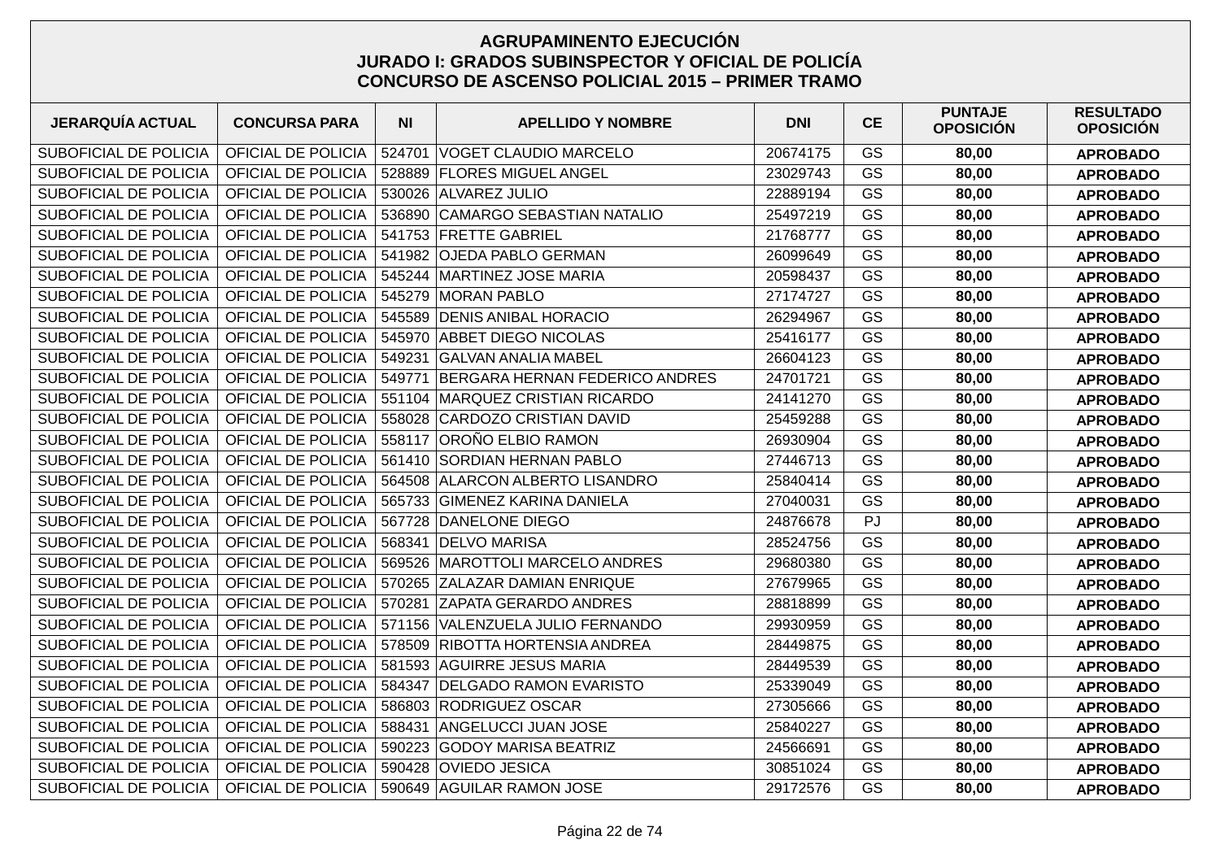# AGRUPAMINENTO EJECUCIÓN
## JURADO I: GRADOS SUBINSPECTOR Y OFICIAL DE POLICÍA
## CONCURSO DE ASCENSO POLICIAL 2015 – PRIMER TRAMO

| JERARQUÍA ACTUAL | CONCURSA PARA | NI | APELLIDO Y NOMBRE | DNI | CE | PUNTAJE OPOSICIÓN | RESULTADO OPOSICIÓN |
|---|---|---|---|---|---|---|---|
| SUBOFICIAL DE POLICIA | OFICIAL DE POLICIA | 524701 | VOGET CLAUDIO MARCELO | 20674175 | GS | **80,00** | **APROBADO** |
| SUBOFICIAL DE POLICIA | OFICIAL DE POLICIA | 528889 | FLORES MIGUEL ANGEL | 23029743 | GS | **80,00** | **APROBADO** |
| SUBOFICIAL DE POLICIA | OFICIAL DE POLICIA | 530026 | ALVAREZ JULIO | 22889194 | GS | **80,00** | **APROBADO** |
| SUBOFICIAL DE POLICIA | OFICIAL DE POLICIA | 536890 | CAMARGO SEBASTIAN NATALIO | 25497219 | GS | **80,00** | **APROBADO** |
| SUBOFICIAL DE POLICIA | OFICIAL DE POLICIA | 541753 | FRETTE GABRIEL | 21768777 | GS | **80,00** | **APROBADO** |
| SUBOFICIAL DE POLICIA | OFICIAL DE POLICIA | 541982 | OJEDA PABLO GERMAN | 26099649 | GS | **80,00** | **APROBADO** |
| SUBOFICIAL DE POLICIA | OFICIAL DE POLICIA | 545244 | MARTINEZ JOSE MARIA | 20598437 | GS | **80,00** | **APROBADO** |
| SUBOFICIAL DE POLICIA | OFICIAL DE POLICIA | 545279 | MORAN PABLO | 27174727 | GS | **80,00** | **APROBADO** |
| SUBOFICIAL DE POLICIA | OFICIAL DE POLICIA | 545589 | DENIS ANIBAL HORACIO | 26294967 | GS | **80,00** | **APROBADO** |
| SUBOFICIAL DE POLICIA | OFICIAL DE POLICIA | 545970 | ABBET DIEGO NICOLAS | 25416177 | GS | **80,00** | **APROBADO** |
| SUBOFICIAL DE POLICIA | OFICIAL DE POLICIA | 549231 | GALVAN ANALIA MABEL | 26604123 | GS | **80,00** | **APROBADO** |
| SUBOFICIAL DE POLICIA | OFICIAL DE POLICIA | 549771 | BERGARA HERNAN FEDERICO ANDRES | 24701721 | GS | **80,00** | **APROBADO** |
| SUBOFICIAL DE POLICIA | OFICIAL DE POLICIA | 551104 | MARQUEZ CRISTIAN RICARDO | 24141270 | GS | **80,00** | **APROBADO** |
| SUBOFICIAL DE POLICIA | OFICIAL DE POLICIA | 558028 | CARDOZO CRISTIAN DAVID | 25459288 | GS | **80,00** | **APROBADO** |
| SUBOFICIAL DE POLICIA | OFICIAL DE POLICIA | 558117 | OROÑO ELBIO RAMON | 26930904 | GS | **80,00** | **APROBADO** |
| SUBOFICIAL DE POLICIA | OFICIAL DE POLICIA | 561410 | SORDIAN HERNAN PABLO | 27446713 | GS | **80,00** | **APROBADO** |
| SUBOFICIAL DE POLICIA | OFICIAL DE POLICIA | 564508 | ALARCON ALBERTO LISANDRO | 25840414 | GS | **80,00** | **APROBADO** |
| SUBOFICIAL DE POLICIA | OFICIAL DE POLICIA | 565733 | GIMENEZ KARINA DANIELA | 27040031 | GS | **80,00** | **APROBADO** |
| SUBOFICIAL DE POLICIA | OFICIAL DE POLICIA | 567728 | DANELONE DIEGO | 24876678 | PJ | **80,00** | **APROBADO** |
| SUBOFICIAL DE POLICIA | OFICIAL DE POLICIA | 568341 | DELVO MARISA | 28524756 | GS | **80,00** | **APROBADO** |
| SUBOFICIAL DE POLICIA | OFICIAL DE POLICIA | 569526 | MAROTTOLI MARCELO ANDRES | 29680380 | GS | **80,00** | **APROBADO** |
| SUBOFICIAL DE POLICIA | OFICIAL DE POLICIA | 570265 | ZALAZAR DAMIAN ENRIQUE | 27679965 | GS | **80,00** | **APROBADO** |
| SUBOFICIAL DE POLICIA | OFICIAL DE POLICIA | 570281 | ZAPATA GERARDO ANDRES | 28818899 | GS | **80,00** | **APROBADO** |
| SUBOFICIAL DE POLICIA | OFICIAL DE POLICIA | 571156 | VALENZUELA JULIO FERNANDO | 29930959 | GS | **80,00** | **APROBADO** |
| SUBOFICIAL DE POLICIA | OFICIAL DE POLICIA | 578509 | RIBOTTA HORTENSIA ANDREA | 28449875 | GS | **80,00** | **APROBADO** |
| SUBOFICIAL DE POLICIA | OFICIAL DE POLICIA | 581593 | AGUIRRE JESUS MARIA | 28449539 | GS | **80,00** | **APROBADO** |
| SUBOFICIAL DE POLICIA | OFICIAL DE POLICIA | 584347 | DELGADO RAMON EVARISTO | 25339049 | GS | **80,00** | **APROBADO** |
| SUBOFICIAL DE POLICIA | OFICIAL DE POLICIA | 586803 | RODRIGUEZ OSCAR | 27305666 | GS | **80,00** | **APROBADO** |
| SUBOFICIAL DE POLICIA | OFICIAL DE POLICIA | 588431 | ANGELUCCI JUAN JOSE | 25840227 | GS | **80,00** | **APROBADO** |
| SUBOFICIAL DE POLICIA | OFICIAL DE POLICIA | 590223 | GODOY MARISA BEATRIZ | 24566691 | GS | **80,00** | **APROBADO** |
| SUBOFICIAL DE POLICIA | OFICIAL DE POLICIA | 590428 | OVIEDO JESICA | 30851024 | GS | **80,00** | **APROBADO** |
| SUBOFICIAL DE POLICIA | OFICIAL DE POLICIA | 590649 | AGUILAR RAMON JOSE | 29172576 | GS | **80,00** | **APROBADO** |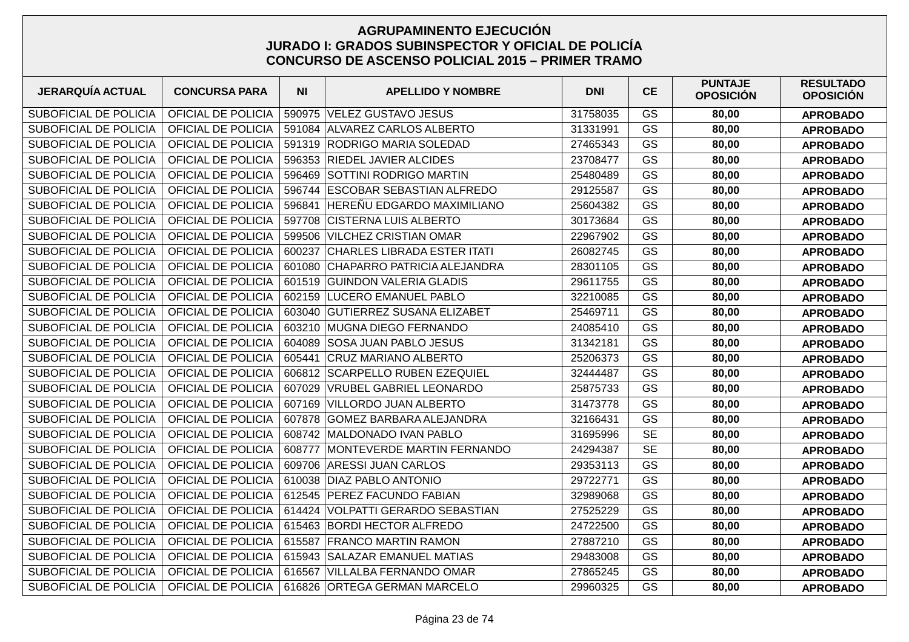**AGRUPAMINENTO EJECUCIÓN**
**JURADO I: GRADOS SUBINSPECTOR Y OFICIAL DE POLICÍA**
**CONCURSO DE ASCENSO POLICIAL 2015 – PRIMER TRAMO**

| JERARQUÍA ACTUAL | CONCURSA PARA | NI | APELLIDO Y NOMBRE | DNI | CE | PUNTAJE OPOSICIÓN | RESULTADO OPOSICIÓN |
|---|---|---|---|---|---|---|---|
| SUBOFICIAL DE POLICIA | OFICIAL DE POLICIA | 590975 | VELEZ GUSTAVO JESUS | 31758035 | GS | **80,00** | **APROBADO** |
| SUBOFICIAL DE POLICIA | OFICIAL DE POLICIA | 591084 | ALVAREZ CARLOS ALBERTO | 31331991 | GS | **80,00** | **APROBADO** |
| SUBOFICIAL DE POLICIA | OFICIAL DE POLICIA | 591319 | RODRIGO MARIA SOLEDAD | 27465343 | GS | **80,00** | **APROBADO** |
| SUBOFICIAL DE POLICIA | OFICIAL DE POLICIA | 596353 | RIEDEL JAVIER ALCIDES | 23708477 | GS | **80,00** | **APROBADO** |
| SUBOFICIAL DE POLICIA | OFICIAL DE POLICIA | 596469 | SOTTINI RODRIGO MARTIN | 25480489 | GS | **80,00** | **APROBADO** |
| SUBOFICIAL DE POLICIA | OFICIAL DE POLICIA | 596744 | ESCOBAR SEBASTIAN ALFREDO | 29125587 | GS | **80,00** | **APROBADO** |
| SUBOFICIAL DE POLICIA | OFICIAL DE POLICIA | 596841 | HEREÑU EDGARDO MAXIMILIANO | 25604382 | GS | **80,00** | **APROBADO** |
| SUBOFICIAL DE POLICIA | OFICIAL DE POLICIA | 597708 | CISTERNA LUIS ALBERTO | 30173684 | GS | **80,00** | **APROBADO** |
| SUBOFICIAL DE POLICIA | OFICIAL DE POLICIA | 599506 | VILCHEZ CRISTIAN OMAR | 22967902 | GS | **80,00** | **APROBADO** |
| SUBOFICIAL DE POLICIA | OFICIAL DE POLICIA | 600237 | CHARLES LIBRADA ESTER ITATI | 26082745 | GS | **80,00** | **APROBADO** |
| SUBOFICIAL DE POLICIA | OFICIAL DE POLICIA | 601080 | CHAPARRO PATRICIA ALEJANDRA | 28301105 | GS | **80,00** | **APROBADO** |
| SUBOFICIAL DE POLICIA | OFICIAL DE POLICIA | 601519 | GUINDON VALERIA GLADIS | 29611755 | GS | **80,00** | **APROBADO** |
| SUBOFICIAL DE POLICIA | OFICIAL DE POLICIA | 602159 | LUCERO EMANUEL PABLO | 32210085 | GS | **80,00** | **APROBADO** |
| SUBOFICIAL DE POLICIA | OFICIAL DE POLICIA | 603040 | GUTIERREZ SUSANA ELIZABET | 25469711 | GS | **80,00** | **APROBADO** |
| SUBOFICIAL DE POLICIA | OFICIAL DE POLICIA | 603210 | MUGNA DIEGO FERNANDO | 24085410 | GS | **80,00** | **APROBADO** |
| SUBOFICIAL DE POLICIA | OFICIAL DE POLICIA | 604089 | SOSA JUAN PABLO JESUS | 31342181 | GS | **80,00** | **APROBADO** |
| SUBOFICIAL DE POLICIA | OFICIAL DE POLICIA | 605441 | CRUZ MARIANO ALBERTO | 25206373 | GS | **80,00** | **APROBADO** |
| SUBOFICIAL DE POLICIA | OFICIAL DE POLICIA | 606812 | SCARPELLO RUBEN EZEQUIEL | 32444487 | GS | **80,00** | **APROBADO** |
| SUBOFICIAL DE POLICIA | OFICIAL DE POLICIA | 607029 | VRUBEL GABRIEL LEONARDO | 25875733 | GS | **80,00** | **APROBADO** |
| SUBOFICIAL DE POLICIA | OFICIAL DE POLICIA | 607169 | VILLORDO JUAN ALBERTO | 31473778 | GS | **80,00** | **APROBADO** |
| SUBOFICIAL DE POLICIA | OFICIAL DE POLICIA | 607878 | GOMEZ BARBARA ALEJANDRA | 32166431 | GS | **80,00** | **APROBADO** |
| SUBOFICIAL DE POLICIA | OFICIAL DE POLICIA | 608742 | MALDONADO IVAN PABLO | 31695996 | SE | **80,00** | **APROBADO** |
| SUBOFICIAL DE POLICIA | OFICIAL DE POLICIA | 608777 | MONTEVERDE MARTIN FERNANDO | 24294387 | SE | **80,00** | **APROBADO** |
| SUBOFICIAL DE POLICIA | OFICIAL DE POLICIA | 609706 | ARESSI JUAN CARLOS | 29353113 | GS | **80,00** | **APROBADO** |
| SUBOFICIAL DE POLICIA | OFICIAL DE POLICIA | 610038 | DIAZ PABLO ANTONIO | 29722771 | GS | **80,00** | **APROBADO** |
| SUBOFICIAL DE POLICIA | OFICIAL DE POLICIA | 612545 | PEREZ FACUNDO FABIAN | 32989068 | GS | **80,00** | **APROBADO** |
| SUBOFICIAL DE POLICIA | OFICIAL DE POLICIA | 614424 | VOLPATTI GERARDO SEBASTIAN | 27525229 | GS | **80,00** | **APROBADO** |
| SUBOFICIAL DE POLICIA | OFICIAL DE POLICIA | 615463 | BORDI HECTOR ALFREDO | 24722500 | GS | **80,00** | **APROBADO** |
| SUBOFICIAL DE POLICIA | OFICIAL DE POLICIA | 615587 | FRANCO MARTIN RAMON | 27887210 | GS | **80,00** | **APROBADO** |
| SUBOFICIAL DE POLICIA | OFICIAL DE POLICIA | 615943 | SALAZAR EMANUEL MATIAS | 29483008 | GS | **80,00** | **APROBADO** |
| SUBOFICIAL DE POLICIA | OFICIAL DE POLICIA | 616567 | VILLALBA FERNANDO OMAR | 27865245 | GS | **80,00** | **APROBADO** |
| SUBOFICIAL DE POLICIA | OFICIAL DE POLICIA | 616826 | ORTEGA GERMAN MARCELO | 29960325 | GS | **80,00** | **APROBADO** |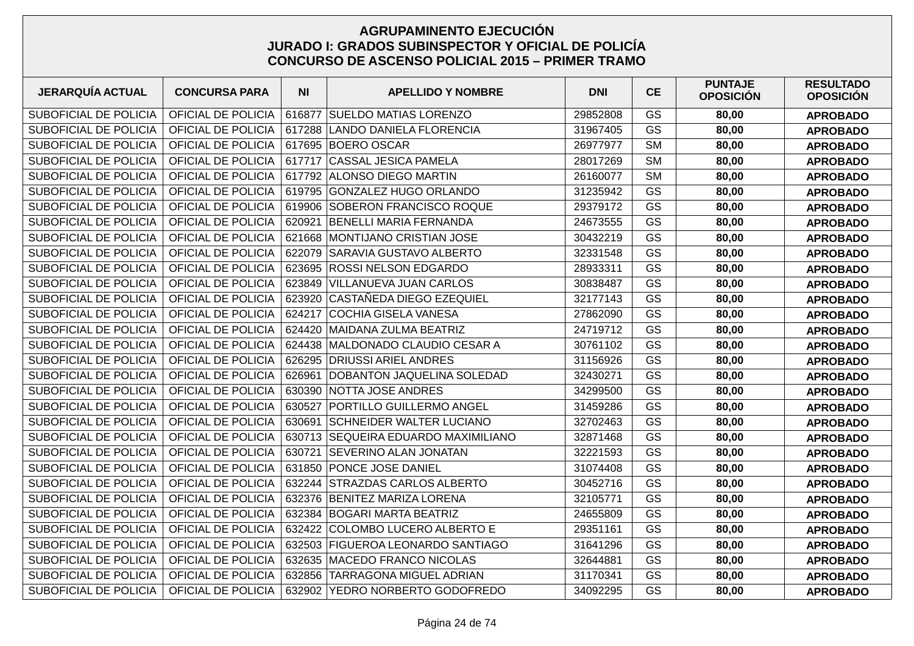**AGRUPAMINENTO EJECUCIÓN**
**JURADO I: GRADOS SUBINSPECTOR Y OFICIAL DE POLICÍA**
**CONCURSO DE ASCENSO POLICIAL 2015 – PRIMER TRAMO**

| JERARQUÍA ACTUAL | CONCURSA PARA | NI | APELLIDO Y NOMBRE | DNI | CE | PUNTAJE OPOSICIÓN | RESULTADO OPOSICIÓN |
|---|---|---|---|---|---|---|---|
| SUBOFICIAL DE POLICIA | OFICIAL DE POLICIA | 616877 | SUELDO MATIAS LORENZO | 29852808 | GS | **80,00** | **APROBADO** |
| SUBOFICIAL DE POLICIA | OFICIAL DE POLICIA | 617288 | LANDO DANIELA FLORENCIA | 31967405 | GS | **80,00** | **APROBADO** |
| SUBOFICIAL DE POLICIA | OFICIAL DE POLICIA | 617695 | BOERO OSCAR | 26977977 | SM | **80,00** | **APROBADO** |
| SUBOFICIAL DE POLICIA | OFICIAL DE POLICIA | 617717 | CASSAL JESICA PAMELA | 28017269 | SM | **80,00** | **APROBADO** |
| SUBOFICIAL DE POLICIA | OFICIAL DE POLICIA | 617792 | ALONSO DIEGO MARTIN | 26160077 | SM | **80,00** | **APROBADO** |
| SUBOFICIAL DE POLICIA | OFICIAL DE POLICIA | 619795 | GONZALEZ HUGO ORLANDO | 31235942 | GS | **80,00** | **APROBADO** |
| SUBOFICIAL DE POLICIA | OFICIAL DE POLICIA | 619906 | SOBERON FRANCISCO ROQUE | 29379172 | GS | **80,00** | **APROBADO** |
| SUBOFICIAL DE POLICIA | OFICIAL DE POLICIA | 620921 | BENELLI MARIA FERNANDA | 24673555 | GS | **80,00** | **APROBADO** |
| SUBOFICIAL DE POLICIA | OFICIAL DE POLICIA | 621668 | MONTIJANO CRISTIAN JOSE | 30432219 | GS | **80,00** | **APROBADO** |
| SUBOFICIAL DE POLICIA | OFICIAL DE POLICIA | 622079 | SARAVIA GUSTAVO ALBERTO | 32331548 | GS | **80,00** | **APROBADO** |
| SUBOFICIAL DE POLICIA | OFICIAL DE POLICIA | 623695 | ROSSI NELSON EDGARDO | 28933311 | GS | **80,00** | **APROBADO** |
| SUBOFICIAL DE POLICIA | OFICIAL DE POLICIA | 623849 | VILLANUEVA JUAN CARLOS | 30838487 | GS | **80,00** | **APROBADO** |
| SUBOFICIAL DE POLICIA | OFICIAL DE POLICIA | 623920 | CASTAÑEDA DIEGO EZEQUIEL | 32177143 | GS | **80,00** | **APROBADO** |
| SUBOFICIAL DE POLICIA | OFICIAL DE POLICIA | 624217 | COCHIA GISELA VANESA | 27862090 | GS | **80,00** | **APROBADO** |
| SUBOFICIAL DE POLICIA | OFICIAL DE POLICIA | 624420 | MAIDANA ZULMA BEATRIZ | 24719712 | GS | **80,00** | **APROBADO** |
| SUBOFICIAL DE POLICIA | OFICIAL DE POLICIA | 624438 | MALDONADO CLAUDIO CESAR A | 30761102 | GS | **80,00** | **APROBADO** |
| SUBOFICIAL DE POLICIA | OFICIAL DE POLICIA | 626295 | DRIUSSI ARIEL ANDRES | 31156926 | GS | **80,00** | **APROBADO** |
| SUBOFICIAL DE POLICIA | OFICIAL DE POLICIA | 626961 | DOBANTON JAQUELINA SOLEDAD | 32430271 | GS | **80,00** | **APROBADO** |
| SUBOFICIAL DE POLICIA | OFICIAL DE POLICIA | 630390 | NOTTA JOSE ANDRES | 34299500 | GS | **80,00** | **APROBADO** |
| SUBOFICIAL DE POLICIA | OFICIAL DE POLICIA | 630527 | PORTILLO GUILLERMO ANGEL | 31459286 | GS | **80,00** | **APROBADO** |
| SUBOFICIAL DE POLICIA | OFICIAL DE POLICIA | 630691 | SCHNEIDER WALTER LUCIANO | 32702463 | GS | **80,00** | **APROBADO** |
| SUBOFICIAL DE POLICIA | OFICIAL DE POLICIA | 630713 | SEQUEIRA EDUARDO MAXIMILIANO | 32871468 | GS | **80,00** | **APROBADO** |
| SUBOFICIAL DE POLICIA | OFICIAL DE POLICIA | 630721 | SEVERINO ALAN JONATAN | 32221593 | GS | **80,00** | **APROBADO** |
| SUBOFICIAL DE POLICIA | OFICIAL DE POLICIA | 631850 | PONCE JOSE DANIEL | 31074408 | GS | **80,00** | **APROBADO** |
| SUBOFICIAL DE POLICIA | OFICIAL DE POLICIA | 632244 | STRAZDAS CARLOS ALBERTO | 30452716 | GS | **80,00** | **APROBADO** |
| SUBOFICIAL DE POLICIA | OFICIAL DE POLICIA | 632376 | BENITEZ MARIZA LORENA | 32105771 | GS | **80,00** | **APROBADO** |
| SUBOFICIAL DE POLICIA | OFICIAL DE POLICIA | 632384 | BOGARI MARTA BEATRIZ | 24655809 | GS | **80,00** | **APROBADO** |
| SUBOFICIAL DE POLICIA | OFICIAL DE POLICIA | 632422 | COLOMBO LUCERO ALBERTO E | 29351161 | GS | **80,00** | **APROBADO** |
| SUBOFICIAL DE POLICIA | OFICIAL DE POLICIA | 632503 | FIGUEROA LEONARDO SANTIAGO | 31641296 | GS | **80,00** | **APROBADO** |
| SUBOFICIAL DE POLICIA | OFICIAL DE POLICIA | 632635 | MACEDO FRANCO NICOLAS | 32644881 | GS | **80,00** | **APROBADO** |
| SUBOFICIAL DE POLICIA | OFICIAL DE POLICIA | 632856 | TARRAGONA MIGUEL ADRIAN | 31170341 | GS | **80,00** | **APROBADO** |
| SUBOFICIAL DE POLICIA | OFICIAL DE POLICIA | 632902 | YEDRO NORBERTO GODOFREDO | 34092295 | GS | **80,00** | **APROBADO** |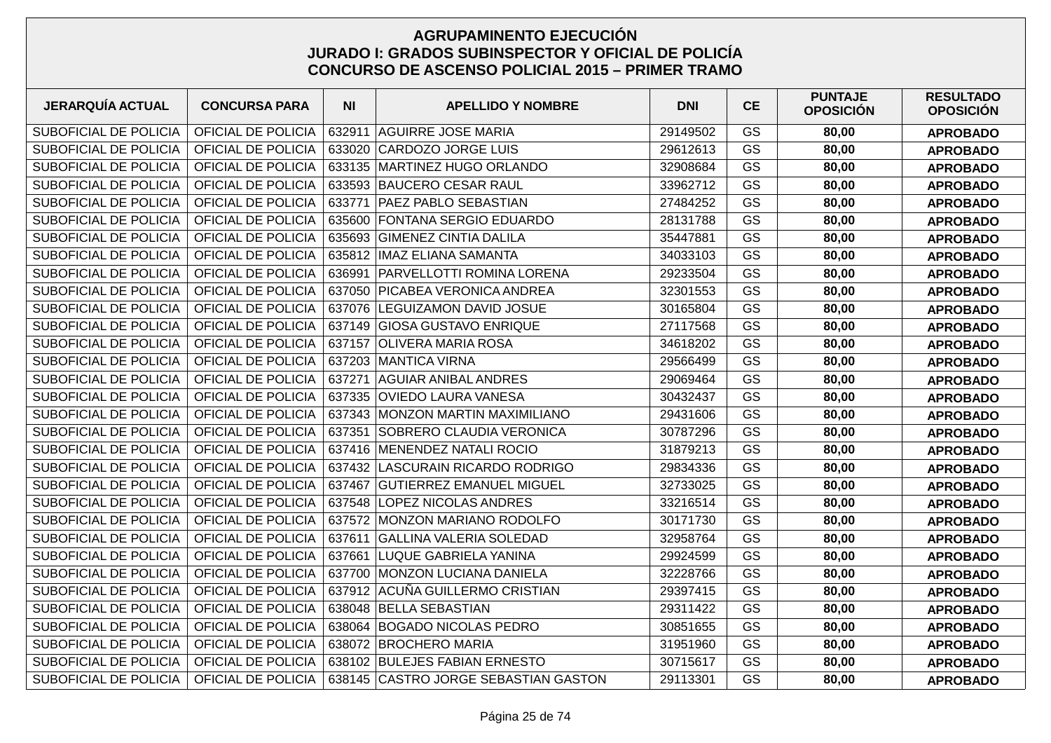# AGRUPAMINENTO EJECUCIÓN
## JURADO I: GRADOS SUBINSPECTOR Y OFICIAL DE POLICÍA
## CONCURSO DE ASCENSO POLICIAL 2015 – PRIMER TRAMO

| JERARQUÍA ACTUAL | CONCURSA PARA | NI | APELLIDO Y NOMBRE | DNI | CE | PUNTAJE OPOSICIÓN | RESULTADO OPOSICIÓN |
|---|---|---|---|---|---|---|---|
| SUBOFICIAL DE POLICIA | OFICIAL DE POLICIA | 632911 | AGUIRRE JOSE MARIA | 29149502 | GS | **80,00** | **APROBADO** |
| SUBOFICIAL DE POLICIA | OFICIAL DE POLICIA | 633020 | CARDOZO JORGE LUIS | 29612613 | GS | **80,00** | **APROBADO** |
| SUBOFICIAL DE POLICIA | OFICIAL DE POLICIA | 633135 | MARTINEZ HUGO ORLANDO | 32908684 | GS | **80,00** | **APROBADO** |
| SUBOFICIAL DE POLICIA | OFICIAL DE POLICIA | 633593 | BAUCERO CESAR RAUL | 33962712 | GS | **80,00** | **APROBADO** |
| SUBOFICIAL DE POLICIA | OFICIAL DE POLICIA | 633771 | PAEZ PABLO SEBASTIAN | 27484252 | GS | **80,00** | **APROBADO** |
| SUBOFICIAL DE POLICIA | OFICIAL DE POLICIA | 635600 | FONTANA SERGIO EDUARDO | 28131788 | GS | **80,00** | **APROBADO** |
| SUBOFICIAL DE POLICIA | OFICIAL DE POLICIA | 635693 | GIMENEZ CINTIA DALILA | 35447881 | GS | **80,00** | **APROBADO** |
| SUBOFICIAL DE POLICIA | OFICIAL DE POLICIA | 635812 | IMAZ ELIANA SAMANTA | 34033103 | GS | **80,00** | **APROBADO** |
| SUBOFICIAL DE POLICIA | OFICIAL DE POLICIA | 636991 | PARVELLOTTI ROMINA LORENA | 29233504 | GS | **80,00** | **APROBADO** |
| SUBOFICIAL DE POLICIA | OFICIAL DE POLICIA | 637050 | PICABEA VERONICA ANDREA | 32301553 | GS | **80,00** | **APROBADO** |
| SUBOFICIAL DE POLICIA | OFICIAL DE POLICIA | 637076 | LEGUIZAMON DAVID JOSUE | 30165804 | GS | **80,00** | **APROBADO** |
| SUBOFICIAL DE POLICIA | OFICIAL DE POLICIA | 637149 | GIOSA GUSTAVO ENRIQUE | 27117568 | GS | **80,00** | **APROBADO** |
| SUBOFICIAL DE POLICIA | OFICIAL DE POLICIA | 637157 | OLIVERA MARIA ROSA | 34618202 | GS | **80,00** | **APROBADO** |
| SUBOFICIAL DE POLICIA | OFICIAL DE POLICIA | 637203 | MANTICA VIRNA | 29566499 | GS | **80,00** | **APROBADO** |
| SUBOFICIAL DE POLICIA | OFICIAL DE POLICIA | 637271 | AGUIAR ANIBAL ANDRES | 29069464 | GS | **80,00** | **APROBADO** |
| SUBOFICIAL DE POLICIA | OFICIAL DE POLICIA | 637335 | OVIEDO LAURA VANESA | 30432437 | GS | **80,00** | **APROBADO** |
| SUBOFICIAL DE POLICIA | OFICIAL DE POLICIA | 637343 | MONZON MARTIN MAXIMILIANO | 29431606 | GS | **80,00** | **APROBADO** |
| SUBOFICIAL DE POLICIA | OFICIAL DE POLICIA | 637351 | SOBRERO CLAUDIA VERONICA | 30787296 | GS | **80,00** | **APROBADO** |
| SUBOFICIAL DE POLICIA | OFICIAL DE POLICIA | 637416 | MENENDEZ NATALI ROCIO | 31879213 | GS | **80,00** | **APROBADO** |
| SUBOFICIAL DE POLICIA | OFICIAL DE POLICIA | 637432 | LASCURAIN RICARDO RODRIGO | 29834336 | GS | **80,00** | **APROBADO** |
| SUBOFICIAL DE POLICIA | OFICIAL DE POLICIA | 637467 | GUTIERREZ EMANUEL MIGUEL | 32733025 | GS | **80,00** | **APROBADO** |
| SUBOFICIAL DE POLICIA | OFICIAL DE POLICIA | 637548 | LOPEZ NICOLAS ANDRES | 33216514 | GS | **80,00** | **APROBADO** |
| SUBOFICIAL DE POLICIA | OFICIAL DE POLICIA | 637572 | MONZON MARIANO RODOLFO | 30171730 | GS | **80,00** | **APROBADO** |
| SUBOFICIAL DE POLICIA | OFICIAL DE POLICIA | 637611 | GALLINA VALERIA SOLEDAD | 32958764 | GS | **80,00** | **APROBADO** |
| SUBOFICIAL DE POLICIA | OFICIAL DE POLICIA | 637661 | LUQUE GABRIELA YANINA | 29924599 | GS | **80,00** | **APROBADO** |
| SUBOFICIAL DE POLICIA | OFICIAL DE POLICIA | 637700 | MONZON LUCIANA DANIELA | 32228766 | GS | **80,00** | **APROBADO** |
| SUBOFICIAL DE POLICIA | OFICIAL DE POLICIA | 637912 | ACUÑA GUILLERMO CRISTIAN | 29397415 | GS | **80,00** | **APROBADO** |
| SUBOFICIAL DE POLICIA | OFICIAL DE POLICIA | 638048 | BELLA SEBASTIAN | 29311422 | GS | **80,00** | **APROBADO** |
| SUBOFICIAL DE POLICIA | OFICIAL DE POLICIA | 638064 | BOGADO NICOLAS PEDRO | 30851655 | GS | **80,00** | **APROBADO** |
| SUBOFICIAL DE POLICIA | OFICIAL DE POLICIA | 638072 | BROCHERO MARIA | 31951960 | GS | **80,00** | **APROBADO** |
| SUBOFICIAL DE POLICIA | OFICIAL DE POLICIA | 638102 | BULEJES FABIAN ERNESTO | 30715617 | GS | **80,00** | **APROBADO** |
| SUBOFICIAL DE POLICIA | OFICIAL DE POLICIA | 638145 | CASTRO JORGE SEBASTIAN GASTON | 29113301 | GS | **80,00** | **APROBADO** |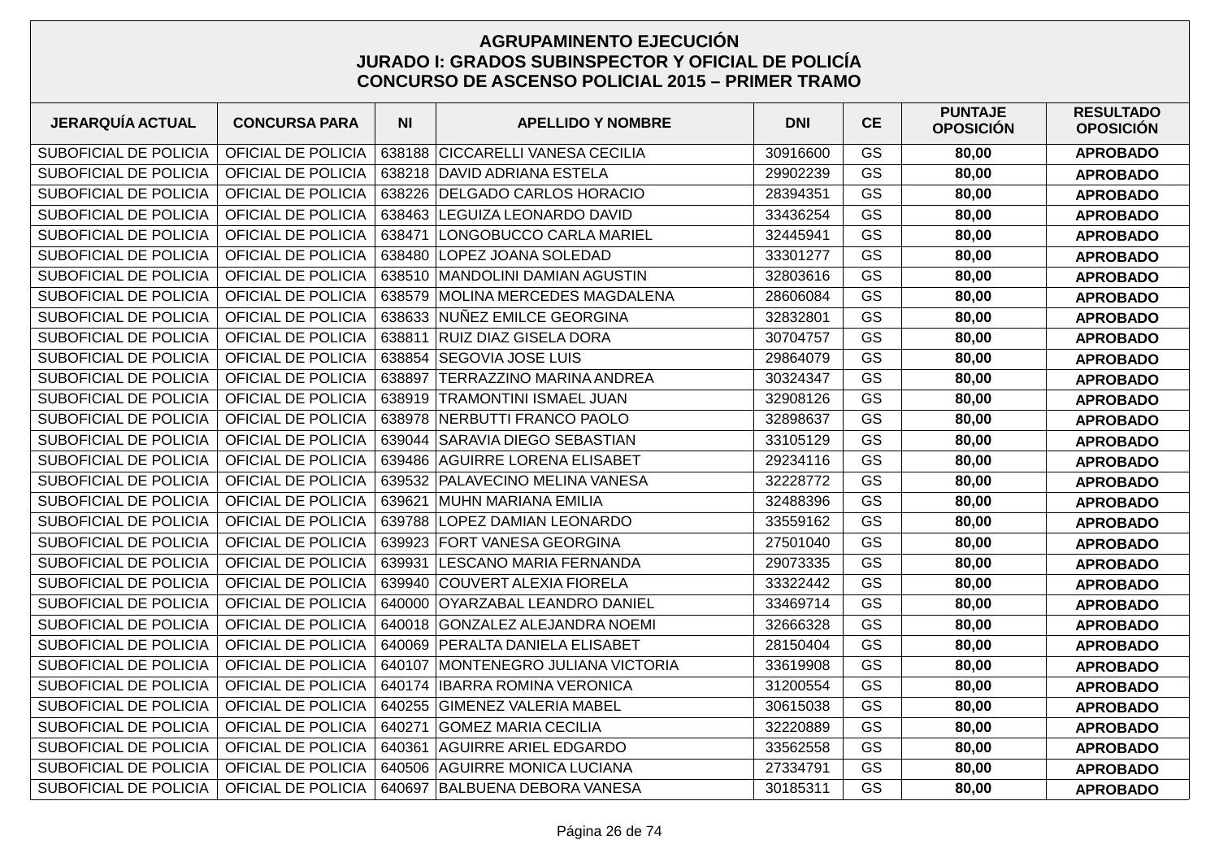# AGRUPAMINENTO EJECUCIÓN
## JURADO I: GRADOS SUBINSPECTOR Y OFICIAL DE POLICÍA
## CONCURSO DE ASCENSO POLICIAL 2015 – PRIMER TRAMO

| JERARQUÍA ACTUAL | CONCURSA PARA | NI | APELLIDO Y NOMBRE | DNI | CE | PUNTAJE OPOSICIÓN | RESULTADO OPOSICIÓN |
|---|---|---|---|---|---|---|---|
| SUBOFICIAL DE POLICIA | OFICIAL DE POLICIA | 638188 | CICCARELLI VANESA CECILIA | 30916600 | GS | **80,00** | **APROBADO** |
| SUBOFICIAL DE POLICIA | OFICIAL DE POLICIA | 638218 | DAVID ADRIANA ESTELA | 29902239 | GS | **80,00** | **APROBADO** |
| SUBOFICIAL DE POLICIA | OFICIAL DE POLICIA | 638226 | DELGADO CARLOS HORACIO | 28394351 | GS | **80,00** | **APROBADO** |
| SUBOFICIAL DE POLICIA | OFICIAL DE POLICIA | 638463 | LEGUIZA LEONARDO DAVID | 33436254 | GS | **80,00** | **APROBADO** |
| SUBOFICIAL DE POLICIA | OFICIAL DE POLICIA | 638471 | LONGOBUCCO CARLA MARIEL | 32445941 | GS | **80,00** | **APROBADO** |
| SUBOFICIAL DE POLICIA | OFICIAL DE POLICIA | 638480 | LOPEZ JOANA SOLEDAD | 33301277 | GS | **80,00** | **APROBADO** |
| SUBOFICIAL DE POLICIA | OFICIAL DE POLICIA | 638510 | MANDOLINI DAMIAN AGUSTIN | 32803616 | GS | **80,00** | **APROBADO** |
| SUBOFICIAL DE POLICIA | OFICIAL DE POLICIA | 638579 | MOLINA MERCEDES MAGDALENA | 28606084 | GS | **80,00** | **APROBADO** |
| SUBOFICIAL DE POLICIA | OFICIAL DE POLICIA | 638633 | NUÑEZ EMILCE GEORGINA | 32832801 | GS | **80,00** | **APROBADO** |
| SUBOFICIAL DE POLICIA | OFICIAL DE POLICIA | 638811 | RUIZ DIAZ GISELA DORA | 30704757 | GS | **80,00** | **APROBADO** |
| SUBOFICIAL DE POLICIA | OFICIAL DE POLICIA | 638854 | SEGOVIA JOSE LUIS | 29864079 | GS | **80,00** | **APROBADO** |
| SUBOFICIAL DE POLICIA | OFICIAL DE POLICIA | 638897 | TERRAZZINO MARINA ANDREA | 30324347 | GS | **80,00** | **APROBADO** |
| SUBOFICIAL DE POLICIA | OFICIAL DE POLICIA | 638919 | TRAMONTINI ISMAEL JUAN | 32908126 | GS | **80,00** | **APROBADO** |
| SUBOFICIAL DE POLICIA | OFICIAL DE POLICIA | 638978 | NERBUTTI FRANCO PAOLO | 32898637 | GS | **80,00** | **APROBADO** |
| SUBOFICIAL DE POLICIA | OFICIAL DE POLICIA | 639044 | SARAVIA DIEGO SEBASTIAN | 33105129 | GS | **80,00** | **APROBADO** |
| SUBOFICIAL DE POLICIA | OFICIAL DE POLICIA | 639486 | AGUIRRE LORENA ELISABET | 29234116 | GS | **80,00** | **APROBADO** |
| SUBOFICIAL DE POLICIA | OFICIAL DE POLICIA | 639532 | PALAVECINO MELINA VANESA | 32228772 | GS | **80,00** | **APROBADO** |
| SUBOFICIAL DE POLICIA | OFICIAL DE POLICIA | 639621 | MUHN MARIANA EMILIA | 32488396 | GS | **80,00** | **APROBADO** |
| SUBOFICIAL DE POLICIA | OFICIAL DE POLICIA | 639788 | LOPEZ DAMIAN LEONARDO | 33559162 | GS | **80,00** | **APROBADO** |
| SUBOFICIAL DE POLICIA | OFICIAL DE POLICIA | 639923 | FORT VANESA GEORGINA | 27501040 | GS | **80,00** | **APROBADO** |
| SUBOFICIAL DE POLICIA | OFICIAL DE POLICIA | 639931 | LESCANO MARIA FERNANDA | 29073335 | GS | **80,00** | **APROBADO** |
| SUBOFICIAL DE POLICIA | OFICIAL DE POLICIA | 639940 | COUVERT ALEXIA FIORELA | 33322442 | GS | **80,00** | **APROBADO** |
| SUBOFICIAL DE POLICIA | OFICIAL DE POLICIA | 640000 | OYARZABAL LEANDRO DANIEL | 33469714 | GS | **80,00** | **APROBADO** |
| SUBOFICIAL DE POLICIA | OFICIAL DE POLICIA | 640018 | GONZALEZ ALEJANDRA NOEMI | 32666328 | GS | **80,00** | **APROBADO** |
| SUBOFICIAL DE POLICIA | OFICIAL DE POLICIA | 640069 | PERALTA DANIELA ELISABET | 28150404 | GS | **80,00** | **APROBADO** |
| SUBOFICIAL DE POLICIA | OFICIAL DE POLICIA | 640107 | MONTENEGRO JULIANA VICTORIA | 33619908 | GS | **80,00** | **APROBADO** |
| SUBOFICIAL DE POLICIA | OFICIAL DE POLICIA | 640174 | IBARRA ROMINA VERONICA | 31200554 | GS | **80,00** | **APROBADO** |
| SUBOFICIAL DE POLICIA | OFICIAL DE POLICIA | 640255 | GIMENEZ VALERIA MABEL | 30615038 | GS | **80,00** | **APROBADO** |
| SUBOFICIAL DE POLICIA | OFICIAL DE POLICIA | 640271 | GOMEZ MARIA CECILIA | 32220889 | GS | **80,00** | **APROBADO** |
| SUBOFICIAL DE POLICIA | OFICIAL DE POLICIA | 640361 | AGUIRRE ARIEL EDGARDO | 33562558 | GS | **80,00** | **APROBADO** |
| SUBOFICIAL DE POLICIA | OFICIAL DE POLICIA | 640506 | AGUIRRE MONICA LUCIANA | 27334791 | GS | **80,00** | **APROBADO** |
| SUBOFICIAL DE POLICIA | OFICIAL DE POLICIA | 640697 | BALBUENA DEBORA VANESA | 30185311 | GS | **80,00** | **APROBADO** |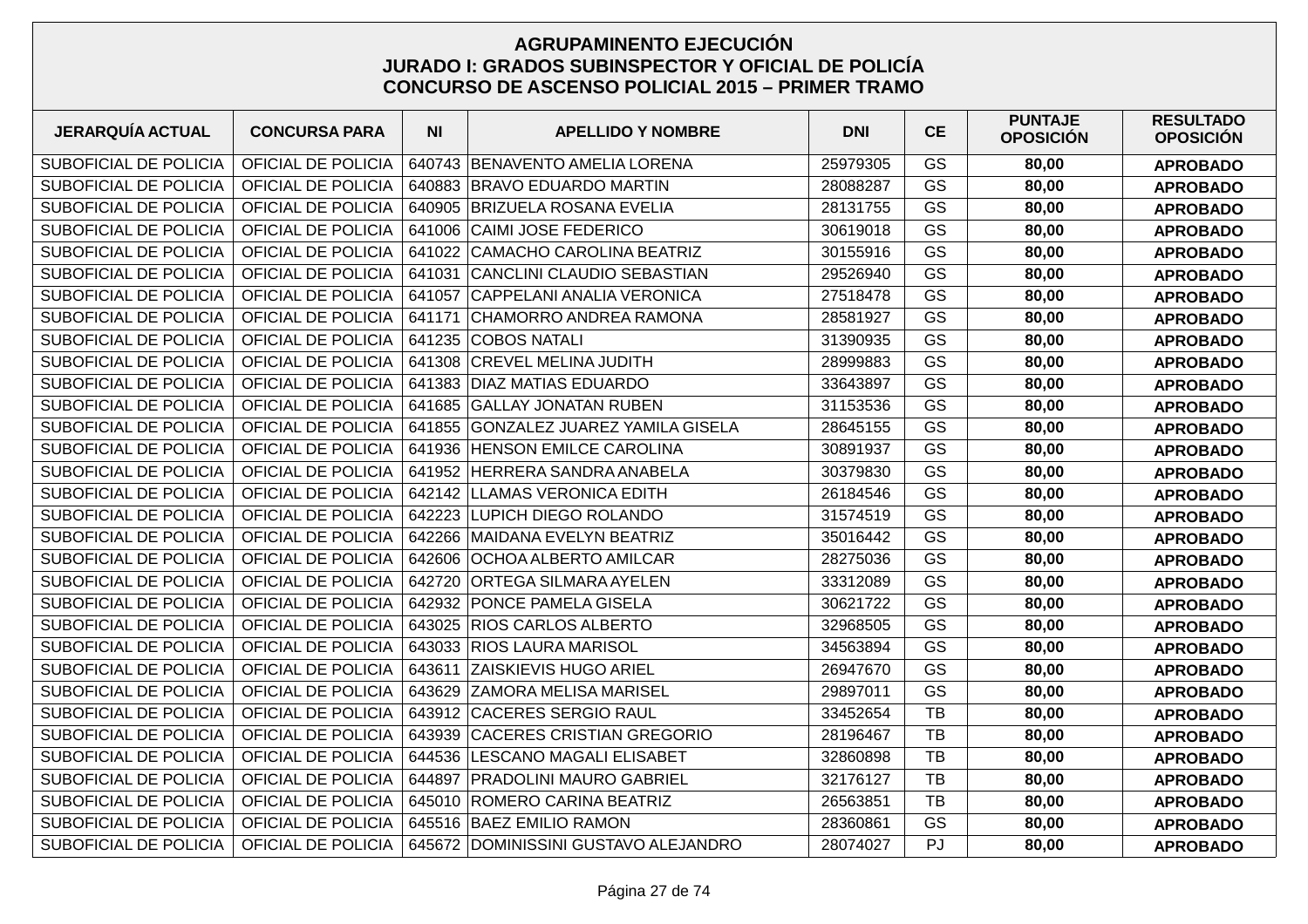## AGRUPAMINENTO EJECUCIÓN
## JURADO I: GRADOS SUBINSPECTOR Y OFICIAL DE POLICÍA
## CONCURSO DE ASCENSO POLICIAL 2015 – PRIMER TRAMO

| JERARQUÍA ACTUAL | CONCURSA PARA | NI | APELLIDO Y NOMBRE | DNI | CE | PUNTAJE OPOSICIÓN | RESULTADO OPOSICIÓN |
|---|---|---|---|---|---|---|---|
| SUBOFICIAL DE POLICIA | OFICIAL DE POLICIA | 640743 | BENAVENTO AMELIA LORENA | 25979305 | GS | **80,00** | **APROBADO** |
| SUBOFICIAL DE POLICIA | OFICIAL DE POLICIA | 640883 | BRAVO EDUARDO MARTIN | 28088287 | GS | **80,00** | **APROBADO** |
| SUBOFICIAL DE POLICIA | OFICIAL DE POLICIA | 640905 | BRIZUELA ROSANA EVELIA | 28131755 | GS | **80,00** | **APROBADO** |
| SUBOFICIAL DE POLICIA | OFICIAL DE POLICIA | 641006 | CAIMI JOSE FEDERICO | 30619018 | GS | **80,00** | **APROBADO** |
| SUBOFICIAL DE POLICIA | OFICIAL DE POLICIA | 641022 | CAMACHO CAROLINA BEATRIZ | 30155916 | GS | **80,00** | **APROBADO** |
| SUBOFICIAL DE POLICIA | OFICIAL DE POLICIA | 641031 | CANCLINI CLAUDIO SEBASTIAN | 29526940 | GS | **80,00** | **APROBADO** |
| SUBOFICIAL DE POLICIA | OFICIAL DE POLICIA | 641057 | CAPPELANI ANALIA VERONICA | 27518478 | GS | **80,00** | **APROBADO** |
| SUBOFICIAL DE POLICIA | OFICIAL DE POLICIA | 641171 | CHAMORRO ANDREA RAMONA | 28581927 | GS | **80,00** | **APROBADO** |
| SUBOFICIAL DE POLICIA | OFICIAL DE POLICIA | 641235 | COBOS NATALI | 31390935 | GS | **80,00** | **APROBADO** |
| SUBOFICIAL DE POLICIA | OFICIAL DE POLICIA | 641308 | CREVEL MELINA JUDITH | 28999883 | GS | **80,00** | **APROBADO** |
| SUBOFICIAL DE POLICIA | OFICIAL DE POLICIA | 641383 | DIAZ MATIAS EDUARDO | 33643897 | GS | **80,00** | **APROBADO** |
| SUBOFICIAL DE POLICIA | OFICIAL DE POLICIA | 641685 | GALLAY JONATAN RUBEN | 31153536 | GS | **80,00** | **APROBADO** |
| SUBOFICIAL DE POLICIA | OFICIAL DE POLICIA | 641855 | GONZALEZ JUAREZ YAMILA GISELA | 28645155 | GS | **80,00** | **APROBADO** |
| SUBOFICIAL DE POLICIA | OFICIAL DE POLICIA | 641936 | HENSON EMILCE CAROLINA | 30891937 | GS | **80,00** | **APROBADO** |
| SUBOFICIAL DE POLICIA | OFICIAL DE POLICIA | 641952 | HERRERA SANDRA ANABELA | 30379830 | GS | **80,00** | **APROBADO** |
| SUBOFICIAL DE POLICIA | OFICIAL DE POLICIA | 642142 | LLAMAS VERONICA EDITH | 26184546 | GS | **80,00** | **APROBADO** |
| SUBOFICIAL DE POLICIA | OFICIAL DE POLICIA | 642223 | LUPICH DIEGO ROLANDO | 31574519 | GS | **80,00** | **APROBADO** |
| SUBOFICIAL DE POLICIA | OFICIAL DE POLICIA | 642266 | MAIDANA EVELYN BEATRIZ | 35016442 | GS | **80,00** | **APROBADO** |
| SUBOFICIAL DE POLICIA | OFICIAL DE POLICIA | 642606 | OCHOA ALBERTO AMILCAR | 28275036 | GS | **80,00** | **APROBADO** |
| SUBOFICIAL DE POLICIA | OFICIAL DE POLICIA | 642720 | ORTEGA SILMARA AYELEN | 33312089 | GS | **80,00** | **APROBADO** |
| SUBOFICIAL DE POLICIA | OFICIAL DE POLICIA | 642932 | PONCE PAMELA GISELA | 30621722 | GS | **80,00** | **APROBADO** |
| SUBOFICIAL DE POLICIA | OFICIAL DE POLICIA | 643025 | RIOS CARLOS ALBERTO | 32968505 | GS | **80,00** | **APROBADO** |
| SUBOFICIAL DE POLICIA | OFICIAL DE POLICIA | 643033 | RIOS LAURA MARISOL | 34563894 | GS | **80,00** | **APROBADO** |
| SUBOFICIAL DE POLICIA | OFICIAL DE POLICIA | 643611 | ZAISKIEVIS HUGO ARIEL | 26947670 | GS | **80,00** | **APROBADO** |
| SUBOFICIAL DE POLICIA | OFICIAL DE POLICIA | 643629 | ZAMORA MELISA MARISEL | 29897011 | GS | **80,00** | **APROBADO** |
| SUBOFICIAL DE POLICIA | OFICIAL DE POLICIA | 643912 | CACERES SERGIO RAUL | 33452654 | TB | **80,00** | **APROBADO** |
| SUBOFICIAL DE POLICIA | OFICIAL DE POLICIA | 643939 | CACERES CRISTIAN GREGORIO | 28196467 | TB | **80,00** | **APROBADO** |
| SUBOFICIAL DE POLICIA | OFICIAL DE POLICIA | 644536 | LESCANO MAGALI ELISABET | 32860898 | TB | **80,00** | **APROBADO** |
| SUBOFICIAL DE POLICIA | OFICIAL DE POLICIA | 644897 | PRADOLINI MAURO GABRIEL | 32176127 | TB | **80,00** | **APROBADO** |
| SUBOFICIAL DE POLICIA | OFICIAL DE POLICIA | 645010 | ROMERO CARINA BEATRIZ | 26563851 | TB | **80,00** | **APROBADO** |
| SUBOFICIAL DE POLICIA | OFICIAL DE POLICIA | 645516 | BAEZ EMILIO RAMON | 28360861 | GS | **80,00** | **APROBADO** |
| SUBOFICIAL DE POLICIA | OFICIAL DE POLICIA | 645672 | DOMINISSINI GUSTAVO ALEJANDRO | 28074027 | PJ | **80,00** | **APROBADO** |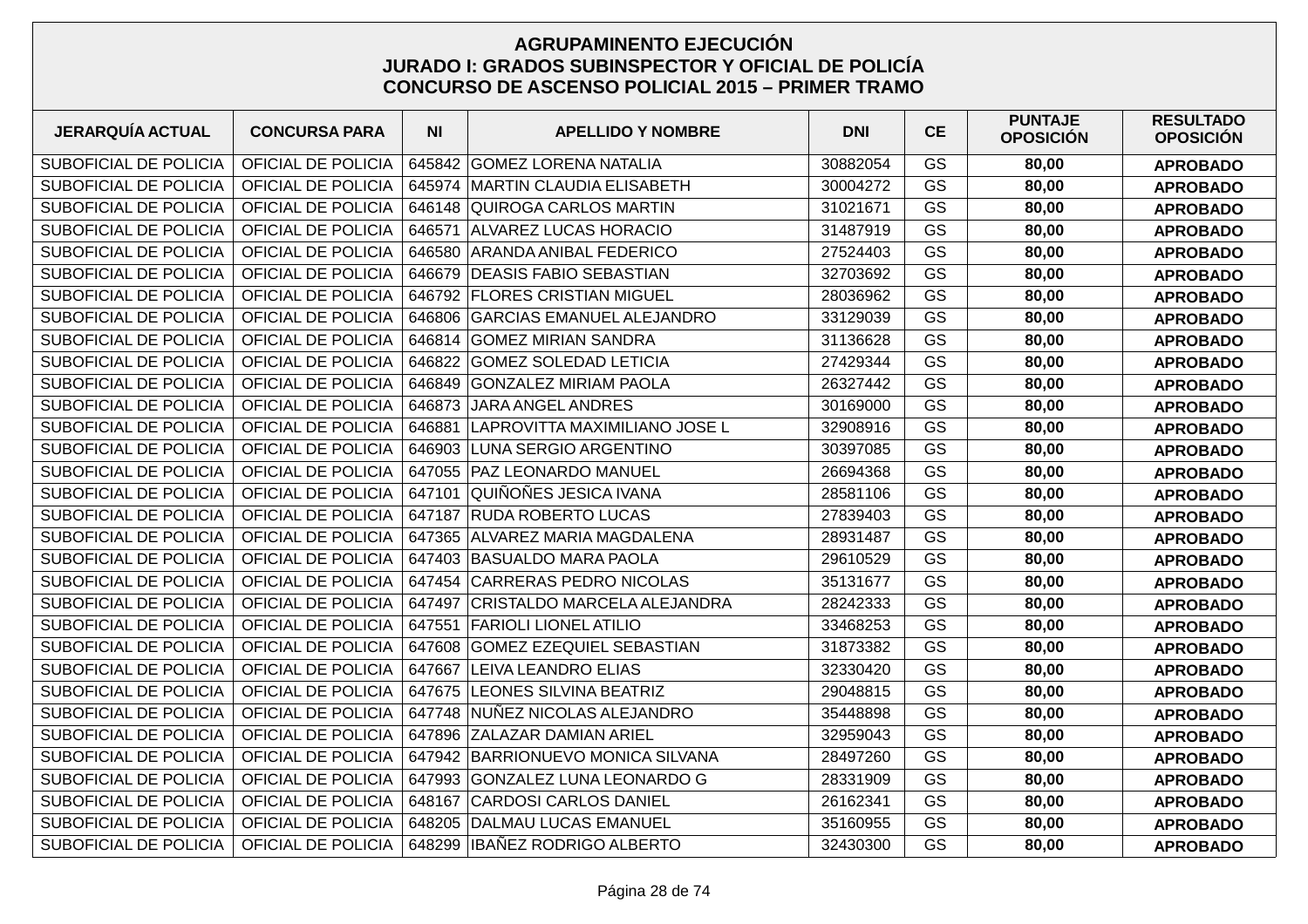## AGRUPAMINENTO EJECUCIÓN
## JURADO I: GRADOS SUBINSPECTOR Y OFICIAL DE POLICÍA
## CONCURSO DE ASCENSO POLICIAL 2015 – PRIMER TRAMO

| JERARQUÍA ACTUAL | CONCURSA PARA | NI | APELLIDO Y NOMBRE | DNI | CE | PUNTAJE OPOSICIÓN | RESULTADO OPOSICIÓN |
|---|---|---|---|---|---|---|---|
| SUBOFICIAL DE POLICIA | OFICIAL DE POLICIA | 645842 | GOMEZ LORENA NATALIA | 30882054 | GS | **80,00** | **APROBADO** |
| SUBOFICIAL DE POLICIA | OFICIAL DE POLICIA | 645974 | MARTIN CLAUDIA ELISABETH | 30004272 | GS | **80,00** | **APROBADO** |
| SUBOFICIAL DE POLICIA | OFICIAL DE POLICIA | 646148 | QUIROGA CARLOS MARTIN | 31021671 | GS | **80,00** | **APROBADO** |
| SUBOFICIAL DE POLICIA | OFICIAL DE POLICIA | 646571 | ALVAREZ LUCAS HORACIO | 31487919 | GS | **80,00** | **APROBADO** |
| SUBOFICIAL DE POLICIA | OFICIAL DE POLICIA | 646580 | ARANDA ANIBAL FEDERICO | 27524403 | GS | **80,00** | **APROBADO** |
| SUBOFICIAL DE POLICIA | OFICIAL DE POLICIA | 646679 | DEASIS FABIO SEBASTIAN | 32703692 | GS | **80,00** | **APROBADO** |
| SUBOFICIAL DE POLICIA | OFICIAL DE POLICIA | 646792 | FLORES CRISTIAN MIGUEL | 28036962 | GS | **80,00** | **APROBADO** |
| SUBOFICIAL DE POLICIA | OFICIAL DE POLICIA | 646806 | GARCIAS EMANUEL ALEJANDRO | 33129039 | GS | **80,00** | **APROBADO** |
| SUBOFICIAL DE POLICIA | OFICIAL DE POLICIA | 646814 | GOMEZ MIRIAN SANDRA | 31136628 | GS | **80,00** | **APROBADO** |
| SUBOFICIAL DE POLICIA | OFICIAL DE POLICIA | 646822 | GOMEZ SOLEDAD LETICIA | 27429344 | GS | **80,00** | **APROBADO** |
| SUBOFICIAL DE POLICIA | OFICIAL DE POLICIA | 646849 | GONZALEZ MIRIAM PAOLA | 26327442 | GS | **80,00** | **APROBADO** |
| SUBOFICIAL DE POLICIA | OFICIAL DE POLICIA | 646873 | JARA ANGEL ANDRES | 30169000 | GS | **80,00** | **APROBADO** |
| SUBOFICIAL DE POLICIA | OFICIAL DE POLICIA | 646881 | LAPROVITTA MAXIMILIANO JOSE L | 32908916 | GS | **80,00** | **APROBADO** |
| SUBOFICIAL DE POLICIA | OFICIAL DE POLICIA | 646903 | LUNA SERGIO ARGENTINO | 30397085 | GS | **80,00** | **APROBADO** |
| SUBOFICIAL DE POLICIA | OFICIAL DE POLICIA | 647055 | PAZ LEONARDO MANUEL | 26694368 | GS | **80,00** | **APROBADO** |
| SUBOFICIAL DE POLICIA | OFICIAL DE POLICIA | 647101 | QUIÑOÑES JESICA IVANA | 28581106 | GS | **80,00** | **APROBADO** |
| SUBOFICIAL DE POLICIA | OFICIAL DE POLICIA | 647187 | RUDA ROBERTO LUCAS | 27839403 | GS | **80,00** | **APROBADO** |
| SUBOFICIAL DE POLICIA | OFICIAL DE POLICIA | 647365 | ALVAREZ MARIA MAGDALENA | 28931487 | GS | **80,00** | **APROBADO** |
| SUBOFICIAL DE POLICIA | OFICIAL DE POLICIA | 647403 | BASUALDO MARA PAOLA | 29610529 | GS | **80,00** | **APROBADO** |
| SUBOFICIAL DE POLICIA | OFICIAL DE POLICIA | 647454 | CARRERAS PEDRO NICOLAS | 35131677 | GS | **80,00** | **APROBADO** |
| SUBOFICIAL DE POLICIA | OFICIAL DE POLICIA | 647497 | CRISTALDO MARCELA ALEJANDRA | 28242333 | GS | **80,00** | **APROBADO** |
| SUBOFICIAL DE POLICIA | OFICIAL DE POLICIA | 647551 | FARIOLI LIONEL ATILIO | 33468253 | GS | **80,00** | **APROBADO** |
| SUBOFICIAL DE POLICIA | OFICIAL DE POLICIA | 647608 | GOMEZ EZEQUIEL SEBASTIAN | 31873382 | GS | **80,00** | **APROBADO** |
| SUBOFICIAL DE POLICIA | OFICIAL DE POLICIA | 647667 | LEIVA LEANDRO ELIAS | 32330420 | GS | **80,00** | **APROBADO** |
| SUBOFICIAL DE POLICIA | OFICIAL DE POLICIA | 647675 | LEONES SILVINA BEATRIZ | 29048815 | GS | **80,00** | **APROBADO** |
| SUBOFICIAL DE POLICIA | OFICIAL DE POLICIA | 647748 | NUÑEZ NICOLAS ALEJANDRO | 35448898 | GS | **80,00** | **APROBADO** |
| SUBOFICIAL DE POLICIA | OFICIAL DE POLICIA | 647896 | ZALAZAR DAMIAN ARIEL | 32959043 | GS | **80,00** | **APROBADO** |
| SUBOFICIAL DE POLICIA | OFICIAL DE POLICIA | 647942 | BARRIONUEVO MONICA SILVANA | 28497260 | GS | **80,00** | **APROBADO** |
| SUBOFICIAL DE POLICIA | OFICIAL DE POLICIA | 647993 | GONZALEZ LUNA LEONARDO G | 28331909 | GS | **80,00** | **APROBADO** |
| SUBOFICIAL DE POLICIA | OFICIAL DE POLICIA | 648167 | CARDOSI CARLOS DANIEL | 26162341 | GS | **80,00** | **APROBADO** |
| SUBOFICIAL DE POLICIA | OFICIAL DE POLICIA | 648205 | DALMAU LUCAS EMANUEL | 35160955 | GS | **80,00** | **APROBADO** |
| SUBOFICIAL DE POLICIA | OFICIAL DE POLICIA | 648299 | IBAÑEZ RODRIGO ALBERTO | 32430300 | GS | **80,00** | **APROBADO** |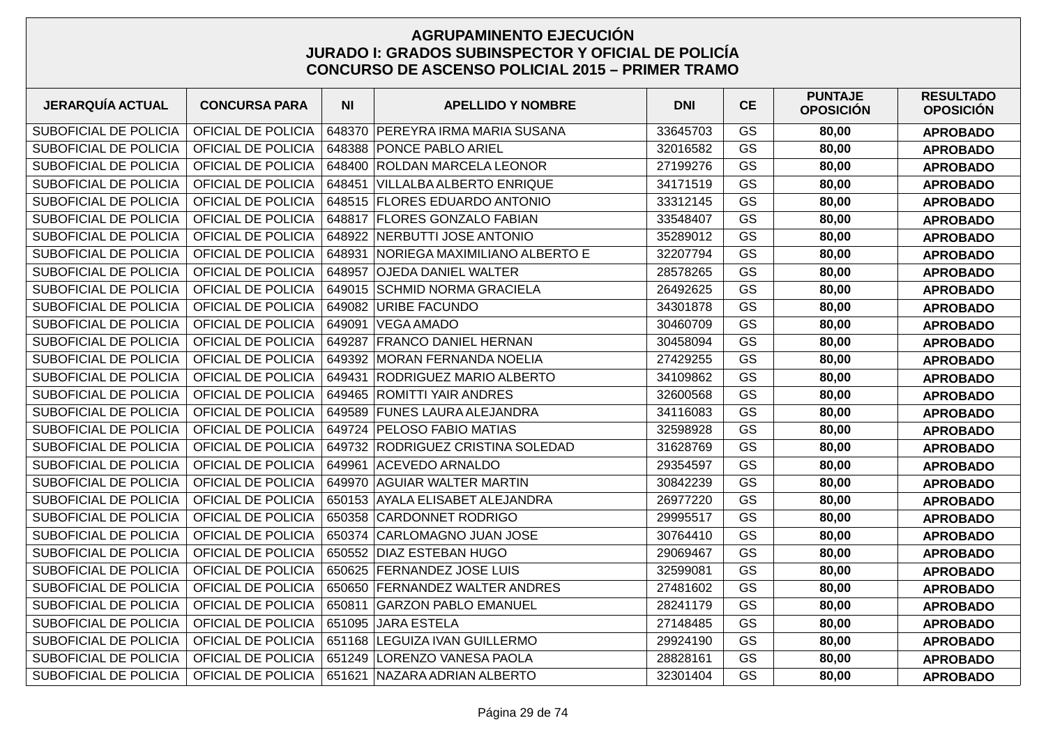# AGRUPAMINENTO EJECUCIÓN
## JURADO I: GRADOS SUBINSPECTOR Y OFICIAL DE POLICÍA
## CONCURSO DE ASCENSO POLICIAL 2015 – PRIMER TRAMO

| JERARQUÍA ACTUAL | CONCURSA PARA | NI | APELLIDO Y NOMBRE | DNI | CE | PUNTAJE OPOSICIÓN | RESULTADO OPOSICIÓN |
|---|---|---|---|---|---|---|---|
| SUBOFICIAL DE POLICIA | OFICIAL DE POLICIA | 648370 | PEREYRA IRMA MARIA SUSANA | 33645703 | GS | **80,00** | **APROBADO** |
| SUBOFICIAL DE POLICIA | OFICIAL DE POLICIA | 648388 | PONCE PABLO ARIEL | 32016582 | GS | **80,00** | **APROBADO** |
| SUBOFICIAL DE POLICIA | OFICIAL DE POLICIA | 648400 | ROLDAN MARCELA LEONOR | 27199276 | GS | **80,00** | **APROBADO** |
| SUBOFICIAL DE POLICIA | OFICIAL DE POLICIA | 648451 | VILLALBA ALBERTO ENRIQUE | 34171519 | GS | **80,00** | **APROBADO** |
| SUBOFICIAL DE POLICIA | OFICIAL DE POLICIA | 648515 | FLORES EDUARDO ANTONIO | 33312145 | GS | **80,00** | **APROBADO** |
| SUBOFICIAL DE POLICIA | OFICIAL DE POLICIA | 648817 | FLORES GONZALO FABIAN | 33548407 | GS | **80,00** | **APROBADO** |
| SUBOFICIAL DE POLICIA | OFICIAL DE POLICIA | 648922 | NERBUTTI JOSE ANTONIO | 35289012 | GS | **80,00** | **APROBADO** |
| SUBOFICIAL DE POLICIA | OFICIAL DE POLICIA | 648931 | NORIEGA MAXIMILIANO ALBERTO E | 32207794 | GS | **80,00** | **APROBADO** |
| SUBOFICIAL DE POLICIA | OFICIAL DE POLICIA | 648957 | OJEDA DANIEL WALTER | 28578265 | GS | **80,00** | **APROBADO** |
| SUBOFICIAL DE POLICIA | OFICIAL DE POLICIA | 649015 | SCHMID NORMA GRACIELA | 26492625 | GS | **80,00** | **APROBADO** |
| SUBOFICIAL DE POLICIA | OFICIAL DE POLICIA | 649082 | URIBE FACUNDO | 34301878 | GS | **80,00** | **APROBADO** |
| SUBOFICIAL DE POLICIA | OFICIAL DE POLICIA | 649091 | VEGA AMADO | 30460709 | GS | **80,00** | **APROBADO** |
| SUBOFICIAL DE POLICIA | OFICIAL DE POLICIA | 649287 | FRANCO DANIEL HERNAN | 30458094 | GS | **80,00** | **APROBADO** |
| SUBOFICIAL DE POLICIA | OFICIAL DE POLICIA | 649392 | MORAN FERNANDA NOELIA | 27429255 | GS | **80,00** | **APROBADO** |
| SUBOFICIAL DE POLICIA | OFICIAL DE POLICIA | 649431 | RODRIGUEZ MARIO ALBERTO | 34109862 | GS | **80,00** | **APROBADO** |
| SUBOFICIAL DE POLICIA | OFICIAL DE POLICIA | 649465 | ROMITTI YAIR ANDRES | 32600568 | GS | **80,00** | **APROBADO** |
| SUBOFICIAL DE POLICIA | OFICIAL DE POLICIA | 649589 | FUNES LAURA ALEJANDRA | 34116083 | GS | **80,00** | **APROBADO** |
| SUBOFICIAL DE POLICIA | OFICIAL DE POLICIA | 649724 | PELOSO FABIO MATIAS | 32598928 | GS | **80,00** | **APROBADO** |
| SUBOFICIAL DE POLICIA | OFICIAL DE POLICIA | 649732 | RODRIGUEZ CRISTINA SOLEDAD | 31628769 | GS | **80,00** | **APROBADO** |
| SUBOFICIAL DE POLICIA | OFICIAL DE POLICIA | 649961 | ACEVEDO ARNALDO | 29354597 | GS | **80,00** | **APROBADO** |
| SUBOFICIAL DE POLICIA | OFICIAL DE POLICIA | 649970 | AGUIAR WALTER MARTIN | 30842239 | GS | **80,00** | **APROBADO** |
| SUBOFICIAL DE POLICIA | OFICIAL DE POLICIA | 650153 | AYALA ELISABET ALEJANDRA | 26977220 | GS | **80,00** | **APROBADO** |
| SUBOFICIAL DE POLICIA | OFICIAL DE POLICIA | 650358 | CARDONNET RODRIGO | 29995517 | GS | **80,00** | **APROBADO** |
| SUBOFICIAL DE POLICIA | OFICIAL DE POLICIA | 650374 | CARLOMAGNO JUAN JOSE | 30764410 | GS | **80,00** | **APROBADO** |
| SUBOFICIAL DE POLICIA | OFICIAL DE POLICIA | 650552 | DIAZ ESTEBAN HUGO | 29069467 | GS | **80,00** | **APROBADO** |
| SUBOFICIAL DE POLICIA | OFICIAL DE POLICIA | 650625 | FERNANDEZ JOSE LUIS | 32599081 | GS | **80,00** | **APROBADO** |
| SUBOFICIAL DE POLICIA | OFICIAL DE POLICIA | 650650 | FERNANDEZ WALTER ANDRES | 27481602 | GS | **80,00** | **APROBADO** |
| SUBOFICIAL DE POLICIA | OFICIAL DE POLICIA | 650811 | GARZON PABLO EMANUEL | 28241179 | GS | **80,00** | **APROBADO** |
| SUBOFICIAL DE POLICIA | OFICIAL DE POLICIA | 651095 | JARA ESTELA | 27148485 | GS | **80,00** | **APROBADO** |
| SUBOFICIAL DE POLICIA | OFICIAL DE POLICIA | 651168 | LEGUIZA IVAN GUILLERMO | 29924190 | GS | **80,00** | **APROBADO** |
| SUBOFICIAL DE POLICIA | OFICIAL DE POLICIA | 651249 | LORENZO VANESA PAOLA | 28828161 | GS | **80,00** | **APROBADO** |
| SUBOFICIAL DE POLICIA | OFICIAL DE POLICIA | 651621 | NAZARA ADRIAN ALBERTO | 32301404 | GS | **80,00** | **APROBADO** |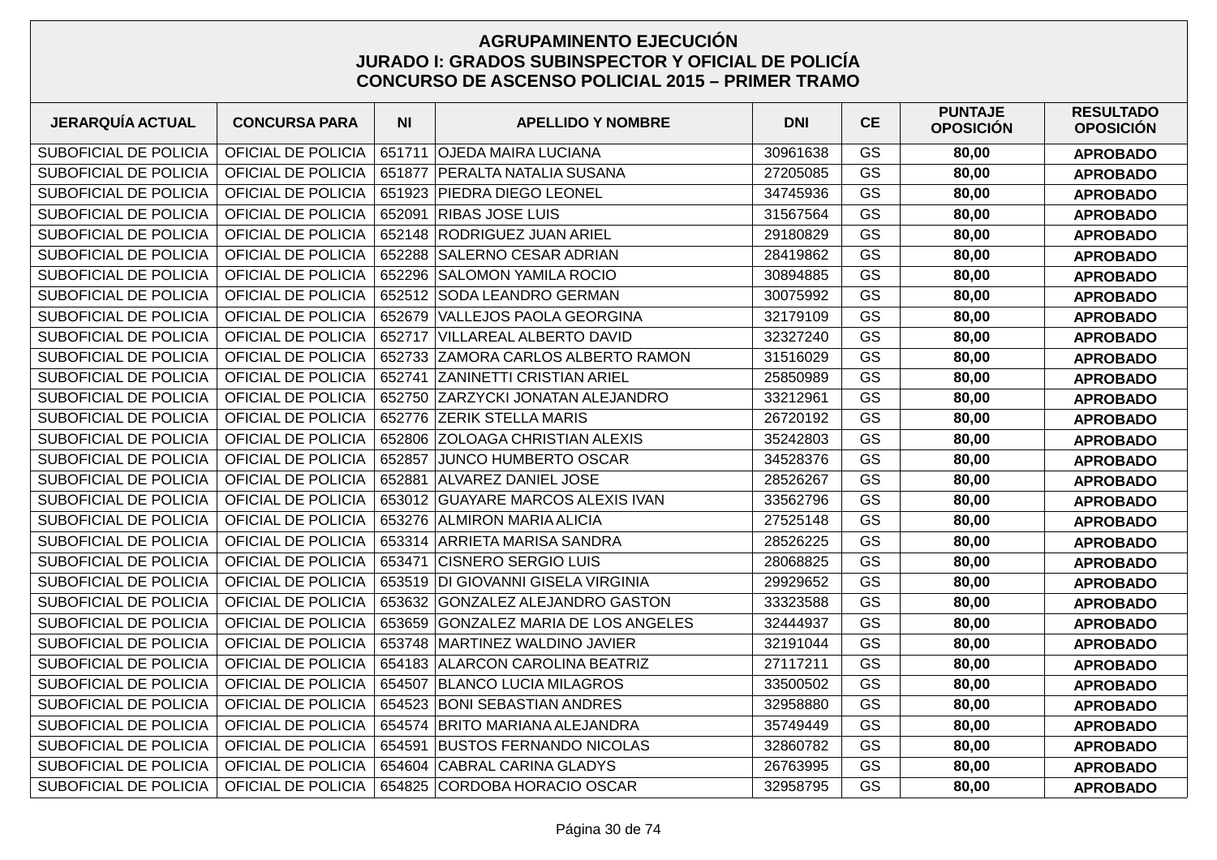# AGRUPAMINENTO EJECUCIÓN
## JURADO I: GRADOS SUBINSPECTOR Y OFICIAL DE POLICÍA
## CONCURSO DE ASCENSO POLICIAL 2015 – PRIMER TRAMO

| JERARQUÍA ACTUAL | CONCURSA PARA | NI | APELLIDO Y NOMBRE | DNI | CE | PUNTAJE OPOSICIÓN | RESULTADO OPOSICIÓN |
|---|---|---|---|---|---|---|---|
| SUBOFICIAL DE POLICIA | OFICIAL DE POLICIA | 651711 | OJEDA MAIRA LUCIANA | 30961638 | GS | **80,00** | **APROBADO** |
| SUBOFICIAL DE POLICIA | OFICIAL DE POLICIA | 651877 | PERALTA NATALIA SUSANA | 27205085 | GS | **80,00** | **APROBADO** |
| SUBOFICIAL DE POLICIA | OFICIAL DE POLICIA | 651923 | PIEDRA DIEGO LEONEL | 34745936 | GS | **80,00** | **APROBADO** |
| SUBOFICIAL DE POLICIA | OFICIAL DE POLICIA | 652091 | RIBAS JOSE LUIS | 31567564 | GS | **80,00** | **APROBADO** |
| SUBOFICIAL DE POLICIA | OFICIAL DE POLICIA | 652148 | RODRIGUEZ JUAN ARIEL | 29180829 | GS | **80,00** | **APROBADO** |
| SUBOFICIAL DE POLICIA | OFICIAL DE POLICIA | 652288 | SALERNO CESAR ADRIAN | 28419862 | GS | **80,00** | **APROBADO** |
| SUBOFICIAL DE POLICIA | OFICIAL DE POLICIA | 652296 | SALOMON YAMILA ROCIO | 30894885 | GS | **80,00** | **APROBADO** |
| SUBOFICIAL DE POLICIA | OFICIAL DE POLICIA | 652512 | SODA LEANDRO GERMAN | 30075992 | GS | **80,00** | **APROBADO** |
| SUBOFICIAL DE POLICIA | OFICIAL DE POLICIA | 652679 | VALLEJOS PAOLA GEORGINA | 32179109 | GS | **80,00** | **APROBADO** |
| SUBOFICIAL DE POLICIA | OFICIAL DE POLICIA | 652717 | VILLAREAL ALBERTO DAVID | 32327240 | GS | **80,00** | **APROBADO** |
| SUBOFICIAL DE POLICIA | OFICIAL DE POLICIA | 652733 | ZAMORA CARLOS ALBERTO RAMON | 31516029 | GS | **80,00** | **APROBADO** |
| SUBOFICIAL DE POLICIA | OFICIAL DE POLICIA | 652741 | ZANINETTI CRISTIAN ARIEL | 25850989 | GS | **80,00** | **APROBADO** |
| SUBOFICIAL DE POLICIA | OFICIAL DE POLICIA | 652750 | ZARZYCKI JONATAN ALEJANDRO | 33212961 | GS | **80,00** | **APROBADO** |
| SUBOFICIAL DE POLICIA | OFICIAL DE POLICIA | 652776 | ZERIK STELLA MARIS | 26720192 | GS | **80,00** | **APROBADO** |
| SUBOFICIAL DE POLICIA | OFICIAL DE POLICIA | 652806 | ZOLOAGA CHRISTIAN ALEXIS | 35242803 | GS | **80,00** | **APROBADO** |
| SUBOFICIAL DE POLICIA | OFICIAL DE POLICIA | 652857 | JUNCO HUMBERTO OSCAR | 34528376 | GS | **80,00** | **APROBADO** |
| SUBOFICIAL DE POLICIA | OFICIAL DE POLICIA | 652881 | ALVAREZ DANIEL JOSE | 28526267 | GS | **80,00** | **APROBADO** |
| SUBOFICIAL DE POLICIA | OFICIAL DE POLICIA | 653012 | GUAYARE MARCOS ALEXIS IVAN | 33562796 | GS | **80,00** | **APROBADO** |
| SUBOFICIAL DE POLICIA | OFICIAL DE POLICIA | 653276 | ALMIRON MARIA ALICIA | 27525148 | GS | **80,00** | **APROBADO** |
| SUBOFICIAL DE POLICIA | OFICIAL DE POLICIA | 653314 | ARRIETA MARISA SANDRA | 28526225 | GS | **80,00** | **APROBADO** |
| SUBOFICIAL DE POLICIA | OFICIAL DE POLICIA | 653471 | CISNERO SERGIO LUIS | 28068825 | GS | **80,00** | **APROBADO** |
| SUBOFICIAL DE POLICIA | OFICIAL DE POLICIA | 653519 | DI GIOVANNI GISELA VIRGINIA | 29929652 | GS | **80,00** | **APROBADO** |
| SUBOFICIAL DE POLICIA | OFICIAL DE POLICIA | 653632 | GONZALEZ ALEJANDRO GASTON | 33323588 | GS | **80,00** | **APROBADO** |
| SUBOFICIAL DE POLICIA | OFICIAL DE POLICIA | 653659 | GONZALEZ MARIA DE LOS ANGELES | 32444937 | GS | **80,00** | **APROBADO** |
| SUBOFICIAL DE POLICIA | OFICIAL DE POLICIA | 653748 | MARTINEZ WALDINO JAVIER | 32191044 | GS | **80,00** | **APROBADO** |
| SUBOFICIAL DE POLICIA | OFICIAL DE POLICIA | 654183 | ALARCON CAROLINA BEATRIZ | 27117211 | GS | **80,00** | **APROBADO** |
| SUBOFICIAL DE POLICIA | OFICIAL DE POLICIA | 654507 | BLANCO LUCIA MILAGROS | 33500502 | GS | **80,00** | **APROBADO** |
| SUBOFICIAL DE POLICIA | OFICIAL DE POLICIA | 654523 | BONI SEBASTIAN ANDRES | 32958880 | GS | **80,00** | **APROBADO** |
| SUBOFICIAL DE POLICIA | OFICIAL DE POLICIA | 654574 | BRITO MARIANA ALEJANDRA | 35749449 | GS | **80,00** | **APROBADO** |
| SUBOFICIAL DE POLICIA | OFICIAL DE POLICIA | 654591 | BUSTOS FERNANDO NICOLAS | 32860782 | GS | **80,00** | **APROBADO** |
| SUBOFICIAL DE POLICIA | OFICIAL DE POLICIA | 654604 | CABRAL CARINA GLADYS | 26763995 | GS | **80,00** | **APROBADO** |
| SUBOFICIAL DE POLICIA | OFICIAL DE POLICIA | 654825 | CORDOBA HORACIO OSCAR | 32958795 | GS | **80,00** | **APROBADO** |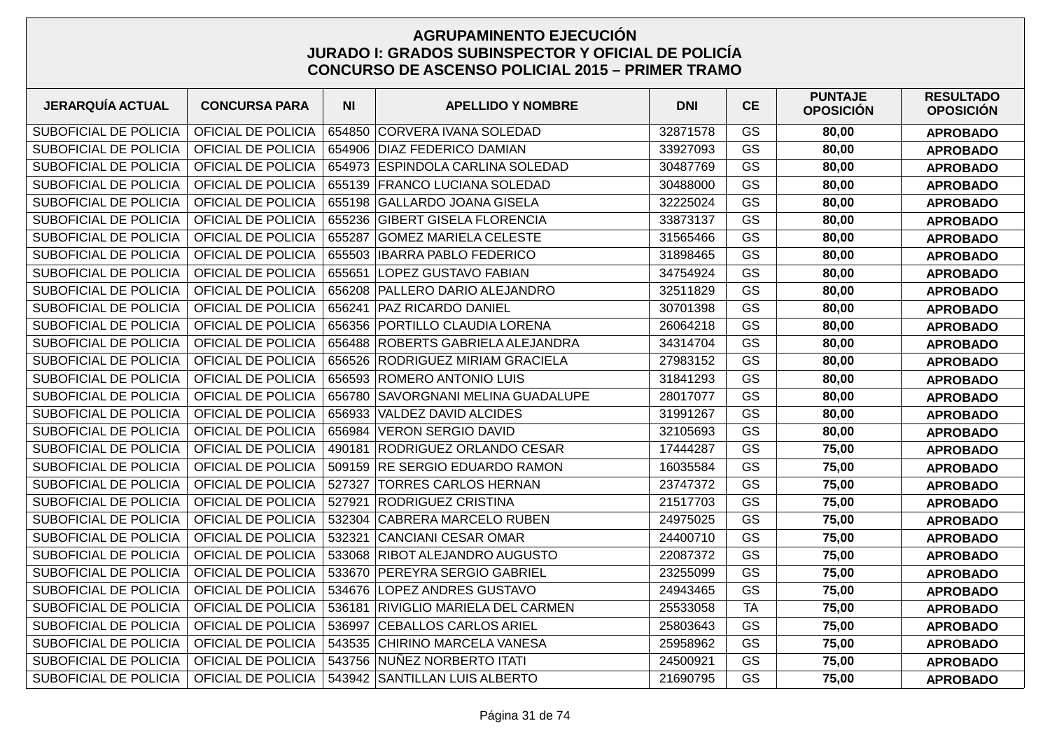# AGRUPAMINENTO EJECUCIÓN
## JURADO I: GRADOS SUBINSPECTOR Y OFICIAL DE POLICÍA
## CONCURSO DE ASCENSO POLICIAL 2015 – PRIMER TRAMO

| JERARQUÍA ACTUAL | CONCURSA PARA | NI | APELLIDO Y NOMBRE | DNI | CE | PUNTAJE OPOSICIÓN | RESULTADO OPOSICIÓN |
|---|---|---|---|---|---|---|---|
| SUBOFICIAL DE POLICIA | OFICIAL DE POLICIA | 654850 | CORVERA IVANA SOLEDAD | 32871578 | GS | **80,00** | **APROBADO** |
| SUBOFICIAL DE POLICIA | OFICIAL DE POLICIA | 654906 | DIAZ FEDERICO DAMIAN | 33927093 | GS | **80,00** | **APROBADO** |
| SUBOFICIAL DE POLICIA | OFICIAL DE POLICIA | 654973 | ESPINDOLA CARLINA SOLEDAD | 30487769 | GS | **80,00** | **APROBADO** |
| SUBOFICIAL DE POLICIA | OFICIAL DE POLICIA | 655139 | FRANCO LUCIANA SOLEDAD | 30488000 | GS | **80,00** | **APROBADO** |
| SUBOFICIAL DE POLICIA | OFICIAL DE POLICIA | 655198 | GALLARDO JOANA GISELA | 32225024 | GS | **80,00** | **APROBADO** |
| SUBOFICIAL DE POLICIA | OFICIAL DE POLICIA | 655236 | GIBERT GISELA FLORENCIA | 33873137 | GS | **80,00** | **APROBADO** |
| SUBOFICIAL DE POLICIA | OFICIAL DE POLICIA | 655287 | GOMEZ MARIELA CELESTE | 31565466 | GS | **80,00** | **APROBADO** |
| SUBOFICIAL DE POLICIA | OFICIAL DE POLICIA | 655503 | IBARRA PABLO FEDERICO | 31898465 | GS | **80,00** | **APROBADO** |
| SUBOFICIAL DE POLICIA | OFICIAL DE POLICIA | 655651 | LOPEZ GUSTAVO FABIAN | 34754924 | GS | **80,00** | **APROBADO** |
| SUBOFICIAL DE POLICIA | OFICIAL DE POLICIA | 656208 | PALLERO DARIO ALEJANDRO | 32511829 | GS | **80,00** | **APROBADO** |
| SUBOFICIAL DE POLICIA | OFICIAL DE POLICIA | 656241 | PAZ RICARDO DANIEL | 30701398 | GS | **80,00** | **APROBADO** |
| SUBOFICIAL DE POLICIA | OFICIAL DE POLICIA | 656356 | PORTILLO CLAUDIA LORENA | 26064218 | GS | **80,00** | **APROBADO** |
| SUBOFICIAL DE POLICIA | OFICIAL DE POLICIA | 656488 | ROBERTS GABRIELA ALEJANDRA | 34314704 | GS | **80,00** | **APROBADO** |
| SUBOFICIAL DE POLICIA | OFICIAL DE POLICIA | 656526 | RODRIGUEZ MIRIAM GRACIELA | 27983152 | GS | **80,00** | **APROBADO** |
| SUBOFICIAL DE POLICIA | OFICIAL DE POLICIA | 656593 | ROMERO ANTONIO LUIS | 31841293 | GS | **80,00** | **APROBADO** |
| SUBOFICIAL DE POLICIA | OFICIAL DE POLICIA | 656780 | SAVORGNANI MELINA GUADALUPE | 28017077 | GS | **80,00** | **APROBADO** |
| SUBOFICIAL DE POLICIA | OFICIAL DE POLICIA | 656933 | VALDEZ DAVID ALCIDES | 31991267 | GS | **80,00** | **APROBADO** |
| SUBOFICIAL DE POLICIA | OFICIAL DE POLICIA | 656984 | VERON SERGIO DAVID | 32105693 | GS | **80,00** | **APROBADO** |
| SUBOFICIAL DE POLICIA | OFICIAL DE POLICIA | 490181 | RODRIGUEZ ORLANDO CESAR | 17444287 | GS | **75,00** | **APROBADO** |
| SUBOFICIAL DE POLICIA | OFICIAL DE POLICIA | 509159 | RE SERGIO EDUARDO RAMON | 16035584 | GS | **75,00** | **APROBADO** |
| SUBOFICIAL DE POLICIA | OFICIAL DE POLICIA | 527327 | TORRES CARLOS HERNAN | 23747372 | GS | **75,00** | **APROBADO** |
| SUBOFICIAL DE POLICIA | OFICIAL DE POLICIA | 527921 | RODRIGUEZ CRISTINA | 21517703 | GS | **75,00** | **APROBADO** |
| SUBOFICIAL DE POLICIA | OFICIAL DE POLICIA | 532304 | CABRERA MARCELO RUBEN | 24975025 | GS | **75,00** | **APROBADO** |
| SUBOFICIAL DE POLICIA | OFICIAL DE POLICIA | 532321 | CANCIANI CESAR OMAR | 24400710 | GS | **75,00** | **APROBADO** |
| SUBOFICIAL DE POLICIA | OFICIAL DE POLICIA | 533068 | RIBOT ALEJANDRO AUGUSTO | 22087372 | GS | **75,00** | **APROBADO** |
| SUBOFICIAL DE POLICIA | OFICIAL DE POLICIA | 533670 | PEREYRA SERGIO GABRIEL | 23255099 | GS | **75,00** | **APROBADO** |
| SUBOFICIAL DE POLICIA | OFICIAL DE POLICIA | 534676 | LOPEZ ANDRES GUSTAVO | 24943465 | GS | **75,00** | **APROBADO** |
| SUBOFICIAL DE POLICIA | OFICIAL DE POLICIA | 536181 | RIVIGLIO MARIELA DEL CARMEN | 25533058 | TA | **75,00** | **APROBADO** |
| SUBOFICIAL DE POLICIA | OFICIAL DE POLICIA | 536997 | CEBALLOS CARLOS ARIEL | 25803643 | GS | **75,00** | **APROBADO** |
| SUBOFICIAL DE POLICIA | OFICIAL DE POLICIA | 543535 | CHIRINO MARCELA VANESA | 25958962 | GS | **75,00** | **APROBADO** |
| SUBOFICIAL DE POLICIA | OFICIAL DE POLICIA | 543756 | NUÑEZ NORBERTO ITATI | 24500921 | GS | **75,00** | **APROBADO** |
| SUBOFICIAL DE POLICIA | OFICIAL DE POLICIA | 543942 | SANTILLAN LUIS ALBERTO | 21690795 | GS | **75,00** | **APROBADO** |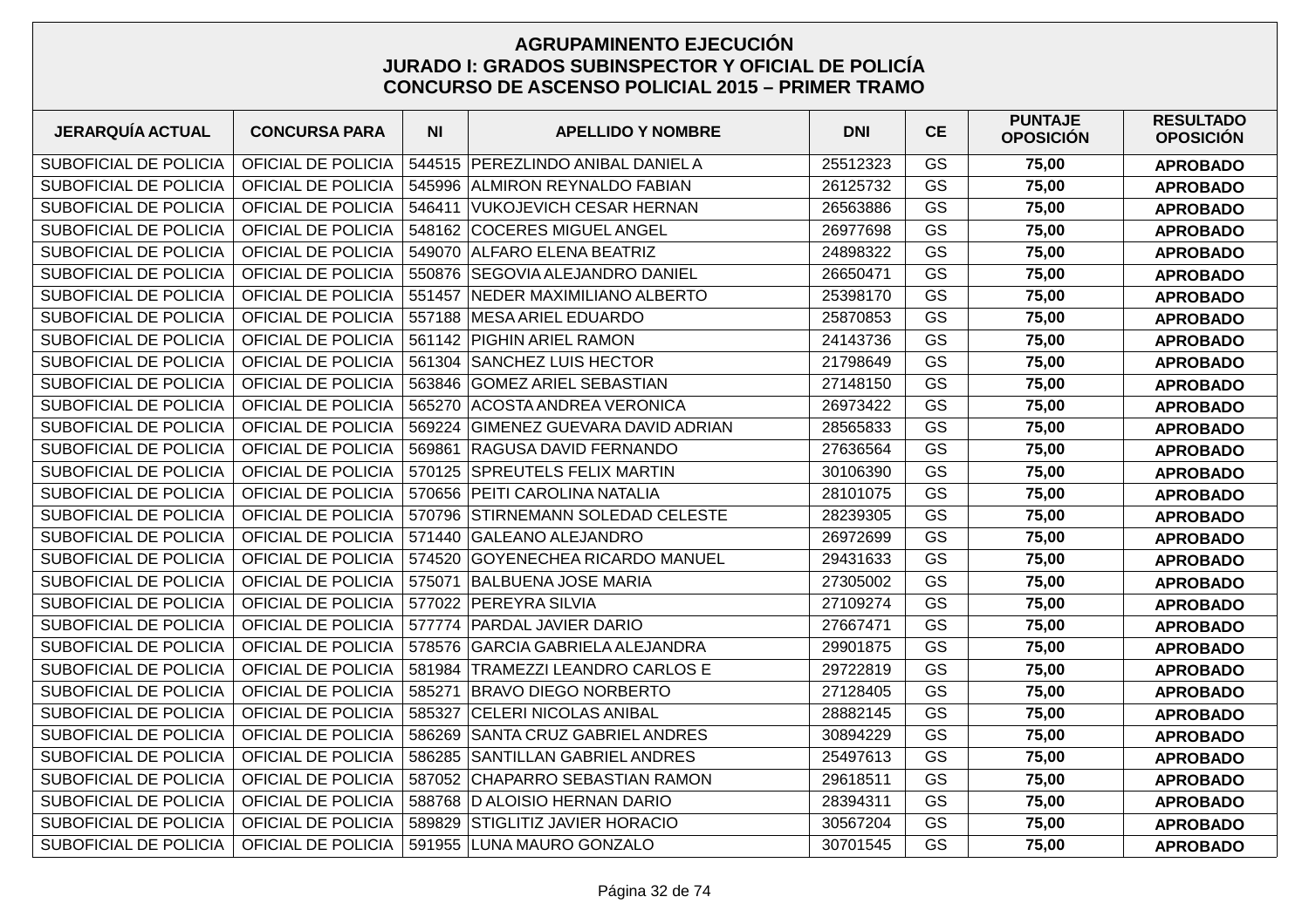# AGRUPAMINENTO EJECUCIÓN
## JURADO I: GRADOS SUBINSPECTOR Y OFICIAL DE POLICÍA
## CONCURSO DE ASCENSO POLICIAL 2015 – PRIMER TRAMO

| JERARQUÍA ACTUAL | CONCURSA PARA | NI | APELLIDO Y NOMBRE | DNI | CE | PUNTAJE OPOSICIÓN | RESULTADO OPOSICIÓN |
|---|---|---|---|---|---|---|---|
| SUBOFICIAL DE POLICIA | OFICIAL DE POLICIA | 544515 | PEREZLINDO ANIBAL DANIEL A | 25512323 | GS | **75,00** | **APROBADO** |
| SUBOFICIAL DE POLICIA | OFICIAL DE POLICIA | 545996 | ALMIRON REYNALDO FABIAN | 26125732 | GS | **75,00** | **APROBADO** |
| SUBOFICIAL DE POLICIA | OFICIAL DE POLICIA | 546411 | VUKOJEVICH CESAR HERNAN | 26563886 | GS | **75,00** | **APROBADO** |
| SUBOFICIAL DE POLICIA | OFICIAL DE POLICIA | 548162 | COCERES MIGUEL ANGEL | 26977698 | GS | **75,00** | **APROBADO** |
| SUBOFICIAL DE POLICIA | OFICIAL DE POLICIA | 549070 | ALFARO ELENA BEATRIZ | 24898322 | GS | **75,00** | **APROBADO** |
| SUBOFICIAL DE POLICIA | OFICIAL DE POLICIA | 550876 | SEGOVIA ALEJANDRO DANIEL | 26650471 | GS | **75,00** | **APROBADO** |
| SUBOFICIAL DE POLICIA | OFICIAL DE POLICIA | 551457 | NEDER MAXIMILIANO ALBERTO | 25398170 | GS | **75,00** | **APROBADO** |
| SUBOFICIAL DE POLICIA | OFICIAL DE POLICIA | 557188 | MESA ARIEL EDUARDO | 25870853 | GS | **75,00** | **APROBADO** |
| SUBOFICIAL DE POLICIA | OFICIAL DE POLICIA | 561142 | PIGHIN ARIEL RAMON | 24143736 | GS | **75,00** | **APROBADO** |
| SUBOFICIAL DE POLICIA | OFICIAL DE POLICIA | 561304 | SANCHEZ LUIS HECTOR | 21798649 | GS | **75,00** | **APROBADO** |
| SUBOFICIAL DE POLICIA | OFICIAL DE POLICIA | 563846 | GOMEZ ARIEL SEBASTIAN | 27148150 | GS | **75,00** | **APROBADO** |
| SUBOFICIAL DE POLICIA | OFICIAL DE POLICIA | 565270 | ACOSTA ANDREA VERONICA | 26973422 | GS | **75,00** | **APROBADO** |
| SUBOFICIAL DE POLICIA | OFICIAL DE POLICIA | 569224 | GIMENEZ GUEVARA DAVID ADRIAN | 28565833 | GS | **75,00** | **APROBADO** |
| SUBOFICIAL DE POLICIA | OFICIAL DE POLICIA | 569861 | RAGUSA DAVID FERNANDO | 27636564 | GS | **75,00** | **APROBADO** |
| SUBOFICIAL DE POLICIA | OFICIAL DE POLICIA | 570125 | SPREUTELS FELIX MARTIN | 30106390 | GS | **75,00** | **APROBADO** |
| SUBOFICIAL DE POLICIA | OFICIAL DE POLICIA | 570656 | PEITI CAROLINA NATALIA | 28101075 | GS | **75,00** | **APROBADO** |
| SUBOFICIAL DE POLICIA | OFICIAL DE POLICIA | 570796 | STIRNEMANN SOLEDAD CELESTE | 28239305 | GS | **75,00** | **APROBADO** |
| SUBOFICIAL DE POLICIA | OFICIAL DE POLICIA | 571440 | GALEANO ALEJANDRO | 26972699 | GS | **75,00** | **APROBADO** |
| SUBOFICIAL DE POLICIA | OFICIAL DE POLICIA | 574520 | GOYENECHEA RICARDO MANUEL | 29431633 | GS | **75,00** | **APROBADO** |
| SUBOFICIAL DE POLICIA | OFICIAL DE POLICIA | 575071 | BALBUENA JOSE MARIA | 27305002 | GS | **75,00** | **APROBADO** |
| SUBOFICIAL DE POLICIA | OFICIAL DE POLICIA | 577022 | PEREYRA SILVIA | 27109274 | GS | **75,00** | **APROBADO** |
| SUBOFICIAL DE POLICIA | OFICIAL DE POLICIA | 577774 | PARDAL JAVIER DARIO | 27667471 | GS | **75,00** | **APROBADO** |
| SUBOFICIAL DE POLICIA | OFICIAL DE POLICIA | 578576 | GARCIA GABRIELA ALEJANDRA | 29901875 | GS | **75,00** | **APROBADO** |
| SUBOFICIAL DE POLICIA | OFICIAL DE POLICIA | 581984 | TRAMEZZI LEANDRO CARLOS E | 29722819 | GS | **75,00** | **APROBADO** |
| SUBOFICIAL DE POLICIA | OFICIAL DE POLICIA | 585271 | BRAVO DIEGO NORBERTO | 27128405 | GS | **75,00** | **APROBADO** |
| SUBOFICIAL DE POLICIA | OFICIAL DE POLICIA | 585327 | CELERI NICOLAS ANIBAL | 28882145 | GS | **75,00** | **APROBADO** |
| SUBOFICIAL DE POLICIA | OFICIAL DE POLICIA | 586269 | SANTA CRUZ GABRIEL ANDRES | 30894229 | GS | **75,00** | **APROBADO** |
| SUBOFICIAL DE POLICIA | OFICIAL DE POLICIA | 586285 | SANTILLAN GABRIEL ANDRES | 25497613 | GS | **75,00** | **APROBADO** |
| SUBOFICIAL DE POLICIA | OFICIAL DE POLICIA | 587052 | CHAPARRO SEBASTIAN RAMON | 29618511 | GS | **75,00** | **APROBADO** |
| SUBOFICIAL DE POLICIA | OFICIAL DE POLICIA | 588768 | D ALOISIO HERNAN DARIO | 28394311 | GS | **75,00** | **APROBADO** |
| SUBOFICIAL DE POLICIA | OFICIAL DE POLICIA | 589829 | STIGLITIZ JAVIER HORACIO | 30567204 | GS | **75,00** | **APROBADO** |
| SUBOFICIAL DE POLICIA | OFICIAL DE POLICIA | 591955 | LUNA MAURO GONZALO | 30701545 | GS | **75,00** | **APROBADO** |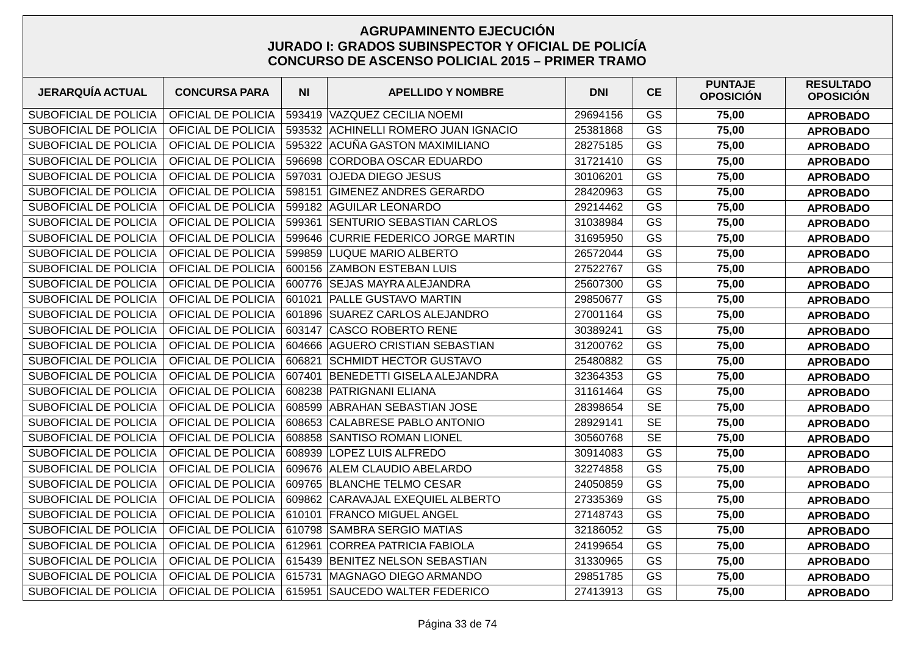# AGRUPAMINENTO EJECUCIÓN
## JURADO I: GRADOS SUBINSPECTOR Y OFICIAL DE POLICÍA
## CONCURSO DE ASCENSO POLICIAL 2015 – PRIMER TRAMO

| JERARQUÍA ACTUAL | CONCURSA PARA | NI | APELLIDO Y NOMBRE | DNI | CE | PUNTAJE OPOSICIÓN | RESULTADO OPOSICIÓN |
|---|---|---|---|---|---|---|---|
| SUBOFICIAL DE POLICIA | OFICIAL DE POLICIA | 593419 | VAZQUEZ CECILIA NOEMI | 29694156 | GS | 75,00 | APROBADO |
| SUBOFICIAL DE POLICIA | OFICIAL DE POLICIA | 593532 | ACHINELLI ROMERO JUAN IGNACIO | 25381868 | GS | 75,00 | APROBADO |
| SUBOFICIAL DE POLICIA | OFICIAL DE POLICIA | 595322 | ACUÑA GASTON MAXIMILIANO | 28275185 | GS | 75,00 | APROBADO |
| SUBOFICIAL DE POLICIA | OFICIAL DE POLICIA | 596698 | CORDOBA OSCAR EDUARDO | 31721410 | GS | 75,00 | APROBADO |
| SUBOFICIAL DE POLICIA | OFICIAL DE POLICIA | 597031 | OJEDA DIEGO JESUS | 30106201 | GS | 75,00 | APROBADO |
| SUBOFICIAL DE POLICIA | OFICIAL DE POLICIA | 598151 | GIMENEZ ANDRES GERARDO | 28420963 | GS | 75,00 | APROBADO |
| SUBOFICIAL DE POLICIA | OFICIAL DE POLICIA | 599182 | AGUILAR LEONARDO | 29214462 | GS | 75,00 | APROBADO |
| SUBOFICIAL DE POLICIA | OFICIAL DE POLICIA | 599361 | SENTURIO SEBASTIAN CARLOS | 31038984 | GS | 75,00 | APROBADO |
| SUBOFICIAL DE POLICIA | OFICIAL DE POLICIA | 599646 | CURRIE FEDERICO JORGE MARTIN | 31695950 | GS | 75,00 | APROBADO |
| SUBOFICIAL DE POLICIA | OFICIAL DE POLICIA | 599859 | LUQUE MARIO ALBERTO | 26572044 | GS | 75,00 | APROBADO |
| SUBOFICIAL DE POLICIA | OFICIAL DE POLICIA | 600156 | ZAMBON ESTEBAN LUIS | 27522767 | GS | 75,00 | APROBADO |
| SUBOFICIAL DE POLICIA | OFICIAL DE POLICIA | 600776 | SEJAS MAYRA ALEJANDRA | 25607300 | GS | 75,00 | APROBADO |
| SUBOFICIAL DE POLICIA | OFICIAL DE POLICIA | 601021 | PALLE GUSTAVO MARTIN | 29850677 | GS | 75,00 | APROBADO |
| SUBOFICIAL DE POLICIA | OFICIAL DE POLICIA | 601896 | SUAREZ CARLOS ALEJANDRO | 27001164 | GS | 75,00 | APROBADO |
| SUBOFICIAL DE POLICIA | OFICIAL DE POLICIA | 603147 | CASCO ROBERTO RENE | 30389241 | GS | 75,00 | APROBADO |
| SUBOFICIAL DE POLICIA | OFICIAL DE POLICIA | 604666 | AGUERO CRISTIAN SEBASTIAN | 31200762 | GS | 75,00 | APROBADO |
| SUBOFICIAL DE POLICIA | OFICIAL DE POLICIA | 606821 | SCHMIDT HECTOR GUSTAVO | 25480882 | GS | 75,00 | APROBADO |
| SUBOFICIAL DE POLICIA | OFICIAL DE POLICIA | 607401 | BENEDETTI GISELA ALEJANDRA | 32364353 | GS | 75,00 | APROBADO |
| SUBOFICIAL DE POLICIA | OFICIAL DE POLICIA | 608238 | PATRIGNANI ELIANA | 31161464 | GS | 75,00 | APROBADO |
| SUBOFICIAL DE POLICIA | OFICIAL DE POLICIA | 608599 | ABRAHAN SEBASTIAN JOSE | 28398654 | SE | 75,00 | APROBADO |
| SUBOFICIAL DE POLICIA | OFICIAL DE POLICIA | 608653 | CALABRESE PABLO ANTONIO | 28929141 | SE | 75,00 | APROBADO |
| SUBOFICIAL DE POLICIA | OFICIAL DE POLICIA | 608858 | SANTISO ROMAN LIONEL | 30560768 | SE | 75,00 | APROBADO |
| SUBOFICIAL DE POLICIA | OFICIAL DE POLICIA | 608939 | LOPEZ LUIS ALFREDO | 30914083 | GS | 75,00 | APROBADO |
| SUBOFICIAL DE POLICIA | OFICIAL DE POLICIA | 609676 | ALEM CLAUDIO ABELARDO | 32274858 | GS | 75,00 | APROBADO |
| SUBOFICIAL DE POLICIA | OFICIAL DE POLICIA | 609765 | BLANCHE TELMO CESAR | 24050859 | GS | 75,00 | APROBADO |
| SUBOFICIAL DE POLICIA | OFICIAL DE POLICIA | 609862 | CARAVAJAL EXEQUIEL ALBERTO | 27335369 | GS | 75,00 | APROBADO |
| SUBOFICIAL DE POLICIA | OFICIAL DE POLICIA | 610101 | FRANCO MIGUEL ANGEL | 27148743 | GS | 75,00 | APROBADO |
| SUBOFICIAL DE POLICIA | OFICIAL DE POLICIA | 610798 | SAMBRA SERGIO MATIAS | 32186052 | GS | 75,00 | APROBADO |
| SUBOFICIAL DE POLICIA | OFICIAL DE POLICIA | 612961 | CORREA PATRICIA FABIOLA | 24199654 | GS | 75,00 | APROBADO |
| SUBOFICIAL DE POLICIA | OFICIAL DE POLICIA | 615439 | BENITEZ NELSON SEBASTIAN | 31330965 | GS | 75,00 | APROBADO |
| SUBOFICIAL DE POLICIA | OFICIAL DE POLICIA | 615731 | MAGNAGO DIEGO ARMANDO | 29851785 | GS | 75,00 | APROBADO |
| SUBOFICIAL DE POLICIA | OFICIAL DE POLICIA | 615951 | SAUCEDO WALTER FEDERICO | 27413913 | GS | 75,00 | APROBADO |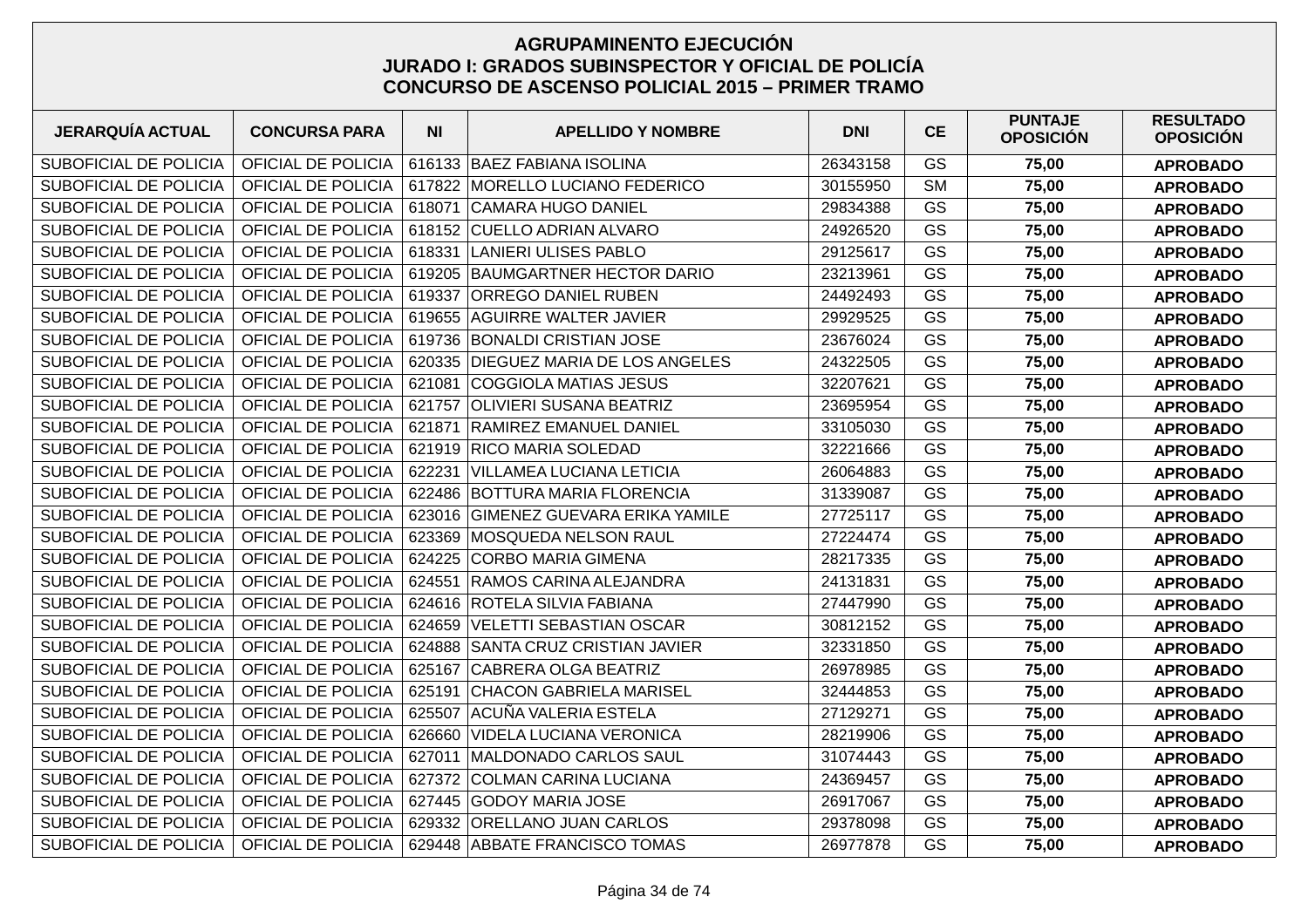# AGRUPAMINENTO EJECUCIÓN
## JURADO I: GRADOS SUBINSPECTOR Y OFICIAL DE POLICÍA
## CONCURSO DE ASCENSO POLICIAL 2015 – PRIMER TRAMO

| JERARQUÍA ACTUAL | CONCURSA PARA | NI | APELLIDO Y NOMBRE | DNI | CE | PUNTAJE OPOSICIÓN | RESULTADO OPOSICIÓN |
|---|---|---|---|---|---|---|---|
| SUBOFICIAL DE POLICIA | OFICIAL DE POLICIA | 616133 | BAEZ FABIANA ISOLINA | 26343158 | GS | 75,00 | APROBADO |
| SUBOFICIAL DE POLICIA | OFICIAL DE POLICIA | 617822 | MORELLO LUCIANO FEDERICO | 30155950 | SM | 75,00 | APROBADO |
| SUBOFICIAL DE POLICIA | OFICIAL DE POLICIA | 618071 | CAMARA HUGO DANIEL | 29834388 | GS | 75,00 | APROBADO |
| SUBOFICIAL DE POLICIA | OFICIAL DE POLICIA | 618152 | CUELLO ADRIAN ALVARO | 24926520 | GS | 75,00 | APROBADO |
| SUBOFICIAL DE POLICIA | OFICIAL DE POLICIA | 618331 | LANIERI ULISES PABLO | 29125617 | GS | 75,00 | APROBADO |
| SUBOFICIAL DE POLICIA | OFICIAL DE POLICIA | 619205 | BAUMGARTNER HECTOR DARIO | 23213961 | GS | 75,00 | APROBADO |
| SUBOFICIAL DE POLICIA | OFICIAL DE POLICIA | 619337 | ORREGO DANIEL RUBEN | 24492493 | GS | 75,00 | APROBADO |
| SUBOFICIAL DE POLICIA | OFICIAL DE POLICIA | 619655 | AGUIRRE WALTER JAVIER | 29929525 | GS | 75,00 | APROBADO |
| SUBOFICIAL DE POLICIA | OFICIAL DE POLICIA | 619736 | BONALDI CRISTIAN JOSE | 23676024 | GS | 75,00 | APROBADO |
| SUBOFICIAL DE POLICIA | OFICIAL DE POLICIA | 620335 | DIEGUEZ MARIA DE LOS ANGELES | 24322505 | GS | 75,00 | APROBADO |
| SUBOFICIAL DE POLICIA | OFICIAL DE POLICIA | 621081 | COGGIOLA MATIAS JESUS | 32207621 | GS | 75,00 | APROBADO |
| SUBOFICIAL DE POLICIA | OFICIAL DE POLICIA | 621757 | OLIVIERI SUSANA BEATRIZ | 23695954 | GS | 75,00 | APROBADO |
| SUBOFICIAL DE POLICIA | OFICIAL DE POLICIA | 621871 | RAMIREZ EMANUEL DANIEL | 33105030 | GS | 75,00 | APROBADO |
| SUBOFICIAL DE POLICIA | OFICIAL DE POLICIA | 621919 | RICO MARIA SOLEDAD | 32221666 | GS | 75,00 | APROBADO |
| SUBOFICIAL DE POLICIA | OFICIAL DE POLICIA | 622231 | VILLAMEA LUCIANA LETICIA | 26064883 | GS | 75,00 | APROBADO |
| SUBOFICIAL DE POLICIA | OFICIAL DE POLICIA | 622486 | BOTTURA MARIA FLORENCIA | 31339087 | GS | 75,00 | APROBADO |
| SUBOFICIAL DE POLICIA | OFICIAL DE POLICIA | 623016 | GIMENEZ GUEVARA ERIKA YAMILE | 27725117 | GS | 75,00 | APROBADO |
| SUBOFICIAL DE POLICIA | OFICIAL DE POLICIA | 623369 | MOSQUEDA NELSON RAUL | 27224474 | GS | 75,00 | APROBADO |
| SUBOFICIAL DE POLICIA | OFICIAL DE POLICIA | 624225 | CORBO MARIA GIMENA | 28217335 | GS | 75,00 | APROBADO |
| SUBOFICIAL DE POLICIA | OFICIAL DE POLICIA | 624551 | RAMOS CARINA ALEJANDRA | 24131831 | GS | 75,00 | APROBADO |
| SUBOFICIAL DE POLICIA | OFICIAL DE POLICIA | 624616 | ROTELA SILVIA FABIANA | 27447990 | GS | 75,00 | APROBADO |
| SUBOFICIAL DE POLICIA | OFICIAL DE POLICIA | 624659 | VELETTI SEBASTIAN OSCAR | 30812152 | GS | 75,00 | APROBADO |
| SUBOFICIAL DE POLICIA | OFICIAL DE POLICIA | 624888 | SANTA CRUZ CRISTIAN JAVIER | 32331850 | GS | 75,00 | APROBADO |
| SUBOFICIAL DE POLICIA | OFICIAL DE POLICIA | 625167 | CABRERA OLGA BEATRIZ | 26978985 | GS | 75,00 | APROBADO |
| SUBOFICIAL DE POLICIA | OFICIAL DE POLICIA | 625191 | CHACON GABRIELA MARISEL | 32444853 | GS | 75,00 | APROBADO |
| SUBOFICIAL DE POLICIA | OFICIAL DE POLICIA | 625507 | ACUÑA VALERIA ESTELA | 27129271 | GS | 75,00 | APROBADO |
| SUBOFICIAL DE POLICIA | OFICIAL DE POLICIA | 626660 | VIDELA LUCIANA VERONICA | 28219906 | GS | 75,00 | APROBADO |
| SUBOFICIAL DE POLICIA | OFICIAL DE POLICIA | 627011 | MALDONADO CARLOS SAUL | 31074443 | GS | 75,00 | APROBADO |
| SUBOFICIAL DE POLICIA | OFICIAL DE POLICIA | 627372 | COLMAN CARINA LUCIANA | 24369457 | GS | 75,00 | APROBADO |
| SUBOFICIAL DE POLICIA | OFICIAL DE POLICIA | 627445 | GODOY MARIA JOSE | 26917067 | GS | 75,00 | APROBADO |
| SUBOFICIAL DE POLICIA | OFICIAL DE POLICIA | 629332 | ORELLANO JUAN CARLOS | 29378098 | GS | 75,00 | APROBADO |
| SUBOFICIAL DE POLICIA | OFICIAL DE POLICIA | 629448 | ABBATE FRANCISCO TOMAS | 26977878 | GS | 75,00 | APROBADO |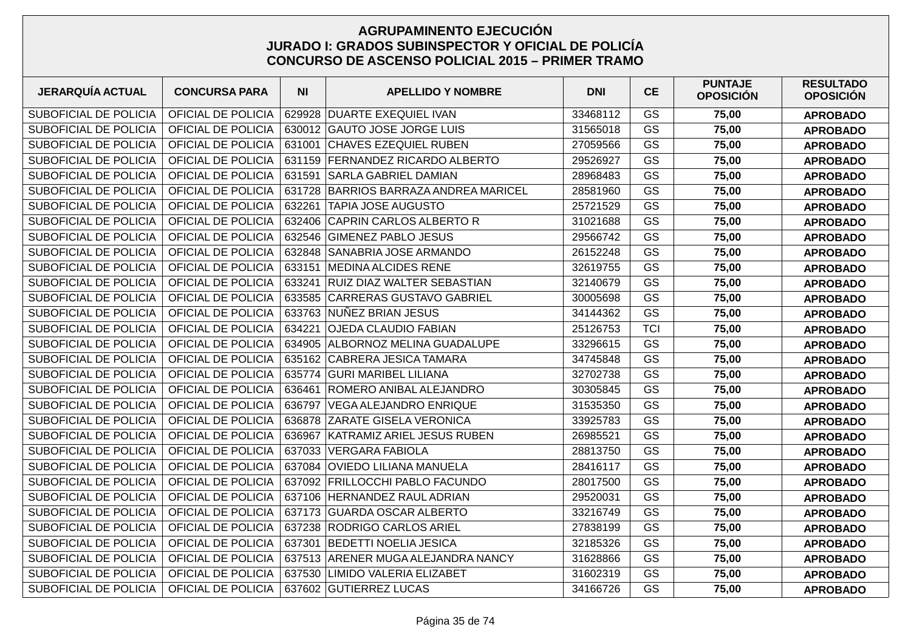# AGRUPAMINENTO EJECUCIÓN
## JURADO I: GRADOS SUBINSPECTOR Y OFICIAL DE POLICÍA
## CONCURSO DE ASCENSO POLICIAL 2015 – PRIMER TRAMO

| JERARQUÍA ACTUAL | CONCURSA PARA | NI | APELLIDO Y NOMBRE | DNI | CE | PUNTAJE OPOSICIÓN | RESULTADO OPOSICIÓN |
|---|---|---|---|---|---|---|---|
| SUBOFICIAL DE POLICIA | OFICIAL DE POLICIA | 629928 | DUARTE EXEQUIEL IVAN | 33468112 | GS | **75,00** | **APROBADO** |
| SUBOFICIAL DE POLICIA | OFICIAL DE POLICIA | 630012 | GAUTO JOSE JORGE LUIS | 31565018 | GS | **75,00** | **APROBADO** |
| SUBOFICIAL DE POLICIA | OFICIAL DE POLICIA | 631001 | CHAVES EZEQUIEL RUBEN | 27059566 | GS | **75,00** | **APROBADO** |
| SUBOFICIAL DE POLICIA | OFICIAL DE POLICIA | 631159 | FERNANDEZ RICARDO ALBERTO | 29526927 | GS | **75,00** | **APROBADO** |
| SUBOFICIAL DE POLICIA | OFICIAL DE POLICIA | 631591 | SARLA GABRIEL DAMIAN | 28968483 | GS | **75,00** | **APROBADO** |
| SUBOFICIAL DE POLICIA | OFICIAL DE POLICIA | 631728 | BARRIOS BARRAZA ANDREA MARICEL | 28581960 | GS | **75,00** | **APROBADO** |
| SUBOFICIAL DE POLICIA | OFICIAL DE POLICIA | 632261 | TAPIA JOSE AUGUSTO | 25721529 | GS | **75,00** | **APROBADO** |
| SUBOFICIAL DE POLICIA | OFICIAL DE POLICIA | 632406 | CAPRIN CARLOS ALBERTO R | 31021688 | GS | **75,00** | **APROBADO** |
| SUBOFICIAL DE POLICIA | OFICIAL DE POLICIA | 632546 | GIMENEZ PABLO JESUS | 29566742 | GS | **75,00** | **APROBADO** |
| SUBOFICIAL DE POLICIA | OFICIAL DE POLICIA | 632848 | SANABRIA JOSE ARMANDO | 26152248 | GS | **75,00** | **APROBADO** |
| SUBOFICIAL DE POLICIA | OFICIAL DE POLICIA | 633151 | MEDINA ALCIDES RENE | 32619755 | GS | **75,00** | **APROBADO** |
| SUBOFICIAL DE POLICIA | OFICIAL DE POLICIA | 633241 | RUIZ DIAZ WALTER SEBASTIAN | 32140679 | GS | **75,00** | **APROBADO** |
| SUBOFICIAL DE POLICIA | OFICIAL DE POLICIA | 633585 | CARRERAS GUSTAVO GABRIEL | 30005698 | GS | **75,00** | **APROBADO** |
| SUBOFICIAL DE POLICIA | OFICIAL DE POLICIA | 633763 | NUÑEZ BRIAN JESUS | 34144362 | GS | **75,00** | **APROBADO** |
| SUBOFICIAL DE POLICIA | OFICIAL DE POLICIA | 634221 | OJEDA CLAUDIO FABIAN | 25126753 | TCI | **75,00** | **APROBADO** |
| SUBOFICIAL DE POLICIA | OFICIAL DE POLICIA | 634905 | ALBORNOZ MELINA GUADALUPE | 33296615 | GS | **75,00** | **APROBADO** |
| SUBOFICIAL DE POLICIA | OFICIAL DE POLICIA | 635162 | CABRERA JESICA TAMARA | 34745848 | GS | **75,00** | **APROBADO** |
| SUBOFICIAL DE POLICIA | OFICIAL DE POLICIA | 635774 | GURI MARIBEL LILIANA | 32702738 | GS | **75,00** | **APROBADO** |
| SUBOFICIAL DE POLICIA | OFICIAL DE POLICIA | 636461 | ROMERO ANIBAL ALEJANDRO | 30305845 | GS | **75,00** | **APROBADO** |
| SUBOFICIAL DE POLICIA | OFICIAL DE POLICIA | 636797 | VEGA ALEJANDRO ENRIQUE | 31535350 | GS | **75,00** | **APROBADO** |
| SUBOFICIAL DE POLICIA | OFICIAL DE POLICIA | 636878 | ZARATE GISELA VERONICA | 33925783 | GS | **75,00** | **APROBADO** |
| SUBOFICIAL DE POLICIA | OFICIAL DE POLICIA | 636967 | KATRAMIZ ARIEL JESUS RUBEN | 26985521 | GS | **75,00** | **APROBADO** |
| SUBOFICIAL DE POLICIA | OFICIAL DE POLICIA | 637033 | VERGARA FABIOLA | 28813750 | GS | **75,00** | **APROBADO** |
| SUBOFICIAL DE POLICIA | OFICIAL DE POLICIA | 637084 | OVIEDO LILIANA MANUELA | 28416117 | GS | **75,00** | **APROBADO** |
| SUBOFICIAL DE POLICIA | OFICIAL DE POLICIA | 637092 | FRILLOCCHI PABLO FACUNDO | 28017500 | GS | **75,00** | **APROBADO** |
| SUBOFICIAL DE POLICIA | OFICIAL DE POLICIA | 637106 | HERNANDEZ RAUL ADRIAN | 29520031 | GS | **75,00** | **APROBADO** |
| SUBOFICIAL DE POLICIA | OFICIAL DE POLICIA | 637173 | GUARDA OSCAR ALBERTO | 33216749 | GS | **75,00** | **APROBADO** |
| SUBOFICIAL DE POLICIA | OFICIAL DE POLICIA | 637238 | RODRIGO CARLOS ARIEL | 27838199 | GS | **75,00** | **APROBADO** |
| SUBOFICIAL DE POLICIA | OFICIAL DE POLICIA | 637301 | BEDETTI NOELIA JESICA | 32185326 | GS | **75,00** | **APROBADO** |
| SUBOFICIAL DE POLICIA | OFICIAL DE POLICIA | 637513 | ARENER MUGA ALEJANDRA NANCY | 31628866 | GS | **75,00** | **APROBADO** |
| SUBOFICIAL DE POLICIA | OFICIAL DE POLICIA | 637530 | LIMIDO VALERIA ELIZABET | 31602319 | GS | **75,00** | **APROBADO** |
| SUBOFICIAL DE POLICIA | OFICIAL DE POLICIA | 637602 | GUTIERREZ LUCAS | 34166726 | GS | **75,00** | **APROBADO** |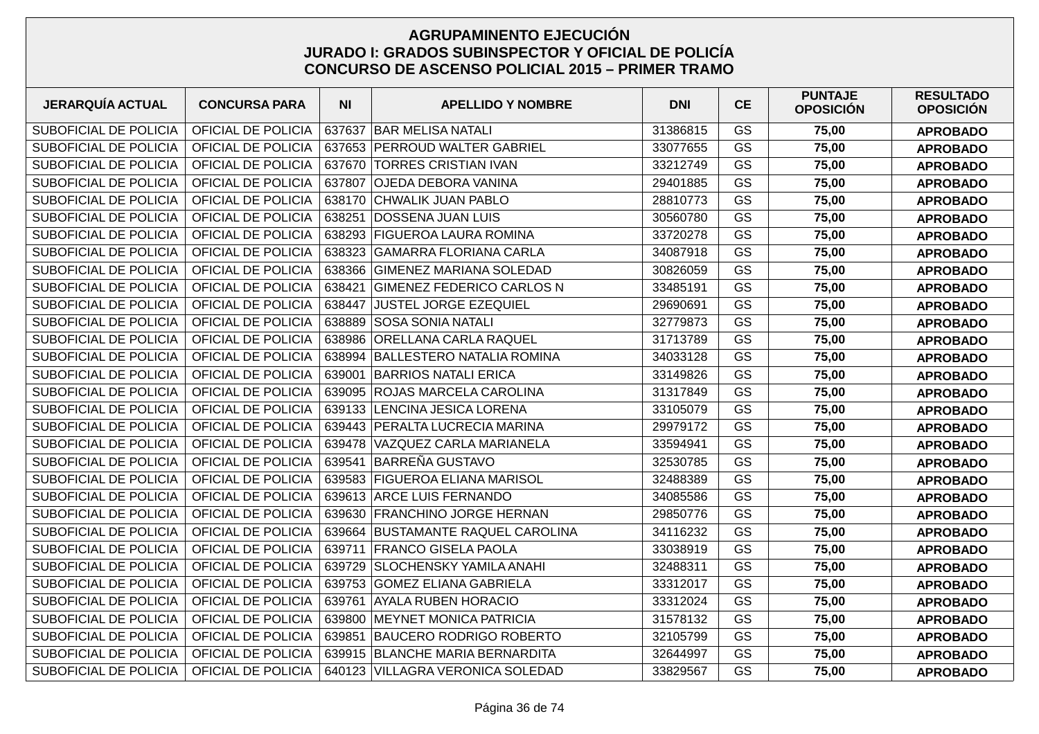# AGRUPAMINENTO EJECUCIÓN
## JURADO I: GRADOS SUBINSPECTOR Y OFICIAL DE POLICÍA
## CONCURSO DE ASCENSO POLICIAL 2015 – PRIMER TRAMO

| JERARQUÍA ACTUAL | CONCURSA PARA | NI | APELLIDO Y NOMBRE | DNI | CE | PUNTAJE OPOSICIÓN | RESULTADO OPOSICIÓN |
|---|---|---|---|---|---|---|---|
| SUBOFICIAL DE POLICIA | OFICIAL DE POLICIA | 637637 | BAR MELISA NATALI | 31386815 | GS | **75,00** | **APROBADO** |
| SUBOFICIAL DE POLICIA | OFICIAL DE POLICIA | 637653 | PERROUD WALTER GABRIEL | 33077655 | GS | **75,00** | **APROBADO** |
| SUBOFICIAL DE POLICIA | OFICIAL DE POLICIA | 637670 | TORRES CRISTIAN IVAN | 33212749 | GS | **75,00** | **APROBADO** |
| SUBOFICIAL DE POLICIA | OFICIAL DE POLICIA | 637807 | OJEDA DEBORA VANINA | 29401885 | GS | **75,00** | **APROBADO** |
| SUBOFICIAL DE POLICIA | OFICIAL DE POLICIA | 638170 | CHWALIK JUAN PABLO | 28810773 | GS | **75,00** | **APROBADO** |
| SUBOFICIAL DE POLICIA | OFICIAL DE POLICIA | 638251 | DOSSENA JUAN LUIS | 30560780 | GS | **75,00** | **APROBADO** |
| SUBOFICIAL DE POLICIA | OFICIAL DE POLICIA | 638293 | FIGUEROA LAURA ROMINA | 33720278 | GS | **75,00** | **APROBADO** |
| SUBOFICIAL DE POLICIA | OFICIAL DE POLICIA | 638323 | GAMARRA FLORIANA CARLA | 34087918 | GS | **75,00** | **APROBADO** |
| SUBOFICIAL DE POLICIA | OFICIAL DE POLICIA | 638366 | GIMENEZ MARIANA SOLEDAD | 30826059 | GS | **75,00** | **APROBADO** |
| SUBOFICIAL DE POLICIA | OFICIAL DE POLICIA | 638421 | GIMENEZ FEDERICO CARLOS N | 33485191 | GS | **75,00** | **APROBADO** |
| SUBOFICIAL DE POLICIA | OFICIAL DE POLICIA | 638447 | JUSTEL JORGE EZEQUIEL | 29690691 | GS | **75,00** | **APROBADO** |
| SUBOFICIAL DE POLICIA | OFICIAL DE POLICIA | 638889 | SOSA SONIA NATALI | 32779873 | GS | **75,00** | **APROBADO** |
| SUBOFICIAL DE POLICIA | OFICIAL DE POLICIA | 638986 | ORELLANA CARLA RAQUEL | 31713789 | GS | **75,00** | **APROBADO** |
| SUBOFICIAL DE POLICIA | OFICIAL DE POLICIA | 638994 | BALLESTERO NATALIA ROMINA | 34033128 | GS | **75,00** | **APROBADO** |
| SUBOFICIAL DE POLICIA | OFICIAL DE POLICIA | 639001 | BARRIOS NATALI ERICA | 33149826 | GS | **75,00** | **APROBADO** |
| SUBOFICIAL DE POLICIA | OFICIAL DE POLICIA | 639095 | ROJAS MARCELA CAROLINA | 31317849 | GS | **75,00** | **APROBADO** |
| SUBOFICIAL DE POLICIA | OFICIAL DE POLICIA | 639133 | LENCINA JESICA LORENA | 33105079 | GS | **75,00** | **APROBADO** |
| SUBOFICIAL DE POLICIA | OFICIAL DE POLICIA | 639443 | PERALTA LUCRECIA MARINA | 29979172 | GS | **75,00** | **APROBADO** |
| SUBOFICIAL DE POLICIA | OFICIAL DE POLICIA | 639478 | VAZQUEZ CARLA MARIANELA | 33594941 | GS | **75,00** | **APROBADO** |
| SUBOFICIAL DE POLICIA | OFICIAL DE POLICIA | 639541 | BARREÑA GUSTAVO | 32530785 | GS | **75,00** | **APROBADO** |
| SUBOFICIAL DE POLICIA | OFICIAL DE POLICIA | 639583 | FIGUEROA ELIANA MARISOL | 32488389 | GS | **75,00** | **APROBADO** |
| SUBOFICIAL DE POLICIA | OFICIAL DE POLICIA | 639613 | ARCE LUIS FERNANDO | 34085586 | GS | **75,00** | **APROBADO** |
| SUBOFICIAL DE POLICIA | OFICIAL DE POLICIA | 639630 | FRANCHINO JORGE HERNAN | 29850776 | GS | **75,00** | **APROBADO** |
| SUBOFICIAL DE POLICIA | OFICIAL DE POLICIA | 639664 | BUSTAMANTE RAQUEL CAROLINA | 34116232 | GS | **75,00** | **APROBADO** |
| SUBOFICIAL DE POLICIA | OFICIAL DE POLICIA | 639711 | FRANCO GISELA PAOLA | 33038919 | GS | **75,00** | **APROBADO** |
| SUBOFICIAL DE POLICIA | OFICIAL DE POLICIA | 639729 | SLOCHENSKY YAMILA ANAHI | 32488311 | GS | **75,00** | **APROBADO** |
| SUBOFICIAL DE POLICIA | OFICIAL DE POLICIA | 639753 | GOMEZ ELIANA GABRIELA | 33312017 | GS | **75,00** | **APROBADO** |
| SUBOFICIAL DE POLICIA | OFICIAL DE POLICIA | 639761 | AYALA RUBEN HORACIO | 33312024 | GS | **75,00** | **APROBADO** |
| SUBOFICIAL DE POLICIA | OFICIAL DE POLICIA | 639800 | MEYNET MONICA PATRICIA | 31578132 | GS | **75,00** | **APROBADO** |
| SUBOFICIAL DE POLICIA | OFICIAL DE POLICIA | 639851 | BAUCERO RODRIGO ROBERTO | 32105799 | GS | **75,00** | **APROBADO** |
| SUBOFICIAL DE POLICIA | OFICIAL DE POLICIA | 639915 | BLANCHE MARIA BERNARDITA | 32644997 | GS | **75,00** | **APROBADO** |
| SUBOFICIAL DE POLICIA | OFICIAL DE POLICIA | 640123 | VILLAGRA VERONICA SOLEDAD | 33829567 | GS | **75,00** | **APROBADO** |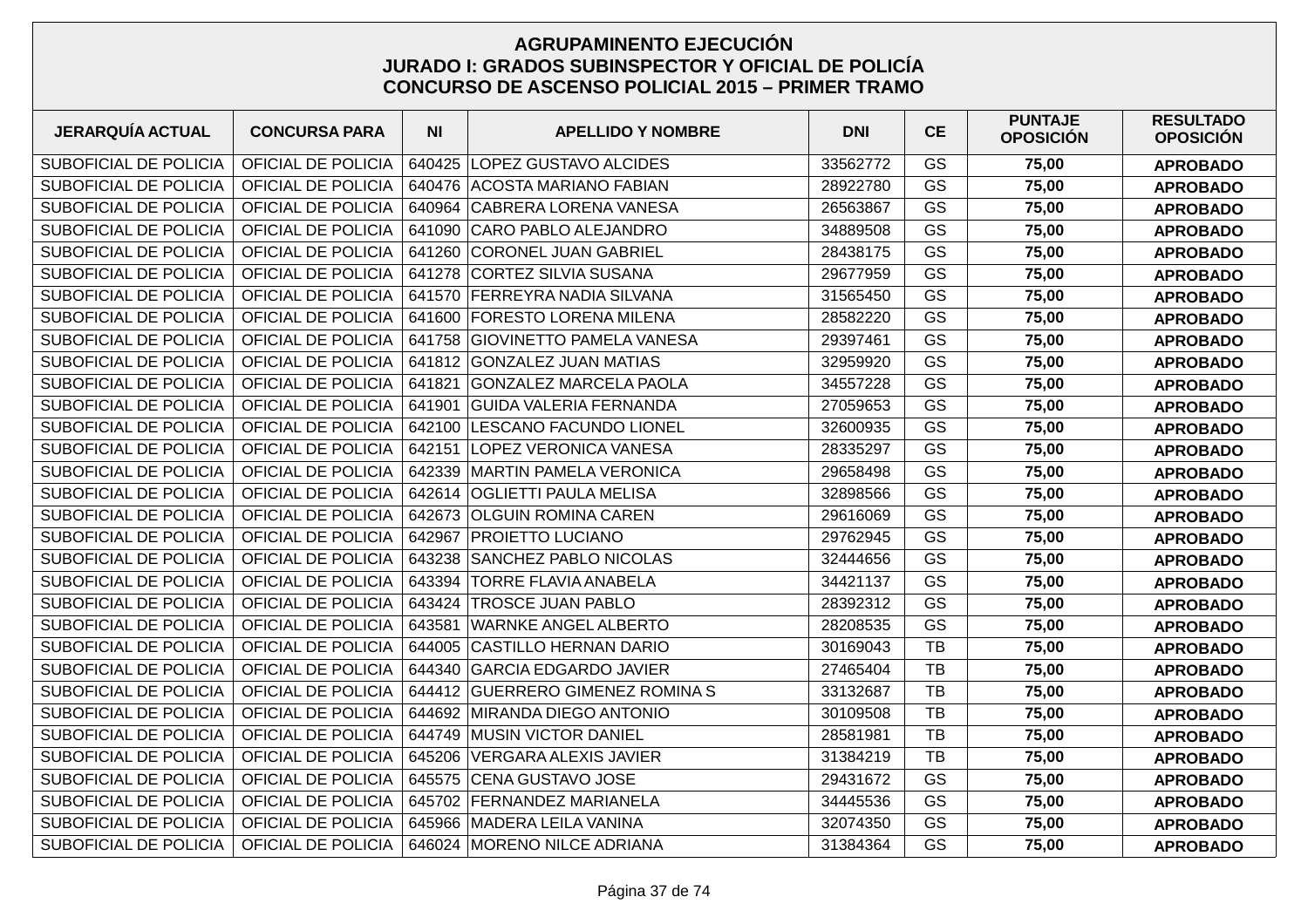# AGRUPAMINENTO EJECUCIÓN
## JURADO I: GRADOS SUBINSPECTOR Y OFICIAL DE POLICÍA
## CONCURSO DE ASCENSO POLICIAL 2015 – PRIMER TRAMO

| JERARQUÍA ACTUAL | CONCURSA PARA | NI | APELLIDO Y NOMBRE | DNI | CE | PUNTAJE OPOSICIÓN | RESULTADO OPOSICIÓN |
|---|---|---|---|---|---|---|---|
| SUBOFICIAL DE POLICIA | OFICIAL DE POLICIA | 640425 | LOPEZ GUSTAVO ALCIDES | 33562772 | GS | 75,00 | APROBADO |
| SUBOFICIAL DE POLICIA | OFICIAL DE POLICIA | 640476 | ACOSTA MARIANO FABIAN | 28922780 | GS | 75,00 | APROBADO |
| SUBOFICIAL DE POLICIA | OFICIAL DE POLICIA | 640964 | CABRERA LORENA VANESA | 26563867 | GS | 75,00 | APROBADO |
| SUBOFICIAL DE POLICIA | OFICIAL DE POLICIA | 641090 | CARO PABLO ALEJANDRO | 34889508 | GS | 75,00 | APROBADO |
| SUBOFICIAL DE POLICIA | OFICIAL DE POLICIA | 641260 | CORONEL JUAN GABRIEL | 28438175 | GS | 75,00 | APROBADO |
| SUBOFICIAL DE POLICIA | OFICIAL DE POLICIA | 641278 | CORTEZ SILVIA SUSANA | 29677959 | GS | 75,00 | APROBADO |
| SUBOFICIAL DE POLICIA | OFICIAL DE POLICIA | 641570 | FERREYRA NADIA SILVANA | 31565450 | GS | 75,00 | APROBADO |
| SUBOFICIAL DE POLICIA | OFICIAL DE POLICIA | 641600 | FORESTO LORENA MILENA | 28582220 | GS | 75,00 | APROBADO |
| SUBOFICIAL DE POLICIA | OFICIAL DE POLICIA | 641758 | GIOVINETTO PAMELA VANESA | 29397461 | GS | 75,00 | APROBADO |
| SUBOFICIAL DE POLICIA | OFICIAL DE POLICIA | 641812 | GONZALEZ JUAN MATIAS | 32959920 | GS | 75,00 | APROBADO |
| SUBOFICIAL DE POLICIA | OFICIAL DE POLICIA | 641821 | GONZALEZ MARCELA PAOLA | 34557228 | GS | 75,00 | APROBADO |
| SUBOFICIAL DE POLICIA | OFICIAL DE POLICIA | 641901 | GUIDA VALERIA FERNANDA | 27059653 | GS | 75,00 | APROBADO |
| SUBOFICIAL DE POLICIA | OFICIAL DE POLICIA | 642100 | LESCANO FACUNDO LIONEL | 32600935 | GS | 75,00 | APROBADO |
| SUBOFICIAL DE POLICIA | OFICIAL DE POLICIA | 642151 | LOPEZ VERONICA VANESA | 28335297 | GS | 75,00 | APROBADO |
| SUBOFICIAL DE POLICIA | OFICIAL DE POLICIA | 642339 | MARTIN PAMELA VERONICA | 29658498 | GS | 75,00 | APROBADO |
| SUBOFICIAL DE POLICIA | OFICIAL DE POLICIA | 642614 | OGLIETTI PAULA MELISA | 32898566 | GS | 75,00 | APROBADO |
| SUBOFICIAL DE POLICIA | OFICIAL DE POLICIA | 642673 | OLGUIN ROMINA CAREN | 29616069 | GS | 75,00 | APROBADO |
| SUBOFICIAL DE POLICIA | OFICIAL DE POLICIA | 642967 | PROIETTO LUCIANO | 29762945 | GS | 75,00 | APROBADO |
| SUBOFICIAL DE POLICIA | OFICIAL DE POLICIA | 643238 | SANCHEZ PABLO NICOLAS | 32444656 | GS | 75,00 | APROBADO |
| SUBOFICIAL DE POLICIA | OFICIAL DE POLICIA | 643394 | TORRE FLAVIA ANABELA | 34421137 | GS | 75,00 | APROBADO |
| SUBOFICIAL DE POLICIA | OFICIAL DE POLICIA | 643424 | TROSCE JUAN PABLO | 28392312 | GS | 75,00 | APROBADO |
| SUBOFICIAL DE POLICIA | OFICIAL DE POLICIA | 643581 | WARNKE ANGEL ALBERTO | 28208535 | GS | 75,00 | APROBADO |
| SUBOFICIAL DE POLICIA | OFICIAL DE POLICIA | 644005 | CASTILLO HERNAN DARIO | 30169043 | TB | 75,00 | APROBADO |
| SUBOFICIAL DE POLICIA | OFICIAL DE POLICIA | 644340 | GARCIA EDGARDO JAVIER | 27465404 | TB | 75,00 | APROBADO |
| SUBOFICIAL DE POLICIA | OFICIAL DE POLICIA | 644412 | GUERRERO GIMENEZ ROMINA S | 33132687 | TB | 75,00 | APROBADO |
| SUBOFICIAL DE POLICIA | OFICIAL DE POLICIA | 644692 | MIRANDA DIEGO ANTONIO | 30109508 | TB | 75,00 | APROBADO |
| SUBOFICIAL DE POLICIA | OFICIAL DE POLICIA | 644749 | MUSIN VICTOR DANIEL | 28581981 | TB | 75,00 | APROBADO |
| SUBOFICIAL DE POLICIA | OFICIAL DE POLICIA | 645206 | VERGARA ALEXIS JAVIER | 31384219 | TB | 75,00 | APROBADO |
| SUBOFICIAL DE POLICIA | OFICIAL DE POLICIA | 645575 | CENA GUSTAVO JOSE | 29431672 | GS | 75,00 | APROBADO |
| SUBOFICIAL DE POLICIA | OFICIAL DE POLICIA | 645702 | FERNANDEZ MARIANELA | 34445536 | GS | 75,00 | APROBADO |
| SUBOFICIAL DE POLICIA | OFICIAL DE POLICIA | 645966 | MADERA LEILA VANINA | 32074350 | GS | 75,00 | APROBADO |
| SUBOFICIAL DE POLICIA | OFICIAL DE POLICIA | 646024 | MORENO NILCE ADRIANA | 31384364 | GS | 75,00 | APROBADO |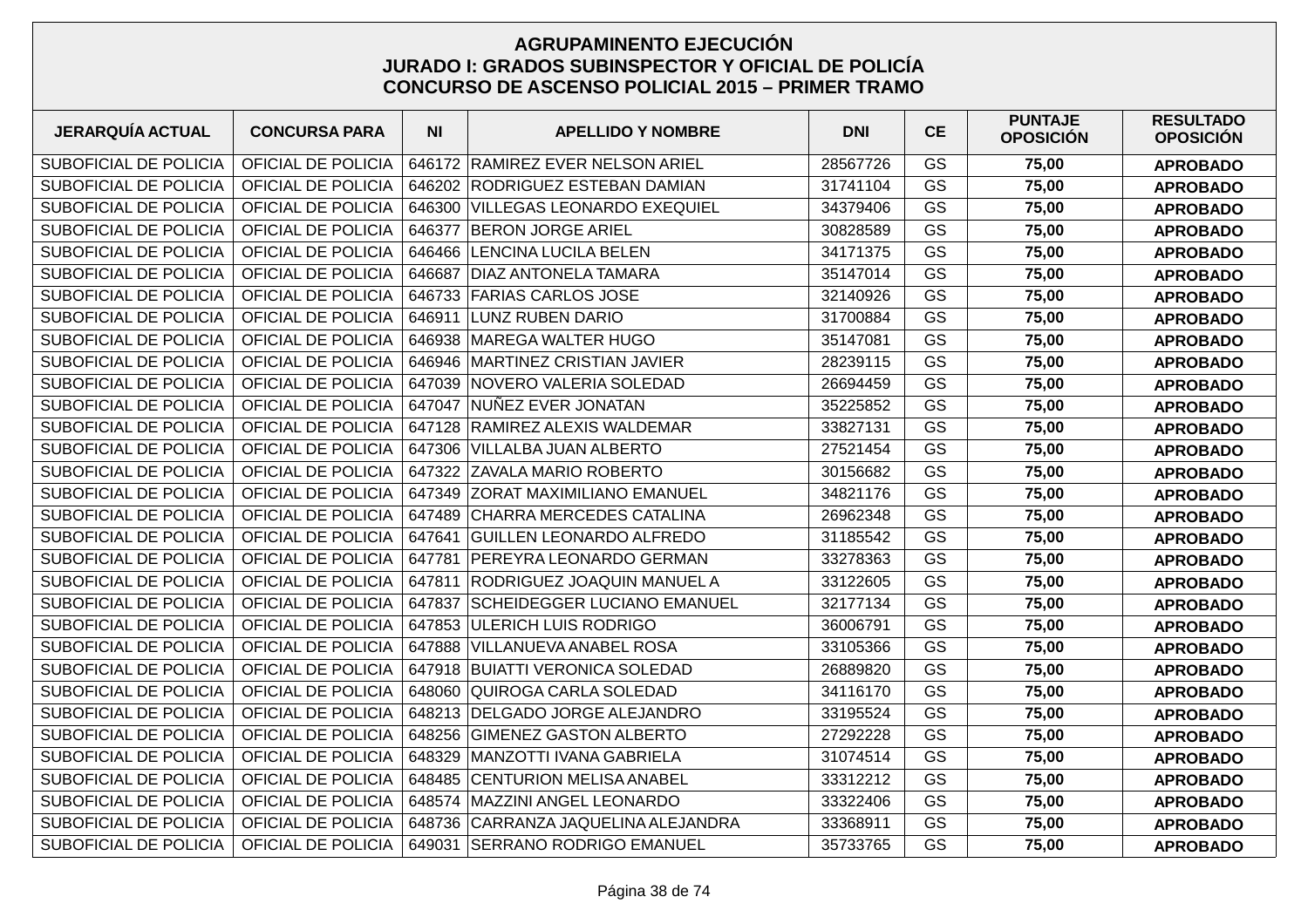# AGRUPAMINENTO EJECUCIÓN
## JURADO I: GRADOS SUBINSPECTOR Y OFICIAL DE POLICÍA
## CONCURSO DE ASCENSO POLICIAL 2015 – PRIMER TRAMO

| JERARQUÍA ACTUAL | CONCURSA PARA | NI | APELLIDO Y NOMBRE | DNI | CE | PUNTAJE OPOSICIÓN | RESULTADO OPOSICIÓN |
|---|---|---|---|---|---|---|---|
| SUBOFICIAL DE POLICIA | OFICIAL DE POLICIA | 646172 | RAMIREZ EVER NELSON ARIEL | 28567726 | GS | 75,00 | APROBADO |
| SUBOFICIAL DE POLICIA | OFICIAL DE POLICIA | 646202 | RODRIGUEZ ESTEBAN DAMIAN | 31741104 | GS | 75,00 | APROBADO |
| SUBOFICIAL DE POLICIA | OFICIAL DE POLICIA | 646300 | VILLEGAS LEONARDO EXEQUIEL | 34379406 | GS | 75,00 | APROBADO |
| SUBOFICIAL DE POLICIA | OFICIAL DE POLICIA | 646377 | BERON JORGE ARIEL | 30828589 | GS | 75,00 | APROBADO |
| SUBOFICIAL DE POLICIA | OFICIAL DE POLICIA | 646466 | LENCINA LUCILA BELEN | 34171375 | GS | 75,00 | APROBADO |
| SUBOFICIAL DE POLICIA | OFICIAL DE POLICIA | 646687 | DIAZ ANTONELA TAMARA | 35147014 | GS | 75,00 | APROBADO |
| SUBOFICIAL DE POLICIA | OFICIAL DE POLICIA | 646733 | FARIAS CARLOS JOSE | 32140926 | GS | 75,00 | APROBADO |
| SUBOFICIAL DE POLICIA | OFICIAL DE POLICIA | 646911 | LUNZ RUBEN DARIO | 31700884 | GS | 75,00 | APROBADO |
| SUBOFICIAL DE POLICIA | OFICIAL DE POLICIA | 646938 | MAREGA WALTER HUGO | 35147081 | GS | 75,00 | APROBADO |
| SUBOFICIAL DE POLICIA | OFICIAL DE POLICIA | 646946 | MARTINEZ CRISTIAN JAVIER | 28239115 | GS | 75,00 | APROBADO |
| SUBOFICIAL DE POLICIA | OFICIAL DE POLICIA | 647039 | NOVERO VALERIA SOLEDAD | 26694459 | GS | 75,00 | APROBADO |
| SUBOFICIAL DE POLICIA | OFICIAL DE POLICIA | 647047 | NUÑEZ EVER JONATAN | 35225852 | GS | 75,00 | APROBADO |
| SUBOFICIAL DE POLICIA | OFICIAL DE POLICIA | 647128 | RAMIREZ ALEXIS WALDEMAR | 33827131 | GS | 75,00 | APROBADO |
| SUBOFICIAL DE POLICIA | OFICIAL DE POLICIA | 647306 | VILLALBA JUAN ALBERTO | 27521454 | GS | 75,00 | APROBADO |
| SUBOFICIAL DE POLICIA | OFICIAL DE POLICIA | 647322 | ZAVALA MARIO ROBERTO | 30156682 | GS | 75,00 | APROBADO |
| SUBOFICIAL DE POLICIA | OFICIAL DE POLICIA | 647349 | ZORAT MAXIMILIANO EMANUEL | 34821176 | GS | 75,00 | APROBADO |
| SUBOFICIAL DE POLICIA | OFICIAL DE POLICIA | 647489 | CHARRA MERCEDES CATALINA | 26962348 | GS | 75,00 | APROBADO |
| SUBOFICIAL DE POLICIA | OFICIAL DE POLICIA | 647641 | GUILLEN LEONARDO ALFREDO | 31185542 | GS | 75,00 | APROBADO |
| SUBOFICIAL DE POLICIA | OFICIAL DE POLICIA | 647781 | PEREYRA LEONARDO GERMAN | 33278363 | GS | 75,00 | APROBADO |
| SUBOFICIAL DE POLICIA | OFICIAL DE POLICIA | 647811 | RODRIGUEZ JOAQUIN MANUEL A | 33122605 | GS | 75,00 | APROBADO |
| SUBOFICIAL DE POLICIA | OFICIAL DE POLICIA | 647837 | SCHEIDEGGER LUCIANO EMANUEL | 32177134 | GS | 75,00 | APROBADO |
| SUBOFICIAL DE POLICIA | OFICIAL DE POLICIA | 647853 | ULERICH LUIS RODRIGO | 36006791 | GS | 75,00 | APROBADO |
| SUBOFICIAL DE POLICIA | OFICIAL DE POLICIA | 647888 | VILLANUEVA ANABEL ROSA | 33105366 | GS | 75,00 | APROBADO |
| SUBOFICIAL DE POLICIA | OFICIAL DE POLICIA | 647918 | BUIATTI VERONICA SOLEDAD | 26889820 | GS | 75,00 | APROBADO |
| SUBOFICIAL DE POLICIA | OFICIAL DE POLICIA | 648060 | QUIROGA CARLA SOLEDAD | 34116170 | GS | 75,00 | APROBADO |
| SUBOFICIAL DE POLICIA | OFICIAL DE POLICIA | 648213 | DELGADO JORGE ALEJANDRO | 33195524 | GS | 75,00 | APROBADO |
| SUBOFICIAL DE POLICIA | OFICIAL DE POLICIA | 648256 | GIMENEZ GASTON ALBERTO | 27292228 | GS | 75,00 | APROBADO |
| SUBOFICIAL DE POLICIA | OFICIAL DE POLICIA | 648329 | MANZOTTI IVANA GABRIELA | 31074514 | GS | 75,00 | APROBADO |
| SUBOFICIAL DE POLICIA | OFICIAL DE POLICIA | 648485 | CENTURION MELISA ANABEL | 33312212 | GS | 75,00 | APROBADO |
| SUBOFICIAL DE POLICIA | OFICIAL DE POLICIA | 648574 | MAZZINI ANGEL LEONARDO | 33322406 | GS | 75,00 | APROBADO |
| SUBOFICIAL DE POLICIA | OFICIAL DE POLICIA | 648736 | CARRANZA JAQUELINA ALEJANDRA | 33368911 | GS | 75,00 | APROBADO |
| SUBOFICIAL DE POLICIA | OFICIAL DE POLICIA | 649031 | SERRANO RODRIGO EMANUEL | 35733765 | GS | 75,00 | APROBADO |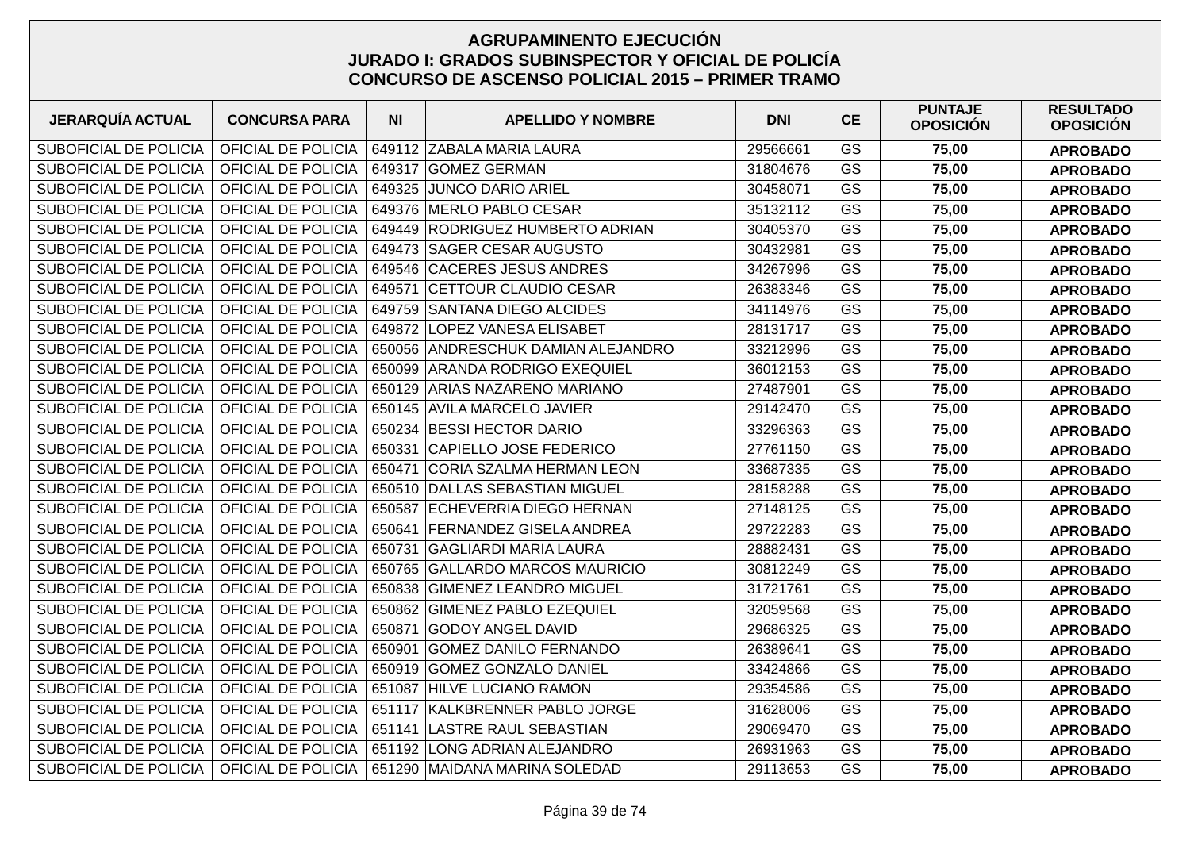# AGRUPAMINENTO EJECUCIÓN
## JURADO I: GRADOS SUBINSPECTOR Y OFICIAL DE POLICÍA
## CONCURSO DE ASCENSO POLICIAL 2015 – PRIMER TRAMO

| JERARQUÍA ACTUAL | CONCURSA PARA | NI | APELLIDO Y NOMBRE | DNI | CE | PUNTAJE OPOSICIÓN | RESULTADO OPOSICIÓN |
|---|---|---|---|---|---|---|---|
| SUBOFICIAL DE POLICIA | OFICIAL DE POLICIA | 649112 | ZABALA MARIA LAURA | 29566661 | GS | **75,00** | **APROBADO** |
| SUBOFICIAL DE POLICIA | OFICIAL DE POLICIA | 649317 | GOMEZ GERMAN | 31804676 | GS | **75,00** | **APROBADO** |
| SUBOFICIAL DE POLICIA | OFICIAL DE POLICIA | 649325 | JUNCO DARIO ARIEL | 30458071 | GS | **75,00** | **APROBADO** |
| SUBOFICIAL DE POLICIA | OFICIAL DE POLICIA | 649376 | MERLO PABLO CESAR | 35132112 | GS | **75,00** | **APROBADO** |
| SUBOFICIAL DE POLICIA | OFICIAL DE POLICIA | 649449 | RODRIGUEZ HUMBERTO ADRIAN | 30405370 | GS | **75,00** | **APROBADO** |
| SUBOFICIAL DE POLICIA | OFICIAL DE POLICIA | 649473 | SAGER CESAR AUGUSTO | 30432981 | GS | **75,00** | **APROBADO** |
| SUBOFICIAL DE POLICIA | OFICIAL DE POLICIA | 649546 | CACERES JESUS ANDRES | 34267996 | GS | **75,00** | **APROBADO** |
| SUBOFICIAL DE POLICIA | OFICIAL DE POLICIA | 649571 | CETTOUR CLAUDIO CESAR | 26383346 | GS | **75,00** | **APROBADO** |
| SUBOFICIAL DE POLICIA | OFICIAL DE POLICIA | 649759 | SANTANA DIEGO ALCIDES | 34114976 | GS | **75,00** | **APROBADO** |
| SUBOFICIAL DE POLICIA | OFICIAL DE POLICIA | 649872 | LOPEZ VANESA ELISABET | 28131717 | GS | **75,00** | **APROBADO** |
| SUBOFICIAL DE POLICIA | OFICIAL DE POLICIA | 650056 | ANDRESCHUK DAMIAN ALEJANDRO | 33212996 | GS | **75,00** | **APROBADO** |
| SUBOFICIAL DE POLICIA | OFICIAL DE POLICIA | 650099 | ARANDA RODRIGO EXEQUIEL | 36012153 | GS | **75,00** | **APROBADO** |
| SUBOFICIAL DE POLICIA | OFICIAL DE POLICIA | 650129 | ARIAS NAZARENO MARIANO | 27487901 | GS | **75,00** | **APROBADO** |
| SUBOFICIAL DE POLICIA | OFICIAL DE POLICIA | 650145 | AVILA MARCELO JAVIER | 29142470 | GS | **75,00** | **APROBADO** |
| SUBOFICIAL DE POLICIA | OFICIAL DE POLICIA | 650234 | BESSI HECTOR DARIO | 33296363 | GS | **75,00** | **APROBADO** |
| SUBOFICIAL DE POLICIA | OFICIAL DE POLICIA | 650331 | CAPIELLO JOSE FEDERICO | 27761150 | GS | **75,00** | **APROBADO** |
| SUBOFICIAL DE POLICIA | OFICIAL DE POLICIA | 650471 | CORIA SZALMA HERMAN LEON | 33687335 | GS | **75,00** | **APROBADO** |
| SUBOFICIAL DE POLICIA | OFICIAL DE POLICIA | 650510 | DALLAS SEBASTIAN MIGUEL | 28158288 | GS | **75,00** | **APROBADO** |
| SUBOFICIAL DE POLICIA | OFICIAL DE POLICIA | 650587 | ECHEVERRIA DIEGO HERNAN | 27148125 | GS | **75,00** | **APROBADO** |
| SUBOFICIAL DE POLICIA | OFICIAL DE POLICIA | 650641 | FERNANDEZ GISELA ANDREA | 29722283 | GS | **75,00** | **APROBADO** |
| SUBOFICIAL DE POLICIA | OFICIAL DE POLICIA | 650731 | GAGLIARDI MARIA LAURA | 28882431 | GS | **75,00** | **APROBADO** |
| SUBOFICIAL DE POLICIA | OFICIAL DE POLICIA | 650765 | GALLARDO MARCOS MAURICIO | 30812249 | GS | **75,00** | **APROBADO** |
| SUBOFICIAL DE POLICIA | OFICIAL DE POLICIA | 650838 | GIMENEZ LEANDRO MIGUEL | 31721761 | GS | **75,00** | **APROBADO** |
| SUBOFICIAL DE POLICIA | OFICIAL DE POLICIA | 650862 | GIMENEZ PABLO EZEQUIEL | 32059568 | GS | **75,00** | **APROBADO** |
| SUBOFICIAL DE POLICIA | OFICIAL DE POLICIA | 650871 | GODOY ANGEL DAVID | 29686325 | GS | **75,00** | **APROBADO** |
| SUBOFICIAL DE POLICIA | OFICIAL DE POLICIA | 650901 | GOMEZ DANILO FERNANDO | 26389641 | GS | **75,00** | **APROBADO** |
| SUBOFICIAL DE POLICIA | OFICIAL DE POLICIA | 650919 | GOMEZ GONZALO DANIEL | 33424866 | GS | **75,00** | **APROBADO** |
| SUBOFICIAL DE POLICIA | OFICIAL DE POLICIA | 651087 | HILVE LUCIANO RAMON | 29354586 | GS | **75,00** | **APROBADO** |
| SUBOFICIAL DE POLICIA | OFICIAL DE POLICIA | 651117 | KALKBRENNER PABLO JORGE | 31628006 | GS | **75,00** | **APROBADO** |
| SUBOFICIAL DE POLICIA | OFICIAL DE POLICIA | 651141 | LASTRE RAUL SEBASTIAN | 29069470 | GS | **75,00** | **APROBADO** |
| SUBOFICIAL DE POLICIA | OFICIAL DE POLICIA | 651192 | LONG ADRIAN ALEJANDRO | 26931963 | GS | **75,00** | **APROBADO** |
| SUBOFICIAL DE POLICIA | OFICIAL DE POLICIA | 651290 | MAIDANA MARINA SOLEDAD | 29113653 | GS | **75,00** | **APROBADO** |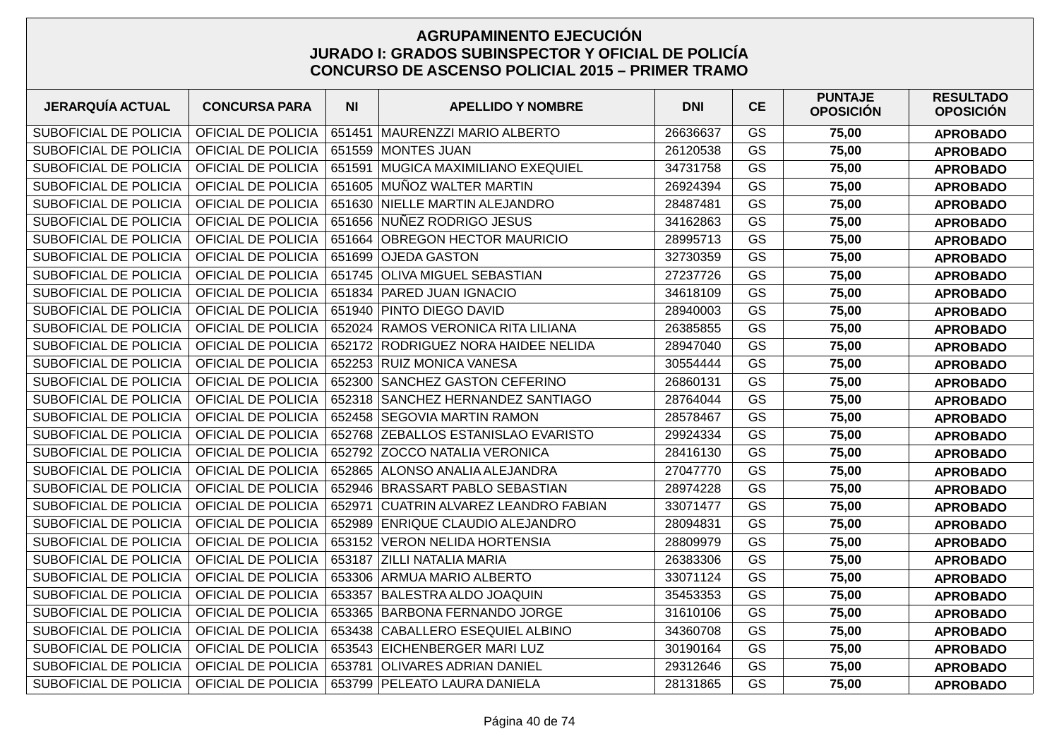# AGRUPAMINENTO EJECUCIÓN
## JURADO I: GRADOS SUBINSPECTOR Y OFICIAL DE POLICÍA
## CONCURSO DE ASCENSO POLICIAL 2015 – PRIMER TRAMO

| JERARQUÍA ACTUAL | CONCURSA PARA | NI | APELLIDO Y NOMBRE | DNI | CE | PUNTAJE OPOSICIÓN | RESULTADO OPOSICIÓN |
|---|---|---|---|---|---|---|---|
| SUBOFICIAL DE POLICIA | OFICIAL DE POLICIA | 651451 | MAURENZZI MARIO ALBERTO | 26636637 | GS | **75,00** | **APROBADO** |
| SUBOFICIAL DE POLICIA | OFICIAL DE POLICIA | 651559 | MONTES JUAN | 26120538 | GS | **75,00** | **APROBADO** |
| SUBOFICIAL DE POLICIA | OFICIAL DE POLICIA | 651591 | MUGICA MAXIMILIANO EXEQUIEL | 34731758 | GS | **75,00** | **APROBADO** |
| SUBOFICIAL DE POLICIA | OFICIAL DE POLICIA | 651605 | MUÑOZ WALTER MARTIN | 26924394 | GS | **75,00** | **APROBADO** |
| SUBOFICIAL DE POLICIA | OFICIAL DE POLICIA | 651630 | NIELLE MARTIN ALEJANDRO | 28487481 | GS | **75,00** | **APROBADO** |
| SUBOFICIAL DE POLICIA | OFICIAL DE POLICIA | 651656 | NUÑEZ RODRIGO JESUS | 34162863 | GS | **75,00** | **APROBADO** |
| SUBOFICIAL DE POLICIA | OFICIAL DE POLICIA | 651664 | OBREGON HECTOR MAURICIO | 28995713 | GS | **75,00** | **APROBADO** |
| SUBOFICIAL DE POLICIA | OFICIAL DE POLICIA | 651699 | OJEDA GASTON | 32730359 | GS | **75,00** | **APROBADO** |
| SUBOFICIAL DE POLICIA | OFICIAL DE POLICIA | 651745 | OLIVA MIGUEL SEBASTIAN | 27237726 | GS | **75,00** | **APROBADO** |
| SUBOFICIAL DE POLICIA | OFICIAL DE POLICIA | 651834 | PARED JUAN IGNACIO | 34618109 | GS | **75,00** | **APROBADO** |
| SUBOFICIAL DE POLICIA | OFICIAL DE POLICIA | 651940 | PINTO DIEGO DAVID | 28940003 | GS | **75,00** | **APROBADO** |
| SUBOFICIAL DE POLICIA | OFICIAL DE POLICIA | 652024 | RAMOS VERONICA RITA LILIANA | 26385855 | GS | **75,00** | **APROBADO** |
| SUBOFICIAL DE POLICIA | OFICIAL DE POLICIA | 652172 | RODRIGUEZ NORA HAIDEE NELIDA | 28947040 | GS | **75,00** | **APROBADO** |
| SUBOFICIAL DE POLICIA | OFICIAL DE POLICIA | 652253 | RUIZ MONICA VANESA | 30554444 | GS | **75,00** | **APROBADO** |
| SUBOFICIAL DE POLICIA | OFICIAL DE POLICIA | 652300 | SANCHEZ GASTON CEFERINO | 26860131 | GS | **75,00** | **APROBADO** |
| SUBOFICIAL DE POLICIA | OFICIAL DE POLICIA | 652318 | SANCHEZ HERNANDEZ SANTIAGO | 28764044 | GS | **75,00** | **APROBADO** |
| SUBOFICIAL DE POLICIA | OFICIAL DE POLICIA | 652458 | SEGOVIA MARTIN RAMON | 28578467 | GS | **75,00** | **APROBADO** |
| SUBOFICIAL DE POLICIA | OFICIAL DE POLICIA | 652768 | ZEBALLOS ESTANISLAO EVARISTO | 29924334 | GS | **75,00** | **APROBADO** |
| SUBOFICIAL DE POLICIA | OFICIAL DE POLICIA | 652792 | ZOCCO NATALIA VERONICA | 28416130 | GS | **75,00** | **APROBADO** |
| SUBOFICIAL DE POLICIA | OFICIAL DE POLICIA | 652865 | ALONSO ANALIA ALEJANDRA | 27047770 | GS | **75,00** | **APROBADO** |
| SUBOFICIAL DE POLICIA | OFICIAL DE POLICIA | 652946 | BRASSART PABLO SEBASTIAN | 28974228 | GS | **75,00** | **APROBADO** |
| SUBOFICIAL DE POLICIA | OFICIAL DE POLICIA | 652971 | CUATRIN ALVAREZ LEANDRO FABIAN | 33071477 | GS | **75,00** | **APROBADO** |
| SUBOFICIAL DE POLICIA | OFICIAL DE POLICIA | 652989 | ENRIQUE CLAUDIO ALEJANDRO | 28094831 | GS | **75,00** | **APROBADO** |
| SUBOFICIAL DE POLICIA | OFICIAL DE POLICIA | 653152 | VERON NELIDA HORTENSIA | 28809979 | GS | **75,00** | **APROBADO** |
| SUBOFICIAL DE POLICIA | OFICIAL DE POLICIA | 653187 | ZILLI NATALIA MARIA | 26383306 | GS | **75,00** | **APROBADO** |
| SUBOFICIAL DE POLICIA | OFICIAL DE POLICIA | 653306 | ARMUA MARIO ALBERTO | 33071124 | GS | **75,00** | **APROBADO** |
| SUBOFICIAL DE POLICIA | OFICIAL DE POLICIA | 653357 | BALESTRA ALDO JOAQUIN | 35453353 | GS | **75,00** | **APROBADO** |
| SUBOFICIAL DE POLICIA | OFICIAL DE POLICIA | 653365 | BARBONA FERNANDO JORGE | 31610106 | GS | **75,00** | **APROBADO** |
| SUBOFICIAL DE POLICIA | OFICIAL DE POLICIA | 653438 | CABALLERO ESEQUIEL ALBINO | 34360708 | GS | **75,00** | **APROBADO** |
| SUBOFICIAL DE POLICIA | OFICIAL DE POLICIA | 653543 | EICHENBERGER MARI LUZ | 30190164 | GS | **75,00** | **APROBADO** |
| SUBOFICIAL DE POLICIA | OFICIAL DE POLICIA | 653781 | OLIVARES ADRIAN DANIEL | 29312646 | GS | **75,00** | **APROBADO** |
| SUBOFICIAL DE POLICIA | OFICIAL DE POLICIA | 653799 | PELEATO LAURA DANIELA | 28131865 | GS | **75,00** | **APROBADO** |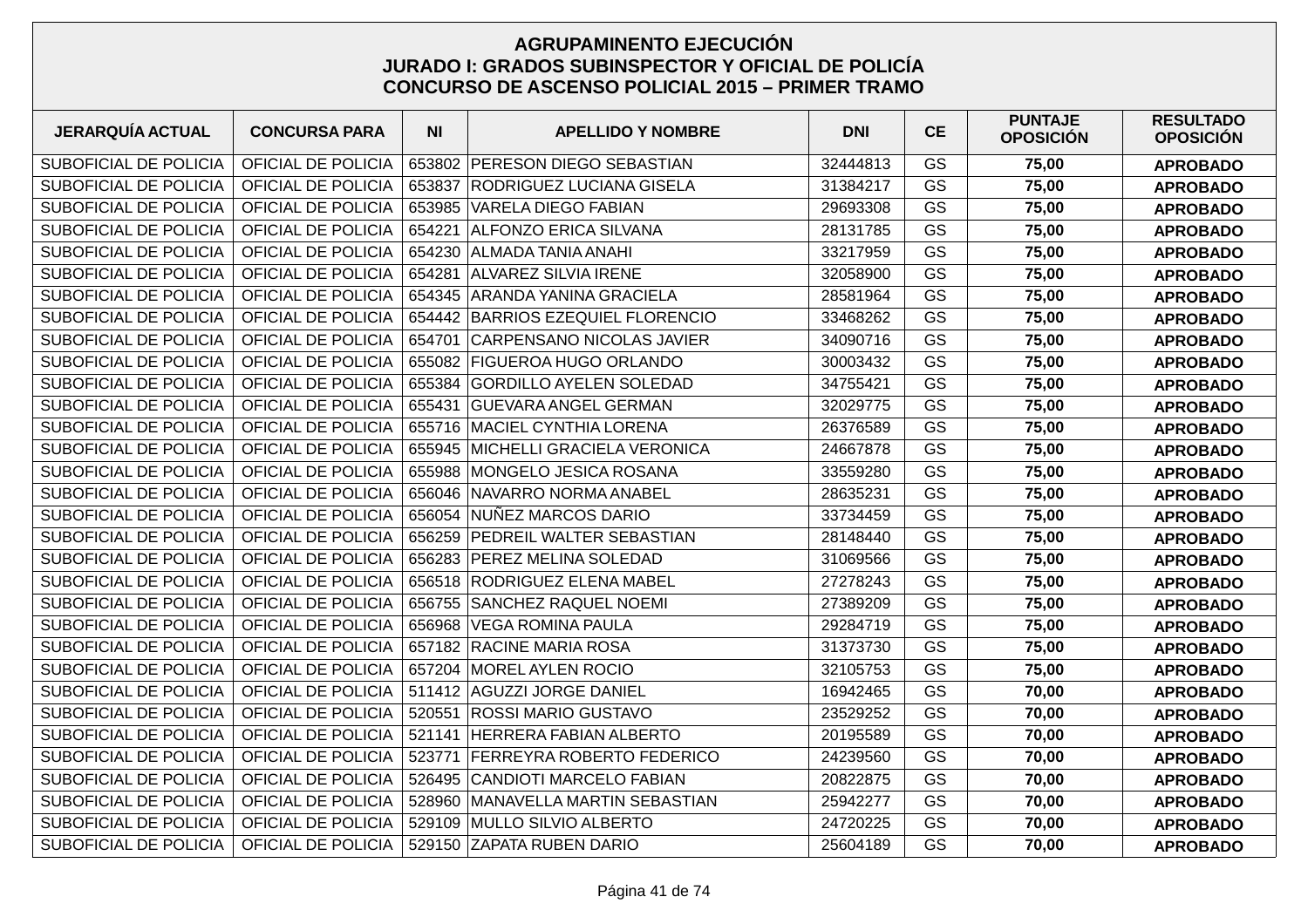# AGRUPAMINENTO EJECUCIÓN
## JURADO I: GRADOS SUBINSPECTOR Y OFICIAL DE POLICÍA
## CONCURSO DE ASCENSO POLICIAL 2015 – PRIMER TRAMO

| JERARQUÍA ACTUAL | CONCURSA PARA | NI | APELLIDO Y NOMBRE | DNI | CE | PUNTAJE OPOSICIÓN | RESULTADO OPOSICIÓN |
|---|---|---|---|---|---|---|---|
| SUBOFICIAL DE POLICIA | OFICIAL DE POLICIA | 653802 | PERESON DIEGO SEBASTIAN | 32444813 | GS | **75,00** | **APROBADO** |
| SUBOFICIAL DE POLICIA | OFICIAL DE POLICIA | 653837 | RODRIGUEZ LUCIANA GISELA | 31384217 | GS | **75,00** | **APROBADO** |
| SUBOFICIAL DE POLICIA | OFICIAL DE POLICIA | 653985 | VARELA DIEGO FABIAN | 29693308 | GS | **75,00** | **APROBADO** |
| SUBOFICIAL DE POLICIA | OFICIAL DE POLICIA | 654221 | ALFONZO ERICA SILVANA | 28131785 | GS | **75,00** | **APROBADO** |
| SUBOFICIAL DE POLICIA | OFICIAL DE POLICIA | 654230 | ALMADA TANIA ANAHI | 33217959 | GS | **75,00** | **APROBADO** |
| SUBOFICIAL DE POLICIA | OFICIAL DE POLICIA | 654281 | ALVAREZ SILVIA IRENE | 32058900 | GS | **75,00** | **APROBADO** |
| SUBOFICIAL DE POLICIA | OFICIAL DE POLICIA | 654345 | ARANDA YANINA GRACIELA | 28581964 | GS | **75,00** | **APROBADO** |
| SUBOFICIAL DE POLICIA | OFICIAL DE POLICIA | 654442 | BARRIOS EZEQUIEL FLORENCIO | 33468262 | GS | **75,00** | **APROBADO** |
| SUBOFICIAL DE POLICIA | OFICIAL DE POLICIA | 654701 | CARPENSANO NICOLAS JAVIER | 34090716 | GS | **75,00** | **APROBADO** |
| SUBOFICIAL DE POLICIA | OFICIAL DE POLICIA | 655082 | FIGUEROA HUGO ORLANDO | 30003432 | GS | **75,00** | **APROBADO** |
| SUBOFICIAL DE POLICIA | OFICIAL DE POLICIA | 655384 | GORDILLO AYELEN SOLEDAD | 34755421 | GS | **75,00** | **APROBADO** |
| SUBOFICIAL DE POLICIA | OFICIAL DE POLICIA | 655431 | GUEVARA ANGEL GERMAN | 32029775 | GS | **75,00** | **APROBADO** |
| SUBOFICIAL DE POLICIA | OFICIAL DE POLICIA | 655716 | MACIEL CYNTHIA LORENA | 26376589 | GS | **75,00** | **APROBADO** |
| SUBOFICIAL DE POLICIA | OFICIAL DE POLICIA | 655945 | MICHELLI GRACIELA VERONICA | 24667878 | GS | **75,00** | **APROBADO** |
| SUBOFICIAL DE POLICIA | OFICIAL DE POLICIA | 655988 | MONGELO JESICA ROSANA | 33559280 | GS | **75,00** | **APROBADO** |
| SUBOFICIAL DE POLICIA | OFICIAL DE POLICIA | 656046 | NAVARRO NORMA ANABEL | 28635231 | GS | **75,00** | **APROBADO** |
| SUBOFICIAL DE POLICIA | OFICIAL DE POLICIA | 656054 | NUÑEZ MARCOS DARIO | 33734459 | GS | **75,00** | **APROBADO** |
| SUBOFICIAL DE POLICIA | OFICIAL DE POLICIA | 656259 | PEDREIL WALTER SEBASTIAN | 28148440 | GS | **75,00** | **APROBADO** |
| SUBOFICIAL DE POLICIA | OFICIAL DE POLICIA | 656283 | PEREZ MELINA SOLEDAD | 31069566 | GS | **75,00** | **APROBADO** |
| SUBOFICIAL DE POLICIA | OFICIAL DE POLICIA | 656518 | RODRIGUEZ ELENA MABEL | 27278243 | GS | **75,00** | **APROBADO** |
| SUBOFICIAL DE POLICIA | OFICIAL DE POLICIA | 656755 | SANCHEZ RAQUEL NOEMI | 27389209 | GS | **75,00** | **APROBADO** |
| SUBOFICIAL DE POLICIA | OFICIAL DE POLICIA | 656968 | VEGA ROMINA PAULA | 29284719 | GS | **75,00** | **APROBADO** |
| SUBOFICIAL DE POLICIA | OFICIAL DE POLICIA | 657182 | RACINE MARIA ROSA | 31373730 | GS | **75,00** | **APROBADO** |
| SUBOFICIAL DE POLICIA | OFICIAL DE POLICIA | 657204 | MOREL AYLEN ROCIO | 32105753 | GS | **75,00** | **APROBADO** |
| SUBOFICIAL DE POLICIA | OFICIAL DE POLICIA | 511412 | AGUZZI JORGE DANIEL | 16942465 | GS | **70,00** | **APROBADO** |
| SUBOFICIAL DE POLICIA | OFICIAL DE POLICIA | 520551 | ROSSI MARIO GUSTAVO | 23529252 | GS | **70,00** | **APROBADO** |
| SUBOFICIAL DE POLICIA | OFICIAL DE POLICIA | 521141 | HERRERA FABIAN ALBERTO | 20195589 | GS | **70,00** | **APROBADO** |
| SUBOFICIAL DE POLICIA | OFICIAL DE POLICIA | 523771 | FERREYRA ROBERTO FEDERICO | 24239560 | GS | **70,00** | **APROBADO** |
| SUBOFICIAL DE POLICIA | OFICIAL DE POLICIA | 526495 | CANDIOTI MARCELO FABIAN | 20822875 | GS | **70,00** | **APROBADO** |
| SUBOFICIAL DE POLICIA | OFICIAL DE POLICIA | 528960 | MANAVELLA MARTIN SEBASTIAN | 25942277 | GS | **70,00** | **APROBADO** |
| SUBOFICIAL DE POLICIA | OFICIAL DE POLICIA | 529109 | MULLO SILVIO ALBERTO | 24720225 | GS | **70,00** | **APROBADO** |
| SUBOFICIAL DE POLICIA | OFICIAL DE POLICIA | 529150 | ZAPATA RUBEN DARIO | 25604189 | GS | **70,00** | **APROBADO** |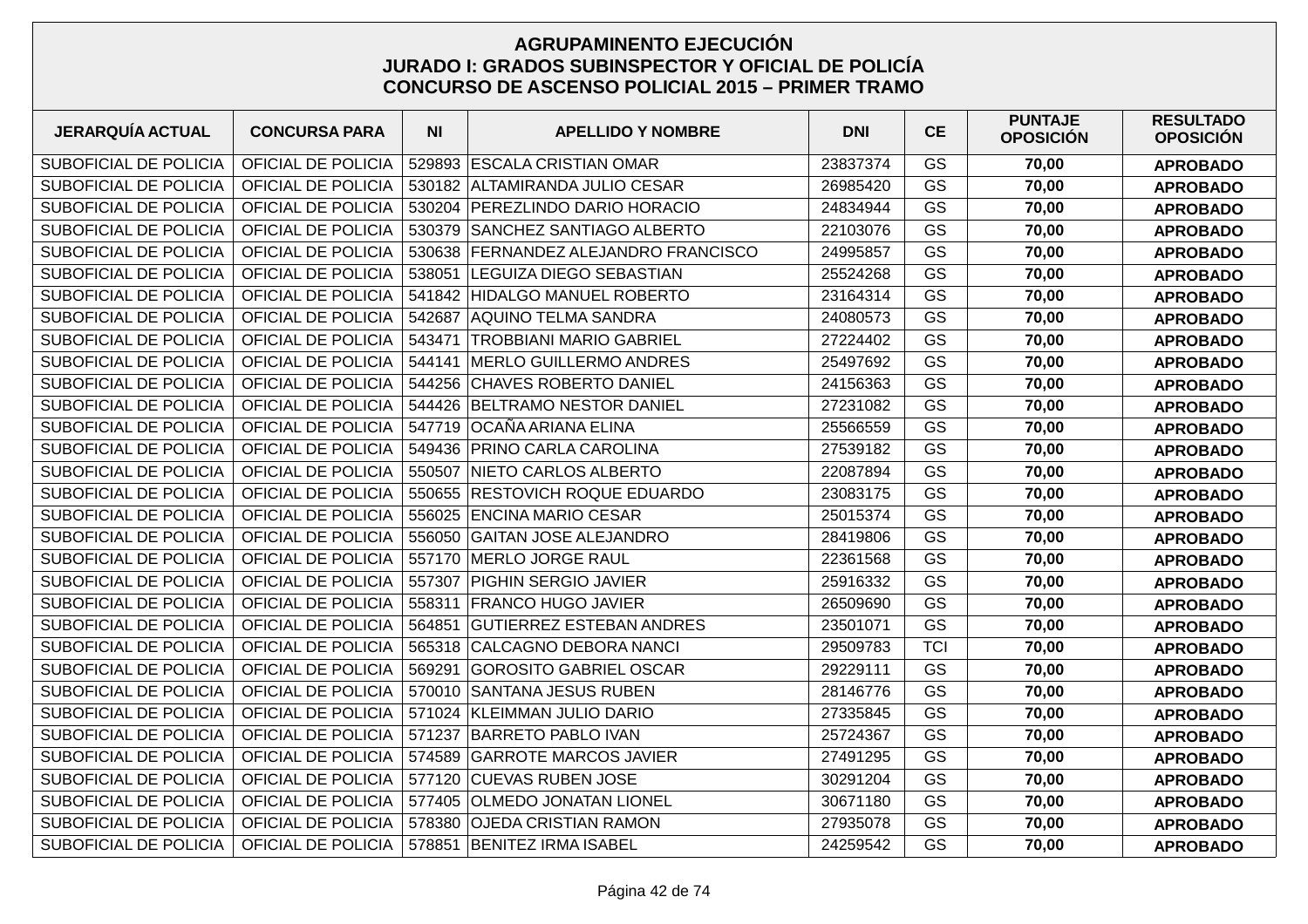# AGRUPAMINENTO EJECUCIÓN
## JURADO I: GRADOS SUBINSPECTOR Y OFICIAL DE POLICÍA
## CONCURSO DE ASCENSO POLICIAL 2015 – PRIMER TRAMO

| JERARQUÍA ACTUAL | CONCURSA PARA | NI | APELLIDO Y NOMBRE | DNI | CE | PUNTAJE OPOSICIÓN | RESULTADO OPOSICIÓN |
|---|---|---|---|---|---|---|---|
| SUBOFICIAL DE POLICIA | OFICIAL DE POLICIA | 529893 | ESCALA CRISTIAN OMAR | 23837374 | GS | **70,00** | **APROBADO** |
| SUBOFICIAL DE POLICIA | OFICIAL DE POLICIA | 530182 | ALTAMIRANDA JULIO CESAR | 26985420 | GS | **70,00** | **APROBADO** |
| SUBOFICIAL DE POLICIA | OFICIAL DE POLICIA | 530204 | PEREZLINDO DARIO HORACIO | 24834944 | GS | **70,00** | **APROBADO** |
| SUBOFICIAL DE POLICIA | OFICIAL DE POLICIA | 530379 | SANCHEZ SANTIAGO ALBERTO | 22103076 | GS | **70,00** | **APROBADO** |
| SUBOFICIAL DE POLICIA | OFICIAL DE POLICIA | 530638 | FERNANDEZ ALEJANDRO FRANCISCO | 24995857 | GS | **70,00** | **APROBADO** |
| SUBOFICIAL DE POLICIA | OFICIAL DE POLICIA | 538051 | LEGUIZA DIEGO SEBASTIAN | 25524268 | GS | **70,00** | **APROBADO** |
| SUBOFICIAL DE POLICIA | OFICIAL DE POLICIA | 541842 | HIDALGO MANUEL ROBERTO | 23164314 | GS | **70,00** | **APROBADO** |
| SUBOFICIAL DE POLICIA | OFICIAL DE POLICIA | 542687 | AQUINO TELMA SANDRA | 24080573 | GS | **70,00** | **APROBADO** |
| SUBOFICIAL DE POLICIA | OFICIAL DE POLICIA | 543471 | TROBBIANI MARIO GABRIEL | 27224402 | GS | **70,00** | **APROBADO** |
| SUBOFICIAL DE POLICIA | OFICIAL DE POLICIA | 544141 | MERLO GUILLERMO ANDRES | 25497692 | GS | **70,00** | **APROBADO** |
| SUBOFICIAL DE POLICIA | OFICIAL DE POLICIA | 544256 | CHAVES ROBERTO DANIEL | 24156363 | GS | **70,00** | **APROBADO** |
| SUBOFICIAL DE POLICIA | OFICIAL DE POLICIA | 544426 | BELTRAMO NESTOR DANIEL | 27231082 | GS | **70,00** | **APROBADO** |
| SUBOFICIAL DE POLICIA | OFICIAL DE POLICIA | 547719 | OCAÑA ARIANA ELINA | 25566559 | GS | **70,00** | **APROBADO** |
| SUBOFICIAL DE POLICIA | OFICIAL DE POLICIA | 549436 | PRINO CARLA CAROLINA | 27539182 | GS | **70,00** | **APROBADO** |
| SUBOFICIAL DE POLICIA | OFICIAL DE POLICIA | 550507 | NIETO CARLOS ALBERTO | 22087894 | GS | **70,00** | **APROBADO** |
| SUBOFICIAL DE POLICIA | OFICIAL DE POLICIA | 550655 | RESTOVICH ROQUE EDUARDO | 23083175 | GS | **70,00** | **APROBADO** |
| SUBOFICIAL DE POLICIA | OFICIAL DE POLICIA | 556025 | ENCINA MARIO CESAR | 25015374 | GS | **70,00** | **APROBADO** |
| SUBOFICIAL DE POLICIA | OFICIAL DE POLICIA | 556050 | GAITAN JOSE ALEJANDRO | 28419806 | GS | **70,00** | **APROBADO** |
| SUBOFICIAL DE POLICIA | OFICIAL DE POLICIA | 557170 | MERLO JORGE RAUL | 22361568 | GS | **70,00** | **APROBADO** |
| SUBOFICIAL DE POLICIA | OFICIAL DE POLICIA | 557307 | PIGHIN SERGIO JAVIER | 25916332 | GS | **70,00** | **APROBADO** |
| SUBOFICIAL DE POLICIA | OFICIAL DE POLICIA | 558311 | FRANCO HUGO JAVIER | 26509690 | GS | **70,00** | **APROBADO** |
| SUBOFICIAL DE POLICIA | OFICIAL DE POLICIA | 564851 | GUTIERREZ ESTEBAN ANDRES | 23501071 | GS | **70,00** | **APROBADO** |
| SUBOFICIAL DE POLICIA | OFICIAL DE POLICIA | 565318 | CALCAGNO DEBORA NANCI | 29509783 | TCI | **70,00** | **APROBADO** |
| SUBOFICIAL DE POLICIA | OFICIAL DE POLICIA | 569291 | GOROSITO GABRIEL OSCAR | 29229111 | GS | **70,00** | **APROBADO** |
| SUBOFICIAL DE POLICIA | OFICIAL DE POLICIA | 570010 | SANTANA JESUS RUBEN | 28146776 | GS | **70,00** | **APROBADO** |
| SUBOFICIAL DE POLICIA | OFICIAL DE POLICIA | 571024 | KLEIMMAN JULIO DARIO | 27335845 | GS | **70,00** | **APROBADO** |
| SUBOFICIAL DE POLICIA | OFICIAL DE POLICIA | 571237 | BARRETO PABLO IVAN | 25724367 | GS | **70,00** | **APROBADO** |
| SUBOFICIAL DE POLICIA | OFICIAL DE POLICIA | 574589 | GARROTE MARCOS JAVIER | 27491295 | GS | **70,00** | **APROBADO** |
| SUBOFICIAL DE POLICIA | OFICIAL DE POLICIA | 577120 | CUEVAS RUBEN JOSE | 30291204 | GS | **70,00** | **APROBADO** |
| SUBOFICIAL DE POLICIA | OFICIAL DE POLICIA | 577405 | OLMEDO JONATAN LIONEL | 30671180 | GS | **70,00** | **APROBADO** |
| SUBOFICIAL DE POLICIA | OFICIAL DE POLICIA | 578380 | OJEDA CRISTIAN RAMON | 27935078 | GS | **70,00** | **APROBADO** |
| SUBOFICIAL DE POLICIA | OFICIAL DE POLICIA | 578851 | BENITEZ IRMA ISABEL | 24259542 | GS | **70,00** | **APROBADO** |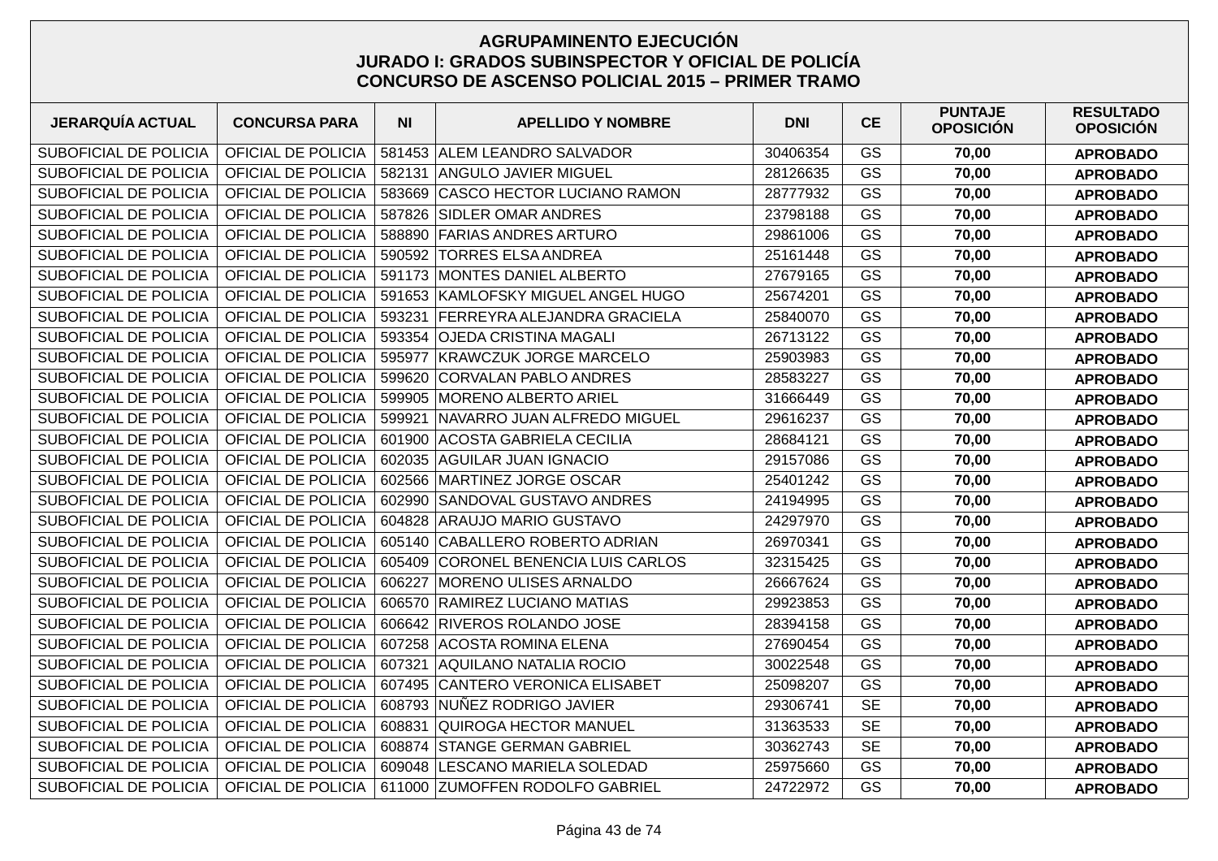# AGRUPAMINENTO EJECUCIÓN
## JURADO I: GRADOS SUBINSPECTOR Y OFICIAL DE POLICÍA
## CONCURSO DE ASCENSO POLICIAL 2015 – PRIMER TRAMO

| JERARQUÍA ACTUAL | CONCURSA PARA | NI | APELLIDO Y NOMBRE | DNI | CE | PUNTAJE OPOSICIÓN | RESULTADO OPOSICIÓN |
|---|---|---|---|---|---|---|---|
| SUBOFICIAL DE POLICIA | OFICIAL DE POLICIA | 581453 | ALEM LEANDRO SALVADOR | 30406354 | GS | **70,00** | **APROBADO** |
| SUBOFICIAL DE POLICIA | OFICIAL DE POLICIA | 582131 | ANGULO JAVIER MIGUEL | 28126635 | GS | **70,00** | **APROBADO** |
| SUBOFICIAL DE POLICIA | OFICIAL DE POLICIA | 583669 | CASCO HECTOR LUCIANO RAMON | 28777932 | GS | **70,00** | **APROBADO** |
| SUBOFICIAL DE POLICIA | OFICIAL DE POLICIA | 587826 | SIDLER OMAR ANDRES | 23798188 | GS | **70,00** | **APROBADO** |
| SUBOFICIAL DE POLICIA | OFICIAL DE POLICIA | 588890 | FARIAS ANDRES ARTURO | 29861006 | GS | **70,00** | **APROBADO** |
| SUBOFICIAL DE POLICIA | OFICIAL DE POLICIA | 590592 | TORRES ELSA ANDREA | 25161448 | GS | **70,00** | **APROBADO** |
| SUBOFICIAL DE POLICIA | OFICIAL DE POLICIA | 591173 | MONTES DANIEL ALBERTO | 27679165 | GS | **70,00** | **APROBADO** |
| SUBOFICIAL DE POLICIA | OFICIAL DE POLICIA | 591653 | KAMLOFSKY MIGUEL ANGEL HUGO | 25674201 | GS | **70,00** | **APROBADO** |
| SUBOFICIAL DE POLICIA | OFICIAL DE POLICIA | 593231 | FERREYRA ALEJANDRA GRACIELA | 25840070 | GS | **70,00** | **APROBADO** |
| SUBOFICIAL DE POLICIA | OFICIAL DE POLICIA | 593354 | OJEDA CRISTINA MAGALI | 26713122 | GS | **70,00** | **APROBADO** |
| SUBOFICIAL DE POLICIA | OFICIAL DE POLICIA | 595977 | KRAWCZUK JORGE MARCELO | 25903983 | GS | **70,00** | **APROBADO** |
| SUBOFICIAL DE POLICIA | OFICIAL DE POLICIA | 599620 | CORVALAN PABLO ANDRES | 28583227 | GS | **70,00** | **APROBADO** |
| SUBOFICIAL DE POLICIA | OFICIAL DE POLICIA | 599905 | MORENO ALBERTO ARIEL | 31666449 | GS | **70,00** | **APROBADO** |
| SUBOFICIAL DE POLICIA | OFICIAL DE POLICIA | 599921 | NAVARRO JUAN ALFREDO MIGUEL | 29616237 | GS | **70,00** | **APROBADO** |
| SUBOFICIAL DE POLICIA | OFICIAL DE POLICIA | 601900 | ACOSTA GABRIELA CECILIA | 28684121 | GS | **70,00** | **APROBADO** |
| SUBOFICIAL DE POLICIA | OFICIAL DE POLICIA | 602035 | AGUILAR JUAN IGNACIO | 29157086 | GS | **70,00** | **APROBADO** |
| SUBOFICIAL DE POLICIA | OFICIAL DE POLICIA | 602566 | MARTINEZ JORGE OSCAR | 25401242 | GS | **70,00** | **APROBADO** |
| SUBOFICIAL DE POLICIA | OFICIAL DE POLICIA | 602990 | SANDOVAL GUSTAVO ANDRES | 24194995 | GS | **70,00** | **APROBADO** |
| SUBOFICIAL DE POLICIA | OFICIAL DE POLICIA | 604828 | ARAUJO MARIO GUSTAVO | 24297970 | GS | **70,00** | **APROBADO** |
| SUBOFICIAL DE POLICIA | OFICIAL DE POLICIA | 605140 | CABALLERO ROBERTO ADRIAN | 26970341 | GS | **70,00** | **APROBADO** |
| SUBOFICIAL DE POLICIA | OFICIAL DE POLICIA | 605409 | CORONEL BENENCIA LUIS CARLOS | 32315425 | GS | **70,00** | **APROBADO** |
| SUBOFICIAL DE POLICIA | OFICIAL DE POLICIA | 606227 | MORENO ULISES ARNALDO | 26667624 | GS | **70,00** | **APROBADO** |
| SUBOFICIAL DE POLICIA | OFICIAL DE POLICIA | 606570 | RAMIREZ LUCIANO MATIAS | 29923853 | GS | **70,00** | **APROBADO** |
| SUBOFICIAL DE POLICIA | OFICIAL DE POLICIA | 606642 | RIVEROS ROLANDO JOSE | 28394158 | GS | **70,00** | **APROBADO** |
| SUBOFICIAL DE POLICIA | OFICIAL DE POLICIA | 607258 | ACOSTA ROMINA ELENA | 27690454 | GS | **70,00** | **APROBADO** |
| SUBOFICIAL DE POLICIA | OFICIAL DE POLICIA | 607321 | AQUILANO NATALIA ROCIO | 30022548 | GS | **70,00** | **APROBADO** |
| SUBOFICIAL DE POLICIA | OFICIAL DE POLICIA | 607495 | CANTERO VERONICA ELISABET | 25098207 | GS | **70,00** | **APROBADO** |
| SUBOFICIAL DE POLICIA | OFICIAL DE POLICIA | 608793 | NUÑEZ RODRIGO JAVIER | 29306741 | SE | **70,00** | **APROBADO** |
| SUBOFICIAL DE POLICIA | OFICIAL DE POLICIA | 608831 | QUIROGA HECTOR MANUEL | 31363533 | SE | **70,00** | **APROBADO** |
| SUBOFICIAL DE POLICIA | OFICIAL DE POLICIA | 608874 | STANGE GERMAN GABRIEL | 30362743 | SE | **70,00** | **APROBADO** |
| SUBOFICIAL DE POLICIA | OFICIAL DE POLICIA | 609048 | LESCANO MARIELA SOLEDAD | 25975660 | GS | **70,00** | **APROBADO** |
| SUBOFICIAL DE POLICIA | OFICIAL DE POLICIA | 611000 | ZUMOFFEN RODOLFO GABRIEL | 24722972 | GS | **70,00** | **APROBADO** |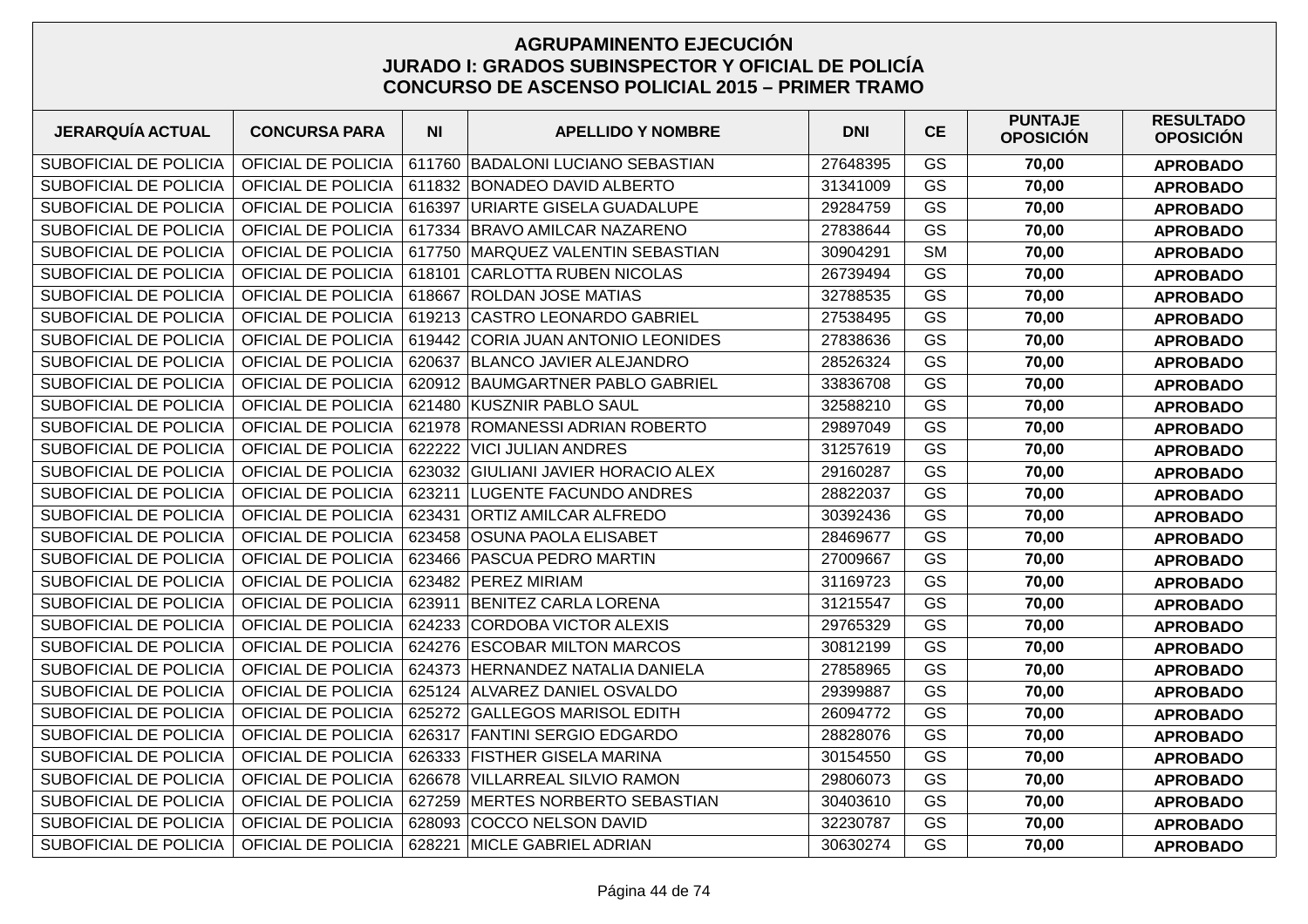# AGRUPAMINENTO EJECUCIÓN
## JURADO I: GRADOS SUBINSPECTOR Y OFICIAL DE POLICÍA
## CONCURSO DE ASCENSO POLICIAL 2015 – PRIMER TRAMO

| JERARQUÍA ACTUAL | CONCURSA PARA | NI | APELLIDO Y NOMBRE | DNI | CE | PUNTAJE OPOSICIÓN | RESULTADO OPOSICIÓN |
|---|---|---|---|---|---|---|---|
| SUBOFICIAL DE POLICIA | OFICIAL DE POLICIA | 611760 | BADALONI LUCIANO SEBASTIAN | 27648395 | GS | **70,00** | **APROBADO** |
| SUBOFICIAL DE POLICIA | OFICIAL DE POLICIA | 611832 | BONADEO DAVID ALBERTO | 31341009 | GS | **70,00** | **APROBADO** |
| SUBOFICIAL DE POLICIA | OFICIAL DE POLICIA | 616397 | URIARTE GISELA GUADALUPE | 29284759 | GS | **70,00** | **APROBADO** |
| SUBOFICIAL DE POLICIA | OFICIAL DE POLICIA | 617334 | BRAVO AMILCAR NAZARENO | 27838644 | GS | **70,00** | **APROBADO** |
| SUBOFICIAL DE POLICIA | OFICIAL DE POLICIA | 617750 | MARQUEZ VALENTIN SEBASTIAN | 30904291 | SM | **70,00** | **APROBADO** |
| SUBOFICIAL DE POLICIA | OFICIAL DE POLICIA | 618101 | CARLOTTA RUBEN NICOLAS | 26739494 | GS | **70,00** | **APROBADO** |
| SUBOFICIAL DE POLICIA | OFICIAL DE POLICIA | 618667 | ROLDAN JOSE MATIAS | 32788535 | GS | **70,00** | **APROBADO** |
| SUBOFICIAL DE POLICIA | OFICIAL DE POLICIA | 619213 | CASTRO LEONARDO GABRIEL | 27538495 | GS | **70,00** | **APROBADO** |
| SUBOFICIAL DE POLICIA | OFICIAL DE POLICIA | 619442 | CORIA JUAN ANTONIO LEONIDES | 27838636 | GS | **70,00** | **APROBADO** |
| SUBOFICIAL DE POLICIA | OFICIAL DE POLICIA | 620637 | BLANCO JAVIER ALEJANDRO | 28526324 | GS | **70,00** | **APROBADO** |
| SUBOFICIAL DE POLICIA | OFICIAL DE POLICIA | 620912 | BAUMGARTNER PABLO GABRIEL | 33836708 | GS | **70,00** | **APROBADO** |
| SUBOFICIAL DE POLICIA | OFICIAL DE POLICIA | 621480 | KUSZNIR PABLO SAUL | 32588210 | GS | **70,00** | **APROBADO** |
| SUBOFICIAL DE POLICIA | OFICIAL DE POLICIA | 621978 | ROMANESSI ADRIAN ROBERTO | 29897049 | GS | **70,00** | **APROBADO** |
| SUBOFICIAL DE POLICIA | OFICIAL DE POLICIA | 622222 | VICI JULIAN ANDRES | 31257619 | GS | **70,00** | **APROBADO** |
| SUBOFICIAL DE POLICIA | OFICIAL DE POLICIA | 623032 | GIULIANI JAVIER HORACIO ALEX | 29160287 | GS | **70,00** | **APROBADO** |
| SUBOFICIAL DE POLICIA | OFICIAL DE POLICIA | 623211 | LUGENTE FACUNDO ANDRES | 28822037 | GS | **70,00** | **APROBADO** |
| SUBOFICIAL DE POLICIA | OFICIAL DE POLICIA | 623431 | ORTIZ AMILCAR ALFREDO | 30392436 | GS | **70,00** | **APROBADO** |
| SUBOFICIAL DE POLICIA | OFICIAL DE POLICIA | 623458 | OSUNA PAOLA ELISABET | 28469677 | GS | **70,00** | **APROBADO** |
| SUBOFICIAL DE POLICIA | OFICIAL DE POLICIA | 623466 | PASCUA PEDRO MARTIN | 27009667 | GS | **70,00** | **APROBADO** |
| SUBOFICIAL DE POLICIA | OFICIAL DE POLICIA | 623482 | PEREZ MIRIAM | 31169723 | GS | **70,00** | **APROBADO** |
| SUBOFICIAL DE POLICIA | OFICIAL DE POLICIA | 623911 | BENITEZ CARLA LORENA | 31215547 | GS | **70,00** | **APROBADO** |
| SUBOFICIAL DE POLICIA | OFICIAL DE POLICIA | 624233 | CORDOBA VICTOR ALEXIS | 29765329 | GS | **70,00** | **APROBADO** |
| SUBOFICIAL DE POLICIA | OFICIAL DE POLICIA | 624276 | ESCOBAR MILTON MARCOS | 30812199 | GS | **70,00** | **APROBADO** |
| SUBOFICIAL DE POLICIA | OFICIAL DE POLICIA | 624373 | HERNANDEZ NATALIA DANIELA | 27858965 | GS | **70,00** | **APROBADO** |
| SUBOFICIAL DE POLICIA | OFICIAL DE POLICIA | 625124 | ALVAREZ DANIEL OSVALDO | 29399887 | GS | **70,00** | **APROBADO** |
| SUBOFICIAL DE POLICIA | OFICIAL DE POLICIA | 625272 | GALLEGOS MARISOL EDITH | 26094772 | GS | **70,00** | **APROBADO** |
| SUBOFICIAL DE POLICIA | OFICIAL DE POLICIA | 626317 | FANTINI SERGIO EDGARDO | 28828076 | GS | **70,00** | **APROBADO** |
| SUBOFICIAL DE POLICIA | OFICIAL DE POLICIA | 626333 | FISTHER GISELA MARINA | 30154550 | GS | **70,00** | **APROBADO** |
| SUBOFICIAL DE POLICIA | OFICIAL DE POLICIA | 626678 | VILLARREAL SILVIO RAMON | 29806073 | GS | **70,00** | **APROBADO** |
| SUBOFICIAL DE POLICIA | OFICIAL DE POLICIA | 627259 | MERTES NORBERTO SEBASTIAN | 30403610 | GS | **70,00** | **APROBADO** |
| SUBOFICIAL DE POLICIA | OFICIAL DE POLICIA | 628093 | COCCO NELSON DAVID | 32230787 | GS | **70,00** | **APROBADO** |
| SUBOFICIAL DE POLICIA | OFICIAL DE POLICIA | 628221 | MICLE GABRIEL ADRIAN | 30630274 | GS | **70,00** | **APROBADO** |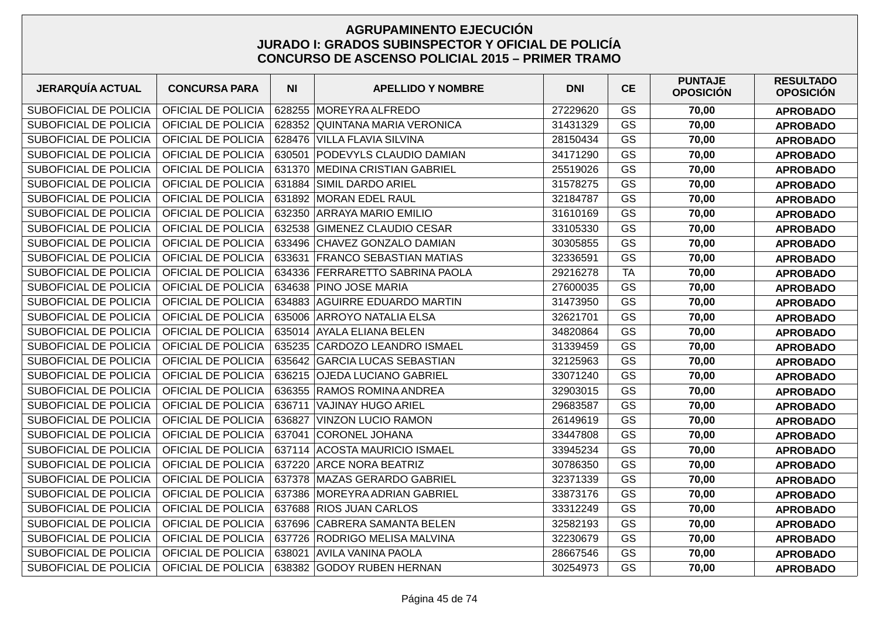## AGRUPAMINENTO EJECUCIÓN
## JURADO I: GRADOS SUBINSPECTOR Y OFICIAL DE POLICÍA
## CONCURSO DE ASCENSO POLICIAL 2015 – PRIMER TRAMO

| JERARQUÍA ACTUAL | CONCURSA PARA | NI | APELLIDO Y NOMBRE | DNI | CE | PUNTAJE OPOSICIÓN | RESULTADO OPOSICIÓN |
|---|---|---|---|---|---|---|---|
| SUBOFICIAL DE POLICIA | OFICIAL DE POLICIA | 628255 | MOREYRA ALFREDO | 27229620 | GS | 70,00 | APROBADO |
| SUBOFICIAL DE POLICIA | OFICIAL DE POLICIA | 628352 | QUINTANA MARIA VERONICA | 31431329 | GS | 70,00 | APROBADO |
| SUBOFICIAL DE POLICIA | OFICIAL DE POLICIA | 628476 | VILLA FLAVIA SILVINA | 28150434 | GS | 70,00 | APROBADO |
| SUBOFICIAL DE POLICIA | OFICIAL DE POLICIA | 630501 | PODEVYLS CLAUDIO DAMIAN | 34171290 | GS | 70,00 | APROBADO |
| SUBOFICIAL DE POLICIA | OFICIAL DE POLICIA | 631370 | MEDINA CRISTIAN GABRIEL | 25519026 | GS | 70,00 | APROBADO |
| SUBOFICIAL DE POLICIA | OFICIAL DE POLICIA | 631884 | SIMIL DARDO ARIEL | 31578275 | GS | 70,00 | APROBADO |
| SUBOFICIAL DE POLICIA | OFICIAL DE POLICIA | 631892 | MORAN EDEL RAUL | 32184787 | GS | 70,00 | APROBADO |
| SUBOFICIAL DE POLICIA | OFICIAL DE POLICIA | 632350 | ARRAYA MARIO EMILIO | 31610169 | GS | 70,00 | APROBADO |
| SUBOFICIAL DE POLICIA | OFICIAL DE POLICIA | 632538 | GIMENEZ CLAUDIO CESAR | 33105330 | GS | 70,00 | APROBADO |
| SUBOFICIAL DE POLICIA | OFICIAL DE POLICIA | 633496 | CHAVEZ GONZALO DAMIAN | 30305855 | GS | 70,00 | APROBADO |
| SUBOFICIAL DE POLICIA | OFICIAL DE POLICIA | 633631 | FRANCO SEBASTIAN MATIAS | 32336591 | GS | 70,00 | APROBADO |
| SUBOFICIAL DE POLICIA | OFICIAL DE POLICIA | 634336 | FERRARETTO SABRINA PAOLA | 29216278 | TA | 70,00 | APROBADO |
| SUBOFICIAL DE POLICIA | OFICIAL DE POLICIA | 634638 | PINO JOSE MARIA | 27600035 | GS | 70,00 | APROBADO |
| SUBOFICIAL DE POLICIA | OFICIAL DE POLICIA | 634883 | AGUIRRE EDUARDO MARTIN | 31473950 | GS | 70,00 | APROBADO |
| SUBOFICIAL DE POLICIA | OFICIAL DE POLICIA | 635006 | ARROYO NATALIA ELSA | 32621701 | GS | 70,00 | APROBADO |
| SUBOFICIAL DE POLICIA | OFICIAL DE POLICIA | 635014 | AYALA ELIANA BELEN | 34820864 | GS | 70,00 | APROBADO |
| SUBOFICIAL DE POLICIA | OFICIAL DE POLICIA | 635235 | CARDOZO LEANDRO ISMAEL | 31339459 | GS | 70,00 | APROBADO |
| SUBOFICIAL DE POLICIA | OFICIAL DE POLICIA | 635642 | GARCIA LUCAS SEBASTIAN | 32125963 | GS | 70,00 | APROBADO |
| SUBOFICIAL DE POLICIA | OFICIAL DE POLICIA | 636215 | OJEDA LUCIANO GABRIEL | 33071240 | GS | 70,00 | APROBADO |
| SUBOFICIAL DE POLICIA | OFICIAL DE POLICIA | 636355 | RAMOS ROMINA ANDREA | 32903015 | GS | 70,00 | APROBADO |
| SUBOFICIAL DE POLICIA | OFICIAL DE POLICIA | 636711 | VAJINAY HUGO ARIEL | 29683587 | GS | 70,00 | APROBADO |
| SUBOFICIAL DE POLICIA | OFICIAL DE POLICIA | 636827 | VINZON LUCIO RAMON | 26149619 | GS | 70,00 | APROBADO |
| SUBOFICIAL DE POLICIA | OFICIAL DE POLICIA | 637041 | CORONEL JOHANA | 33447808 | GS | 70,00 | APROBADO |
| SUBOFICIAL DE POLICIA | OFICIAL DE POLICIA | 637114 | ACOSTA MAURICIO ISMAEL | 33945234 | GS | 70,00 | APROBADO |
| SUBOFICIAL DE POLICIA | OFICIAL DE POLICIA | 637220 | ARCE NORA BEATRIZ | 30786350 | GS | 70,00 | APROBADO |
| SUBOFICIAL DE POLICIA | OFICIAL DE POLICIA | 637378 | MAZAS GERARDO GABRIEL | 32371339 | GS | 70,00 | APROBADO |
| SUBOFICIAL DE POLICIA | OFICIAL DE POLICIA | 637386 | MOREYRA ADRIAN GABRIEL | 33873176 | GS | 70,00 | APROBADO |
| SUBOFICIAL DE POLICIA | OFICIAL DE POLICIA | 637688 | RIOS JUAN CARLOS | 33312249 | GS | 70,00 | APROBADO |
| SUBOFICIAL DE POLICIA | OFICIAL DE POLICIA | 637696 | CABRERA SAMANTA BELEN | 32582193 | GS | 70,00 | APROBADO |
| SUBOFICIAL DE POLICIA | OFICIAL DE POLICIA | 637726 | RODRIGO MELISA MALVINA | 32230679 | GS | 70,00 | APROBADO |
| SUBOFICIAL DE POLICIA | OFICIAL DE POLICIA | 638021 | AVILA VANINA PAOLA | 28667546 | GS | 70,00 | APROBADO |
| SUBOFICIAL DE POLICIA | OFICIAL DE POLICIA | 638382 | GODOY RUBEN HERNAN | 30254973 | GS | 70,00 | APROBADO |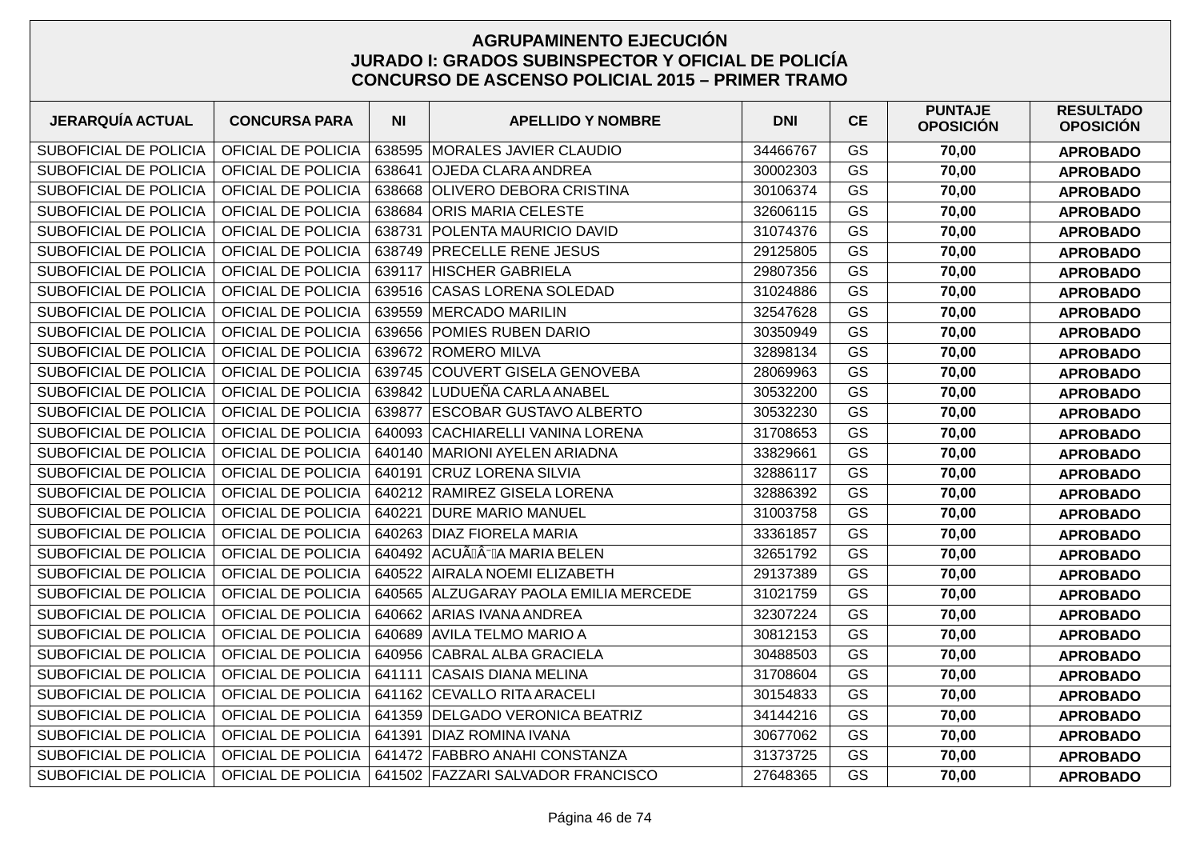# AGRUPAMINENTO EJECUCIÓN
## JURADO I: GRADOS SUBINSPECTOR Y OFICIAL DE POLICÍA
## CONCURSO DE ASCENSO POLICIAL 2015 – PRIMER TRAMO

| JERARQUÍA ACTUAL | CONCURSA PARA | NI | APELLIDO Y NOMBRE | DNI | CE | PUNTAJE OPOSICIÓN | RESULTADO OPOSICIÓN |
|---|---|---|---|---|---|---|---|
| SUBOFICIAL DE POLICIA | OFICIAL DE POLICIA | 638595 | MORALES JAVIER CLAUDIO | 34466767 | GS | **70,00** | **APROBADO** |
| SUBOFICIAL DE POLICIA | OFICIAL DE POLICIA | 638641 | OJEDA CLARA ANDREA | 30002303 | GS | **70,00** | **APROBADO** |
| SUBOFICIAL DE POLICIA | OFICIAL DE POLICIA | 638668 | OLIVERO DEBORA CRISTINA | 30106374 | GS | **70,00** | **APROBADO** |
| SUBOFICIAL DE POLICIA | OFICIAL DE POLICIA | 638684 | ORIS MARIA CELESTE | 32606115 | GS | **70,00** | **APROBADO** |
| SUBOFICIAL DE POLICIA | OFICIAL DE POLICIA | 638731 | POLENTA MAURICIO DAVID | 31074376 | GS | **70,00** | **APROBADO** |
| SUBOFICIAL DE POLICIA | OFICIAL DE POLICIA | 638749 | PRECELLE RENE JESUS | 29125805 | GS | **70,00** | **APROBADO** |
| SUBOFICIAL DE POLICIA | OFICIAL DE POLICIA | 639117 | HISCHER GABRIELA | 29807356 | GS | **70,00** | **APROBADO** |
| SUBOFICIAL DE POLICIA | OFICIAL DE POLICIA | 639516 | CASAS LORENA SOLEDAD | 31024886 | GS | **70,00** | **APROBADO** |
| SUBOFICIAL DE POLICIA | OFICIAL DE POLICIA | 639559 | MERCADO MARILIN | 32547628 | GS | **70,00** | **APROBADO** |
| SUBOFICIAL DE POLICIA | OFICIAL DE POLICIA | 639656 | POMIES RUBEN DARIO | 30350949 | GS | **70,00** | **APROBADO** |
| SUBOFICIAL DE POLICIA | OFICIAL DE POLICIA | 639672 | ROMERO MILVA | 32898134 | GS | **70,00** | **APROBADO** |
| SUBOFICIAL DE POLICIA | OFICIAL DE POLICIA | 639745 | COUVERT GISELA GENOVEBA | 28069963 | GS | **70,00** | **APROBADO** |
| SUBOFICIAL DE POLICIA | OFICIAL DE POLICIA | 639842 | LUDUEÑA CARLA ANABEL | 30532200 | GS | **70,00** | **APROBADO** |
| SUBOFICIAL DE POLICIA | OFICIAL DE POLICIA | 639877 | ESCOBAR GUSTAVO ALBERTO | 30532230 | GS | **70,00** | **APROBADO** |
| SUBOFICIAL DE POLICIA | OFICIAL DE POLICIA | 640093 | CACHIARELLI VANINA LORENA | 31708653 | GS | **70,00** | **APROBADO** |
| SUBOFICIAL DE POLICIA | OFICIAL DE POLICIA | 640140 | MARIONI AYELEN ARIADNA | 33829661 | GS | **70,00** | **APROBADO** |
| SUBOFICIAL DE POLICIA | OFICIAL DE POLICIA | 640191 | CRUZ LORENA SILVIA | 32886117 | GS | **70,00** | **APROBADO** |
| SUBOFICIAL DE POLICIA | OFICIAL DE POLICIA | 640212 | RAMIREZ GISELA LORENA | 32886392 | GS | **70,00** | **APROBADO** |
| SUBOFICIAL DE POLICIA | OFICIAL DE POLICIA | 640221 | DURE MARIO MANUEL | 31003758 | GS | **70,00** | **APROBADO** |
| SUBOFICIAL DE POLICIA | OFICIAL DE POLICIA | 640263 | DIAZ FIORELA MARIA | 33361857 | GS | **70,00** | **APROBADO** |
| SUBOFICIAL DE POLICIA | OFICIAL DE POLICIA | 640492 | ACUÃÂ¯A MARIA BELEN | 32651792 | GS | **70,00** | **APROBADO** |
| SUBOFICIAL DE POLICIA | OFICIAL DE POLICIA | 640522 | AIRALA NOEMI ELIZABETH | 29137389 | GS | **70,00** | **APROBADO** |
| SUBOFICIAL DE POLICIA | OFICIAL DE POLICIA | 640565 | ALZUGARAY PAOLA EMILIA MERCEDE | 31021759 | GS | **70,00** | **APROBADO** |
| SUBOFICIAL DE POLICIA | OFICIAL DE POLICIA | 640662 | ARIAS IVANA ANDREA | 32307224 | GS | **70,00** | **APROBADO** |
| SUBOFICIAL DE POLICIA | OFICIAL DE POLICIA | 640689 | AVILA TELMO MARIO A | 30812153 | GS | **70,00** | **APROBADO** |
| SUBOFICIAL DE POLICIA | OFICIAL DE POLICIA | 640956 | CABRAL ALBA GRACIELA | 30488503 | GS | **70,00** | **APROBADO** |
| SUBOFICIAL DE POLICIA | OFICIAL DE POLICIA | 641111 | CASAIS DIANA MELINA | 31708604 | GS | **70,00** | **APROBADO** |
| SUBOFICIAL DE POLICIA | OFICIAL DE POLICIA | 641162 | CEVALLO RITA ARACELI | 30154833 | GS | **70,00** | **APROBADO** |
| SUBOFICIAL DE POLICIA | OFICIAL DE POLICIA | 641359 | DELGADO VERONICA BEATRIZ | 34144216 | GS | **70,00** | **APROBADO** |
| SUBOFICIAL DE POLICIA | OFICIAL DE POLICIA | 641391 | DIAZ ROMINA IVANA | 30677062 | GS | **70,00** | **APROBADO** |
| SUBOFICIAL DE POLICIA | OFICIAL DE POLICIA | 641472 | FABBRO ANAHI CONSTANZA | 31373725 | GS | **70,00** | **APROBADO** |
| SUBOFICIAL DE POLICIA | OFICIAL DE POLICIA | 641502 | FAZZARI SALVADOR FRANCISCO | 27648365 | GS | **70,00** | **APROBADO** |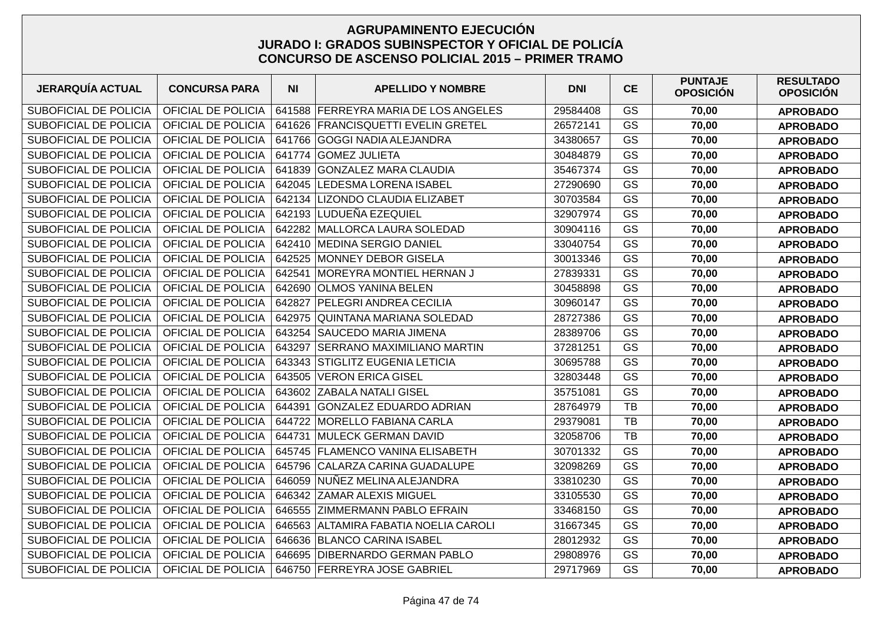**AGRUPAMINENTO EJECUCIÓN**
**JURADO I: GRADOS SUBINSPECTOR Y OFICIAL DE POLICÍA**
**CONCURSO DE ASCENSO POLICIAL 2015 – PRIMER TRAMO**

| JERARQUÍA ACTUAL | CONCURSA PARA | NI | APELLIDO Y NOMBRE | DNI | CE | PUNTAJE OPOSICIÓN | RESULTADO OPOSICIÓN |
|---|---|---|---|---|---|---|---|
| SUBOFICIAL DE POLICIA | OFICIAL DE POLICIA | 641588 | FERREYRA MARIA DE LOS ANGELES | 29584408 | GS | **70,00** | **APROBADO** |
| SUBOFICIAL DE POLICIA | OFICIAL DE POLICIA | 641626 | FRANCISQUETTI EVELIN GRETEL | 26572141 | GS | **70,00** | **APROBADO** |
| SUBOFICIAL DE POLICIA | OFICIAL DE POLICIA | 641766 | GOGGI NADIA ALEJANDRA | 34380657 | GS | **70,00** | **APROBADO** |
| SUBOFICIAL DE POLICIA | OFICIAL DE POLICIA | 641774 | GOMEZ JULIETA | 30484879 | GS | **70,00** | **APROBADO** |
| SUBOFICIAL DE POLICIA | OFICIAL DE POLICIA | 641839 | GONZALEZ MARA CLAUDIA | 35467374 | GS | **70,00** | **APROBADO** |
| SUBOFICIAL DE POLICIA | OFICIAL DE POLICIA | 642045 | LEDESMA LORENA ISABEL | 27290690 | GS | **70,00** | **APROBADO** |
| SUBOFICIAL DE POLICIA | OFICIAL DE POLICIA | 642134 | LIZONDO CLAUDIA ELIZABET | 30703584 | GS | **70,00** | **APROBADO** |
| SUBOFICIAL DE POLICIA | OFICIAL DE POLICIA | 642193 | LUDUEÑA EZEQUIEL | 32907974 | GS | **70,00** | **APROBADO** |
| SUBOFICIAL DE POLICIA | OFICIAL DE POLICIA | 642282 | MALLORCA LAURA SOLEDAD | 30904116 | GS | **70,00** | **APROBADO** |
| SUBOFICIAL DE POLICIA | OFICIAL DE POLICIA | 642410 | MEDINA SERGIO DANIEL | 33040754 | GS | **70,00** | **APROBADO** |
| SUBOFICIAL DE POLICIA | OFICIAL DE POLICIA | 642525 | MONNEY DEBOR GISELA | 30013346 | GS | **70,00** | **APROBADO** |
| SUBOFICIAL DE POLICIA | OFICIAL DE POLICIA | 642541 | MOREYRA MONTIEL HERNAN J | 27839331 | GS | **70,00** | **APROBADO** |
| SUBOFICIAL DE POLICIA | OFICIAL DE POLICIA | 642690 | OLMOS YANINA BELEN | 30458898 | GS | **70,00** | **APROBADO** |
| SUBOFICIAL DE POLICIA | OFICIAL DE POLICIA | 642827 | PELEGRI ANDREA CECILIA | 30960147 | GS | **70,00** | **APROBADO** |
| SUBOFICIAL DE POLICIA | OFICIAL DE POLICIA | 642975 | QUINTANA MARIANA SOLEDAD | 28727386 | GS | **70,00** | **APROBADO** |
| SUBOFICIAL DE POLICIA | OFICIAL DE POLICIA | 643254 | SAUCEDO MARIA JIMENA | 28389706 | GS | **70,00** | **APROBADO** |
| SUBOFICIAL DE POLICIA | OFICIAL DE POLICIA | 643297 | SERRANO MAXIMILIANO MARTIN | 37281251 | GS | **70,00** | **APROBADO** |
| SUBOFICIAL DE POLICIA | OFICIAL DE POLICIA | 643343 | STIGLITZ EUGENIA LETICIA | 30695788 | GS | **70,00** | **APROBADO** |
| SUBOFICIAL DE POLICIA | OFICIAL DE POLICIA | 643505 | VERON ERICA GISEL | 32803448 | GS | **70,00** | **APROBADO** |
| SUBOFICIAL DE POLICIA | OFICIAL DE POLICIA | 643602 | ZABALA NATALI GISEL | 35751081 | GS | **70,00** | **APROBADO** |
| SUBOFICIAL DE POLICIA | OFICIAL DE POLICIA | 644391 | GONZALEZ EDUARDO ADRIAN | 28764979 | TB | **70,00** | **APROBADO** |
| SUBOFICIAL DE POLICIA | OFICIAL DE POLICIA | 644722 | MORELLO FABIANA CARLA | 29379081 | TB | **70,00** | **APROBADO** |
| SUBOFICIAL DE POLICIA | OFICIAL DE POLICIA | 644731 | MULECK GERMAN DAVID | 32058706 | TB | **70,00** | **APROBADO** |
| SUBOFICIAL DE POLICIA | OFICIAL DE POLICIA | 645745 | FLAMENCO VANINA ELISABETH | 30701332 | GS | **70,00** | **APROBADO** |
| SUBOFICIAL DE POLICIA | OFICIAL DE POLICIA | 645796 | CALARZA CARINA GUADALUPE | 32098269 | GS | **70,00** | **APROBADO** |
| SUBOFICIAL DE POLICIA | OFICIAL DE POLICIA | 646059 | NUÑEZ MELINA ALEJANDRA | 33810230 | GS | **70,00** | **APROBADO** |
| SUBOFICIAL DE POLICIA | OFICIAL DE POLICIA | 646342 | ZAMAR ALEXIS MIGUEL | 33105530 | GS | **70,00** | **APROBADO** |
| SUBOFICIAL DE POLICIA | OFICIAL DE POLICIA | 646555 | ZIMMERMANN PABLO EFRAIN | 33468150 | GS | **70,00** | **APROBADO** |
| SUBOFICIAL DE POLICIA | OFICIAL DE POLICIA | 646563 | ALTAMIRA FABATIA NOELIA CAROLI | 31667345 | GS | **70,00** | **APROBADO** |
| SUBOFICIAL DE POLICIA | OFICIAL DE POLICIA | 646636 | BLANCO CARINA ISABEL | 28012932 | GS | **70,00** | **APROBADO** |
| SUBOFICIAL DE POLICIA | OFICIAL DE POLICIA | 646695 | DIBERNARDO GERMAN PABLO | 29808976 | GS | **70,00** | **APROBADO** |
| SUBOFICIAL DE POLICIA | OFICIAL DE POLICIA | 646750 | FERREYRA JOSE GABRIEL | 29717969 | GS | **70,00** | **APROBADO** |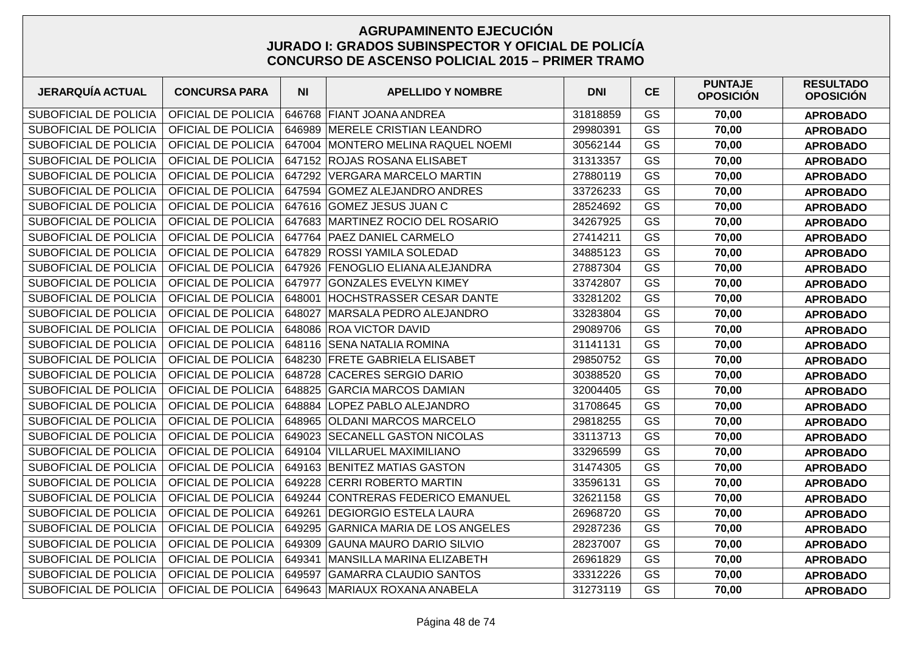# AGRUPAMINENTO EJECUCIÓN
## JURADO I: GRADOS SUBINSPECTOR Y OFICIAL DE POLICÍA
## CONCURSO DE ASCENSO POLICIAL 2015 – PRIMER TRAMO

| JERARQUÍA ACTUAL | CONCURSA PARA | NI | APELLIDO Y NOMBRE | DNI | CE | PUNTAJE OPOSICIÓN | RESULTADO OPOSICIÓN |
|---|---|---|---|---|---|---|---|
| SUBOFICIAL DE POLICIA | OFICIAL DE POLICIA | 646768 | FIANT JOANA ANDREA | 31818859 | GS | **70,00** | **APROBADO** |
| SUBOFICIAL DE POLICIA | OFICIAL DE POLICIA | 646989 | MERELE CRISTIAN LEANDRO | 29980391 | GS | **70,00** | **APROBADO** |
| SUBOFICIAL DE POLICIA | OFICIAL DE POLICIA | 647004 | MONTERO MELINA RAQUEL NOEMI | 30562144 | GS | **70,00** | **APROBADO** |
| SUBOFICIAL DE POLICIA | OFICIAL DE POLICIA | 647152 | ROJAS ROSANA ELISABET | 31313357 | GS | **70,00** | **APROBADO** |
| SUBOFICIAL DE POLICIA | OFICIAL DE POLICIA | 647292 | VERGARA MARCELO MARTIN | 27880119 | GS | **70,00** | **APROBADO** |
| SUBOFICIAL DE POLICIA | OFICIAL DE POLICIA | 647594 | GOMEZ ALEJANDRO ANDRES | 33726233 | GS | **70,00** | **APROBADO** |
| SUBOFICIAL DE POLICIA | OFICIAL DE POLICIA | 647616 | GOMEZ JESUS JUAN C | 28524692 | GS | **70,00** | **APROBADO** |
| SUBOFICIAL DE POLICIA | OFICIAL DE POLICIA | 647683 | MARTINEZ ROCIO DEL ROSARIO | 34267925 | GS | **70,00** | **APROBADO** |
| SUBOFICIAL DE POLICIA | OFICIAL DE POLICIA | 647764 | PAEZ DANIEL CARMELO | 27414211 | GS | **70,00** | **APROBADO** |
| SUBOFICIAL DE POLICIA | OFICIAL DE POLICIA | 647829 | ROSSI YAMILA SOLEDAD | 34885123 | GS | **70,00** | **APROBADO** |
| SUBOFICIAL DE POLICIA | OFICIAL DE POLICIA | 647926 | FENOGLIO ELIANA ALEJANDRA | 27887304 | GS | **70,00** | **APROBADO** |
| SUBOFICIAL DE POLICIA | OFICIAL DE POLICIA | 647977 | GONZALES EVELYN KIMEY | 33742807 | GS | **70,00** | **APROBADO** |
| SUBOFICIAL DE POLICIA | OFICIAL DE POLICIA | 648001 | HOCHSTRASSER CESAR DANTE | 33281202 | GS | **70,00** | **APROBADO** |
| SUBOFICIAL DE POLICIA | OFICIAL DE POLICIA | 648027 | MARSALA PEDRO ALEJANDRO | 33283804 | GS | **70,00** | **APROBADO** |
| SUBOFICIAL DE POLICIA | OFICIAL DE POLICIA | 648086 | ROA VICTOR DAVID | 29089706 | GS | **70,00** | **APROBADO** |
| SUBOFICIAL DE POLICIA | OFICIAL DE POLICIA | 648116 | SENA NATALIA ROMINA | 31141131 | GS | **70,00** | **APROBADO** |
| SUBOFICIAL DE POLICIA | OFICIAL DE POLICIA | 648230 | FRETE GABRIELA ELISABET | 29850752 | GS | **70,00** | **APROBADO** |
| SUBOFICIAL DE POLICIA | OFICIAL DE POLICIA | 648728 | CACERES SERGIO DARIO | 30388520 | GS | **70,00** | **APROBADO** |
| SUBOFICIAL DE POLICIA | OFICIAL DE POLICIA | 648825 | GARCIA MARCOS DAMIAN | 32004405 | GS | **70,00** | **APROBADO** |
| SUBOFICIAL DE POLICIA | OFICIAL DE POLICIA | 648884 | LOPEZ PABLO ALEJANDRO | 31708645 | GS | **70,00** | **APROBADO** |
| SUBOFICIAL DE POLICIA | OFICIAL DE POLICIA | 648965 | OLDANI MARCOS MARCELO | 29818255 | GS | **70,00** | **APROBADO** |
| SUBOFICIAL DE POLICIA | OFICIAL DE POLICIA | 649023 | SECANELL GASTON NICOLAS | 33113713 | GS | **70,00** | **APROBADO** |
| SUBOFICIAL DE POLICIA | OFICIAL DE POLICIA | 649104 | VILLARUEL MAXIMILIANO | 33296599 | GS | **70,00** | **APROBADO** |
| SUBOFICIAL DE POLICIA | OFICIAL DE POLICIA | 649163 | BENITEZ MATIAS GASTON | 31474305 | GS | **70,00** | **APROBADO** |
| SUBOFICIAL DE POLICIA | OFICIAL DE POLICIA | 649228 | CERRI ROBERTO MARTIN | 33596131 | GS | **70,00** | **APROBADO** |
| SUBOFICIAL DE POLICIA | OFICIAL DE POLICIA | 649244 | CONTRERAS FEDERICO EMANUEL | 32621158 | GS | **70,00** | **APROBADO** |
| SUBOFICIAL DE POLICIA | OFICIAL DE POLICIA | 649261 | DEGIORGIO ESTELA LAURA | 26968720 | GS | **70,00** | **APROBADO** |
| SUBOFICIAL DE POLICIA | OFICIAL DE POLICIA | 649295 | GARNICA MARIA DE LOS ANGELES | 29287236 | GS | **70,00** | **APROBADO** |
| SUBOFICIAL DE POLICIA | OFICIAL DE POLICIA | 649309 | GAUNA MAURO DARIO SILVIO | 28237007 | GS | **70,00** | **APROBADO** |
| SUBOFICIAL DE POLICIA | OFICIAL DE POLICIA | 649341 | MANSILLA MARINA ELIZABETH | 26961829 | GS | **70,00** | **APROBADO** |
| SUBOFICIAL DE POLICIA | OFICIAL DE POLICIA | 649597 | GAMARRA CLAUDIO SANTOS | 33312226 | GS | **70,00** | **APROBADO** |
| SUBOFICIAL DE POLICIA | OFICIAL DE POLICIA | 649643 | MARIAUX ROXANA ANABELA | 31273119 | GS | **70,00** | **APROBADO** |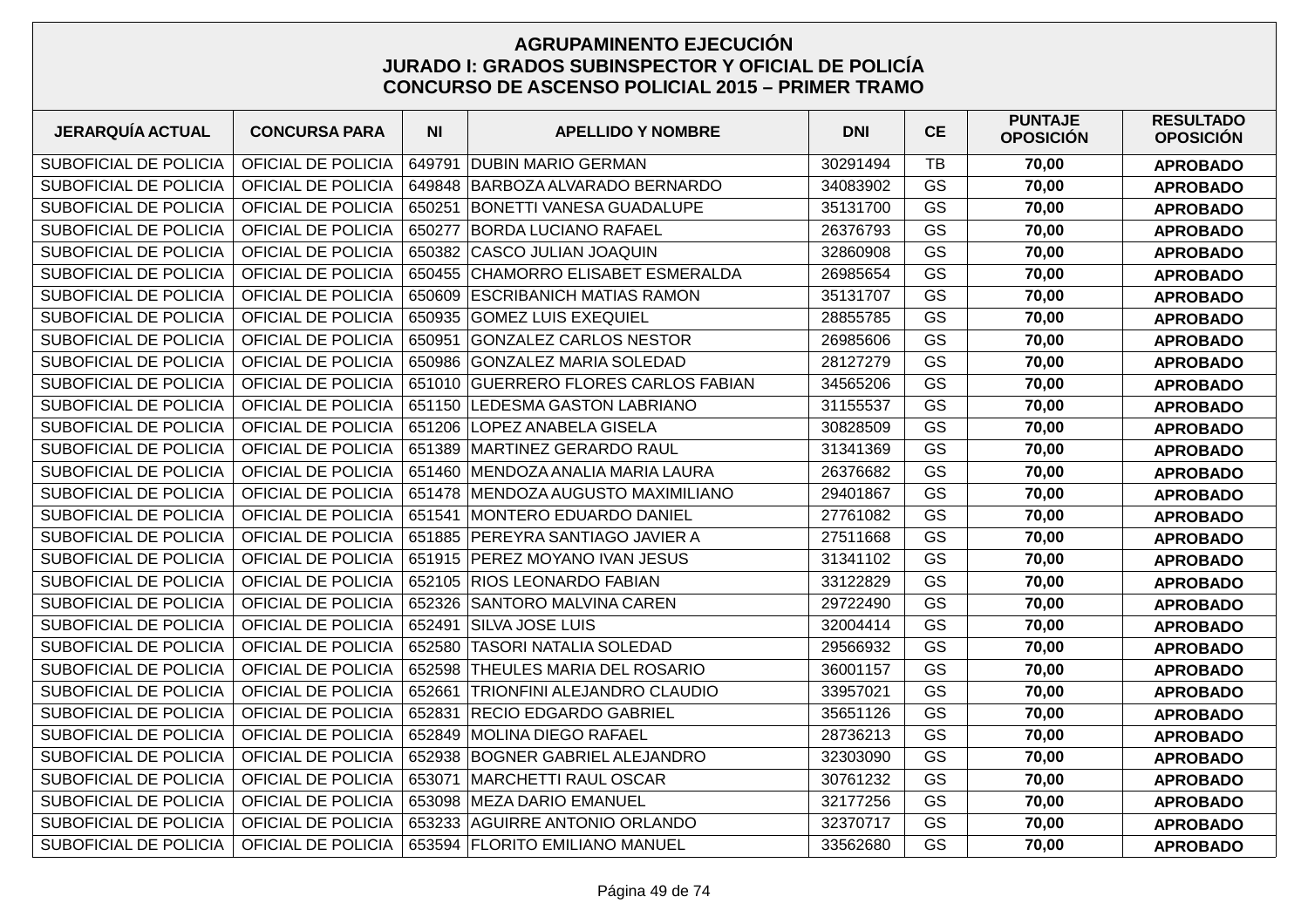## AGRUPAMINENTO EJECUCIÓN
## JURADO I: GRADOS SUBINSPECTOR Y OFICIAL DE POLICÍA
## CONCURSO DE ASCENSO POLICIAL 2015 – PRIMER TRAMO

| JERARQUÍA ACTUAL | CONCURSA PARA | NI | APELLIDO Y NOMBRE | DNI | CE | PUNTAJE OPOSICIÓN | RESULTADO OPOSICIÓN |
|---|---|---|---|---|---|---|---|
| SUBOFICIAL DE POLICIA | OFICIAL DE POLICIA | 649791 | DUBIN MARIO GERMAN | 30291494 | TB | 70,00 | APROBADO |
| SUBOFICIAL DE POLICIA | OFICIAL DE POLICIA | 649848 | BARBOZA ALVARADO BERNARDO | 34083902 | GS | 70,00 | APROBADO |
| SUBOFICIAL DE POLICIA | OFICIAL DE POLICIA | 650251 | BONETTI VANESA GUADALUPE | 35131700 | GS | 70,00 | APROBADO |
| SUBOFICIAL DE POLICIA | OFICIAL DE POLICIA | 650277 | BORDA LUCIANO RAFAEL | 26376793 | GS | 70,00 | APROBADO |
| SUBOFICIAL DE POLICIA | OFICIAL DE POLICIA | 650382 | CASCO JULIAN JOAQUIN | 32860908 | GS | 70,00 | APROBADO |
| SUBOFICIAL DE POLICIA | OFICIAL DE POLICIA | 650455 | CHAMORRO ELISABET ESMERALDA | 26985654 | GS | 70,00 | APROBADO |
| SUBOFICIAL DE POLICIA | OFICIAL DE POLICIA | 650609 | ESCRIBANICH MATIAS RAMON | 35131707 | GS | 70,00 | APROBADO |
| SUBOFICIAL DE POLICIA | OFICIAL DE POLICIA | 650935 | GOMEZ LUIS EXEQUIEL | 28855785 | GS | 70,00 | APROBADO |
| SUBOFICIAL DE POLICIA | OFICIAL DE POLICIA | 650951 | GONZALEZ CARLOS NESTOR | 26985606 | GS | 70,00 | APROBADO |
| SUBOFICIAL DE POLICIA | OFICIAL DE POLICIA | 650986 | GONZALEZ MARIA SOLEDAD | 28127279 | GS | 70,00 | APROBADO |
| SUBOFICIAL DE POLICIA | OFICIAL DE POLICIA | 651010 | GUERRERO FLORES CARLOS FABIAN | 34565206 | GS | 70,00 | APROBADO |
| SUBOFICIAL DE POLICIA | OFICIAL DE POLICIA | 651150 | LEDESMA GASTON LABRIANO | 31155537 | GS | 70,00 | APROBADO |
| SUBOFICIAL DE POLICIA | OFICIAL DE POLICIA | 651206 | LOPEZ ANABELA GISELA | 30828509 | GS | 70,00 | APROBADO |
| SUBOFICIAL DE POLICIA | OFICIAL DE POLICIA | 651389 | MARTINEZ GERARDO RAUL | 31341369 | GS | 70,00 | APROBADO |
| SUBOFICIAL DE POLICIA | OFICIAL DE POLICIA | 651460 | MENDOZA ANALIA MARIA LAURA | 26376682 | GS | 70,00 | APROBADO |
| SUBOFICIAL DE POLICIA | OFICIAL DE POLICIA | 651478 | MENDOZA AUGUSTO MAXIMILIANO | 29401867 | GS | 70,00 | APROBADO |
| SUBOFICIAL DE POLICIA | OFICIAL DE POLICIA | 651541 | MONTERO EDUARDO DANIEL | 27761082 | GS | 70,00 | APROBADO |
| SUBOFICIAL DE POLICIA | OFICIAL DE POLICIA | 651885 | PEREYRA SANTIAGO JAVIER A | 27511668 | GS | 70,00 | APROBADO |
| SUBOFICIAL DE POLICIA | OFICIAL DE POLICIA | 651915 | PEREZ MOYANO IVAN JESUS | 31341102 | GS | 70,00 | APROBADO |
| SUBOFICIAL DE POLICIA | OFICIAL DE POLICIA | 652105 | RIOS LEONARDO FABIAN | 33122829 | GS | 70,00 | APROBADO |
| SUBOFICIAL DE POLICIA | OFICIAL DE POLICIA | 652326 | SANTORO MALVINA CAREN | 29722490 | GS | 70,00 | APROBADO |
| SUBOFICIAL DE POLICIA | OFICIAL DE POLICIA | 652491 | SILVA JOSE LUIS | 32004414 | GS | 70,00 | APROBADO |
| SUBOFICIAL DE POLICIA | OFICIAL DE POLICIA | 652580 | TASORI NATALIA SOLEDAD | 29566932 | GS | 70,00 | APROBADO |
| SUBOFICIAL DE POLICIA | OFICIAL DE POLICIA | 652598 | THEULES MARIA DEL ROSARIO | 36001157 | GS | 70,00 | APROBADO |
| SUBOFICIAL DE POLICIA | OFICIAL DE POLICIA | 652661 | TRIONFINI ALEJANDRO CLAUDIO | 33957021 | GS | 70,00 | APROBADO |
| SUBOFICIAL DE POLICIA | OFICIAL DE POLICIA | 652831 | RECIO EDGARDO GABRIEL | 35651126 | GS | 70,00 | APROBADO |
| SUBOFICIAL DE POLICIA | OFICIAL DE POLICIA | 652849 | MOLINA DIEGO RAFAEL | 28736213 | GS | 70,00 | APROBADO |
| SUBOFICIAL DE POLICIA | OFICIAL DE POLICIA | 652938 | BOGNER GABRIEL ALEJANDRO | 32303090 | GS | 70,00 | APROBADO |
| SUBOFICIAL DE POLICIA | OFICIAL DE POLICIA | 653071 | MARCHETTI RAUL OSCAR | 30761232 | GS | 70,00 | APROBADO |
| SUBOFICIAL DE POLICIA | OFICIAL DE POLICIA | 653098 | MEZA DARIO EMANUEL | 32177256 | GS | 70,00 | APROBADO |
| SUBOFICIAL DE POLICIA | OFICIAL DE POLICIA | 653233 | AGUIRRE ANTONIO ORLANDO | 32370717 | GS | 70,00 | APROBADO |
| SUBOFICIAL DE POLICIA | OFICIAL DE POLICIA | 653594 | FLORITO EMILIANO MANUEL | 33562680 | GS | 70,00 | APROBADO |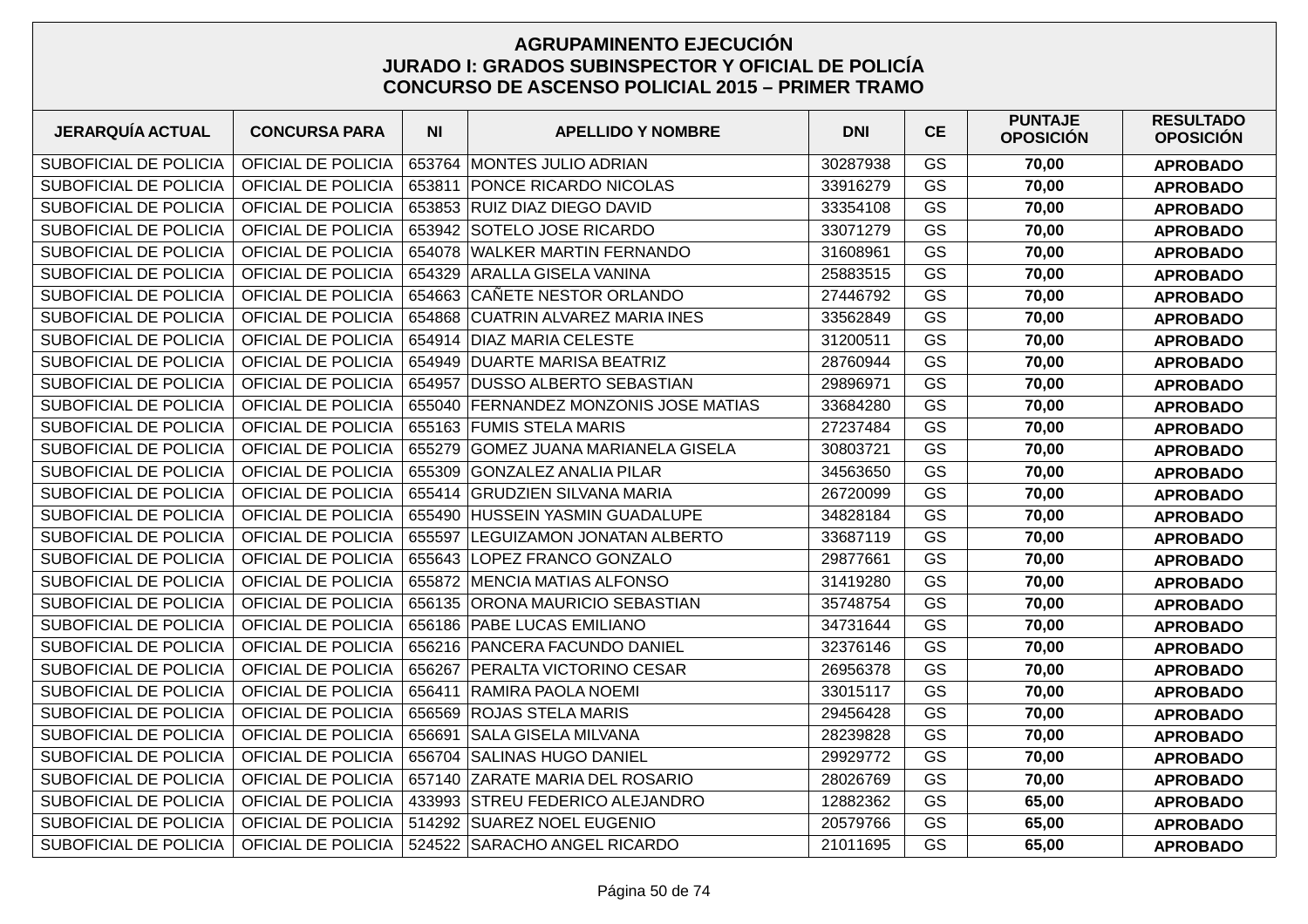# AGRUPAMINENTO EJECUCIÓN
## JURADO I: GRADOS SUBINSPECTOR Y OFICIAL DE POLICÍA
## CONCURSO DE ASCENSO POLICIAL 2015 – PRIMER TRAMO

| JERARQUÍA ACTUAL | CONCURSA PARA | NI | APELLIDO Y NOMBRE | DNI | CE | PUNTAJE OPOSICIÓN | RESULTADO OPOSICIÓN |
|---|---|---|---|---|---|---|---|
| SUBOFICIAL DE POLICIA | OFICIAL DE POLICIA | 653764 | MONTES JULIO ADRIAN | 30287938 | GS | **70,00** | **APROBADO** |
| SUBOFICIAL DE POLICIA | OFICIAL DE POLICIA | 653811 | PONCE RICARDO NICOLAS | 33916279 | GS | **70,00** | **APROBADO** |
| SUBOFICIAL DE POLICIA | OFICIAL DE POLICIA | 653853 | RUIZ DIAZ DIEGO DAVID | 33354108 | GS | **70,00** | **APROBADO** |
| SUBOFICIAL DE POLICIA | OFICIAL DE POLICIA | 653942 | SOTELO JOSE RICARDO | 33071279 | GS | **70,00** | **APROBADO** |
| SUBOFICIAL DE POLICIA | OFICIAL DE POLICIA | 654078 | WALKER MARTIN FERNANDO | 31608961 | GS | **70,00** | **APROBADO** |
| SUBOFICIAL DE POLICIA | OFICIAL DE POLICIA | 654329 | ARALLA GISELA VANINA | 25883515 | GS | **70,00** | **APROBADO** |
| SUBOFICIAL DE POLICIA | OFICIAL DE POLICIA | 654663 | CAÑETE NESTOR ORLANDO | 27446792 | GS | **70,00** | **APROBADO** |
| SUBOFICIAL DE POLICIA | OFICIAL DE POLICIA | 654868 | CUATRIN ALVAREZ MARIA INES | 33562849 | GS | **70,00** | **APROBADO** |
| SUBOFICIAL DE POLICIA | OFICIAL DE POLICIA | 654914 | DIAZ MARIA CELESTE | 31200511 | GS | **70,00** | **APROBADO** |
| SUBOFICIAL DE POLICIA | OFICIAL DE POLICIA | 654949 | DUARTE MARISA BEATRIZ | 28760944 | GS | **70,00** | **APROBADO** |
| SUBOFICIAL DE POLICIA | OFICIAL DE POLICIA | 654957 | DUSSO ALBERTO SEBASTIAN | 29896971 | GS | **70,00** | **APROBADO** |
| SUBOFICIAL DE POLICIA | OFICIAL DE POLICIA | 655040 | FERNANDEZ MONZONIS JOSE MATIAS | 33684280 | GS | **70,00** | **APROBADO** |
| SUBOFICIAL DE POLICIA | OFICIAL DE POLICIA | 655163 | FUMIS STELA MARIS | 27237484 | GS | **70,00** | **APROBADO** |
| SUBOFICIAL DE POLICIA | OFICIAL DE POLICIA | 655279 | GOMEZ JUANA MARIANELA GISELA | 30803721 | GS | **70,00** | **APROBADO** |
| SUBOFICIAL DE POLICIA | OFICIAL DE POLICIA | 655309 | GONZALEZ ANALIA PILAR | 34563650 | GS | **70,00** | **APROBADO** |
| SUBOFICIAL DE POLICIA | OFICIAL DE POLICIA | 655414 | GRUDZIEN SILVANA MARIA | 26720099 | GS | **70,00** | **APROBADO** |
| SUBOFICIAL DE POLICIA | OFICIAL DE POLICIA | 655490 | HUSSEIN YASMIN GUADALUPE | 34828184 | GS | **70,00** | **APROBADO** |
| SUBOFICIAL DE POLICIA | OFICIAL DE POLICIA | 655597 | LEGUIZAMON JONATAN ALBERTO | 33687119 | GS | **70,00** | **APROBADO** |
| SUBOFICIAL DE POLICIA | OFICIAL DE POLICIA | 655643 | LOPEZ FRANCO GONZALO | 29877661 | GS | **70,00** | **APROBADO** |
| SUBOFICIAL DE POLICIA | OFICIAL DE POLICIA | 655872 | MENCIA MATIAS ALFONSO | 31419280 | GS | **70,00** | **APROBADO** |
| SUBOFICIAL DE POLICIA | OFICIAL DE POLICIA | 656135 | ORONA MAURICIO SEBASTIAN | 35748754 | GS | **70,00** | **APROBADO** |
| SUBOFICIAL DE POLICIA | OFICIAL DE POLICIA | 656186 | PABE LUCAS EMILIANO | 34731644 | GS | **70,00** | **APROBADO** |
| SUBOFICIAL DE POLICIA | OFICIAL DE POLICIA | 656216 | PANCERA FACUNDO DANIEL | 32376146 | GS | **70,00** | **APROBADO** |
| SUBOFICIAL DE POLICIA | OFICIAL DE POLICIA | 656267 | PERALTA VICTORINO CESAR | 26956378 | GS | **70,00** | **APROBADO** |
| SUBOFICIAL DE POLICIA | OFICIAL DE POLICIA | 656411 | RAMIRA PAOLA NOEMI | 33015117 | GS | **70,00** | **APROBADO** |
| SUBOFICIAL DE POLICIA | OFICIAL DE POLICIA | 656569 | ROJAS STELA MARIS | 29456428 | GS | **70,00** | **APROBADO** |
| SUBOFICIAL DE POLICIA | OFICIAL DE POLICIA | 656691 | SALA GISELA MILVANA | 28239828 | GS | **70,00** | **APROBADO** |
| SUBOFICIAL DE POLICIA | OFICIAL DE POLICIA | 656704 | SALINAS HUGO DANIEL | 29929772 | GS | **70,00** | **APROBADO** |
| SUBOFICIAL DE POLICIA | OFICIAL DE POLICIA | 657140 | ZARATE MARIA DEL ROSARIO | 28026769 | GS | **70,00** | **APROBADO** |
| SUBOFICIAL DE POLICIA | OFICIAL DE POLICIA | 433993 | STREU FEDERICO ALEJANDRO | 12882362 | GS | **65,00** | **APROBADO** |
| SUBOFICIAL DE POLICIA | OFICIAL DE POLICIA | 514292 | SUAREZ NOEL EUGENIO | 20579766 | GS | **65,00** | **APROBADO** |
| SUBOFICIAL DE POLICIA | OFICIAL DE POLICIA | 524522 | SARACHO ANGEL RICARDO | 21011695 | GS | **65,00** | **APROBADO** |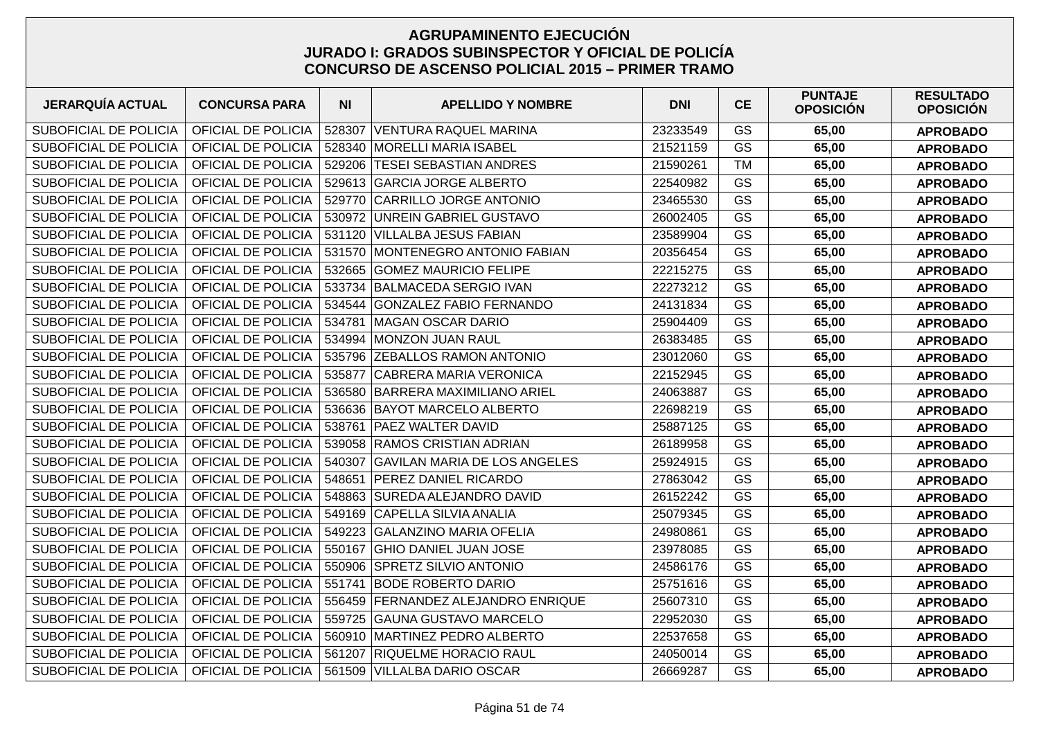# AGRUPAMINENTO EJECUCIÓN
## JURADO I: GRADOS SUBINSPECTOR Y OFICIAL DE POLICÍA
## CONCURSO DE ASCENSO POLICIAL 2015 – PRIMER TRAMO

| JERARQUÍA ACTUAL | CONCURSA PARA | NI | APELLIDO Y NOMBRE | DNI | CE | PUNTAJE OPOSICIÓN | RESULTADO OPOSICIÓN |
|---|---|---|---|---|---|---|---|
| SUBOFICIAL DE POLICIA | OFICIAL DE POLICIA | 528307 | VENTURA RAQUEL MARINA | 23233549 | GS | **65,00** | **APROBADO** |
| SUBOFICIAL DE POLICIA | OFICIAL DE POLICIA | 528340 | MORELLI MARIA ISABEL | 21521159 | GS | **65,00** | **APROBADO** |
| SUBOFICIAL DE POLICIA | OFICIAL DE POLICIA | 529206 | TESEI SEBASTIAN ANDRES | 21590261 | TM | **65,00** | **APROBADO** |
| SUBOFICIAL DE POLICIA | OFICIAL DE POLICIA | 529613 | GARCIA JORGE ALBERTO | 22540982 | GS | **65,00** | **APROBADO** |
| SUBOFICIAL DE POLICIA | OFICIAL DE POLICIA | 529770 | CARRILLO JORGE ANTONIO | 23465530 | GS | **65,00** | **APROBADO** |
| SUBOFICIAL DE POLICIA | OFICIAL DE POLICIA | 530972 | UNREIN GABRIEL GUSTAVO | 26002405 | GS | **65,00** | **APROBADO** |
| SUBOFICIAL DE POLICIA | OFICIAL DE POLICIA | 531120 | VILLALBA JESUS FABIAN | 23589904 | GS | **65,00** | **APROBADO** |
| SUBOFICIAL DE POLICIA | OFICIAL DE POLICIA | 531570 | MONTENEGRO ANTONIO FABIAN | 20356454 | GS | **65,00** | **APROBADO** |
| SUBOFICIAL DE POLICIA | OFICIAL DE POLICIA | 532665 | GOMEZ MAURICIO FELIPE | 22215275 | GS | **65,00** | **APROBADO** |
| SUBOFICIAL DE POLICIA | OFICIAL DE POLICIA | 533734 | BALMACEDA SERGIO IVAN | 22273212 | GS | **65,00** | **APROBADO** |
| SUBOFICIAL DE POLICIA | OFICIAL DE POLICIA | 534544 | GONZALEZ FABIO FERNANDO | 24131834 | GS | **65,00** | **APROBADO** |
| SUBOFICIAL DE POLICIA | OFICIAL DE POLICIA | 534781 | MAGAN OSCAR DARIO | 25904409 | GS | **65,00** | **APROBADO** |
| SUBOFICIAL DE POLICIA | OFICIAL DE POLICIA | 534994 | MONZON JUAN RAUL | 26383485 | GS | **65,00** | **APROBADO** |
| SUBOFICIAL DE POLICIA | OFICIAL DE POLICIA | 535796 | ZEBALLOS RAMON ANTONIO | 23012060 | GS | **65,00** | **APROBADO** |
| SUBOFICIAL DE POLICIA | OFICIAL DE POLICIA | 535877 | CABRERA MARIA VERONICA | 22152945 | GS | **65,00** | **APROBADO** |
| SUBOFICIAL DE POLICIA | OFICIAL DE POLICIA | 536580 | BARRERA MAXIMILIANO ARIEL | 24063887 | GS | **65,00** | **APROBADO** |
| SUBOFICIAL DE POLICIA | OFICIAL DE POLICIA | 536636 | BAYOT MARCELO ALBERTO | 22698219 | GS | **65,00** | **APROBADO** |
| SUBOFICIAL DE POLICIA | OFICIAL DE POLICIA | 538761 | PAEZ WALTER DAVID | 25887125 | GS | **65,00** | **APROBADO** |
| SUBOFICIAL DE POLICIA | OFICIAL DE POLICIA | 539058 | RAMOS CRISTIAN ADRIAN | 26189958 | GS | **65,00** | **APROBADO** |
| SUBOFICIAL DE POLICIA | OFICIAL DE POLICIA | 540307 | GAVILAN MARIA DE LOS ANGELES | 25924915 | GS | **65,00** | **APROBADO** |
| SUBOFICIAL DE POLICIA | OFICIAL DE POLICIA | 548651 | PEREZ DANIEL RICARDO | 27863042 | GS | **65,00** | **APROBADO** |
| SUBOFICIAL DE POLICIA | OFICIAL DE POLICIA | 548863 | SUREDA ALEJANDRO DAVID | 26152242 | GS | **65,00** | **APROBADO** |
| SUBOFICIAL DE POLICIA | OFICIAL DE POLICIA | 549169 | CAPELLA SILVIA ANALIA | 25079345 | GS | **65,00** | **APROBADO** |
| SUBOFICIAL DE POLICIA | OFICIAL DE POLICIA | 549223 | GALANZINO MARIA OFELIA | 24980861 | GS | **65,00** | **APROBADO** |
| SUBOFICIAL DE POLICIA | OFICIAL DE POLICIA | 550167 | GHIO DANIEL JUAN JOSE | 23978085 | GS | **65,00** | **APROBADO** |
| SUBOFICIAL DE POLICIA | OFICIAL DE POLICIA | 550906 | SPRETZ SILVIO ANTONIO | 24586176 | GS | **65,00** | **APROBADO** |
| SUBOFICIAL DE POLICIA | OFICIAL DE POLICIA | 551741 | BODE ROBERTO DARIO | 25751616 | GS | **65,00** | **APROBADO** |
| SUBOFICIAL DE POLICIA | OFICIAL DE POLICIA | 556459 | FERNANDEZ ALEJANDRO ENRIQUE | 25607310 | GS | **65,00** | **APROBADO** |
| SUBOFICIAL DE POLICIA | OFICIAL DE POLICIA | 559725 | GAUNA GUSTAVO MARCELO | 22952030 | GS | **65,00** | **APROBADO** |
| SUBOFICIAL DE POLICIA | OFICIAL DE POLICIA | 560910 | MARTINEZ PEDRO ALBERTO | 22537658 | GS | **65,00** | **APROBADO** |
| SUBOFICIAL DE POLICIA | OFICIAL DE POLICIA | 561207 | RIQUELME HORACIO RAUL | 24050014 | GS | **65,00** | **APROBADO** |
| SUBOFICIAL DE POLICIA | OFICIAL DE POLICIA | 561509 | VILLALBA DARIO OSCAR | 26669287 | GS | **65,00** | **APROBADO** |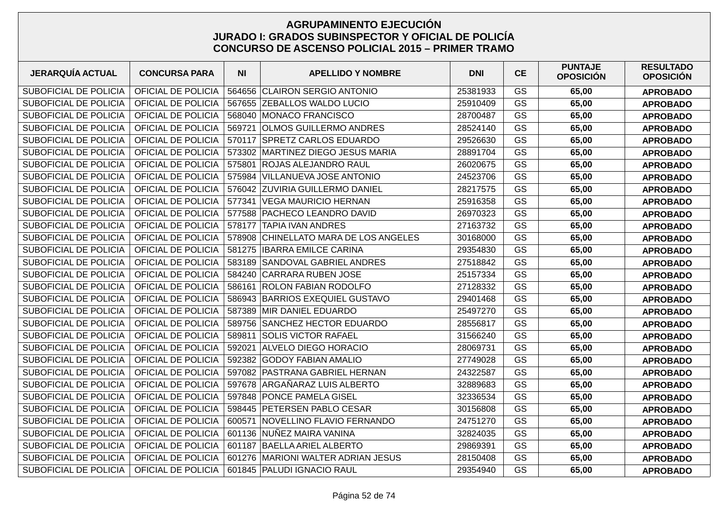## AGRUPAMINENTO EJECUCIÓN
## JURADO I: GRADOS SUBINSPECTOR Y OFICIAL DE POLICÍA
## CONCURSO DE ASCENSO POLICIAL 2015 – PRIMER TRAMO

| JERARQUÍA ACTUAL | CONCURSA PARA | NI | APELLIDO Y NOMBRE | DNI | CE | PUNTAJE OPOSICIÓN | RESULTADO OPOSICIÓN |
|---|---|---|---|---|---|---|---|
| SUBOFICIAL DE POLICIA | OFICIAL DE POLICIA | 564656 | CLAIRON SERGIO ANTONIO | 25381933 | GS | **65,00** | **APROBADO** |
| SUBOFICIAL DE POLICIA | OFICIAL DE POLICIA | 567655 | ZEBALLOS WALDO LUCIO | 25910409 | GS | **65,00** | **APROBADO** |
| SUBOFICIAL DE POLICIA | OFICIAL DE POLICIA | 568040 | MONACO FRANCISCO | 28700487 | GS | **65,00** | **APROBADO** |
| SUBOFICIAL DE POLICIA | OFICIAL DE POLICIA | 569721 | OLMOS GUILLERMO ANDRES | 28524140 | GS | **65,00** | **APROBADO** |
| SUBOFICIAL DE POLICIA | OFICIAL DE POLICIA | 570117 | SPRETZ CARLOS EDUARDO | 29526630 | GS | **65,00** | **APROBADO** |
| SUBOFICIAL DE POLICIA | OFICIAL DE POLICIA | 573302 | MARTINEZ DIEGO JESUS MARIA | 28891704 | GS | **65,00** | **APROBADO** |
| SUBOFICIAL DE POLICIA | OFICIAL DE POLICIA | 575801 | ROJAS ALEJANDRO RAUL | 26020675 | GS | **65,00** | **APROBADO** |
| SUBOFICIAL DE POLICIA | OFICIAL DE POLICIA | 575984 | VILLANUEVA JOSE ANTONIO | 24523706 | GS | **65,00** | **APROBADO** |
| SUBOFICIAL DE POLICIA | OFICIAL DE POLICIA | 576042 | ZUVIRIA GUILLERMO DANIEL | 28217575 | GS | **65,00** | **APROBADO** |
| SUBOFICIAL DE POLICIA | OFICIAL DE POLICIA | 577341 | VEGA MAURICIO HERNAN | 25916358 | GS | **65,00** | **APROBADO** |
| SUBOFICIAL DE POLICIA | OFICIAL DE POLICIA | 577588 | PACHECO LEANDRO DAVID | 26970323 | GS | **65,00** | **APROBADO** |
| SUBOFICIAL DE POLICIA | OFICIAL DE POLICIA | 578177 | TAPIA IVAN ANDRES | 27163732 | GS | **65,00** | **APROBADO** |
| SUBOFICIAL DE POLICIA | OFICIAL DE POLICIA | 578908 | CHINELLATO MARA DE LOS ANGELES | 30168000 | GS | **65,00** | **APROBADO** |
| SUBOFICIAL DE POLICIA | OFICIAL DE POLICIA | 581275 | IBARRA EMILCE CARINA | 29354830 | GS | **65,00** | **APROBADO** |
| SUBOFICIAL DE POLICIA | OFICIAL DE POLICIA | 583189 | SANDOVAL GABRIEL ANDRES | 27518842 | GS | **65,00** | **APROBADO** |
| SUBOFICIAL DE POLICIA | OFICIAL DE POLICIA | 584240 | CARRARA RUBEN JOSE | 25157334 | GS | **65,00** | **APROBADO** |
| SUBOFICIAL DE POLICIA | OFICIAL DE POLICIA | 586161 | ROLON FABIAN RODOLFO | 27128332 | GS | **65,00** | **APROBADO** |
| SUBOFICIAL DE POLICIA | OFICIAL DE POLICIA | 586943 | BARRIOS EXEQUIEL GUSTAVO | 29401468 | GS | **65,00** | **APROBADO** |
| SUBOFICIAL DE POLICIA | OFICIAL DE POLICIA | 587389 | MIR DANIEL EDUARDO | 25497270 | GS | **65,00** | **APROBADO** |
| SUBOFICIAL DE POLICIA | OFICIAL DE POLICIA | 589756 | SANCHEZ HECTOR EDUARDO | 28556817 | GS | **65,00** | **APROBADO** |
| SUBOFICIAL DE POLICIA | OFICIAL DE POLICIA | 589811 | SOLIS VICTOR RAFAEL | 31566240 | GS | **65,00** | **APROBADO** |
| SUBOFICIAL DE POLICIA | OFICIAL DE POLICIA | 592021 | ALVELO DIEGO HORACIO | 28069731 | GS | **65,00** | **APROBADO** |
| SUBOFICIAL DE POLICIA | OFICIAL DE POLICIA | 592382 | GODOY FABIAN AMALIO | 27749028 | GS | **65,00** | **APROBADO** |
| SUBOFICIAL DE POLICIA | OFICIAL DE POLICIA | 597082 | PASTRANA GABRIEL HERNAN | 24322587 | GS | **65,00** | **APROBADO** |
| SUBOFICIAL DE POLICIA | OFICIAL DE POLICIA | 597678 | ARGAÑARAZ LUIS ALBERTO | 32889683 | GS | **65,00** | **APROBADO** |
| SUBOFICIAL DE POLICIA | OFICIAL DE POLICIA | 597848 | PONCE PAMELA GISEL | 32336534 | GS | **65,00** | **APROBADO** |
| SUBOFICIAL DE POLICIA | OFICIAL DE POLICIA | 598445 | PETERSEN PABLO CESAR | 30156808 | GS | **65,00** | **APROBADO** |
| SUBOFICIAL DE POLICIA | OFICIAL DE POLICIA | 600571 | NOVELLINO FLAVIO FERNANDO | 24751270 | GS | **65,00** | **APROBADO** |
| SUBOFICIAL DE POLICIA | OFICIAL DE POLICIA | 601136 | NUÑEZ MAIRA VANINA | 32824035 | GS | **65,00** | **APROBADO** |
| SUBOFICIAL DE POLICIA | OFICIAL DE POLICIA | 601187 | BAELLA ARIEL ALBERTO | 29869391 | GS | **65,00** | **APROBADO** |
| SUBOFICIAL DE POLICIA | OFICIAL DE POLICIA | 601276 | MARIONI WALTER ADRIAN JESUS | 28150408 | GS | **65,00** | **APROBADO** |
| SUBOFICIAL DE POLICIA | OFICIAL DE POLICIA | 601845 | PALUDI IGNACIO RAUL | 29354940 | GS | **65,00** | **APROBADO** |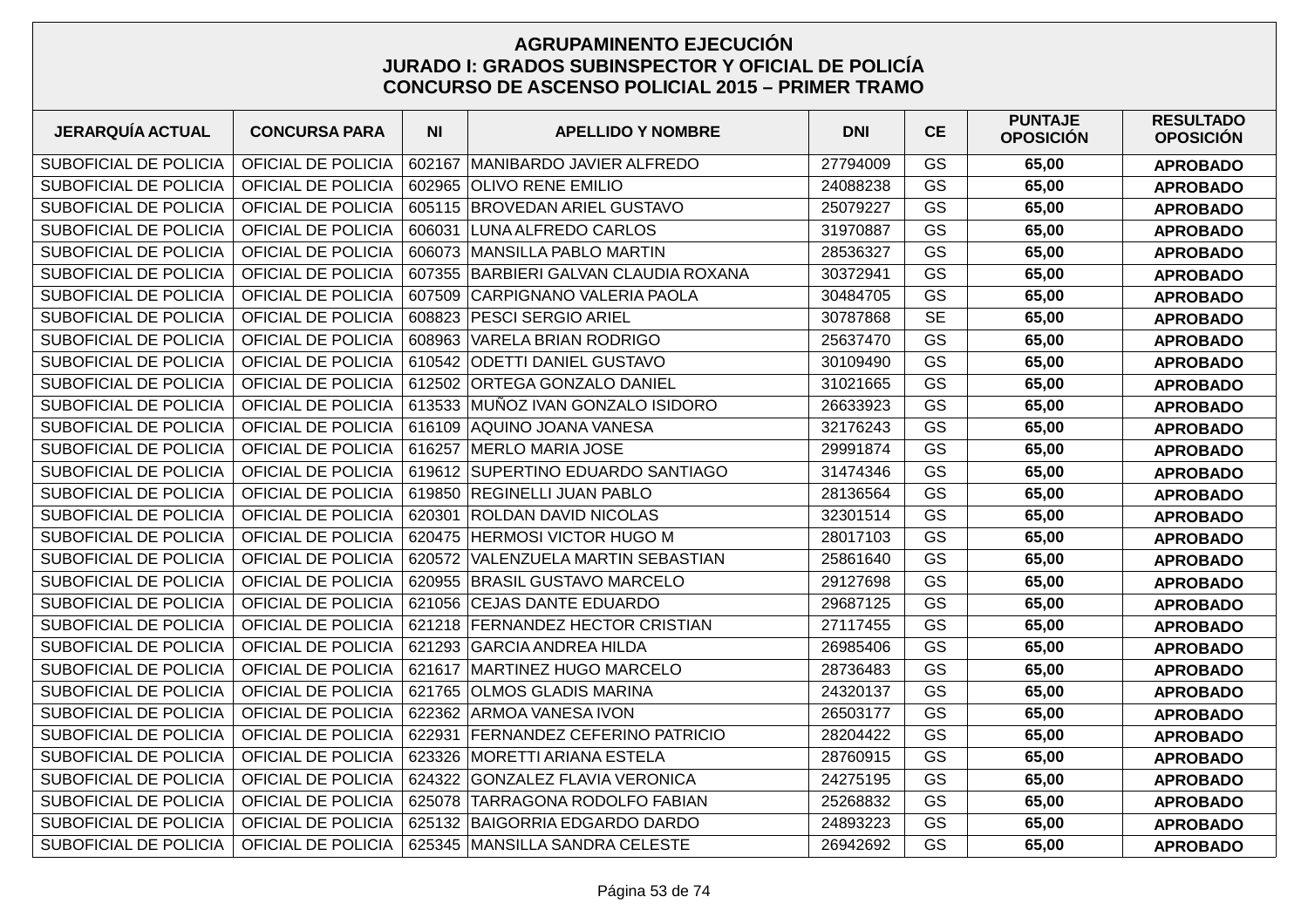# AGRUPAMINENTO EJECUCIÓN
## JURADO I: GRADOS SUBINSPECTOR Y OFICIAL DE POLICÍA
## CONCURSO DE ASCENSO POLICIAL 2015 – PRIMER TRAMO

| JERARQUÍA ACTUAL | CONCURSA PARA | NI | APELLIDO Y NOMBRE | DNI | CE | PUNTAJE OPOSICIÓN | RESULTADO OPOSICIÓN |
|---|---|---|---|---|---|---|---|
| SUBOFICIAL DE POLICIA | OFICIAL DE POLICIA | 602167 | MANIBARDO JAVIER ALFREDO | 27794009 | GS | **65,00** | **APROBADO** |
| SUBOFICIAL DE POLICIA | OFICIAL DE POLICIA | 602965 | OLIVO RENE EMILIO | 24088238 | GS | **65,00** | **APROBADO** |
| SUBOFICIAL DE POLICIA | OFICIAL DE POLICIA | 605115 | BROVEDAN ARIEL GUSTAVO | 25079227 | GS | **65,00** | **APROBADO** |
| SUBOFICIAL DE POLICIA | OFICIAL DE POLICIA | 606031 | LUNA ALFREDO CARLOS | 31970887 | GS | **65,00** | **APROBADO** |
| SUBOFICIAL DE POLICIA | OFICIAL DE POLICIA | 606073 | MANSILLA PABLO MARTIN | 28536327 | GS | **65,00** | **APROBADO** |
| SUBOFICIAL DE POLICIA | OFICIAL DE POLICIA | 607355 | BARBIERI GALVAN CLAUDIA ROXANA | 30372941 | GS | **65,00** | **APROBADO** |
| SUBOFICIAL DE POLICIA | OFICIAL DE POLICIA | 607509 | CARPIGNANO VALERIA PAOLA | 30484705 | GS | **65,00** | **APROBADO** |
| SUBOFICIAL DE POLICIA | OFICIAL DE POLICIA | 608823 | PESCI SERGIO ARIEL | 30787868 | SE | **65,00** | **APROBADO** |
| SUBOFICIAL DE POLICIA | OFICIAL DE POLICIA | 608963 | VARELA BRIAN RODRIGO | 25637470 | GS | **65,00** | **APROBADO** |
| SUBOFICIAL DE POLICIA | OFICIAL DE POLICIA | 610542 | ODETTI DANIEL GUSTAVO | 30109490 | GS | **65,00** | **APROBADO** |
| SUBOFICIAL DE POLICIA | OFICIAL DE POLICIA | 612502 | ORTEGA GONZALO DANIEL | 31021665 | GS | **65,00** | **APROBADO** |
| SUBOFICIAL DE POLICIA | OFICIAL DE POLICIA | 613533 | MUÑOZ IVAN GONZALO ISIDORO | 26633923 | GS | **65,00** | **APROBADO** |
| SUBOFICIAL DE POLICIA | OFICIAL DE POLICIA | 616109 | AQUINO JOANA VANESA | 32176243 | GS | **65,00** | **APROBADO** |
| SUBOFICIAL DE POLICIA | OFICIAL DE POLICIA | 616257 | MERLO MARIA JOSE | 29991874 | GS | **65,00** | **APROBADO** |
| SUBOFICIAL DE POLICIA | OFICIAL DE POLICIA | 619612 | SUPERTINO EDUARDO SANTIAGO | 31474346 | GS | **65,00** | **APROBADO** |
| SUBOFICIAL DE POLICIA | OFICIAL DE POLICIA | 619850 | REGINELLI JUAN PABLO | 28136564 | GS | **65,00** | **APROBADO** |
| SUBOFICIAL DE POLICIA | OFICIAL DE POLICIA | 620301 | ROLDAN DAVID NICOLAS | 32301514 | GS | **65,00** | **APROBADO** |
| SUBOFICIAL DE POLICIA | OFICIAL DE POLICIA | 620475 | HERMOSI VICTOR HUGO M | 28017103 | GS | **65,00** | **APROBADO** |
| SUBOFICIAL DE POLICIA | OFICIAL DE POLICIA | 620572 | VALENZUELA MARTIN SEBASTIAN | 25861640 | GS | **65,00** | **APROBADO** |
| SUBOFICIAL DE POLICIA | OFICIAL DE POLICIA | 620955 | BRASIL GUSTAVO MARCELO | 29127698 | GS | **65,00** | **APROBADO** |
| SUBOFICIAL DE POLICIA | OFICIAL DE POLICIA | 621056 | CEJAS DANTE EDUARDO | 29687125 | GS | **65,00** | **APROBADO** |
| SUBOFICIAL DE POLICIA | OFICIAL DE POLICIA | 621218 | FERNANDEZ HECTOR CRISTIAN | 27117455 | GS | **65,00** | **APROBADO** |
| SUBOFICIAL DE POLICIA | OFICIAL DE POLICIA | 621293 | GARCIA ANDREA HILDA | 26985406 | GS | **65,00** | **APROBADO** |
| SUBOFICIAL DE POLICIA | OFICIAL DE POLICIA | 621617 | MARTINEZ HUGO MARCELO | 28736483 | GS | **65,00** | **APROBADO** |
| SUBOFICIAL DE POLICIA | OFICIAL DE POLICIA | 621765 | OLMOS GLADIS MARINA | 24320137 | GS | **65,00** | **APROBADO** |
| SUBOFICIAL DE POLICIA | OFICIAL DE POLICIA | 622362 | ARMOA VANESA IVON | 26503177 | GS | **65,00** | **APROBADO** |
| SUBOFICIAL DE POLICIA | OFICIAL DE POLICIA | 622931 | FERNANDEZ CEFERINO PATRICIO | 28204422 | GS | **65,00** | **APROBADO** |
| SUBOFICIAL DE POLICIA | OFICIAL DE POLICIA | 623326 | MORETTI ARIANA ESTELA | 28760915 | GS | **65,00** | **APROBADO** |
| SUBOFICIAL DE POLICIA | OFICIAL DE POLICIA | 624322 | GONZALEZ FLAVIA VERONICA | 24275195 | GS | **65,00** | **APROBADO** |
| SUBOFICIAL DE POLICIA | OFICIAL DE POLICIA | 625078 | TARRAGONA RODOLFO FABIAN | 25268832 | GS | **65,00** | **APROBADO** |
| SUBOFICIAL DE POLICIA | OFICIAL DE POLICIA | 625132 | BAIGORRIA EDGARDO DARDO | 24893223 | GS | **65,00** | **APROBADO** |
| SUBOFICIAL DE POLICIA | OFICIAL DE POLICIA | 625345 | MANSILLA SANDRA CELESTE | 26942692 | GS | **65,00** | **APROBADO** |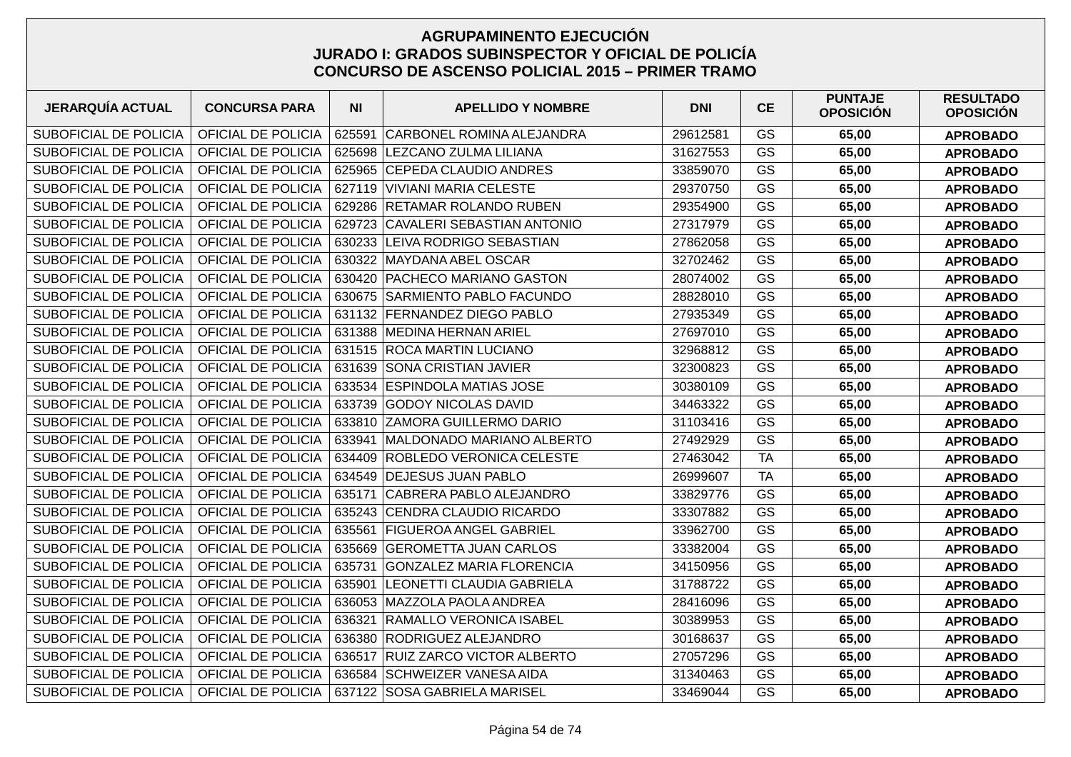# AGRUPAMINENTO EJECUCIÓN
# JURADO I: GRADOS SUBINSPECTOR Y OFICIAL DE POLICÍA
# CONCURSO DE ASCENSO POLICIAL 2015 – PRIMER TRAMO

| JERARQUÍA ACTUAL | CONCURSA PARA | NI | APELLIDO Y NOMBRE | DNI | CE | PUNTAJE OPOSICIÓN | RESULTADO OPOSICIÓN |
|---|---|---|---|---|---|---|---|
| SUBOFICIAL DE POLICIA | OFICIAL DE POLICIA | 625591 | CARBONEL ROMINA ALEJANDRA | 29612581 | GS | **65,00** | **APROBADO** |
| SUBOFICIAL DE POLICIA | OFICIAL DE POLICIA | 625698 | LEZCANO ZULMA LILIANA | 31627553 | GS | **65,00** | **APROBADO** |
| SUBOFICIAL DE POLICIA | OFICIAL DE POLICIA | 625965 | CEPEDA CLAUDIO ANDRES | 33859070 | GS | **65,00** | **APROBADO** |
| SUBOFICIAL DE POLICIA | OFICIAL DE POLICIA | 627119 | VIVIANI MARIA CELESTE | 29370750 | GS | **65,00** | **APROBADO** |
| SUBOFICIAL DE POLICIA | OFICIAL DE POLICIA | 629286 | RETAMAR ROLANDO RUBEN | 29354900 | GS | **65,00** | **APROBADO** |
| SUBOFICIAL DE POLICIA | OFICIAL DE POLICIA | 629723 | CAVALERI SEBASTIAN ANTONIO | 27317979 | GS | **65,00** | **APROBADO** |
| SUBOFICIAL DE POLICIA | OFICIAL DE POLICIA | 630233 | LEIVA RODRIGO SEBASTIAN | 27862058 | GS | **65,00** | **APROBADO** |
| SUBOFICIAL DE POLICIA | OFICIAL DE POLICIA | 630322 | MAYDANA ABEL OSCAR | 32702462 | GS | **65,00** | **APROBADO** |
| SUBOFICIAL DE POLICIA | OFICIAL DE POLICIA | 630420 | PACHECO MARIANO GASTON | 28074002 | GS | **65,00** | **APROBADO** |
| SUBOFICIAL DE POLICIA | OFICIAL DE POLICIA | 630675 | SARMIENTO PABLO FACUNDO | 28828010 | GS | **65,00** | **APROBADO** |
| SUBOFICIAL DE POLICIA | OFICIAL DE POLICIA | 631132 | FERNANDEZ DIEGO PABLO | 27935349 | GS | **65,00** | **APROBADO** |
| SUBOFICIAL DE POLICIA | OFICIAL DE POLICIA | 631388 | MEDINA HERNAN ARIEL | 27697010 | GS | **65,00** | **APROBADO** |
| SUBOFICIAL DE POLICIA | OFICIAL DE POLICIA | 631515 | ROCA MARTIN LUCIANO | 32968812 | GS | **65,00** | **APROBADO** |
| SUBOFICIAL DE POLICIA | OFICIAL DE POLICIA | 631639 | SONA CRISTIAN JAVIER | 32300823 | GS | **65,00** | **APROBADO** |
| SUBOFICIAL DE POLICIA | OFICIAL DE POLICIA | 633534 | ESPINDOLA MATIAS JOSE | 30380109 | GS | **65,00** | **APROBADO** |
| SUBOFICIAL DE POLICIA | OFICIAL DE POLICIA | 633739 | GODOY NICOLAS DAVID | 34463322 | GS | **65,00** | **APROBADO** |
| SUBOFICIAL DE POLICIA | OFICIAL DE POLICIA | 633810 | ZAMORA GUILLERMO DARIO | 31103416 | GS | **65,00** | **APROBADO** |
| SUBOFICIAL DE POLICIA | OFICIAL DE POLICIA | 633941 | MALDONADO MARIANO ALBERTO | 27492929 | GS | **65,00** | **APROBADO** |
| SUBOFICIAL DE POLICIA | OFICIAL DE POLICIA | 634409 | ROBLEDO VERONICA CELESTE | 27463042 | TA | **65,00** | **APROBADO** |
| SUBOFICIAL DE POLICIA | OFICIAL DE POLICIA | 634549 | DEJESUS JUAN PABLO | 26999607 | TA | **65,00** | **APROBADO** |
| SUBOFICIAL DE POLICIA | OFICIAL DE POLICIA | 635171 | CABRERA PABLO ALEJANDRO | 33829776 | GS | **65,00** | **APROBADO** |
| SUBOFICIAL DE POLICIA | OFICIAL DE POLICIA | 635243 | CENDRA CLAUDIO RICARDO | 33307882 | GS | **65,00** | **APROBADO** |
| SUBOFICIAL DE POLICIA | OFICIAL DE POLICIA | 635561 | FIGUEROA ANGEL GABRIEL | 33962700 | GS | **65,00** | **APROBADO** |
| SUBOFICIAL DE POLICIA | OFICIAL DE POLICIA | 635669 | GEROMETTA JUAN CARLOS | 33382004 | GS | **65,00** | **APROBADO** |
| SUBOFICIAL DE POLICIA | OFICIAL DE POLICIA | 635731 | GONZALEZ MARIA FLORENCIA | 34150956 | GS | **65,00** | **APROBADO** |
| SUBOFICIAL DE POLICIA | OFICIAL DE POLICIA | 635901 | LEONETTI CLAUDIA GABRIELA | 31788722 | GS | **65,00** | **APROBADO** |
| SUBOFICIAL DE POLICIA | OFICIAL DE POLICIA | 636053 | MAZZOLA PAOLA ANDREA | 28416096 | GS | **65,00** | **APROBADO** |
| SUBOFICIAL DE POLICIA | OFICIAL DE POLICIA | 636321 | RAMALLO VERONICA ISABEL | 30389953 | GS | **65,00** | **APROBADO** |
| SUBOFICIAL DE POLICIA | OFICIAL DE POLICIA | 636380 | RODRIGUEZ ALEJANDRO | 30168637 | GS | **65,00** | **APROBADO** |
| SUBOFICIAL DE POLICIA | OFICIAL DE POLICIA | 636517 | RUIZ ZARCO VICTOR ALBERTO | 27057296 | GS | **65,00** | **APROBADO** |
| SUBOFICIAL DE POLICIA | OFICIAL DE POLICIA | 636584 | SCHWEIZER VANESA AIDA | 31340463 | GS | **65,00** | **APROBADO** |
| SUBOFICIAL DE POLICIA | OFICIAL DE POLICIA | 637122 | SOSA GABRIELA MARISEL | 33469044 | GS | **65,00** | **APROBADO** |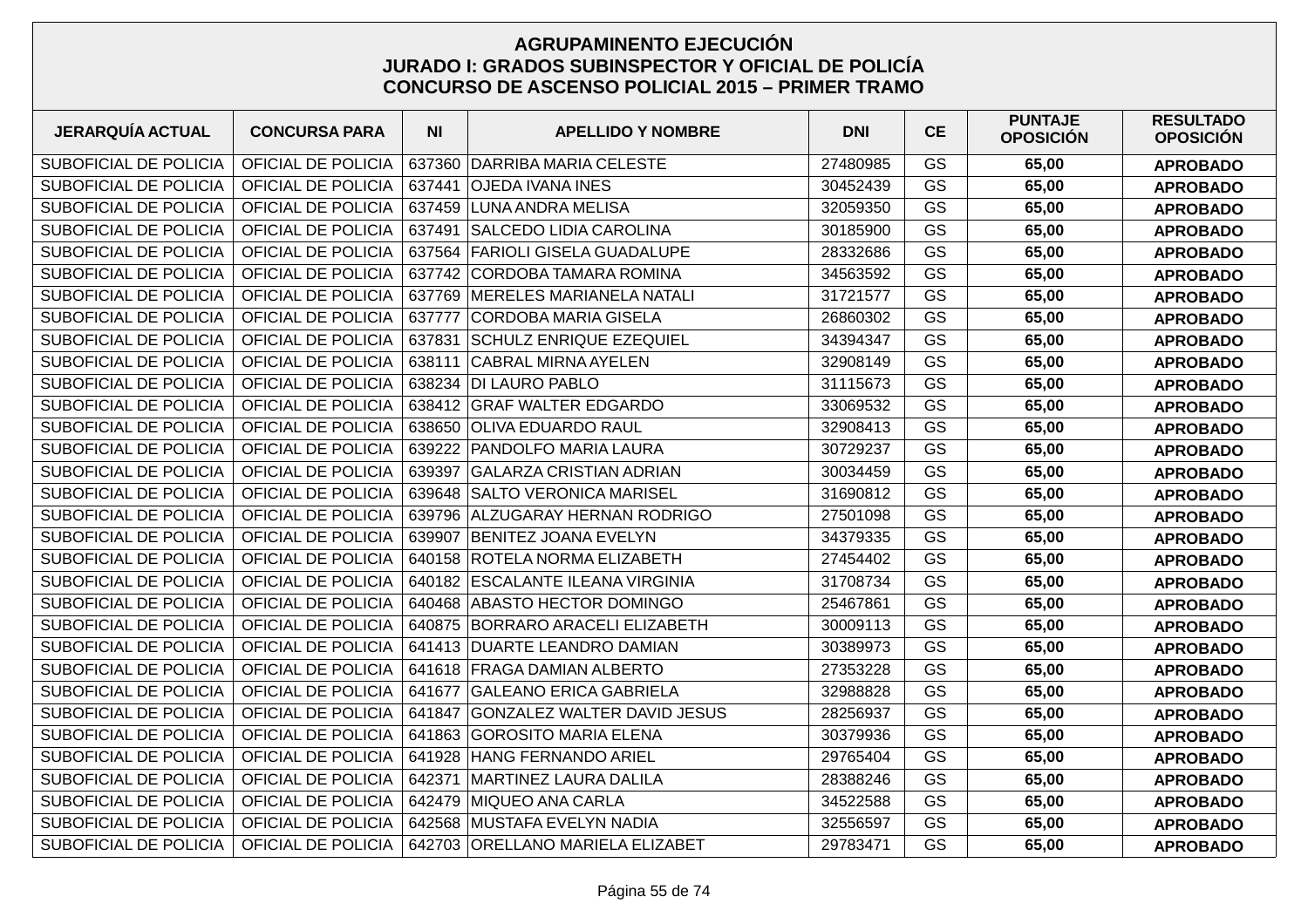## AGRUPAMINENTO EJECUCIÓN
## JURADO I: GRADOS SUBINSPECTOR Y OFICIAL DE POLICÍA
## CONCURSO DE ASCENSO POLICIAL 2015 – PRIMER TRAMO

| JERARQUÍA ACTUAL | CONCURSA PARA | NI | APELLIDO Y NOMBRE | DNI | CE | PUNTAJE OPOSICIÓN | RESULTADO OPOSICIÓN |
|---|---|---|---|---|---|---|---|
| SUBOFICIAL DE POLICIA | OFICIAL DE POLICIA | 637360 | DARRIBA MARIA CELESTE | 27480985 | GS | **65,00** | **APROBADO** |
| SUBOFICIAL DE POLICIA | OFICIAL DE POLICIA | 637441 | OJEDA IVANA INES | 30452439 | GS | **65,00** | **APROBADO** |
| SUBOFICIAL DE POLICIA | OFICIAL DE POLICIA | 637459 | LUNA ANDRA MELISA | 32059350 | GS | **65,00** | **APROBADO** |
| SUBOFICIAL DE POLICIA | OFICIAL DE POLICIA | 637491 | SALCEDO LIDIA CAROLINA | 30185900 | GS | **65,00** | **APROBADO** |
| SUBOFICIAL DE POLICIA | OFICIAL DE POLICIA | 637564 | FARIOLI GISELA GUADALUPE | 28332686 | GS | **65,00** | **APROBADO** |
| SUBOFICIAL DE POLICIA | OFICIAL DE POLICIA | 637742 | CORDOBA TAMARA ROMINA | 34563592 | GS | **65,00** | **APROBADO** |
| SUBOFICIAL DE POLICIA | OFICIAL DE POLICIA | 637769 | MERELES MARIANELA NATALI | 31721577 | GS | **65,00** | **APROBADO** |
| SUBOFICIAL DE POLICIA | OFICIAL DE POLICIA | 637777 | CORDOBA MARIA GISELA | 26860302 | GS | **65,00** | **APROBADO** |
| SUBOFICIAL DE POLICIA | OFICIAL DE POLICIA | 637831 | SCHULZ ENRIQUE EZEQUIEL | 34394347 | GS | **65,00** | **APROBADO** |
| SUBOFICIAL DE POLICIA | OFICIAL DE POLICIA | 638111 | CABRAL MIRNA AYELEN | 32908149 | GS | **65,00** | **APROBADO** |
| SUBOFICIAL DE POLICIA | OFICIAL DE POLICIA | 638234 | DI LAURO PABLO | 31115673 | GS | **65,00** | **APROBADO** |
| SUBOFICIAL DE POLICIA | OFICIAL DE POLICIA | 638412 | GRAF WALTER EDGARDO | 33069532 | GS | **65,00** | **APROBADO** |
| SUBOFICIAL DE POLICIA | OFICIAL DE POLICIA | 638650 | OLIVA EDUARDO RAUL | 32908413 | GS | **65,00** | **APROBADO** |
| SUBOFICIAL DE POLICIA | OFICIAL DE POLICIA | 639222 | PANDOLFO MARIA LAURA | 30729237 | GS | **65,00** | **APROBADO** |
| SUBOFICIAL DE POLICIA | OFICIAL DE POLICIA | 639397 | GALARZA CRISTIAN ADRIAN | 30034459 | GS | **65,00** | **APROBADO** |
| SUBOFICIAL DE POLICIA | OFICIAL DE POLICIA | 639648 | SALTO VERONICA MARISEL | 31690812 | GS | **65,00** | **APROBADO** |
| SUBOFICIAL DE POLICIA | OFICIAL DE POLICIA | 639796 | ALZUGARAY HERNAN RODRIGO | 27501098 | GS | **65,00** | **APROBADO** |
| SUBOFICIAL DE POLICIA | OFICIAL DE POLICIA | 639907 | BENITEZ JOANA EVELYN | 34379335 | GS | **65,00** | **APROBADO** |
| SUBOFICIAL DE POLICIA | OFICIAL DE POLICIA | 640158 | ROTELA NORMA ELIZABETH | 27454402 | GS | **65,00** | **APROBADO** |
| SUBOFICIAL DE POLICIA | OFICIAL DE POLICIA | 640182 | ESCALANTE ILEANA VIRGINIA | 31708734 | GS | **65,00** | **APROBADO** |
| SUBOFICIAL DE POLICIA | OFICIAL DE POLICIA | 640468 | ABASTO HECTOR DOMINGO | 25467861 | GS | **65,00** | **APROBADO** |
| SUBOFICIAL DE POLICIA | OFICIAL DE POLICIA | 640875 | BORRARO ARACELI ELIZABETH | 30009113 | GS | **65,00** | **APROBADO** |
| SUBOFICIAL DE POLICIA | OFICIAL DE POLICIA | 641413 | DUARTE LEANDRO DAMIAN | 30389973 | GS | **65,00** | **APROBADO** |
| SUBOFICIAL DE POLICIA | OFICIAL DE POLICIA | 641618 | FRAGA DAMIAN ALBERTO | 27353228 | GS | **65,00** | **APROBADO** |
| SUBOFICIAL DE POLICIA | OFICIAL DE POLICIA | 641677 | GALEANO ERICA GABRIELA | 32988828 | GS | **65,00** | **APROBADO** |
| SUBOFICIAL DE POLICIA | OFICIAL DE POLICIA | 641847 | GONZALEZ WALTER DAVID JESUS | 28256937 | GS | **65,00** | **APROBADO** |
| SUBOFICIAL DE POLICIA | OFICIAL DE POLICIA | 641863 | GOROSITO MARIA ELENA | 30379936 | GS | **65,00** | **APROBADO** |
| SUBOFICIAL DE POLICIA | OFICIAL DE POLICIA | 641928 | HANG FERNANDO ARIEL | 29765404 | GS | **65,00** | **APROBADO** |
| SUBOFICIAL DE POLICIA | OFICIAL DE POLICIA | 642371 | MARTINEZ LAURA DALILA | 28388246 | GS | **65,00** | **APROBADO** |
| SUBOFICIAL DE POLICIA | OFICIAL DE POLICIA | 642479 | MIQUEO ANA CARLA | 34522588 | GS | **65,00** | **APROBADO** |
| SUBOFICIAL DE POLICIA | OFICIAL DE POLICIA | 642568 | MUSTAFA EVELYN NADIA | 32556597 | GS | **65,00** | **APROBADO** |
| SUBOFICIAL DE POLICIA | OFICIAL DE POLICIA | 642703 | ORELLANO MARIELA ELIZABET | 29783471 | GS | **65,00** | **APROBADO** |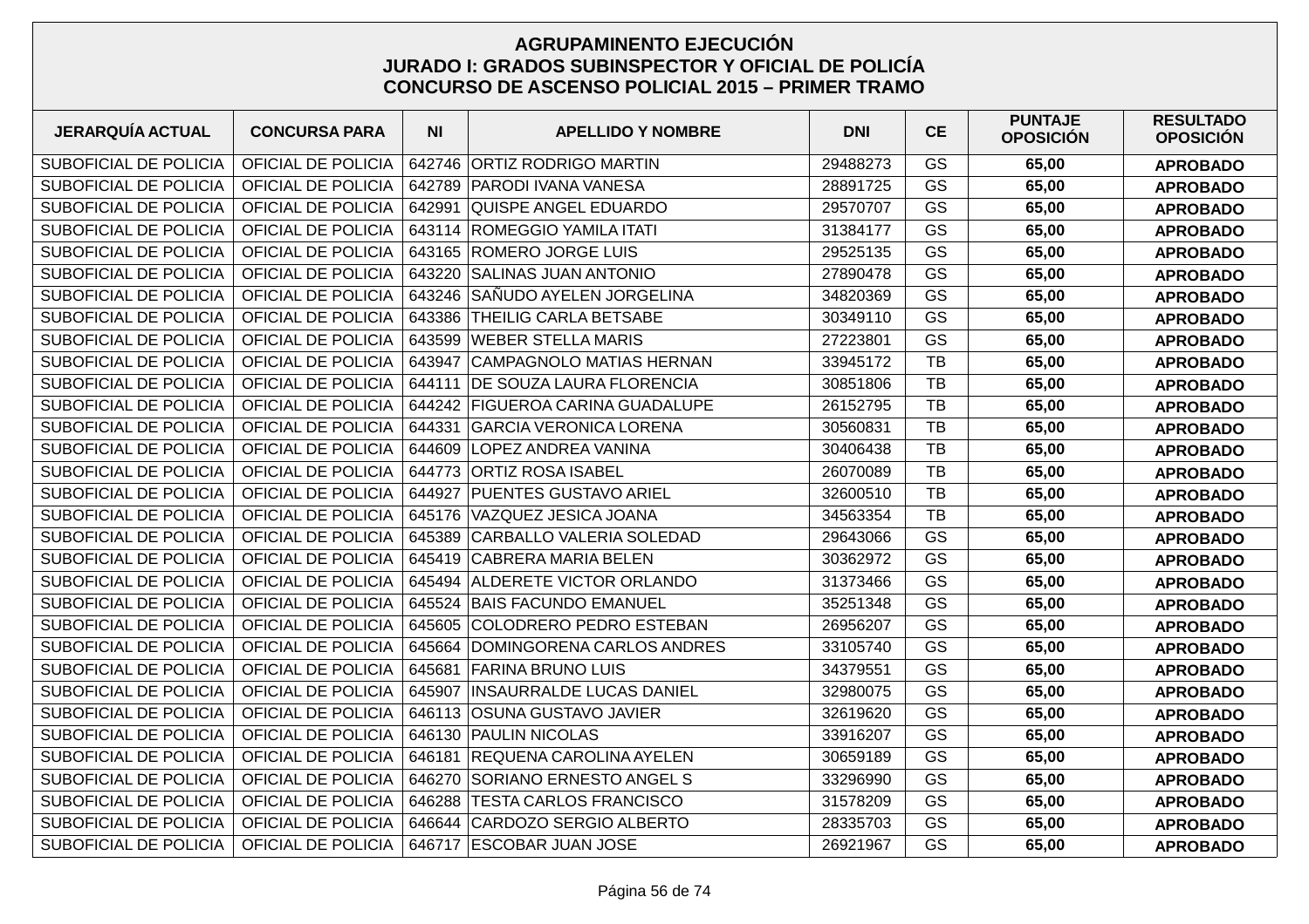## AGRUPAMINENTO EJECUCIÓN
## JURADO I: GRADOS SUBINSPECTOR Y OFICIAL DE POLICÍA
## CONCURSO DE ASCENSO POLICIAL 2015 – PRIMER TRAMO

| JERARQUÍA ACTUAL | CONCURSA PARA | NI | APELLIDO Y NOMBRE | DNI | CE | PUNTAJE OPOSICIÓN | RESULTADO OPOSICIÓN |
|---|---|---|---|---|---|---|---|
| SUBOFICIAL DE POLICIA | OFICIAL DE POLICIA | 642746 | ORTIZ RODRIGO MARTIN | 29488273 | GS | **65,00** | **APROBADO** |
| SUBOFICIAL DE POLICIA | OFICIAL DE POLICIA | 642789 | PARODI IVANA VANESA | 28891725 | GS | **65,00** | **APROBADO** |
| SUBOFICIAL DE POLICIA | OFICIAL DE POLICIA | 642991 | QUISPE ANGEL EDUARDO | 29570707 | GS | **65,00** | **APROBADO** |
| SUBOFICIAL DE POLICIA | OFICIAL DE POLICIA | 643114 | ROMEGGIO YAMILA ITATI | 31384177 | GS | **65,00** | **APROBADO** |
| SUBOFICIAL DE POLICIA | OFICIAL DE POLICIA | 643165 | ROMERO JORGE LUIS | 29525135 | GS | **65,00** | **APROBADO** |
| SUBOFICIAL DE POLICIA | OFICIAL DE POLICIA | 643220 | SALINAS JUAN ANTONIO | 27890478 | GS | **65,00** | **APROBADO** |
| SUBOFICIAL DE POLICIA | OFICIAL DE POLICIA | 643246 | SAÑUDO AYELEN JORGELINA | 34820369 | GS | **65,00** | **APROBADO** |
| SUBOFICIAL DE POLICIA | OFICIAL DE POLICIA | 643386 | THEILIG CARLA BETSABE | 30349110 | GS | **65,00** | **APROBADO** |
| SUBOFICIAL DE POLICIA | OFICIAL DE POLICIA | 643599 | WEBER STELLA MARIS | 27223801 | GS | **65,00** | **APROBADO** |
| SUBOFICIAL DE POLICIA | OFICIAL DE POLICIA | 643947 | CAMPAGNOLO MATIAS HERNAN | 33945172 | TB | **65,00** | **APROBADO** |
| SUBOFICIAL DE POLICIA | OFICIAL DE POLICIA | 644111 | DE SOUZA LAURA FLORENCIA | 30851806 | TB | **65,00** | **APROBADO** |
| SUBOFICIAL DE POLICIA | OFICIAL DE POLICIA | 644242 | FIGUEROA CARINA GUADALUPE | 26152795 | TB | **65,00** | **APROBADO** |
| SUBOFICIAL DE POLICIA | OFICIAL DE POLICIA | 644331 | GARCIA VERONICA LORENA | 30560831 | TB | **65,00** | **APROBADO** |
| SUBOFICIAL DE POLICIA | OFICIAL DE POLICIA | 644609 | LOPEZ ANDREA VANINA | 30406438 | TB | **65,00** | **APROBADO** |
| SUBOFICIAL DE POLICIA | OFICIAL DE POLICIA | 644773 | ORTIZ ROSA ISABEL | 26070089 | TB | **65,00** | **APROBADO** |
| SUBOFICIAL DE POLICIA | OFICIAL DE POLICIA | 644927 | PUENTES GUSTAVO ARIEL | 32600510 | TB | **65,00** | **APROBADO** |
| SUBOFICIAL DE POLICIA | OFICIAL DE POLICIA | 645176 | VAZQUEZ JESICA JOANA | 34563354 | TB | **65,00** | **APROBADO** |
| SUBOFICIAL DE POLICIA | OFICIAL DE POLICIA | 645389 | CARBALLO VALERIA SOLEDAD | 29643066 | GS | **65,00** | **APROBADO** |
| SUBOFICIAL DE POLICIA | OFICIAL DE POLICIA | 645419 | CABRERA MARIA BELEN | 30362972 | GS | **65,00** | **APROBADO** |
| SUBOFICIAL DE POLICIA | OFICIAL DE POLICIA | 645494 | ALDERETE VICTOR ORLANDO | 31373466 | GS | **65,00** | **APROBADO** |
| SUBOFICIAL DE POLICIA | OFICIAL DE POLICIA | 645524 | BAIS FACUNDO EMANUEL | 35251348 | GS | **65,00** | **APROBADO** |
| SUBOFICIAL DE POLICIA | OFICIAL DE POLICIA | 645605 | COLODRERO PEDRO ESTEBAN | 26956207 | GS | **65,00** | **APROBADO** |
| SUBOFICIAL DE POLICIA | OFICIAL DE POLICIA | 645664 | DOMINGORENA CARLOS ANDRES | 33105740 | GS | **65,00** | **APROBADO** |
| SUBOFICIAL DE POLICIA | OFICIAL DE POLICIA | 645681 | FARINA BRUNO LUIS | 34379551 | GS | **65,00** | **APROBADO** |
| SUBOFICIAL DE POLICIA | OFICIAL DE POLICIA | 645907 | INSAURRALDE LUCAS DANIEL | 32980075 | GS | **65,00** | **APROBADO** |
| SUBOFICIAL DE POLICIA | OFICIAL DE POLICIA | 646113 | OSUNA GUSTAVO JAVIER | 32619620 | GS | **65,00** | **APROBADO** |
| SUBOFICIAL DE POLICIA | OFICIAL DE POLICIA | 646130 | PAULIN NICOLAS | 33916207 | GS | **65,00** | **APROBADO** |
| SUBOFICIAL DE POLICIA | OFICIAL DE POLICIA | 646181 | REQUENA CAROLINA AYELEN | 30659189 | GS | **65,00** | **APROBADO** |
| SUBOFICIAL DE POLICIA | OFICIAL DE POLICIA | 646270 | SORIANO ERNESTO ANGEL S | 33296990 | GS | **65,00** | **APROBADO** |
| SUBOFICIAL DE POLICIA | OFICIAL DE POLICIA | 646288 | TESTA CARLOS FRANCISCO | 31578209 | GS | **65,00** | **APROBADO** |
| SUBOFICIAL DE POLICIA | OFICIAL DE POLICIA | 646644 | CARDOZO SERGIO ALBERTO | 28335703 | GS | **65,00** | **APROBADO** |
| SUBOFICIAL DE POLICIA | OFICIAL DE POLICIA | 646717 | ESCOBAR JUAN JOSE | 26921967 | GS | **65,00** | **APROBADO** |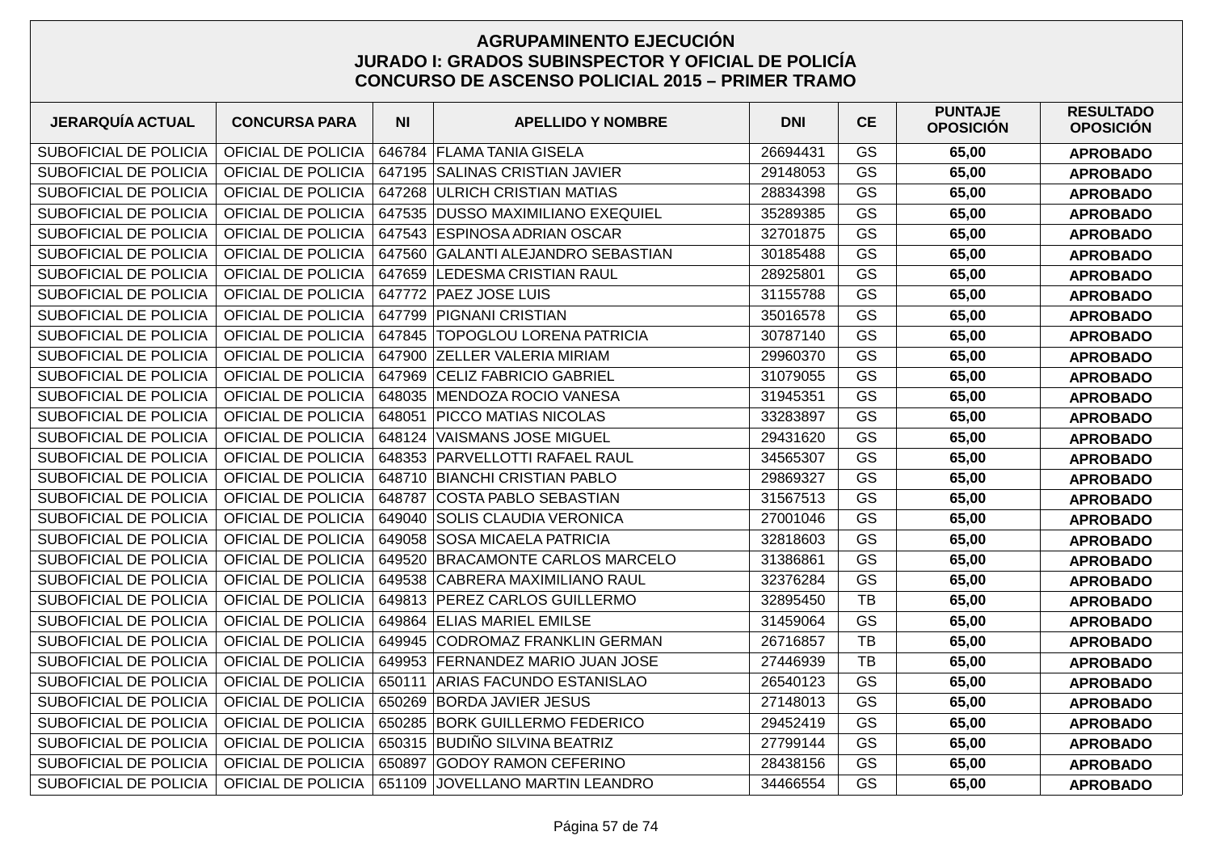# AGRUPAMINENTO EJECUCIÓN
## JURADO I: GRADOS SUBINSPECTOR Y OFICIAL DE POLICÍA
## CONCURSO DE ASCENSO POLICIAL 2015 – PRIMER TRAMO

| JERARQUÍA ACTUAL | CONCURSA PARA | NI | APELLIDO Y NOMBRE | DNI | CE | PUNTAJE OPOSICIÓN | RESULTADO OPOSICIÓN |
|---|---|---|---|---|---|---|---|
| SUBOFICIAL DE POLICIA | OFICIAL DE POLICIA | 646784 | FLAMA TANIA GISELA | 26694431 | GS | 65,00 | APROBADO |
| SUBOFICIAL DE POLICIA | OFICIAL DE POLICIA | 647195 | SALINAS CRISTIAN JAVIER | 29148053 | GS | 65,00 | APROBADO |
| SUBOFICIAL DE POLICIA | OFICIAL DE POLICIA | 647268 | ULRICH CRISTIAN MATIAS | 28834398 | GS | 65,00 | APROBADO |
| SUBOFICIAL DE POLICIA | OFICIAL DE POLICIA | 647535 | DUSSO MAXIMILIANO EXEQUIEL | 35289385 | GS | 65,00 | APROBADO |
| SUBOFICIAL DE POLICIA | OFICIAL DE POLICIA | 647543 | ESPINOSA ADRIAN OSCAR | 32701875 | GS | 65,00 | APROBADO |
| SUBOFICIAL DE POLICIA | OFICIAL DE POLICIA | 647560 | GALANTI ALEJANDRO SEBASTIAN | 30185488 | GS | 65,00 | APROBADO |
| SUBOFICIAL DE POLICIA | OFICIAL DE POLICIA | 647659 | LEDESMA CRISTIAN RAUL | 28925801 | GS | 65,00 | APROBADO |
| SUBOFICIAL DE POLICIA | OFICIAL DE POLICIA | 647772 | PAEZ JOSE LUIS | 31155788 | GS | 65,00 | APROBADO |
| SUBOFICIAL DE POLICIA | OFICIAL DE POLICIA | 647799 | PIGNANI CRISTIAN | 35016578 | GS | 65,00 | APROBADO |
| SUBOFICIAL DE POLICIA | OFICIAL DE POLICIA | 647845 | TOPOGLOU LORENA PATRICIA | 30787140 | GS | 65,00 | APROBADO |
| SUBOFICIAL DE POLICIA | OFICIAL DE POLICIA | 647900 | ZELLER VALERIA MIRIAM | 29960370 | GS | 65,00 | APROBADO |
| SUBOFICIAL DE POLICIA | OFICIAL DE POLICIA | 647969 | CELIZ FABRICIO GABRIEL | 31079055 | GS | 65,00 | APROBADO |
| SUBOFICIAL DE POLICIA | OFICIAL DE POLICIA | 648035 | MENDOZA ROCIO VANESA | 31945351 | GS | 65,00 | APROBADO |
| SUBOFICIAL DE POLICIA | OFICIAL DE POLICIA | 648051 | PICCO MATIAS NICOLAS | 33283897 | GS | 65,00 | APROBADO |
| SUBOFICIAL DE POLICIA | OFICIAL DE POLICIA | 648124 | VAISMANS JOSE MIGUEL | 29431620 | GS | 65,00 | APROBADO |
| SUBOFICIAL DE POLICIA | OFICIAL DE POLICIA | 648353 | PARVELLOTTI RAFAEL RAUL | 34565307 | GS | 65,00 | APROBADO |
| SUBOFICIAL DE POLICIA | OFICIAL DE POLICIA | 648710 | BIANCHI CRISTIAN PABLO | 29869327 | GS | 65,00 | APROBADO |
| SUBOFICIAL DE POLICIA | OFICIAL DE POLICIA | 648787 | COSTA PABLO SEBASTIAN | 31567513 | GS | 65,00 | APROBADO |
| SUBOFICIAL DE POLICIA | OFICIAL DE POLICIA | 649040 | SOLIS CLAUDIA VERONICA | 27001046 | GS | 65,00 | APROBADO |
| SUBOFICIAL DE POLICIA | OFICIAL DE POLICIA | 649058 | SOSA MICAELA PATRICIA | 32818603 | GS | 65,00 | APROBADO |
| SUBOFICIAL DE POLICIA | OFICIAL DE POLICIA | 649520 | BRACAMONTE CARLOS MARCELO | 31386861 | GS | 65,00 | APROBADO |
| SUBOFICIAL DE POLICIA | OFICIAL DE POLICIA | 649538 | CABRERA MAXIMILIANO RAUL | 32376284 | GS | 65,00 | APROBADO |
| SUBOFICIAL DE POLICIA | OFICIAL DE POLICIA | 649813 | PEREZ CARLOS GUILLERMO | 32895450 | TB | 65,00 | APROBADO |
| SUBOFICIAL DE POLICIA | OFICIAL DE POLICIA | 649864 | ELIAS MARIEL EMILSE | 31459064 | GS | 65,00 | APROBADO |
| SUBOFICIAL DE POLICIA | OFICIAL DE POLICIA | 649945 | CODROMAZ FRANKLIN GERMAN | 26716857 | TB | 65,00 | APROBADO |
| SUBOFICIAL DE POLICIA | OFICIAL DE POLICIA | 649953 | FERNANDEZ MARIO JUAN JOSE | 27446939 | TB | 65,00 | APROBADO |
| SUBOFICIAL DE POLICIA | OFICIAL DE POLICIA | 650111 | ARIAS FACUNDO ESTANISLAO | 26540123 | GS | 65,00 | APROBADO |
| SUBOFICIAL DE POLICIA | OFICIAL DE POLICIA | 650269 | BORDA JAVIER JESUS | 27148013 | GS | 65,00 | APROBADO |
| SUBOFICIAL DE POLICIA | OFICIAL DE POLICIA | 650285 | BORK GUILLERMO FEDERICO | 29452419 | GS | 65,00 | APROBADO |
| SUBOFICIAL DE POLICIA | OFICIAL DE POLICIA | 650315 | BUDIÑO SILVINA BEATRIZ | 27799144 | GS | 65,00 | APROBADO |
| SUBOFICIAL DE POLICIA | OFICIAL DE POLICIA | 650897 | GODOY RAMON CEFERINO | 28438156 | GS | 65,00 | APROBADO |
| SUBOFICIAL DE POLICIA | OFICIAL DE POLICIA | 651109 | JOVELLANO MARTIN LEANDRO | 34466554 | GS | 65,00 | APROBADO |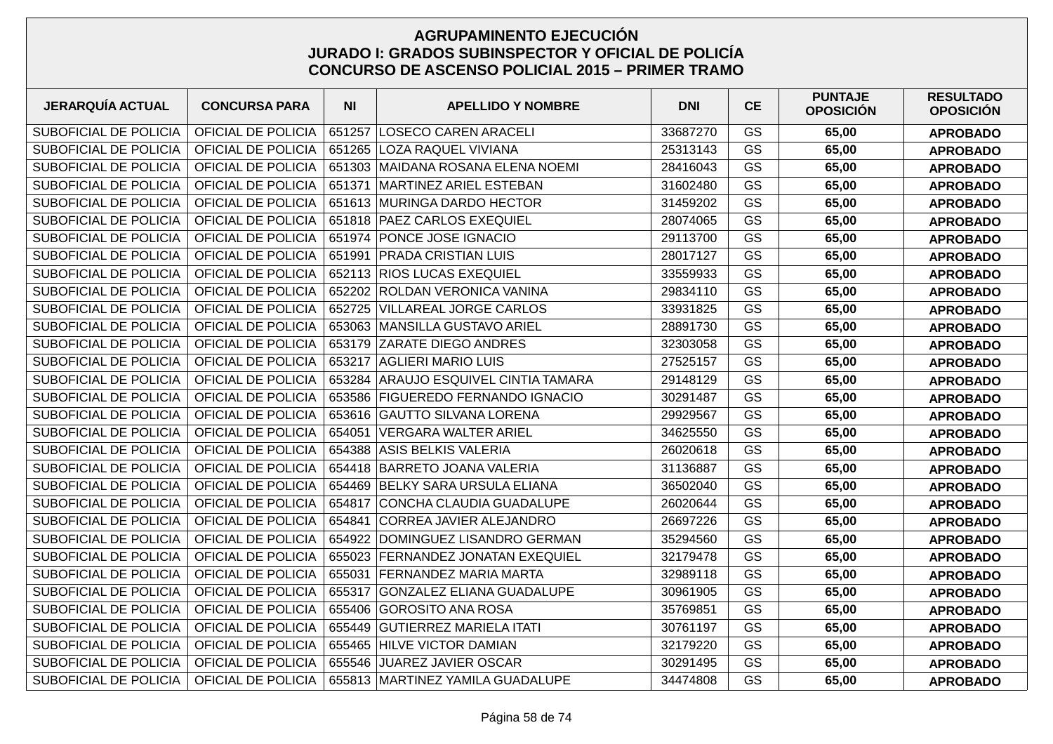# AGRUPAMINENTO EJECUCIÓN
## JURADO I: GRADOS SUBINSPECTOR Y OFICIAL DE POLICÍA
## CONCURSO DE ASCENSO POLICIAL 2015 – PRIMER TRAMO

| JERARQUÍA ACTUAL | CONCURSA PARA | NI | APELLIDO Y NOMBRE | DNI | CE | PUNTAJE OPOSICIÓN | RESULTADO OPOSICIÓN |
|---|---|---|---|---|---|---|---|
| SUBOFICIAL DE POLICIA | OFICIAL DE POLICIA | 651257 | LOSECO CAREN ARACELI | 33687270 | GS | **65,00** | **APROBADO** |
| SUBOFICIAL DE POLICIA | OFICIAL DE POLICIA | 651265 | LOZA RAQUEL VIVIANA | 25313143 | GS | **65,00** | **APROBADO** |
| SUBOFICIAL DE POLICIA | OFICIAL DE POLICIA | 651303 | MAIDANA ROSANA ELENA NOEMI | 28416043 | GS | **65,00** | **APROBADO** |
| SUBOFICIAL DE POLICIA | OFICIAL DE POLICIA | 651371 | MARTINEZ ARIEL ESTEBAN | 31602480 | GS | **65,00** | **APROBADO** |
| SUBOFICIAL DE POLICIA | OFICIAL DE POLICIA | 651613 | MURINGA DARDO HECTOR | 31459202 | GS | **65,00** | **APROBADO** |
| SUBOFICIAL DE POLICIA | OFICIAL DE POLICIA | 651818 | PAEZ CARLOS EXEQUIEL | 28074065 | GS | **65,00** | **APROBADO** |
| SUBOFICIAL DE POLICIA | OFICIAL DE POLICIA | 651974 | PONCE JOSE IGNACIO | 29113700 | GS | **65,00** | **APROBADO** |
| SUBOFICIAL DE POLICIA | OFICIAL DE POLICIA | 651991 | PRADA CRISTIAN LUIS | 28017127 | GS | **65,00** | **APROBADO** |
| SUBOFICIAL DE POLICIA | OFICIAL DE POLICIA | 652113 | RIOS LUCAS EXEQUIEL | 33559933 | GS | **65,00** | **APROBADO** |
| SUBOFICIAL DE POLICIA | OFICIAL DE POLICIA | 652202 | ROLDAN VERONICA VANINA | 29834110 | GS | **65,00** | **APROBADO** |
| SUBOFICIAL DE POLICIA | OFICIAL DE POLICIA | 652725 | VILLAREAL JORGE CARLOS | 33931825 | GS | **65,00** | **APROBADO** |
| SUBOFICIAL DE POLICIA | OFICIAL DE POLICIA | 653063 | MANSILLA GUSTAVO ARIEL | 28891730 | GS | **65,00** | **APROBADO** |
| SUBOFICIAL DE POLICIA | OFICIAL DE POLICIA | 653179 | ZARATE DIEGO ANDRES | 32303058 | GS | **65,00** | **APROBADO** |
| SUBOFICIAL DE POLICIA | OFICIAL DE POLICIA | 653217 | AGLIERI MARIO LUIS | 27525157 | GS | **65,00** | **APROBADO** |
| SUBOFICIAL DE POLICIA | OFICIAL DE POLICIA | 653284 | ARAUJO ESQUIVEL CINTIA TAMARA | 29148129 | GS | **65,00** | **APROBADO** |
| SUBOFICIAL DE POLICIA | OFICIAL DE POLICIA | 653586 | FIGUEREDO FERNANDO IGNACIO | 30291487 | GS | **65,00** | **APROBADO** |
| SUBOFICIAL DE POLICIA | OFICIAL DE POLICIA | 653616 | GAUTTO SILVANA LORENA | 29929567 | GS | **65,00** | **APROBADO** |
| SUBOFICIAL DE POLICIA | OFICIAL DE POLICIA | 654051 | VERGARA WALTER ARIEL | 34625550 | GS | **65,00** | **APROBADO** |
| SUBOFICIAL DE POLICIA | OFICIAL DE POLICIA | 654388 | ASIS BELKIS VALERIA | 26020618 | GS | **65,00** | **APROBADO** |
| SUBOFICIAL DE POLICIA | OFICIAL DE POLICIA | 654418 | BARRETO JOANA VALERIA | 31136887 | GS | **65,00** | **APROBADO** |
| SUBOFICIAL DE POLICIA | OFICIAL DE POLICIA | 654469 | BELKY SARA URSULA ELIANA | 36502040 | GS | **65,00** | **APROBADO** |
| SUBOFICIAL DE POLICIA | OFICIAL DE POLICIA | 654817 | CONCHA CLAUDIA GUADALUPE | 26020644 | GS | **65,00** | **APROBADO** |
| SUBOFICIAL DE POLICIA | OFICIAL DE POLICIA | 654841 | CORREA JAVIER ALEJANDRO | 26697226 | GS | **65,00** | **APROBADO** |
| SUBOFICIAL DE POLICIA | OFICIAL DE POLICIA | 654922 | DOMINGUEZ LISANDRO GERMAN | 35294560 | GS | **65,00** | **APROBADO** |
| SUBOFICIAL DE POLICIA | OFICIAL DE POLICIA | 655023 | FERNANDEZ JONATAN EXEQUIEL | 32179478 | GS | **65,00** | **APROBADO** |
| SUBOFICIAL DE POLICIA | OFICIAL DE POLICIA | 655031 | FERNANDEZ MARIA MARTA | 32989118 | GS | **65,00** | **APROBADO** |
| SUBOFICIAL DE POLICIA | OFICIAL DE POLICIA | 655317 | GONZALEZ ELIANA GUADALUPE | 30961905 | GS | **65,00** | **APROBADO** |
| SUBOFICIAL DE POLICIA | OFICIAL DE POLICIA | 655406 | GOROSITO ANA ROSA | 35769851 | GS | **65,00** | **APROBADO** |
| SUBOFICIAL DE POLICIA | OFICIAL DE POLICIA | 655449 | GUTIERREZ MARIELA ITATI | 30761197 | GS | **65,00** | **APROBADO** |
| SUBOFICIAL DE POLICIA | OFICIAL DE POLICIA | 655465 | HILVE VICTOR DAMIAN | 32179220 | GS | **65,00** | **APROBADO** |
| SUBOFICIAL DE POLICIA | OFICIAL DE POLICIA | 655546 | JUAREZ JAVIER OSCAR | 30291495 | GS | **65,00** | **APROBADO** |
| SUBOFICIAL DE POLICIA | OFICIAL DE POLICIA | 655813 | MARTINEZ YAMILA GUADALUPE | 34474808 | GS | **65,00** | **APROBADO** |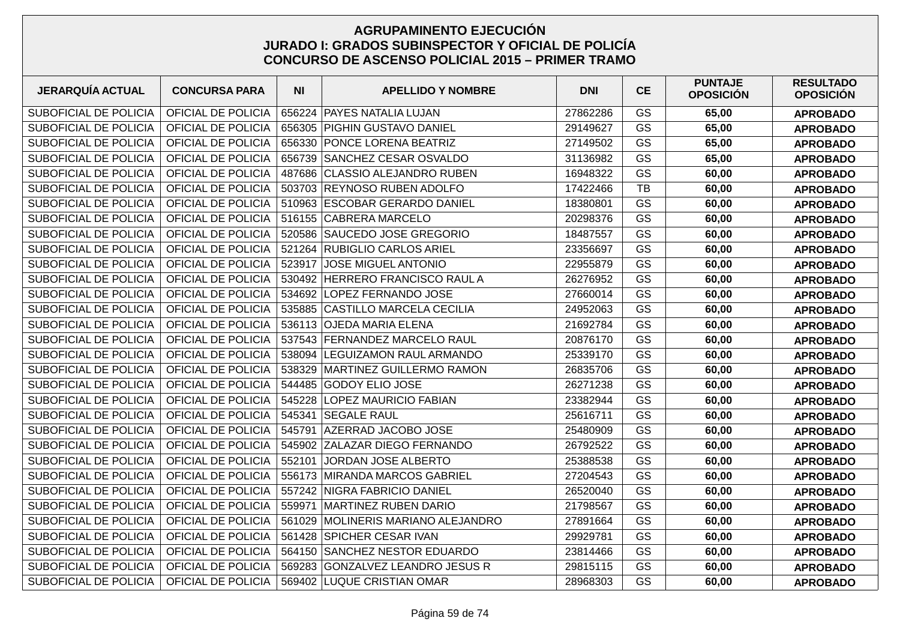# AGRUPAMINENTO EJECUCIÓN
## JURADO I: GRADOS SUBINSPECTOR Y OFICIAL DE POLICÍA
## CONCURSO DE ASCENSO POLICIAL 2015 – PRIMER TRAMO

| JERARQUÍA ACTUAL | CONCURSA PARA | NI | APELLIDO Y NOMBRE | DNI | CE | PUNTAJE OPOSICIÓN | RESULTADO OPOSICIÓN |
|---|---|---|---|---|---|---|---|
| SUBOFICIAL DE POLICIA | OFICIAL DE POLICIA | 656224 | PAYES NATALIA LUJAN | 27862286 | GS | **65,00** | **APROBADO** |
| SUBOFICIAL DE POLICIA | OFICIAL DE POLICIA | 656305 | PIGHIN GUSTAVO DANIEL | 29149627 | GS | **65,00** | **APROBADO** |
| SUBOFICIAL DE POLICIA | OFICIAL DE POLICIA | 656330 | PONCE LORENA BEATRIZ | 27149502 | GS | **65,00** | **APROBADO** |
| SUBOFICIAL DE POLICIA | OFICIAL DE POLICIA | 656739 | SANCHEZ CESAR OSVALDO | 31136982 | GS | **65,00** | **APROBADO** |
| SUBOFICIAL DE POLICIA | OFICIAL DE POLICIA | 487686 | CLASSIO ALEJANDRO RUBEN | 16948322 | GS | **60,00** | **APROBADO** |
| SUBOFICIAL DE POLICIA | OFICIAL DE POLICIA | 503703 | REYNOSO RUBEN ADOLFO | 17422466 | TB | **60,00** | **APROBADO** |
| SUBOFICIAL DE POLICIA | OFICIAL DE POLICIA | 510963 | ESCOBAR GERARDO DANIEL | 18380801 | GS | **60,00** | **APROBADO** |
| SUBOFICIAL DE POLICIA | OFICIAL DE POLICIA | 516155 | CABRERA MARCELO | 20298376 | GS | **60,00** | **APROBADO** |
| SUBOFICIAL DE POLICIA | OFICIAL DE POLICIA | 520586 | SAUCEDO JOSE GREGORIO | 18487557 | GS | **60,00** | **APROBADO** |
| SUBOFICIAL DE POLICIA | OFICIAL DE POLICIA | 521264 | RUBIGLIO CARLOS ARIEL | 23356697 | GS | **60,00** | **APROBADO** |
| SUBOFICIAL DE POLICIA | OFICIAL DE POLICIA | 523917 | JOSE MIGUEL ANTONIO | 22955879 | GS | **60,00** | **APROBADO** |
| SUBOFICIAL DE POLICIA | OFICIAL DE POLICIA | 530492 | HERRERO FRANCISCO RAUL A | 26276952 | GS | **60,00** | **APROBADO** |
| SUBOFICIAL DE POLICIA | OFICIAL DE POLICIA | 534692 | LOPEZ FERNANDO JOSE | 27660014 | GS | **60,00** | **APROBADO** |
| SUBOFICIAL DE POLICIA | OFICIAL DE POLICIA | 535885 | CASTILLO MARCELA CECILIA | 24952063 | GS | **60,00** | **APROBADO** |
| SUBOFICIAL DE POLICIA | OFICIAL DE POLICIA | 536113 | OJEDA MARIA ELENA | 21692784 | GS | **60,00** | **APROBADO** |
| SUBOFICIAL DE POLICIA | OFICIAL DE POLICIA | 537543 | FERNANDEZ MARCELO RAUL | 20876170 | GS | **60,00** | **APROBADO** |
| SUBOFICIAL DE POLICIA | OFICIAL DE POLICIA | 538094 | LEGUIZAMON RAUL ARMANDO | 25339170 | GS | **60,00** | **APROBADO** |
| SUBOFICIAL DE POLICIA | OFICIAL DE POLICIA | 538329 | MARTINEZ GUILLERMO RAMON | 26835706 | GS | **60,00** | **APROBADO** |
| SUBOFICIAL DE POLICIA | OFICIAL DE POLICIA | 544485 | GODOY ELIO JOSE | 26271238 | GS | **60,00** | **APROBADO** |
| SUBOFICIAL DE POLICIA | OFICIAL DE POLICIA | 545228 | LOPEZ MAURICIO FABIAN | 23382944 | GS | **60,00** | **APROBADO** |
| SUBOFICIAL DE POLICIA | OFICIAL DE POLICIA | 545341 | SEGALE RAUL | 25616711 | GS | **60,00** | **APROBADO** |
| SUBOFICIAL DE POLICIA | OFICIAL DE POLICIA | 545791 | AZERRAD JACOBO JOSE | 25480909 | GS | **60,00** | **APROBADO** |
| SUBOFICIAL DE POLICIA | OFICIAL DE POLICIA | 545902 | ZALAZAR DIEGO FERNANDO | 26792522 | GS | **60,00** | **APROBADO** |
| SUBOFICIAL DE POLICIA | OFICIAL DE POLICIA | 552101 | JORDAN JOSE ALBERTO | 25388538 | GS | **60,00** | **APROBADO** |
| SUBOFICIAL DE POLICIA | OFICIAL DE POLICIA | 556173 | MIRANDA MARCOS GABRIEL | 27204543 | GS | **60,00** | **APROBADO** |
| SUBOFICIAL DE POLICIA | OFICIAL DE POLICIA | 557242 | NIGRA FABRICIO DANIEL | 26520040 | GS | **60,00** | **APROBADO** |
| SUBOFICIAL DE POLICIA | OFICIAL DE POLICIA | 559971 | MARTINEZ RUBEN DARIO | 21798567 | GS | **60,00** | **APROBADO** |
| SUBOFICIAL DE POLICIA | OFICIAL DE POLICIA | 561029 | MOLINERIS MARIANO ALEJANDRO | 27891664 | GS | **60,00** | **APROBADO** |
| SUBOFICIAL DE POLICIA | OFICIAL DE POLICIA | 561428 | SPICHER CESAR IVAN | 29929781 | GS | **60,00** | **APROBADO** |
| SUBOFICIAL DE POLICIA | OFICIAL DE POLICIA | 564150 | SANCHEZ NESTOR EDUARDO | 23814466 | GS | **60,00** | **APROBADO** |
| SUBOFICIAL DE POLICIA | OFICIAL DE POLICIA | 569283 | GONZALVEZ LEANDRO JESUS R | 29815115 | GS | **60,00** | **APROBADO** |
| SUBOFICIAL DE POLICIA | OFICIAL DE POLICIA | 569402 | LUQUE CRISTIAN OMAR | 28968303 | GS | **60,00** | **APROBADO** |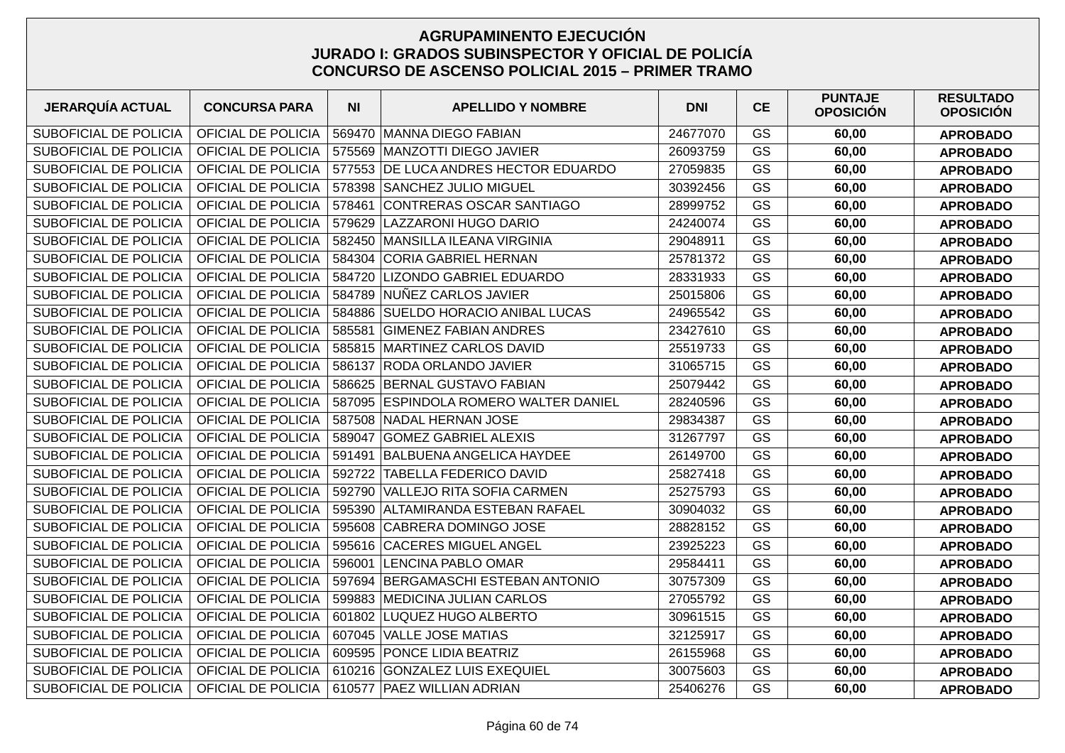## AGRUPAMINENTO EJECUCIÓN
## JURADO I: GRADOS SUBINSPECTOR Y OFICIAL DE POLICÍA
## CONCURSO DE ASCENSO POLICIAL 2015 – PRIMER TRAMO

| JERARQUÍA ACTUAL | CONCURSA PARA | NI | APELLIDO Y NOMBRE | DNI | CE | PUNTAJE OPOSICIÓN | RESULTADO OPOSICIÓN |
|---|---|---|---|---|---|---|---|
| SUBOFICIAL DE POLICIA | OFICIAL DE POLICIA | 569470 | MANNA DIEGO FABIAN | 24677070 | GS | **60,00** | **APROBADO** |
| SUBOFICIAL DE POLICIA | OFICIAL DE POLICIA | 575569 | MANZOTTI DIEGO JAVIER | 26093759 | GS | **60,00** | **APROBADO** |
| SUBOFICIAL DE POLICIA | OFICIAL DE POLICIA | 577553 | DE LUCA ANDRES HECTOR EDUARDO | 27059835 | GS | **60,00** | **APROBADO** |
| SUBOFICIAL DE POLICIA | OFICIAL DE POLICIA | 578398 | SANCHEZ JULIO MIGUEL | 30392456 | GS | **60,00** | **APROBADO** |
| SUBOFICIAL DE POLICIA | OFICIAL DE POLICIA | 578461 | CONTRERAS OSCAR SANTIAGO | 28999752 | GS | **60,00** | **APROBADO** |
| SUBOFICIAL DE POLICIA | OFICIAL DE POLICIA | 579629 | LAZZARONI HUGO DARIO | 24240074 | GS | **60,00** | **APROBADO** |
| SUBOFICIAL DE POLICIA | OFICIAL DE POLICIA | 582450 | MANSILLA ILEANA VIRGINIA | 29048911 | GS | **60,00** | **APROBADO** |
| SUBOFICIAL DE POLICIA | OFICIAL DE POLICIA | 584304 | CORIA GABRIEL HERNAN | 25781372 | GS | **60,00** | **APROBADO** |
| SUBOFICIAL DE POLICIA | OFICIAL DE POLICIA | 584720 | LIZONDO GABRIEL EDUARDO | 28331933 | GS | **60,00** | **APROBADO** |
| SUBOFICIAL DE POLICIA | OFICIAL DE POLICIA | 584789 | NUÑEZ CARLOS JAVIER | 25015806 | GS | **60,00** | **APROBADO** |
| SUBOFICIAL DE POLICIA | OFICIAL DE POLICIA | 584886 | SUELDO HORACIO ANIBAL LUCAS | 24965542 | GS | **60,00** | **APROBADO** |
| SUBOFICIAL DE POLICIA | OFICIAL DE POLICIA | 585581 | GIMENEZ FABIAN ANDRES | 23427610 | GS | **60,00** | **APROBADO** |
| SUBOFICIAL DE POLICIA | OFICIAL DE POLICIA | 585815 | MARTINEZ CARLOS DAVID | 25519733 | GS | **60,00** | **APROBADO** |
| SUBOFICIAL DE POLICIA | OFICIAL DE POLICIA | 586137 | RODA ORLANDO JAVIER | 31065715 | GS | **60,00** | **APROBADO** |
| SUBOFICIAL DE POLICIA | OFICIAL DE POLICIA | 586625 | BERNAL GUSTAVO FABIAN | 25079442 | GS | **60,00** | **APROBADO** |
| SUBOFICIAL DE POLICIA | OFICIAL DE POLICIA | 587095 | ESPINDOLA ROMERO WALTER DANIEL | 28240596 | GS | **60,00** | **APROBADO** |
| SUBOFICIAL DE POLICIA | OFICIAL DE POLICIA | 587508 | NADAL HERNAN JOSE | 29834387 | GS | **60,00** | **APROBADO** |
| SUBOFICIAL DE POLICIA | OFICIAL DE POLICIA | 589047 | GOMEZ GABRIEL ALEXIS | 31267797 | GS | **60,00** | **APROBADO** |
| SUBOFICIAL DE POLICIA | OFICIAL DE POLICIA | 591491 | BALBUENA ANGELICA HAYDEE | 26149700 | GS | **60,00** | **APROBADO** |
| SUBOFICIAL DE POLICIA | OFICIAL DE POLICIA | 592722 | TABELLA FEDERICO DAVID | 25827418 | GS | **60,00** | **APROBADO** |
| SUBOFICIAL DE POLICIA | OFICIAL DE POLICIA | 592790 | VALLEJO RITA SOFIA CARMEN | 25275793 | GS | **60,00** | **APROBADO** |
| SUBOFICIAL DE POLICIA | OFICIAL DE POLICIA | 595390 | ALTAMIRANDA ESTEBAN RAFAEL | 30904032 | GS | **60,00** | **APROBADO** |
| SUBOFICIAL DE POLICIA | OFICIAL DE POLICIA | 595608 | CABRERA DOMINGO JOSE | 28828152 | GS | **60,00** | **APROBADO** |
| SUBOFICIAL DE POLICIA | OFICIAL DE POLICIA | 595616 | CACERES MIGUEL ANGEL | 23925223 | GS | **60,00** | **APROBADO** |
| SUBOFICIAL DE POLICIA | OFICIAL DE POLICIA | 596001 | LENCINA PABLO OMAR | 29584411 | GS | **60,00** | **APROBADO** |
| SUBOFICIAL DE POLICIA | OFICIAL DE POLICIA | 597694 | BERGAMASCHI ESTEBAN ANTONIO | 30757309 | GS | **60,00** | **APROBADO** |
| SUBOFICIAL DE POLICIA | OFICIAL DE POLICIA | 599883 | MEDICINA JULIAN CARLOS | 27055792 | GS | **60,00** | **APROBADO** |
| SUBOFICIAL DE POLICIA | OFICIAL DE POLICIA | 601802 | LUQUEZ HUGO ALBERTO | 30961515 | GS | **60,00** | **APROBADO** |
| SUBOFICIAL DE POLICIA | OFICIAL DE POLICIA | 607045 | VALLE JOSE MATIAS | 32125917 | GS | **60,00** | **APROBADO** |
| SUBOFICIAL DE POLICIA | OFICIAL DE POLICIA | 609595 | PONCE LIDIA BEATRIZ | 26155968 | GS | **60,00** | **APROBADO** |
| SUBOFICIAL DE POLICIA | OFICIAL DE POLICIA | 610216 | GONZALEZ LUIS EXEQUIEL | 30075603 | GS | **60,00** | **APROBADO** |
| SUBOFICIAL DE POLICIA | OFICIAL DE POLICIA | 610577 | PAEZ WILLIAN ADRIAN | 25406276 | GS | **60,00** | **APROBADO** |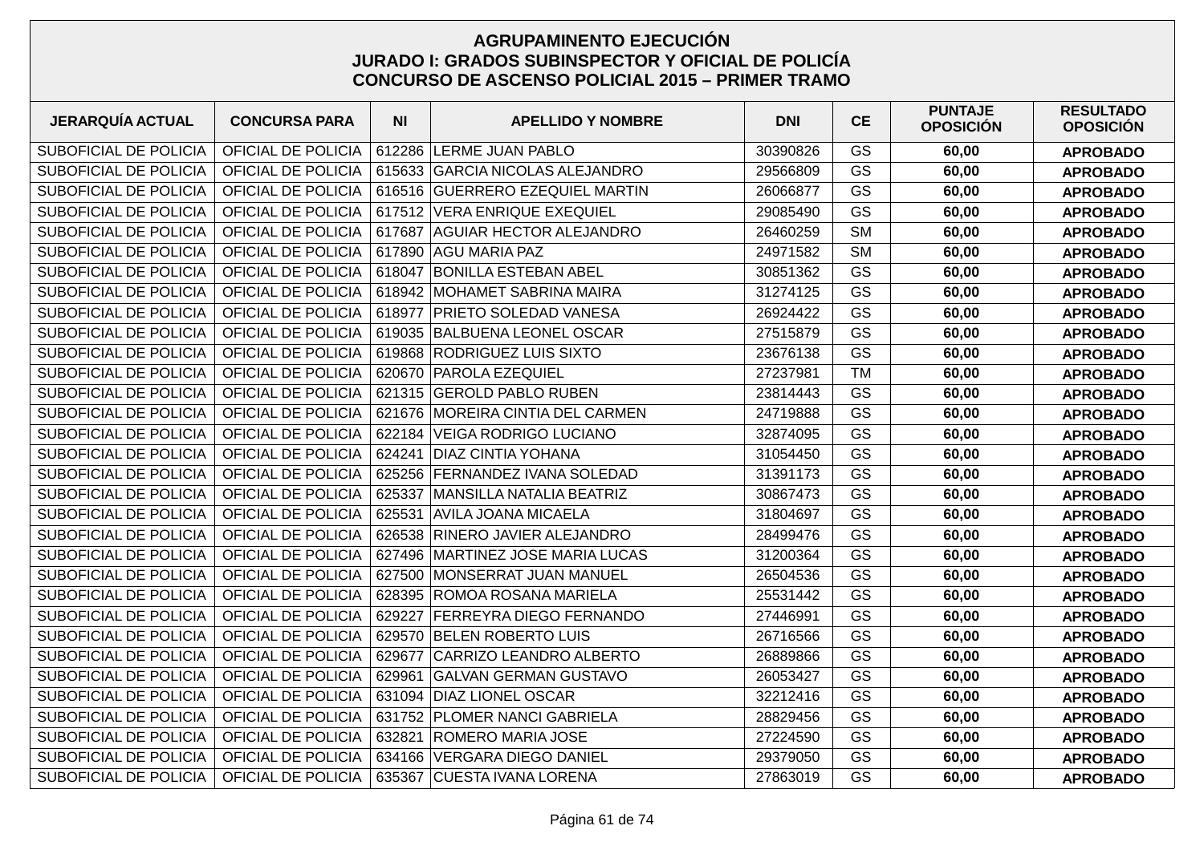# AGRUPAMINENTO EJECUCIÓN
## JURADO I: GRADOS SUBINSPECTOR Y OFICIAL DE POLICÍA
## CONCURSO DE ASCENSO POLICIAL 2015 – PRIMER TRAMO

| JERARQUÍA ACTUAL | CONCURSA PARA | NI | APELLIDO Y NOMBRE | DNI | CE | PUNTAJE OPOSICIÓN | RESULTADO OPOSICIÓN |
|---|---|---|---|---|---|---|---|
| SUBOFICIAL DE POLICIA | OFICIAL DE POLICIA | 612286 | LERME JUAN PABLO | 30390826 | GS | **60,00** | **APROBADO** |
| SUBOFICIAL DE POLICIA | OFICIAL DE POLICIA | 615633 | GARCIA NICOLAS ALEJANDRO | 29566809 | GS | **60,00** | **APROBADO** |
| SUBOFICIAL DE POLICIA | OFICIAL DE POLICIA | 616516 | GUERRERO EZEQUIEL MARTIN | 26066877 | GS | **60,00** | **APROBADO** |
| SUBOFICIAL DE POLICIA | OFICIAL DE POLICIA | 617512 | VERA ENRIQUE EXEQUIEL | 29085490 | GS | **60,00** | **APROBADO** |
| SUBOFICIAL DE POLICIA | OFICIAL DE POLICIA | 617687 | AGUIAR HECTOR ALEJANDRO | 26460259 | SM | **60,00** | **APROBADO** |
| SUBOFICIAL DE POLICIA | OFICIAL DE POLICIA | 617890 | AGU MARIA PAZ | 24971582 | SM | **60,00** | **APROBADO** |
| SUBOFICIAL DE POLICIA | OFICIAL DE POLICIA | 618047 | BONILLA ESTEBAN ABEL | 30851362 | GS | **60,00** | **APROBADO** |
| SUBOFICIAL DE POLICIA | OFICIAL DE POLICIA | 618942 | MOHAMET SABRINA MAIRA | 31274125 | GS | **60,00** | **APROBADO** |
| SUBOFICIAL DE POLICIA | OFICIAL DE POLICIA | 618977 | PRIETO SOLEDAD VANESA | 26924422 | GS | **60,00** | **APROBADO** |
| SUBOFICIAL DE POLICIA | OFICIAL DE POLICIA | 619035 | BALBUENA LEONEL OSCAR | 27515879 | GS | **60,00** | **APROBADO** |
| SUBOFICIAL DE POLICIA | OFICIAL DE POLICIA | 619868 | RODRIGUEZ LUIS SIXTO | 23676138 | GS | **60,00** | **APROBADO** |
| SUBOFICIAL DE POLICIA | OFICIAL DE POLICIA | 620670 | PAROLA EZEQUIEL | 27237981 | TM | **60,00** | **APROBADO** |
| SUBOFICIAL DE POLICIA | OFICIAL DE POLICIA | 621315 | GEROLD PABLO RUBEN | 23814443 | GS | **60,00** | **APROBADO** |
| SUBOFICIAL DE POLICIA | OFICIAL DE POLICIA | 621676 | MOREIRA CINTIA DEL CARMEN | 24719888 | GS | **60,00** | **APROBADO** |
| SUBOFICIAL DE POLICIA | OFICIAL DE POLICIA | 622184 | VEIGA RODRIGO LUCIANO | 32874095 | GS | **60,00** | **APROBADO** |
| SUBOFICIAL DE POLICIA | OFICIAL DE POLICIA | 624241 | DIAZ CINTIA YOHANA | 31054450 | GS | **60,00** | **APROBADO** |
| SUBOFICIAL DE POLICIA | OFICIAL DE POLICIA | 625256 | FERNANDEZ IVANA SOLEDAD | 31391173 | GS | **60,00** | **APROBADO** |
| SUBOFICIAL DE POLICIA | OFICIAL DE POLICIA | 625337 | MANSILLA NATALIA BEATRIZ | 30867473 | GS | **60,00** | **APROBADO** |
| SUBOFICIAL DE POLICIA | OFICIAL DE POLICIA | 625531 | AVILA JOANA MICAELA | 31804697 | GS | **60,00** | **APROBADO** |
| SUBOFICIAL DE POLICIA | OFICIAL DE POLICIA | 626538 | RINERO JAVIER ALEJANDRO | 28499476 | GS | **60,00** | **APROBADO** |
| SUBOFICIAL DE POLICIA | OFICIAL DE POLICIA | 627496 | MARTINEZ JOSE MARIA LUCAS | 31200364 | GS | **60,00** | **APROBADO** |
| SUBOFICIAL DE POLICIA | OFICIAL DE POLICIA | 627500 | MONSERRAT JUAN MANUEL | 26504536 | GS | **60,00** | **APROBADO** |
| SUBOFICIAL DE POLICIA | OFICIAL DE POLICIA | 628395 | ROMOA ROSANA MARIELA | 25531442 | GS | **60,00** | **APROBADO** |
| SUBOFICIAL DE POLICIA | OFICIAL DE POLICIA | 629227 | FERREYRA DIEGO FERNANDO | 27446991 | GS | **60,00** | **APROBADO** |
| SUBOFICIAL DE POLICIA | OFICIAL DE POLICIA | 629570 | BELEN ROBERTO LUIS | 26716566 | GS | **60,00** | **APROBADO** |
| SUBOFICIAL DE POLICIA | OFICIAL DE POLICIA | 629677 | CARRIZO LEANDRO ALBERTO | 26889866 | GS | **60,00** | **APROBADO** |
| SUBOFICIAL DE POLICIA | OFICIAL DE POLICIA | 629961 | GALVAN GERMAN GUSTAVO | 26053427 | GS | **60,00** | **APROBADO** |
| SUBOFICIAL DE POLICIA | OFICIAL DE POLICIA | 631094 | DIAZ LIONEL OSCAR | 32212416 | GS | **60,00** | **APROBADO** |
| SUBOFICIAL DE POLICIA | OFICIAL DE POLICIA | 631752 | PLOMER NANCI GABRIELA | 28829456 | GS | **60,00** | **APROBADO** |
| SUBOFICIAL DE POLICIA | OFICIAL DE POLICIA | 632821 | ROMERO MARIA JOSE | 27224590 | GS | **60,00** | **APROBADO** |
| SUBOFICIAL DE POLICIA | OFICIAL DE POLICIA | 634166 | VERGARA DIEGO DANIEL | 29379050 | GS | **60,00** | **APROBADO** |
| SUBOFICIAL DE POLICIA | OFICIAL DE POLICIA | 635367 | CUESTA IVANA LORENA | 27863019 | GS | **60,00** | **APROBADO** |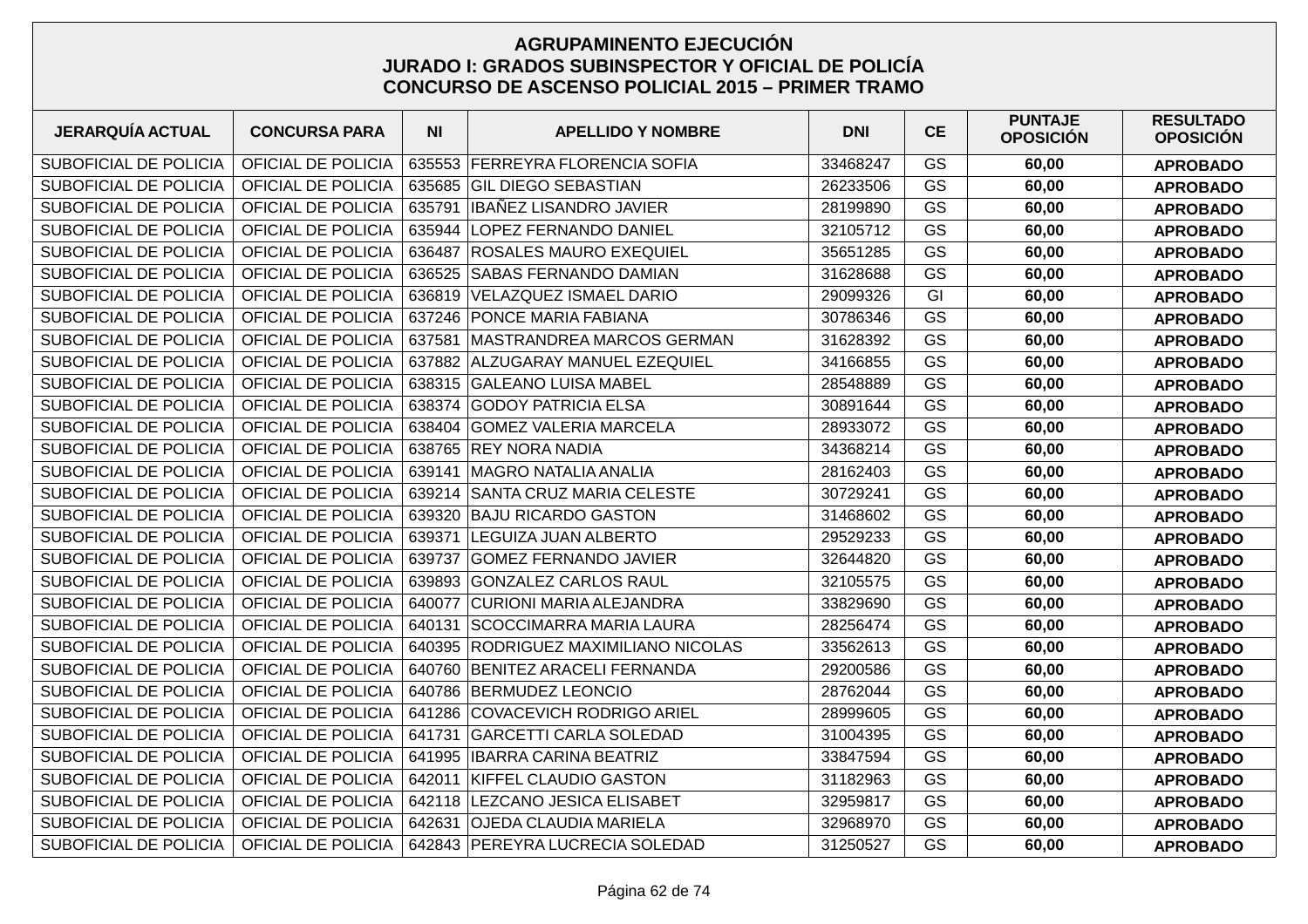# AGRUPAMINENTO EJECUCIÓN
## JURADO I: GRADOS SUBINSPECTOR Y OFICIAL DE POLICÍA
## CONCURSO DE ASCENSO POLICIAL 2015 – PRIMER TRAMO

| JERARQUÍA ACTUAL | CONCURSA PARA | NI | APELLIDO Y NOMBRE | DNI | CE | PUNTAJE OPOSICIÓN | RESULTADO OPOSICIÓN |
|---|---|---|---|---|---|---|---|
| SUBOFICIAL DE POLICIA | OFICIAL DE POLICIA | 635553 | FERREYRA FLORENCIA SOFIA | 33468247 | GS | **60,00** | **APROBADO** |
| SUBOFICIAL DE POLICIA | OFICIAL DE POLICIA | 635685 | GIL DIEGO SEBASTIAN | 26233506 | GS | **60,00** | **APROBADO** |
| SUBOFICIAL DE POLICIA | OFICIAL DE POLICIA | 635791 | IBAÑEZ LISANDRO JAVIER | 28199890 | GS | **60,00** | **APROBADO** |
| SUBOFICIAL DE POLICIA | OFICIAL DE POLICIA | 635944 | LOPEZ FERNANDO DANIEL | 32105712 | GS | **60,00** | **APROBADO** |
| SUBOFICIAL DE POLICIA | OFICIAL DE POLICIA | 636487 | ROSALES MAURO EXEQUIEL | 35651285 | GS | **60,00** | **APROBADO** |
| SUBOFICIAL DE POLICIA | OFICIAL DE POLICIA | 636525 | SABAS FERNANDO DAMIAN | 31628688 | GS | **60,00** | **APROBADO** |
| SUBOFICIAL DE POLICIA | OFICIAL DE POLICIA | 636819 | VELAZQUEZ ISMAEL DARIO | 29099326 | GI | **60,00** | **APROBADO** |
| SUBOFICIAL DE POLICIA | OFICIAL DE POLICIA | 637246 | PONCE MARIA FABIANA | 30786346 | GS | **60,00** | **APROBADO** |
| SUBOFICIAL DE POLICIA | OFICIAL DE POLICIA | 637581 | MASTRANDREA MARCOS GERMAN | 31628392 | GS | **60,00** | **APROBADO** |
| SUBOFICIAL DE POLICIA | OFICIAL DE POLICIA | 637882 | ALZUGARAY MANUEL EZEQUIEL | 34166855 | GS | **60,00** | **APROBADO** |
| SUBOFICIAL DE POLICIA | OFICIAL DE POLICIA | 638315 | GALEANO LUISA MABEL | 28548889 | GS | **60,00** | **APROBADO** |
| SUBOFICIAL DE POLICIA | OFICIAL DE POLICIA | 638374 | GODOY PATRICIA ELSA | 30891644 | GS | **60,00** | **APROBADO** |
| SUBOFICIAL DE POLICIA | OFICIAL DE POLICIA | 638404 | GOMEZ VALERIA MARCELA | 28933072 | GS | **60,00** | **APROBADO** |
| SUBOFICIAL DE POLICIA | OFICIAL DE POLICIA | 638765 | REY NORA NADIA | 34368214 | GS | **60,00** | **APROBADO** |
| SUBOFICIAL DE POLICIA | OFICIAL DE POLICIA | 639141 | MAGRO NATALIA ANALIA | 28162403 | GS | **60,00** | **APROBADO** |
| SUBOFICIAL DE POLICIA | OFICIAL DE POLICIA | 639214 | SANTA CRUZ MARIA CELESTE | 30729241 | GS | **60,00** | **APROBADO** |
| SUBOFICIAL DE POLICIA | OFICIAL DE POLICIA | 639320 | BAJU RICARDO GASTON | 31468602 | GS | **60,00** | **APROBADO** |
| SUBOFICIAL DE POLICIA | OFICIAL DE POLICIA | 639371 | LEGUIZA JUAN ALBERTO | 29529233 | GS | **60,00** | **APROBADO** |
| SUBOFICIAL DE POLICIA | OFICIAL DE POLICIA | 639737 | GOMEZ FERNANDO JAVIER | 32644820 | GS | **60,00** | **APROBADO** |
| SUBOFICIAL DE POLICIA | OFICIAL DE POLICIA | 639893 | GONZALEZ CARLOS RAUL | 32105575 | GS | **60,00** | **APROBADO** |
| SUBOFICIAL DE POLICIA | OFICIAL DE POLICIA | 640077 | CURIONI MARIA ALEJANDRA | 33829690 | GS | **60,00** | **APROBADO** |
| SUBOFICIAL DE POLICIA | OFICIAL DE POLICIA | 640131 | SCOCCIMARRA MARIA LAURA | 28256474 | GS | **60,00** | **APROBADO** |
| SUBOFICIAL DE POLICIA | OFICIAL DE POLICIA | 640395 | RODRIGUEZ MAXIMILIANO NICOLAS | 33562613 | GS | **60,00** | **APROBADO** |
| SUBOFICIAL DE POLICIA | OFICIAL DE POLICIA | 640760 | BENITEZ ARACELI FERNANDA | 29200586 | GS | **60,00** | **APROBADO** |
| SUBOFICIAL DE POLICIA | OFICIAL DE POLICIA | 640786 | BERMUDEZ LEONCIO | 28762044 | GS | **60,00** | **APROBADO** |
| SUBOFICIAL DE POLICIA | OFICIAL DE POLICIA | 641286 | COVACEVICH RODRIGO ARIEL | 28999605 | GS | **60,00** | **APROBADO** |
| SUBOFICIAL DE POLICIA | OFICIAL DE POLICIA | 641731 | GARCETTI CARLA SOLEDAD | 31004395 | GS | **60,00** | **APROBADO** |
| SUBOFICIAL DE POLICIA | OFICIAL DE POLICIA | 641995 | IBARRA CARINA BEATRIZ | 33847594 | GS | **60,00** | **APROBADO** |
| SUBOFICIAL DE POLICIA | OFICIAL DE POLICIA | 642011 | KIFFEL CLAUDIO GASTON | 31182963 | GS | **60,00** | **APROBADO** |
| SUBOFICIAL DE POLICIA | OFICIAL DE POLICIA | 642118 | LEZCANO JESICA ELISABET | 32959817 | GS | **60,00** | **APROBADO** |
| SUBOFICIAL DE POLICIA | OFICIAL DE POLICIA | 642631 | OJEDA CLAUDIA MARIELA | 32968970 | GS | **60,00** | **APROBADO** |
| SUBOFICIAL DE POLICIA | OFICIAL DE POLICIA | 642843 | PEREYRA LUCRECIA SOLEDAD | 31250527 | GS | **60,00** | **APROBADO** |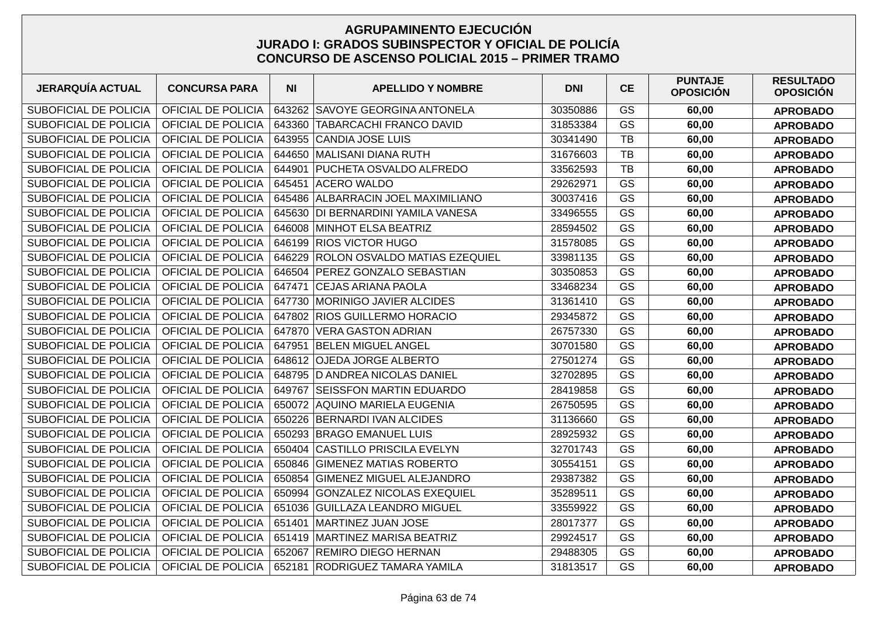**AGRUPAMINENTO EJECUCIÓN**
**JURADO I: GRADOS SUBINSPECTOR Y OFICIAL DE POLICÍA**
**CONCURSO DE ASCENSO POLICIAL 2015 – PRIMER TRAMO**

| JERARQUÍA ACTUAL | CONCURSA PARA | NI | APELLIDO Y NOMBRE | DNI | CE | PUNTAJE OPOSICIÓN | RESULTADO OPOSICIÓN |
|---|---|---|---|---|---|---|---|
| SUBOFICIAL DE POLICIA | OFICIAL DE POLICIA | 643262 | SAVOYE GEORGINA ANTONELA | 30350886 | GS | **60,00** | **APROBADO** |
| SUBOFICIAL DE POLICIA | OFICIAL DE POLICIA | 643360 | TABARCACHI FRANCO DAVID | 31853384 | GS | **60,00** | **APROBADO** |
| SUBOFICIAL DE POLICIA | OFICIAL DE POLICIA | 643955 | CANDIA JOSE LUIS | 30341490 | TB | **60,00** | **APROBADO** |
| SUBOFICIAL DE POLICIA | OFICIAL DE POLICIA | 644650 | MALISANI DIANA RUTH | 31676603 | TB | **60,00** | **APROBADO** |
| SUBOFICIAL DE POLICIA | OFICIAL DE POLICIA | 644901 | PUCHETA OSVALDO ALFREDO | 33562593 | TB | **60,00** | **APROBADO** |
| SUBOFICIAL DE POLICIA | OFICIAL DE POLICIA | 645451 | ACERO WALDO | 29262971 | GS | **60,00** | **APROBADO** |
| SUBOFICIAL DE POLICIA | OFICIAL DE POLICIA | 645486 | ALBARRACIN JOEL MAXIMILIANO | 30037416 | GS | **60,00** | **APROBADO** |
| SUBOFICIAL DE POLICIA | OFICIAL DE POLICIA | 645630 | DI BERNARDINI YAMILA VANESA | 33496555 | GS | **60,00** | **APROBADO** |
| SUBOFICIAL DE POLICIA | OFICIAL DE POLICIA | 646008 | MINHOT ELSA BEATRIZ | 28594502 | GS | **60,00** | **APROBADO** |
| SUBOFICIAL DE POLICIA | OFICIAL DE POLICIA | 646199 | RIOS VICTOR HUGO | 31578085 | GS | **60,00** | **APROBADO** |
| SUBOFICIAL DE POLICIA | OFICIAL DE POLICIA | 646229 | ROLON OSVALDO MATIAS EZEQUIEL | 33981135 | GS | **60,00** | **APROBADO** |
| SUBOFICIAL DE POLICIA | OFICIAL DE POLICIA | 646504 | PEREZ GONZALO SEBASTIAN | 30350853 | GS | **60,00** | **APROBADO** |
| SUBOFICIAL DE POLICIA | OFICIAL DE POLICIA | 647471 | CEJAS ARIANA PAOLA | 33468234 | GS | **60,00** | **APROBADO** |
| SUBOFICIAL DE POLICIA | OFICIAL DE POLICIA | 647730 | MORINIGO JAVIER ALCIDES | 31361410 | GS | **60,00** | **APROBADO** |
| SUBOFICIAL DE POLICIA | OFICIAL DE POLICIA | 647802 | RIOS GUILLERMO HORACIO | 29345872 | GS | **60,00** | **APROBADO** |
| SUBOFICIAL DE POLICIA | OFICIAL DE POLICIA | 647870 | VERA GASTON ADRIAN | 26757330 | GS | **60,00** | **APROBADO** |
| SUBOFICIAL DE POLICIA | OFICIAL DE POLICIA | 647951 | BELEN MIGUEL ANGEL | 30701580 | GS | **60,00** | **APROBADO** |
| SUBOFICIAL DE POLICIA | OFICIAL DE POLICIA | 648612 | OJEDA JORGE ALBERTO | 27501274 | GS | **60,00** | **APROBADO** |
| SUBOFICIAL DE POLICIA | OFICIAL DE POLICIA | 648795 | D ANDREA NICOLAS DANIEL | 32702895 | GS | **60,00** | **APROBADO** |
| SUBOFICIAL DE POLICIA | OFICIAL DE POLICIA | 649767 | SEISSFON MARTIN EDUARDO | 28419858 | GS | **60,00** | **APROBADO** |
| SUBOFICIAL DE POLICIA | OFICIAL DE POLICIA | 650072 | AQUINO MARIELA EUGENIA | 26750595 | GS | **60,00** | **APROBADO** |
| SUBOFICIAL DE POLICIA | OFICIAL DE POLICIA | 650226 | BERNARDI IVAN ALCIDES | 31136660 | GS | **60,00** | **APROBADO** |
| SUBOFICIAL DE POLICIA | OFICIAL DE POLICIA | 650293 | BRAGO EMANUEL LUIS | 28925932 | GS | **60,00** | **APROBADO** |
| SUBOFICIAL DE POLICIA | OFICIAL DE POLICIA | 650404 | CASTILLO PRISCILA EVELYN | 32701743 | GS | **60,00** | **APROBADO** |
| SUBOFICIAL DE POLICIA | OFICIAL DE POLICIA | 650846 | GIMENEZ MATIAS ROBERTO | 30554151 | GS | **60,00** | **APROBADO** |
| SUBOFICIAL DE POLICIA | OFICIAL DE POLICIA | 650854 | GIMENEZ MIGUEL ALEJANDRO | 29387382 | GS | **60,00** | **APROBADO** |
| SUBOFICIAL DE POLICIA | OFICIAL DE POLICIA | 650994 | GONZALEZ NICOLAS EXEQUIEL | 35289511 | GS | **60,00** | **APROBADO** |
| SUBOFICIAL DE POLICIA | OFICIAL DE POLICIA | 651036 | GUILLAZA LEANDRO MIGUEL | 33559922 | GS | **60,00** | **APROBADO** |
| SUBOFICIAL DE POLICIA | OFICIAL DE POLICIA | 651401 | MARTINEZ JUAN JOSE | 28017377 | GS | **60,00** | **APROBADO** |
| SUBOFICIAL DE POLICIA | OFICIAL DE POLICIA | 651419 | MARTINEZ MARISA BEATRIZ | 29924517 | GS | **60,00** | **APROBADO** |
| SUBOFICIAL DE POLICIA | OFICIAL DE POLICIA | 652067 | REMIRO DIEGO HERNAN | 29488305 | GS | **60,00** | **APROBADO** |
| SUBOFICIAL DE POLICIA | OFICIAL DE POLICIA | 652181 | RODRIGUEZ TAMARA YAMILA | 31813517 | GS | **60,00** | **APROBADO** |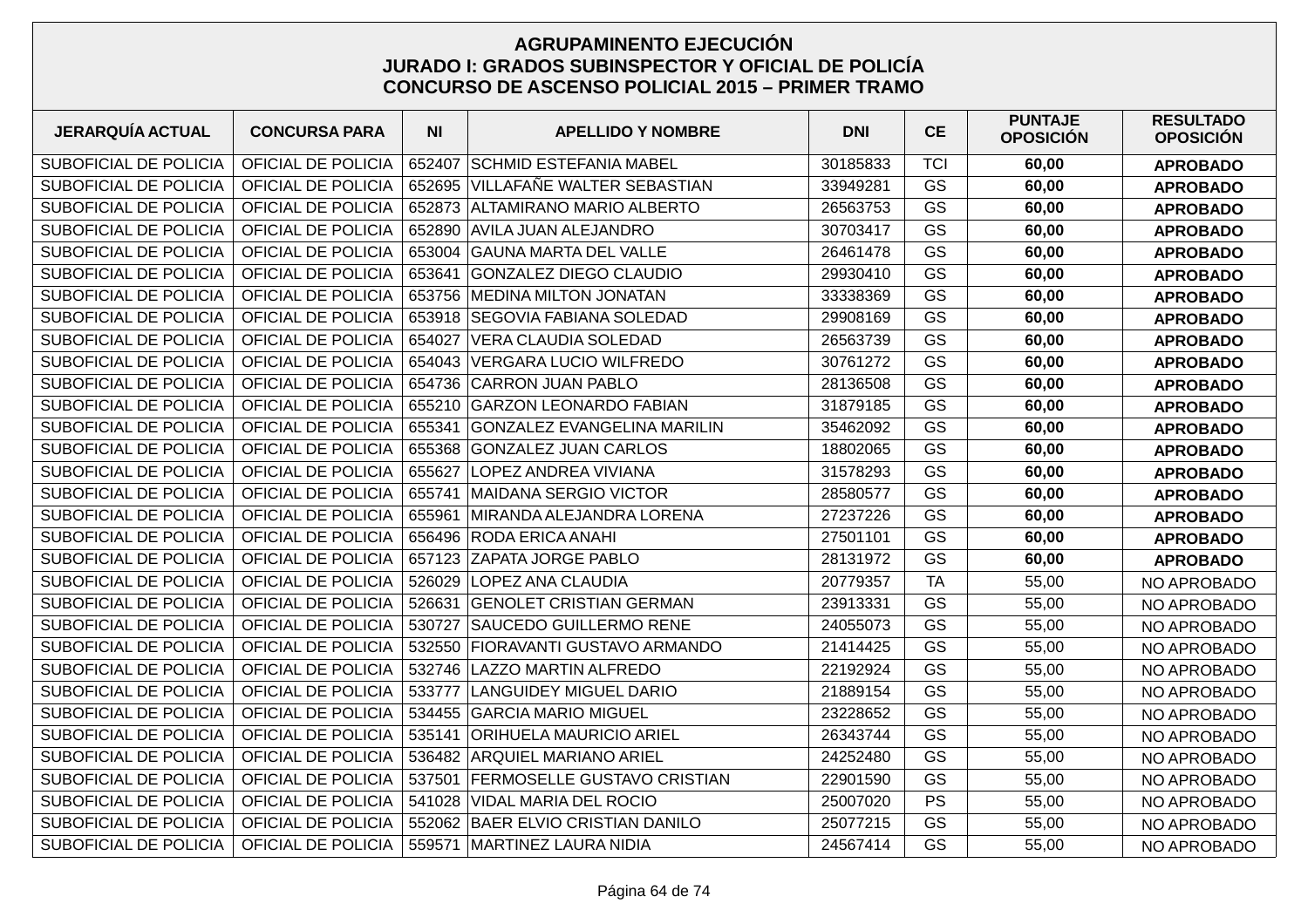# AGRUPAMINENTO EJECUCIÓN
## JURADO I: GRADOS SUBINSPECTOR Y OFICIAL DE POLICÍA
## CONCURSO DE ASCENSO POLICIAL 2015 – PRIMER TRAMO

| JERARQUÍA ACTUAL | CONCURSA PARA | NI | APELLIDO Y NOMBRE | DNI | CE | PUNTAJE OPOSICIÓN | RESULTADO OPOSICIÓN |
|---|---|---|---|---|---|---|---|
| SUBOFICIAL DE POLICIA | OFICIAL DE POLICIA | 652407 | SCHMID ESTEFANIA MABEL | 30185833 | TCI | **60,00** | **APROBADO** |
| SUBOFICIAL DE POLICIA | OFICIAL DE POLICIA | 652695 | VILLAFAÑE WALTER SEBASTIAN | 33949281 | GS | **60,00** | **APROBADO** |
| SUBOFICIAL DE POLICIA | OFICIAL DE POLICIA | 652873 | ALTAMIRANO MARIO ALBERTO | 26563753 | GS | **60,00** | **APROBADO** |
| SUBOFICIAL DE POLICIA | OFICIAL DE POLICIA | 652890 | AVILA JUAN ALEJANDRO | 30703417 | GS | **60,00** | **APROBADO** |
| SUBOFICIAL DE POLICIA | OFICIAL DE POLICIA | 653004 | GAUNA MARTA DEL VALLE | 26461478 | GS | **60,00** | **APROBADO** |
| SUBOFICIAL DE POLICIA | OFICIAL DE POLICIA | 653641 | GONZALEZ DIEGO CLAUDIO | 29930410 | GS | **60,00** | **APROBADO** |
| SUBOFICIAL DE POLICIA | OFICIAL DE POLICIA | 653756 | MEDINA MILTON JONATAN | 33338369 | GS | **60,00** | **APROBADO** |
| SUBOFICIAL DE POLICIA | OFICIAL DE POLICIA | 653918 | SEGOVIA FABIANA SOLEDAD | 29908169 | GS | **60,00** | **APROBADO** |
| SUBOFICIAL DE POLICIA | OFICIAL DE POLICIA | 654027 | VERA CLAUDIA SOLEDAD | 26563739 | GS | **60,00** | **APROBADO** |
| SUBOFICIAL DE POLICIA | OFICIAL DE POLICIA | 654043 | VERGARA LUCIO WILFREDO | 30761272 | GS | **60,00** | **APROBADO** |
| SUBOFICIAL DE POLICIA | OFICIAL DE POLICIA | 654736 | CARRON JUAN PABLO | 28136508 | GS | **60,00** | **APROBADO** |
| SUBOFICIAL DE POLICIA | OFICIAL DE POLICIA | 655210 | GARZON LEONARDO FABIAN | 31879185 | GS | **60,00** | **APROBADO** |
| SUBOFICIAL DE POLICIA | OFICIAL DE POLICIA | 655341 | GONZALEZ EVANGELINA MARILIN | 35462092 | GS | **60,00** | **APROBADO** |
| SUBOFICIAL DE POLICIA | OFICIAL DE POLICIA | 655368 | GONZALEZ JUAN CARLOS | 18802065 | GS | **60,00** | **APROBADO** |
| SUBOFICIAL DE POLICIA | OFICIAL DE POLICIA | 655627 | LOPEZ ANDREA VIVIANA | 31578293 | GS | **60,00** | **APROBADO** |
| SUBOFICIAL DE POLICIA | OFICIAL DE POLICIA | 655741 | MAIDANA SERGIO VICTOR | 28580577 | GS | **60,00** | **APROBADO** |
| SUBOFICIAL DE POLICIA | OFICIAL DE POLICIA | 655961 | MIRANDA ALEJANDRA LORENA | 27237226 | GS | **60,00** | **APROBADO** |
| SUBOFICIAL DE POLICIA | OFICIAL DE POLICIA | 656496 | RODA ERICA ANAHI | 27501101 | GS | **60,00** | **APROBADO** |
| SUBOFICIAL DE POLICIA | OFICIAL DE POLICIA | 657123 | ZAPATA JORGE PABLO | 28131972 | GS | **60,00** | **APROBADO** |
| SUBOFICIAL DE POLICIA | OFICIAL DE POLICIA | 526029 | LOPEZ ANA CLAUDIA | 20779357 | TA | 55,00 | NO APROBADO |
| SUBOFICIAL DE POLICIA | OFICIAL DE POLICIA | 526631 | GENOLET CRISTIAN GERMAN | 23913331 | GS | 55,00 | NO APROBADO |
| SUBOFICIAL DE POLICIA | OFICIAL DE POLICIA | 530727 | SAUCEDO GUILLERMO RENE | 24055073 | GS | 55,00 | NO APROBADO |
| SUBOFICIAL DE POLICIA | OFICIAL DE POLICIA | 532550 | FIORAVANTI GUSTAVO ARMANDO | 21414425 | GS | 55,00 | NO APROBADO |
| SUBOFICIAL DE POLICIA | OFICIAL DE POLICIA | 532746 | LAZZO MARTIN ALFREDO | 22192924 | GS | 55,00 | NO APROBADO |
| SUBOFICIAL DE POLICIA | OFICIAL DE POLICIA | 533777 | LANGUIDEY MIGUEL DARIO | 21889154 | GS | 55,00 | NO APROBADO |
| SUBOFICIAL DE POLICIA | OFICIAL DE POLICIA | 534455 | GARCIA MARIO MIGUEL | 23228652 | GS | 55,00 | NO APROBADO |
| SUBOFICIAL DE POLICIA | OFICIAL DE POLICIA | 535141 | ORIHUELA MAURICIO ARIEL | 26343744 | GS | 55,00 | NO APROBADO |
| SUBOFICIAL DE POLICIA | OFICIAL DE POLICIA | 536482 | ARQUIEL MARIANO ARIEL | 24252480 | GS | 55,00 | NO APROBADO |
| SUBOFICIAL DE POLICIA | OFICIAL DE POLICIA | 537501 | FERMOSELLE GUSTAVO CRISTIAN | 22901590 | GS | 55,00 | NO APROBADO |
| SUBOFICIAL DE POLICIA | OFICIAL DE POLICIA | 541028 | VIDAL MARIA DEL ROCIO | 25007020 | PS | 55,00 | NO APROBADO |
| SUBOFICIAL DE POLICIA | OFICIAL DE POLICIA | 552062 | BAER ELVIO CRISTIAN DANILO | 25077215 | GS | 55,00 | NO APROBADO |
| SUBOFICIAL DE POLICIA | OFICIAL DE POLICIA | 559571 | MARTINEZ LAURA NIDIA | 24567414 | GS | 55,00 | NO APROBADO |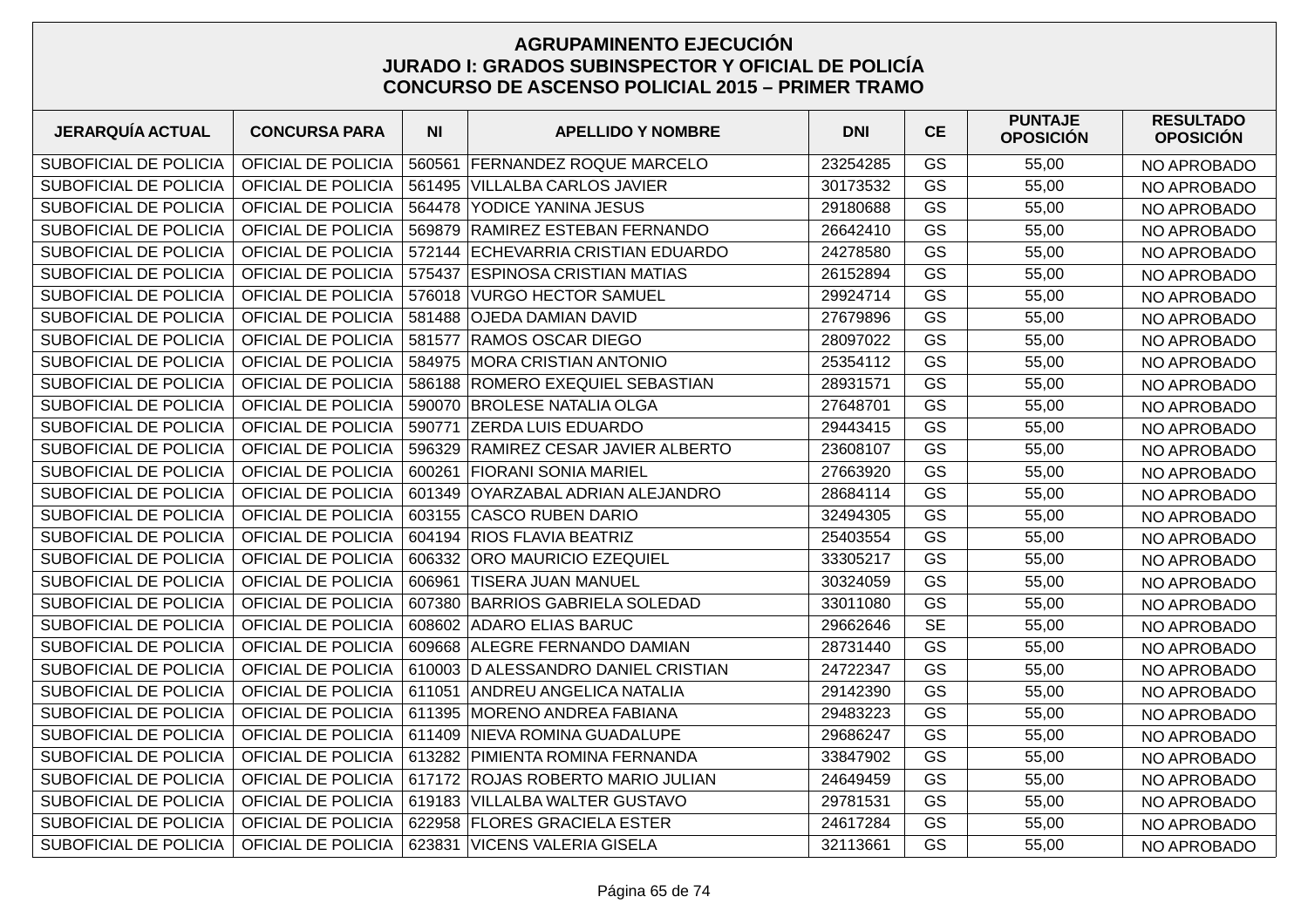# AGRUPAMINENTO EJECUCIÓN
## JURADO I: GRADOS SUBINSPECTOR Y OFICIAL DE POLICÍA
## CONCURSO DE ASCENSO POLICIAL 2015 – PRIMER TRAMO

| JERARQUÍA ACTUAL | CONCURSA PARA | NI | APELLIDO Y NOMBRE | DNI | CE | PUNTAJE OPOSICIÓN | RESULTADO OPOSICIÓN |
|---|---|---|---|---|---|---|---|
| SUBOFICIAL DE POLICIA | OFICIAL DE POLICIA | 560561 | FERNANDEZ ROQUE MARCELO | 23254285 | GS | 55,00 | NO APROBADO |
| SUBOFICIAL DE POLICIA | OFICIAL DE POLICIA | 561495 | VILLALBA CARLOS JAVIER | 30173532 | GS | 55,00 | NO APROBADO |
| SUBOFICIAL DE POLICIA | OFICIAL DE POLICIA | 564478 | YODICE YANINA JESUS | 29180688 | GS | 55,00 | NO APROBADO |
| SUBOFICIAL DE POLICIA | OFICIAL DE POLICIA | 569879 | RAMIREZ ESTEBAN FERNANDO | 26642410 | GS | 55,00 | NO APROBADO |
| SUBOFICIAL DE POLICIA | OFICIAL DE POLICIA | 572144 | ECHEVARRIA CRISTIAN EDUARDO | 24278580 | GS | 55,00 | NO APROBADO |
| SUBOFICIAL DE POLICIA | OFICIAL DE POLICIA | 575437 | ESPINOSA CRISTIAN MATIAS | 26152894 | GS | 55,00 | NO APROBADO |
| SUBOFICIAL DE POLICIA | OFICIAL DE POLICIA | 576018 | VURGO HECTOR SAMUEL | 29924714 | GS | 55,00 | NO APROBADO |
| SUBOFICIAL DE POLICIA | OFICIAL DE POLICIA | 581488 | OJEDA DAMIAN DAVID | 27679896 | GS | 55,00 | NO APROBADO |
| SUBOFICIAL DE POLICIA | OFICIAL DE POLICIA | 581577 | RAMOS OSCAR DIEGO | 28097022 | GS | 55,00 | NO APROBADO |
| SUBOFICIAL DE POLICIA | OFICIAL DE POLICIA | 584975 | MORA CRISTIAN ANTONIO | 25354112 | GS | 55,00 | NO APROBADO |
| SUBOFICIAL DE POLICIA | OFICIAL DE POLICIA | 586188 | ROMERO EXEQUIEL SEBASTIAN | 28931571 | GS | 55,00 | NO APROBADO |
| SUBOFICIAL DE POLICIA | OFICIAL DE POLICIA | 590070 | BROLESE NATALIA OLGA | 27648701 | GS | 55,00 | NO APROBADO |
| SUBOFICIAL DE POLICIA | OFICIAL DE POLICIA | 590771 | ZERDA LUIS EDUARDO | 29443415 | GS | 55,00 | NO APROBADO |
| SUBOFICIAL DE POLICIA | OFICIAL DE POLICIA | 596329 | RAMIREZ CESAR JAVIER ALBERTO | 23608107 | GS | 55,00 | NO APROBADO |
| SUBOFICIAL DE POLICIA | OFICIAL DE POLICIA | 600261 | FIORANI SONIA MARIEL | 27663920 | GS | 55,00 | NO APROBADO |
| SUBOFICIAL DE POLICIA | OFICIAL DE POLICIA | 601349 | OYARZABAL ADRIAN ALEJANDRO | 28684114 | GS | 55,00 | NO APROBADO |
| SUBOFICIAL DE POLICIA | OFICIAL DE POLICIA | 603155 | CASCO RUBEN DARIO | 32494305 | GS | 55,00 | NO APROBADO |
| SUBOFICIAL DE POLICIA | OFICIAL DE POLICIA | 604194 | RIOS FLAVIA BEATRIZ | 25403554 | GS | 55,00 | NO APROBADO |
| SUBOFICIAL DE POLICIA | OFICIAL DE POLICIA | 606332 | ORO MAURICIO EZEQUIEL | 33305217 | GS | 55,00 | NO APROBADO |
| SUBOFICIAL DE POLICIA | OFICIAL DE POLICIA | 606961 | TISERA JUAN MANUEL | 30324059 | GS | 55,00 | NO APROBADO |
| SUBOFICIAL DE POLICIA | OFICIAL DE POLICIA | 607380 | BARRIOS GABRIELA SOLEDAD | 33011080 | GS | 55,00 | NO APROBADO |
| SUBOFICIAL DE POLICIA | OFICIAL DE POLICIA | 608602 | ADARO ELIAS BARUC | 29662646 | SE | 55,00 | NO APROBADO |
| SUBOFICIAL DE POLICIA | OFICIAL DE POLICIA | 609668 | ALEGRE FERNANDO DAMIAN | 28731440 | GS | 55,00 | NO APROBADO |
| SUBOFICIAL DE POLICIA | OFICIAL DE POLICIA | 610003 | D ALESSANDRO DANIEL CRISTIAN | 24722347 | GS | 55,00 | NO APROBADO |
| SUBOFICIAL DE POLICIA | OFICIAL DE POLICIA | 611051 | ANDREU ANGELICA NATALIA | 29142390 | GS | 55,00 | NO APROBADO |
| SUBOFICIAL DE POLICIA | OFICIAL DE POLICIA | 611395 | MORENO ANDREA FABIANA | 29483223 | GS | 55,00 | NO APROBADO |
| SUBOFICIAL DE POLICIA | OFICIAL DE POLICIA | 611409 | NIEVA ROMINA GUADALUPE | 29686247 | GS | 55,00 | NO APROBADO |
| SUBOFICIAL DE POLICIA | OFICIAL DE POLICIA | 613282 | PIMIENTA ROMINA FERNANDA | 33847902 | GS | 55,00 | NO APROBADO |
| SUBOFICIAL DE POLICIA | OFICIAL DE POLICIA | 617172 | ROJAS ROBERTO MARIO JULIAN | 24649459 | GS | 55,00 | NO APROBADO |
| SUBOFICIAL DE POLICIA | OFICIAL DE POLICIA | 619183 | VILLALBA WALTER GUSTAVO | 29781531 | GS | 55,00 | NO APROBADO |
| SUBOFICIAL DE POLICIA | OFICIAL DE POLICIA | 622958 | FLORES GRACIELA ESTER | 24617284 | GS | 55,00 | NO APROBADO |
| SUBOFICIAL DE POLICIA | OFICIAL DE POLICIA | 623831 | VICENS VALERIA GISELA | 32113661 | GS | 55,00 | NO APROBADO |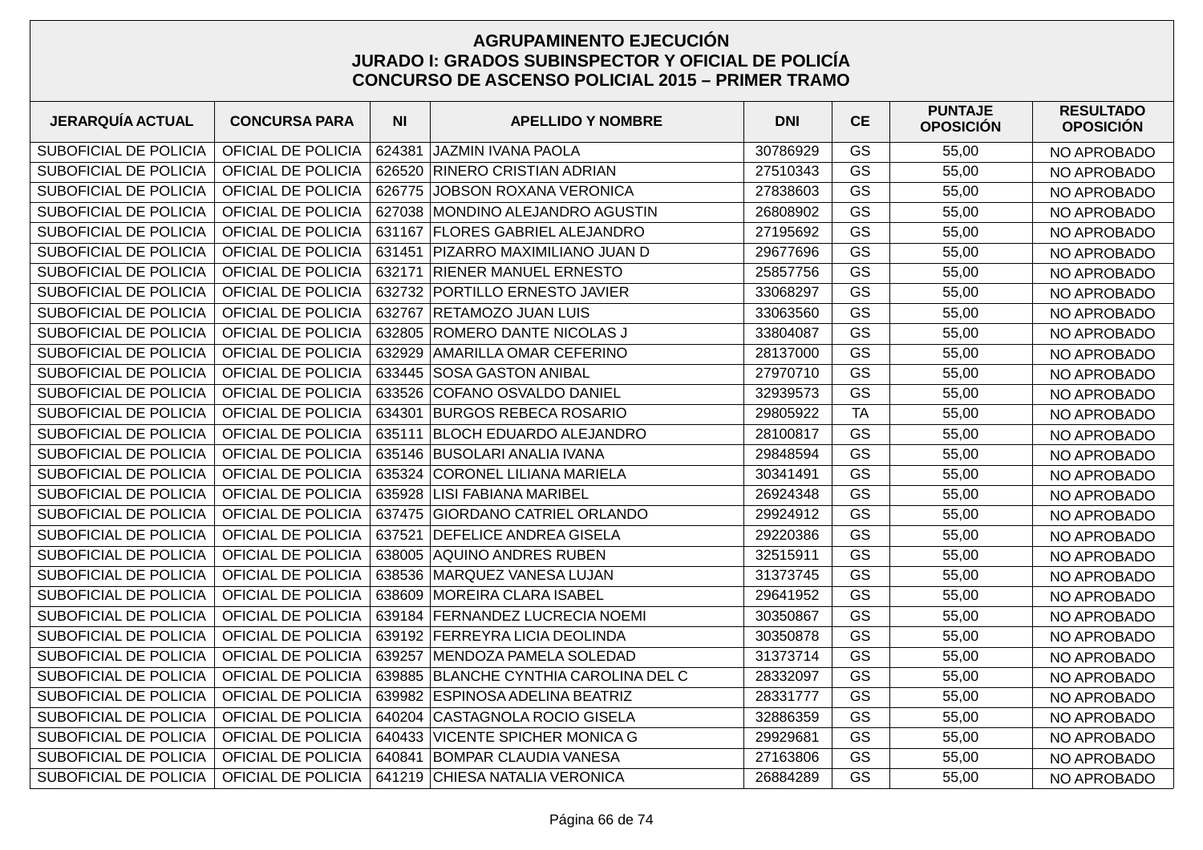**AGRUPAMINENTO EJECUCIÓN**
**JURADO I: GRADOS SUBINSPECTOR Y OFICIAL DE POLICÍA**
**CONCURSO DE ASCENSO POLICIAL 2015 – PRIMER TRAMO**

| JERARQUÍA ACTUAL | CONCURSA PARA | NI | APELLIDO Y NOMBRE | DNI | CE | PUNTAJE OPOSICIÓN | RESULTADO OPOSICIÓN |
|---|---|---|---|---|---|---|---|
| SUBOFICIAL DE POLICIA | OFICIAL DE POLICIA | 624381 | JAZMIN IVANA PAOLA | 30786929 | GS | 55,00 | NO APROBADO |
| SUBOFICIAL DE POLICIA | OFICIAL DE POLICIA | 626520 | RINERO CRISTIAN ADRIAN | 27510343 | GS | 55,00 | NO APROBADO |
| SUBOFICIAL DE POLICIA | OFICIAL DE POLICIA | 626775 | JOBSON ROXANA VERONICA | 27838603 | GS | 55,00 | NO APROBADO |
| SUBOFICIAL DE POLICIA | OFICIAL DE POLICIA | 627038 | MONDINO ALEJANDRO AGUSTIN | 26808902 | GS | 55,00 | NO APROBADO |
| SUBOFICIAL DE POLICIA | OFICIAL DE POLICIA | 631167 | FLORES GABRIEL ALEJANDRO | 27195692 | GS | 55,00 | NO APROBADO |
| SUBOFICIAL DE POLICIA | OFICIAL DE POLICIA | 631451 | PIZARRO MAXIMILIANO JUAN D | 29677696 | GS | 55,00 | NO APROBADO |
| SUBOFICIAL DE POLICIA | OFICIAL DE POLICIA | 632171 | RIENER MANUEL ERNESTO | 25857756 | GS | 55,00 | NO APROBADO |
| SUBOFICIAL DE POLICIA | OFICIAL DE POLICIA | 632732 | PORTILLO ERNESTO JAVIER | 33068297 | GS | 55,00 | NO APROBADO |
| SUBOFICIAL DE POLICIA | OFICIAL DE POLICIA | 632767 | RETAMOZO JUAN LUIS | 33063560 | GS | 55,00 | NO APROBADO |
| SUBOFICIAL DE POLICIA | OFICIAL DE POLICIA | 632805 | ROMERO DANTE NICOLAS J | 33804087 | GS | 55,00 | NO APROBADO |
| SUBOFICIAL DE POLICIA | OFICIAL DE POLICIA | 632929 | AMARILLA OMAR CEFERINO | 28137000 | GS | 55,00 | NO APROBADO |
| SUBOFICIAL DE POLICIA | OFICIAL DE POLICIA | 633445 | SOSA GASTON ANIBAL | 27970710 | GS | 55,00 | NO APROBADO |
| SUBOFICIAL DE POLICIA | OFICIAL DE POLICIA | 633526 | COFANO OSVALDO DANIEL | 32939573 | GS | 55,00 | NO APROBADO |
| SUBOFICIAL DE POLICIA | OFICIAL DE POLICIA | 634301 | BURGOS REBECA ROSARIO | 29805922 | TA | 55,00 | NO APROBADO |
| SUBOFICIAL DE POLICIA | OFICIAL DE POLICIA | 635111 | BLOCH EDUARDO ALEJANDRO | 28100817 | GS | 55,00 | NO APROBADO |
| SUBOFICIAL DE POLICIA | OFICIAL DE POLICIA | 635146 | BUSOLARI ANALIA IVANA | 29848594 | GS | 55,00 | NO APROBADO |
| SUBOFICIAL DE POLICIA | OFICIAL DE POLICIA | 635324 | CORONEL LILIANA MARIELA | 30341491 | GS | 55,00 | NO APROBADO |
| SUBOFICIAL DE POLICIA | OFICIAL DE POLICIA | 635928 | LISI FABIANA MARIBEL | 26924348 | GS | 55,00 | NO APROBADO |
| SUBOFICIAL DE POLICIA | OFICIAL DE POLICIA | 637475 | GIORDANO CATRIEL ORLANDO | 29924912 | GS | 55,00 | NO APROBADO |
| SUBOFICIAL DE POLICIA | OFICIAL DE POLICIA | 637521 | DEFELICE ANDREA GISELA | 29220386 | GS | 55,00 | NO APROBADO |
| SUBOFICIAL DE POLICIA | OFICIAL DE POLICIA | 638005 | AQUINO ANDRES RUBEN | 32515911 | GS | 55,00 | NO APROBADO |
| SUBOFICIAL DE POLICIA | OFICIAL DE POLICIA | 638536 | MARQUEZ VANESA LUJAN | 31373745 | GS | 55,00 | NO APROBADO |
| SUBOFICIAL DE POLICIA | OFICIAL DE POLICIA | 638609 | MOREIRA CLARA ISABEL | 29641952 | GS | 55,00 | NO APROBADO |
| SUBOFICIAL DE POLICIA | OFICIAL DE POLICIA | 639184 | FERNANDEZ LUCRECIA NOEMI | 30350867 | GS | 55,00 | NO APROBADO |
| SUBOFICIAL DE POLICIA | OFICIAL DE POLICIA | 639192 | FERREYRA LICIA DEOLINDA | 30350878 | GS | 55,00 | NO APROBADO |
| SUBOFICIAL DE POLICIA | OFICIAL DE POLICIA | 639257 | MENDOZA PAMELA SOLEDAD | 31373714 | GS | 55,00 | NO APROBADO |
| SUBOFICIAL DE POLICIA | OFICIAL DE POLICIA | 639885 | BLANCHE CYNTHIA CAROLINA DEL C | 28332097 | GS | 55,00 | NO APROBADO |
| SUBOFICIAL DE POLICIA | OFICIAL DE POLICIA | 639982 | ESPINOSA ADELINA BEATRIZ | 28331777 | GS | 55,00 | NO APROBADO |
| SUBOFICIAL DE POLICIA | OFICIAL DE POLICIA | 640204 | CASTAGNOLA ROCIO GISELA | 32886359 | GS | 55,00 | NO APROBADO |
| SUBOFICIAL DE POLICIA | OFICIAL DE POLICIA | 640433 | VICENTE SPICHER MONICA G | 29929681 | GS | 55,00 | NO APROBADO |
| SUBOFICIAL DE POLICIA | OFICIAL DE POLICIA | 640841 | BOMPAR CLAUDIA VANESA | 27163806 | GS | 55,00 | NO APROBADO |
| SUBOFICIAL DE POLICIA | OFICIAL DE POLICIA | 641219 | CHIESA NATALIA VERONICA | 26884289 | GS | 55,00 | NO APROBADO |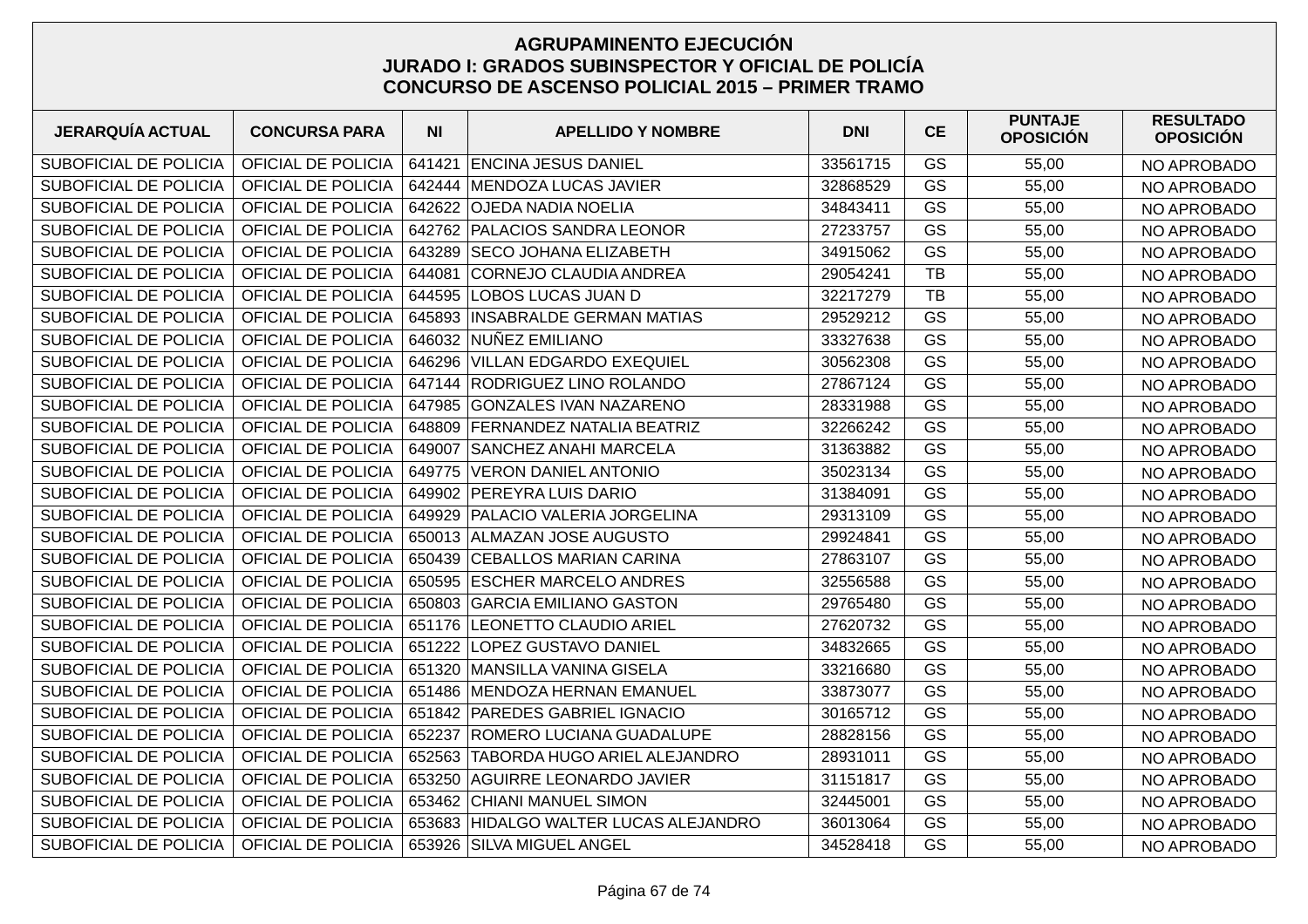**AGRUPAMINENTO EJECUCIÓN**
**JURADO I: GRADOS SUBINSPECTOR Y OFICIAL DE POLICÍA**
**CONCURSO DE ASCENSO POLICIAL 2015 – PRIMER TRAMO**

| JERARQUÍA ACTUAL | CONCURSA PARA | NI | APELLIDO Y NOMBRE | DNI | CE | PUNTAJE OPOSICIÓN | RESULTADO OPOSICIÓN |
|---|---|---|---|---|---|---|---|
| SUBOFICIAL DE POLICIA | OFICIAL DE POLICIA | 641421 | ENCINA JESUS DANIEL | 33561715 | GS | 55,00 | NO APROBADO |
| SUBOFICIAL DE POLICIA | OFICIAL DE POLICIA | 642444 | MENDOZA LUCAS JAVIER | 32868529 | GS | 55,00 | NO APROBADO |
| SUBOFICIAL DE POLICIA | OFICIAL DE POLICIA | 642622 | OJEDA NADIA NOELIA | 34843411 | GS | 55,00 | NO APROBADO |
| SUBOFICIAL DE POLICIA | OFICIAL DE POLICIA | 642762 | PALACIOS SANDRA LEONOR | 27233757 | GS | 55,00 | NO APROBADO |
| SUBOFICIAL DE POLICIA | OFICIAL DE POLICIA | 643289 | SECO JOHANA ELIZABETH | 34915062 | GS | 55,00 | NO APROBADO |
| SUBOFICIAL DE POLICIA | OFICIAL DE POLICIA | 644081 | CORNEJO CLAUDIA ANDREA | 29054241 | TB | 55,00 | NO APROBADO |
| SUBOFICIAL DE POLICIA | OFICIAL DE POLICIA | 644595 | LOBOS LUCAS JUAN D | 32217279 | TB | 55,00 | NO APROBADO |
| SUBOFICIAL DE POLICIA | OFICIAL DE POLICIA | 645893 | INSABRALDE GERMAN MATIAS | 29529212 | GS | 55,00 | NO APROBADO |
| SUBOFICIAL DE POLICIA | OFICIAL DE POLICIA | 646032 | NUÑEZ EMILIANO | 33327638 | GS | 55,00 | NO APROBADO |
| SUBOFICIAL DE POLICIA | OFICIAL DE POLICIA | 646296 | VILLAN EDGARDO EXEQUIEL | 30562308 | GS | 55,00 | NO APROBADO |
| SUBOFICIAL DE POLICIA | OFICIAL DE POLICIA | 647144 | RODRIGUEZ LINO ROLANDO | 27867124 | GS | 55,00 | NO APROBADO |
| SUBOFICIAL DE POLICIA | OFICIAL DE POLICIA | 647985 | GONZALES IVAN NAZARENO | 28331988 | GS | 55,00 | NO APROBADO |
| SUBOFICIAL DE POLICIA | OFICIAL DE POLICIA | 648809 | FERNANDEZ NATALIA BEATRIZ | 32266242 | GS | 55,00 | NO APROBADO |
| SUBOFICIAL DE POLICIA | OFICIAL DE POLICIA | 649007 | SANCHEZ ANAHI MARCELA | 31363882 | GS | 55,00 | NO APROBADO |
| SUBOFICIAL DE POLICIA | OFICIAL DE POLICIA | 649775 | VERON DANIEL ANTONIO | 35023134 | GS | 55,00 | NO APROBADO |
| SUBOFICIAL DE POLICIA | OFICIAL DE POLICIA | 649902 | PEREYRA LUIS DARIO | 31384091 | GS | 55,00 | NO APROBADO |
| SUBOFICIAL DE POLICIA | OFICIAL DE POLICIA | 649929 | PALACIO VALERIA JORGELINA | 29313109 | GS | 55,00 | NO APROBADO |
| SUBOFICIAL DE POLICIA | OFICIAL DE POLICIA | 650013 | ALMAZAN JOSE AUGUSTO | 29924841 | GS | 55,00 | NO APROBADO |
| SUBOFICIAL DE POLICIA | OFICIAL DE POLICIA | 650439 | CEBALLOS MARIAN CARINA | 27863107 | GS | 55,00 | NO APROBADO |
| SUBOFICIAL DE POLICIA | OFICIAL DE POLICIA | 650595 | ESCHER MARCELO ANDRES | 32556588 | GS | 55,00 | NO APROBADO |
| SUBOFICIAL DE POLICIA | OFICIAL DE POLICIA | 650803 | GARCIA EMILIANO GASTON | 29765480 | GS | 55,00 | NO APROBADO |
| SUBOFICIAL DE POLICIA | OFICIAL DE POLICIA | 651176 | LEONETTO CLAUDIO ARIEL | 27620732 | GS | 55,00 | NO APROBADO |
| SUBOFICIAL DE POLICIA | OFICIAL DE POLICIA | 651222 | LOPEZ GUSTAVO DANIEL | 34832665 | GS | 55,00 | NO APROBADO |
| SUBOFICIAL DE POLICIA | OFICIAL DE POLICIA | 651320 | MANSILLA VANINA GISELA | 33216680 | GS | 55,00 | NO APROBADO |
| SUBOFICIAL DE POLICIA | OFICIAL DE POLICIA | 651486 | MENDOZA HERNAN EMANUEL | 33873077 | GS | 55,00 | NO APROBADO |
| SUBOFICIAL DE POLICIA | OFICIAL DE POLICIA | 651842 | PAREDES GABRIEL IGNACIO | 30165712 | GS | 55,00 | NO APROBADO |
| SUBOFICIAL DE POLICIA | OFICIAL DE POLICIA | 652237 | ROMERO LUCIANA GUADALUPE | 28828156 | GS | 55,00 | NO APROBADO |
| SUBOFICIAL DE POLICIA | OFICIAL DE POLICIA | 652563 | TABORDA HUGO ARIEL ALEJANDRO | 28931011 | GS | 55,00 | NO APROBADO |
| SUBOFICIAL DE POLICIA | OFICIAL DE POLICIA | 653250 | AGUIRRE LEONARDO JAVIER | 31151817 | GS | 55,00 | NO APROBADO |
| SUBOFICIAL DE POLICIA | OFICIAL DE POLICIA | 653462 | CHIANI MANUEL SIMON | 32445001 | GS | 55,00 | NO APROBADO |
| SUBOFICIAL DE POLICIA | OFICIAL DE POLICIA | 653683 | HIDALGO WALTER LUCAS ALEJANDRO | 36013064 | GS | 55,00 | NO APROBADO |
| SUBOFICIAL DE POLICIA | OFICIAL DE POLICIA | 653926 | SILVA MIGUEL ANGEL | 34528418 | GS | 55,00 | NO APROBADO |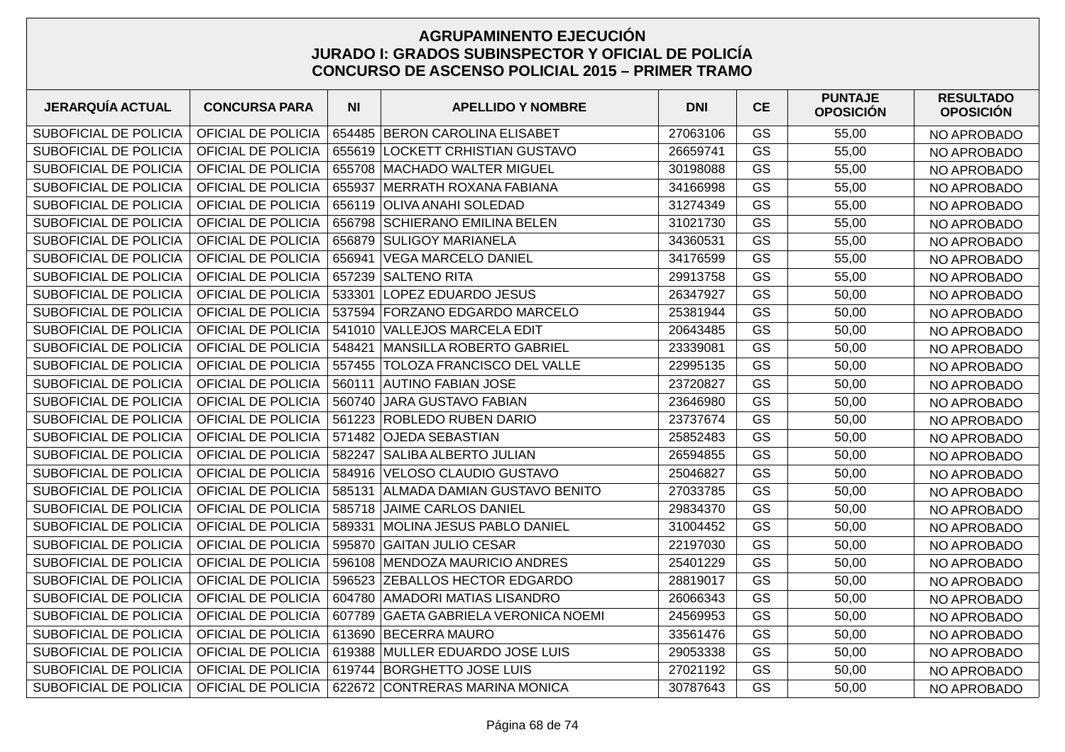## AGRUPAMINENTO EJECUCIÓN
## JURADO I: GRADOS SUBINSPECTOR Y OFICIAL DE POLICÍA
## CONCURSO DE ASCENSO POLICIAL 2015 – PRIMER TRAMO

| JERARQUÍA ACTUAL | CONCURSA PARA | NI | APELLIDO Y NOMBRE | DNI | CE | PUNTAJE OPOSICIÓN | RESULTADO OPOSICIÓN |
|---|---|---|---|---|---|---|---|
| SUBOFICIAL DE POLICIA | OFICIAL DE POLICIA | 654485 | BERON CAROLINA ELISABET | 27063106 | GS | 55,00 | NO APROBADO |
| SUBOFICIAL DE POLICIA | OFICIAL DE POLICIA | 655619 | LOCKETT CRHISTIAN GUSTAVO | 26659741 | GS | 55,00 | NO APROBADO |
| SUBOFICIAL DE POLICIA | OFICIAL DE POLICIA | 655708 | MACHADO WALTER MIGUEL | 30198088 | GS | 55,00 | NO APROBADO |
| SUBOFICIAL DE POLICIA | OFICIAL DE POLICIA | 655937 | MERRATH ROXANA FABIANA | 34166998 | GS | 55,00 | NO APROBADO |
| SUBOFICIAL DE POLICIA | OFICIAL DE POLICIA | 656119 | OLIVA ANAHI SOLEDAD | 31274349 | GS | 55,00 | NO APROBADO |
| SUBOFICIAL DE POLICIA | OFICIAL DE POLICIA | 656798 | SCHIERANO EMILINA BELEN | 31021730 | GS | 55,00 | NO APROBADO |
| SUBOFICIAL DE POLICIA | OFICIAL DE POLICIA | 656879 | SULIGOY MARIANELA | 34360531 | GS | 55,00 | NO APROBADO |
| SUBOFICIAL DE POLICIA | OFICIAL DE POLICIA | 656941 | VEGA MARCELO DANIEL | 34176599 | GS | 55,00 | NO APROBADO |
| SUBOFICIAL DE POLICIA | OFICIAL DE POLICIA | 657239 | SALTENO RITA | 29913758 | GS | 55,00 | NO APROBADO |
| SUBOFICIAL DE POLICIA | OFICIAL DE POLICIA | 533301 | LOPEZ EDUARDO JESUS | 26347927 | GS | 50,00 | NO APROBADO |
| SUBOFICIAL DE POLICIA | OFICIAL DE POLICIA | 537594 | FORZANO EDGARDO MARCELO | 25381944 | GS | 50,00 | NO APROBADO |
| SUBOFICIAL DE POLICIA | OFICIAL DE POLICIA | 541010 | VALLEJOS MARCELA EDIT | 20643485 | GS | 50,00 | NO APROBADO |
| SUBOFICIAL DE POLICIA | OFICIAL DE POLICIA | 548421 | MANSILLA ROBERTO GABRIEL | 23339081 | GS | 50,00 | NO APROBADO |
| SUBOFICIAL DE POLICIA | OFICIAL DE POLICIA | 557455 | TOLOZA FRANCISCO DEL VALLE | 22995135 | GS | 50,00 | NO APROBADO |
| SUBOFICIAL DE POLICIA | OFICIAL DE POLICIA | 560111 | AUTINO FABIAN JOSE | 23720827 | GS | 50,00 | NO APROBADO |
| SUBOFICIAL DE POLICIA | OFICIAL DE POLICIA | 560740 | JARA GUSTAVO FABIAN | 23646980 | GS | 50,00 | NO APROBADO |
| SUBOFICIAL DE POLICIA | OFICIAL DE POLICIA | 561223 | ROBLEDO RUBEN DARIO | 23737674 | GS | 50,00 | NO APROBADO |
| SUBOFICIAL DE POLICIA | OFICIAL DE POLICIA | 571482 | OJEDA SEBASTIAN | 25852483 | GS | 50,00 | NO APROBADO |
| SUBOFICIAL DE POLICIA | OFICIAL DE POLICIA | 582247 | SALIBA ALBERTO JULIAN | 26594855 | GS | 50,00 | NO APROBADO |
| SUBOFICIAL DE POLICIA | OFICIAL DE POLICIA | 584916 | VELOSO CLAUDIO GUSTAVO | 25046827 | GS | 50,00 | NO APROBADO |
| SUBOFICIAL DE POLICIA | OFICIAL DE POLICIA | 585131 | ALMADA DAMIAN GUSTAVO BENITO | 27033785 | GS | 50,00 | NO APROBADO |
| SUBOFICIAL DE POLICIA | OFICIAL DE POLICIA | 585718 | JAIME CARLOS DANIEL | 29834370 | GS | 50,00 | NO APROBADO |
| SUBOFICIAL DE POLICIA | OFICIAL DE POLICIA | 589331 | MOLINA JESUS PABLO DANIEL | 31004452 | GS | 50,00 | NO APROBADO |
| SUBOFICIAL DE POLICIA | OFICIAL DE POLICIA | 595870 | GAITAN JULIO CESAR | 22197030 | GS | 50,00 | NO APROBADO |
| SUBOFICIAL DE POLICIA | OFICIAL DE POLICIA | 596108 | MENDOZA MAURICIO ANDRES | 25401229 | GS | 50,00 | NO APROBADO |
| SUBOFICIAL DE POLICIA | OFICIAL DE POLICIA | 596523 | ZEBALLOS HECTOR EDGARDO | 28819017 | GS | 50,00 | NO APROBADO |
| SUBOFICIAL DE POLICIA | OFICIAL DE POLICIA | 604780 | AMADORI MATIAS LISANDRO | 26066343 | GS | 50,00 | NO APROBADO |
| SUBOFICIAL DE POLICIA | OFICIAL DE POLICIA | 607789 | GAETA GABRIELA VERONICA NOEMI | 24569953 | GS | 50,00 | NO APROBADO |
| SUBOFICIAL DE POLICIA | OFICIAL DE POLICIA | 613690 | BECERRA MAURO | 33561476 | GS | 50,00 | NO APROBADO |
| SUBOFICIAL DE POLICIA | OFICIAL DE POLICIA | 619388 | MULLER EDUARDO JOSE LUIS | 29053338 | GS | 50,00 | NO APROBADO |
| SUBOFICIAL DE POLICIA | OFICIAL DE POLICIA | 619744 | BORGHETTO JOSE LUIS | 27021192 | GS | 50,00 | NO APROBADO |
| SUBOFICIAL DE POLICIA | OFICIAL DE POLICIA | 622672 | CONTRERAS MARINA MONICA | 30787643 | GS | 50,00 | NO APROBADO |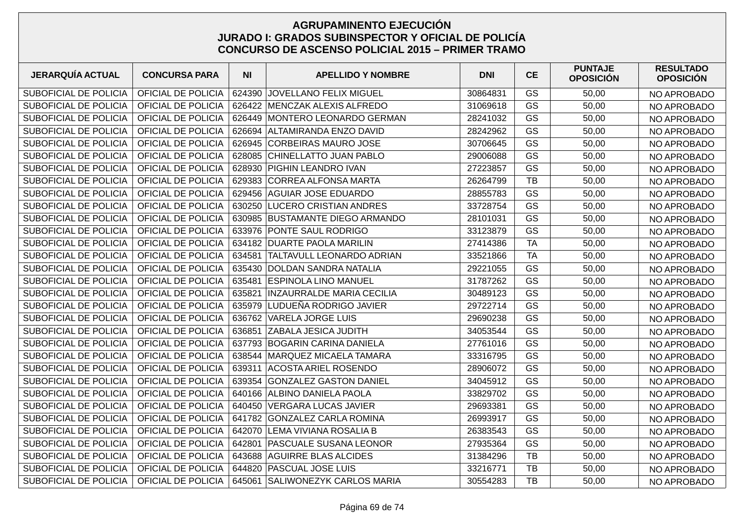# AGRUPAMINENTO EJECUCIÓN
## JURADO I: GRADOS SUBINSPECTOR Y OFICIAL DE POLICÍA
## CONCURSO DE ASCENSO POLICIAL 2015 – PRIMER TRAMO

| JERARQUÍA ACTUAL | CONCURSA PARA | NI | APELLIDO Y NOMBRE | DNI | CE | PUNTAJE OPOSICIÓN | RESULTADO OPOSICIÓN |
|---|---|---|---|---|---|---|---|
| SUBOFICIAL DE POLICIA | OFICIAL DE POLICIA | 624390 | JOVELLANO FELIX MIGUEL | 30864831 | GS | 50,00 | NO APROBADO |
| SUBOFICIAL DE POLICIA | OFICIAL DE POLICIA | 626422 | MENCZAK ALEXIS ALFREDO | 31069618 | GS | 50,00 | NO APROBADO |
| SUBOFICIAL DE POLICIA | OFICIAL DE POLICIA | 626449 | MONTERO LEONARDO GERMAN | 28241032 | GS | 50,00 | NO APROBADO |
| SUBOFICIAL DE POLICIA | OFICIAL DE POLICIA | 626694 | ALTAMIRANDA ENZO DAVID | 28242962 | GS | 50,00 | NO APROBADO |
| SUBOFICIAL DE POLICIA | OFICIAL DE POLICIA | 626945 | CORBEIRAS MAURO JOSE | 30706645 | GS | 50,00 | NO APROBADO |
| SUBOFICIAL DE POLICIA | OFICIAL DE POLICIA | 628085 | CHINELLATTO JUAN PABLO | 29006088 | GS | 50,00 | NO APROBADO |
| SUBOFICIAL DE POLICIA | OFICIAL DE POLICIA | 628930 | PIGHIN LEANDRO IVAN | 27223857 | GS | 50,00 | NO APROBADO |
| SUBOFICIAL DE POLICIA | OFICIAL DE POLICIA | 629383 | CORREA ALFONSA MARTA | 26264799 | TB | 50,00 | NO APROBADO |
| SUBOFICIAL DE POLICIA | OFICIAL DE POLICIA | 629456 | AGUIAR JOSE EDUARDO | 28855783 | GS | 50,00 | NO APROBADO |
| SUBOFICIAL DE POLICIA | OFICIAL DE POLICIA | 630250 | LUCERO CRISTIAN ANDRES | 33728754 | GS | 50,00 | NO APROBADO |
| SUBOFICIAL DE POLICIA | OFICIAL DE POLICIA | 630985 | BUSTAMANTE DIEGO ARMANDO | 28101031 | GS | 50,00 | NO APROBADO |
| SUBOFICIAL DE POLICIA | OFICIAL DE POLICIA | 633976 | PONTE SAUL RODRIGO | 33123879 | GS | 50,00 | NO APROBADO |
| SUBOFICIAL DE POLICIA | OFICIAL DE POLICIA | 634182 | DUARTE PAOLA MARILIN | 27414386 | TA | 50,00 | NO APROBADO |
| SUBOFICIAL DE POLICIA | OFICIAL DE POLICIA | 634581 | TALTAVULL LEONARDO ADRIAN | 33521866 | TA | 50,00 | NO APROBADO |
| SUBOFICIAL DE POLICIA | OFICIAL DE POLICIA | 635430 | DOLDAN SANDRA NATALIA | 29221055 | GS | 50,00 | NO APROBADO |
| SUBOFICIAL DE POLICIA | OFICIAL DE POLICIA | 635481 | ESPINOLA LINO MANUEL | 31787262 | GS | 50,00 | NO APROBADO |
| SUBOFICIAL DE POLICIA | OFICIAL DE POLICIA | 635821 | INZAURRALDE MARIA CECILIA | 30489123 | GS | 50,00 | NO APROBADO |
| SUBOFICIAL DE POLICIA | OFICIAL DE POLICIA | 635979 | LUDUEÑA RODRIGO JAVIER | 29722714 | GS | 50,00 | NO APROBADO |
| SUBOFICIAL DE POLICIA | OFICIAL DE POLICIA | 636762 | VARELA JORGE LUIS | 29690238 | GS | 50,00 | NO APROBADO |
| SUBOFICIAL DE POLICIA | OFICIAL DE POLICIA | 636851 | ZABALA JESICA JUDITH | 34053544 | GS | 50,00 | NO APROBADO |
| SUBOFICIAL DE POLICIA | OFICIAL DE POLICIA | 637793 | BOGARIN CARINA DANIELA | 27761016 | GS | 50,00 | NO APROBADO |
| SUBOFICIAL DE POLICIA | OFICIAL DE POLICIA | 638544 | MARQUEZ MICAELA TAMARA | 33316795 | GS | 50,00 | NO APROBADO |
| SUBOFICIAL DE POLICIA | OFICIAL DE POLICIA | 639311 | ACOSTA ARIEL ROSENDO | 28906072 | GS | 50,00 | NO APROBADO |
| SUBOFICIAL DE POLICIA | OFICIAL DE POLICIA | 639354 | GONZALEZ GASTON DANIEL | 34045912 | GS | 50,00 | NO APROBADO |
| SUBOFICIAL DE POLICIA | OFICIAL DE POLICIA | 640166 | ALBINO DANIELA PAOLA | 33829702 | GS | 50,00 | NO APROBADO |
| SUBOFICIAL DE POLICIA | OFICIAL DE POLICIA | 640450 | VERGARA LUCAS JAVIER | 29693381 | GS | 50,00 | NO APROBADO |
| SUBOFICIAL DE POLICIA | OFICIAL DE POLICIA | 641782 | GONZALEZ CARLA ROMINA | 26993917 | GS | 50,00 | NO APROBADO |
| SUBOFICIAL DE POLICIA | OFICIAL DE POLICIA | 642070 | LEMA VIVIANA ROSALIA B | 26383543 | GS | 50,00 | NO APROBADO |
| SUBOFICIAL DE POLICIA | OFICIAL DE POLICIA | 642801 | PASCUALE SUSANA LEONOR | 27935364 | GS | 50,00 | NO APROBADO |
| SUBOFICIAL DE POLICIA | OFICIAL DE POLICIA | 643688 | AGUIRRE BLAS ALCIDES | 31384296 | TB | 50,00 | NO APROBADO |
| SUBOFICIAL DE POLICIA | OFICIAL DE POLICIA | 644820 | PASCUAL JOSE LUIS | 33216771 | TB | 50,00 | NO APROBADO |
| SUBOFICIAL DE POLICIA | OFICIAL DE POLICIA | 645061 | SALIWONEZYK CARLOS MARIA | 30554283 | TB | 50,00 | NO APROBADO |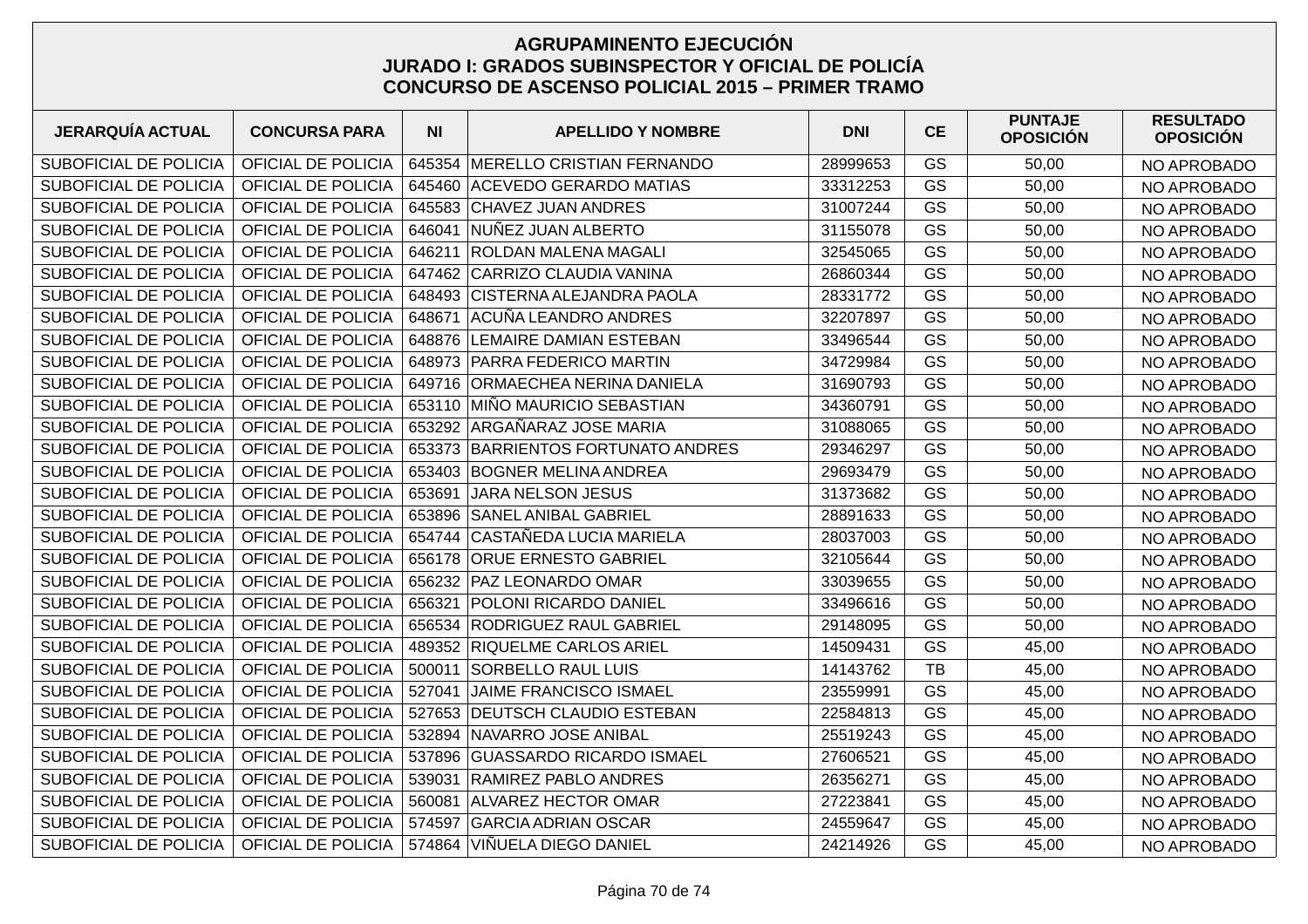## AGRUPAMINENTO EJECUCIÓN
## JURADO I: GRADOS SUBINSPECTOR Y OFICIAL DE POLICÍA
## CONCURSO DE ASCENSO POLICIAL 2015 – PRIMER TRAMO

| JERARQUÍA ACTUAL | CONCURSA PARA | NI | APELLIDO Y NOMBRE | DNI | CE | PUNTAJE OPOSICIÓN | RESULTADO OPOSICIÓN |
|---|---|---|---|---|---|---|---|
| SUBOFICIAL DE POLICIA | OFICIAL DE POLICIA | 645354 | MERELLO CRISTIAN FERNANDO | 28999653 | GS | 50,00 | NO APROBADO |
| SUBOFICIAL DE POLICIA | OFICIAL DE POLICIA | 645460 | ACEVEDO GERARDO MATIAS | 33312253 | GS | 50,00 | NO APROBADO |
| SUBOFICIAL DE POLICIA | OFICIAL DE POLICIA | 645583 | CHAVEZ JUAN ANDRES | 31007244 | GS | 50,00 | NO APROBADO |
| SUBOFICIAL DE POLICIA | OFICIAL DE POLICIA | 646041 | NUÑEZ JUAN ALBERTO | 31155078 | GS | 50,00 | NO APROBADO |
| SUBOFICIAL DE POLICIA | OFICIAL DE POLICIA | 646211 | ROLDAN MALENA MAGALI | 32545065 | GS | 50,00 | NO APROBADO |
| SUBOFICIAL DE POLICIA | OFICIAL DE POLICIA | 647462 | CARRIZO CLAUDIA VANINA | 26860344 | GS | 50,00 | NO APROBADO |
| SUBOFICIAL DE POLICIA | OFICIAL DE POLICIA | 648493 | CISTERNA ALEJANDRA PAOLA | 28331772 | GS | 50,00 | NO APROBADO |
| SUBOFICIAL DE POLICIA | OFICIAL DE POLICIA | 648671 | ACUÑA LEANDRO ANDRES | 32207897 | GS | 50,00 | NO APROBADO |
| SUBOFICIAL DE POLICIA | OFICIAL DE POLICIA | 648876 | LEMAIRE DAMIAN ESTEBAN | 33496544 | GS | 50,00 | NO APROBADO |
| SUBOFICIAL DE POLICIA | OFICIAL DE POLICIA | 648973 | PARRA FEDERICO MARTIN | 34729984 | GS | 50,00 | NO APROBADO |
| SUBOFICIAL DE POLICIA | OFICIAL DE POLICIA | 649716 | ORMAECHEA NERINA DANIELA | 31690793 | GS | 50,00 | NO APROBADO |
| SUBOFICIAL DE POLICIA | OFICIAL DE POLICIA | 653110 | MIÑO MAURICIO SEBASTIAN | 34360791 | GS | 50,00 | NO APROBADO |
| SUBOFICIAL DE POLICIA | OFICIAL DE POLICIA | 653292 | ARGAÑARAZ JOSE MARIA | 31088065 | GS | 50,00 | NO APROBADO |
| SUBOFICIAL DE POLICIA | OFICIAL DE POLICIA | 653373 | BARRIENTOS FORTUNATO ANDRES | 29346297 | GS | 50,00 | NO APROBADO |
| SUBOFICIAL DE POLICIA | OFICIAL DE POLICIA | 653403 | BOGNER MELINA ANDREA | 29693479 | GS | 50,00 | NO APROBADO |
| SUBOFICIAL DE POLICIA | OFICIAL DE POLICIA | 653691 | JARA NELSON JESUS | 31373682 | GS | 50,00 | NO APROBADO |
| SUBOFICIAL DE POLICIA | OFICIAL DE POLICIA | 653896 | SANEL ANIBAL GABRIEL | 28891633 | GS | 50,00 | NO APROBADO |
| SUBOFICIAL DE POLICIA | OFICIAL DE POLICIA | 654744 | CASTAÑEDA LUCIA MARIELA | 28037003 | GS | 50,00 | NO APROBADO |
| SUBOFICIAL DE POLICIA | OFICIAL DE POLICIA | 656178 | ORUE ERNESTO GABRIEL | 32105644 | GS | 50,00 | NO APROBADO |
| SUBOFICIAL DE POLICIA | OFICIAL DE POLICIA | 656232 | PAZ LEONARDO OMAR | 33039655 | GS | 50,00 | NO APROBADO |
| SUBOFICIAL DE POLICIA | OFICIAL DE POLICIA | 656321 | POLONI RICARDO DANIEL | 33496616 | GS | 50,00 | NO APROBADO |
| SUBOFICIAL DE POLICIA | OFICIAL DE POLICIA | 656534 | RODRIGUEZ RAUL GABRIEL | 29148095 | GS | 50,00 | NO APROBADO |
| SUBOFICIAL DE POLICIA | OFICIAL DE POLICIA | 489352 | RIQUELME CARLOS ARIEL | 14509431 | GS | 45,00 | NO APROBADO |
| SUBOFICIAL DE POLICIA | OFICIAL DE POLICIA | 500011 | SORBELLO RAUL LUIS | 14143762 | TB | 45,00 | NO APROBADO |
| SUBOFICIAL DE POLICIA | OFICIAL DE POLICIA | 527041 | JAIME FRANCISCO ISMAEL | 23559991 | GS | 45,00 | NO APROBADO |
| SUBOFICIAL DE POLICIA | OFICIAL DE POLICIA | 527653 | DEUTSCH CLAUDIO ESTEBAN | 22584813 | GS | 45,00 | NO APROBADO |
| SUBOFICIAL DE POLICIA | OFICIAL DE POLICIA | 532894 | NAVARRO JOSE ANIBAL | 25519243 | GS | 45,00 | NO APROBADO |
| SUBOFICIAL DE POLICIA | OFICIAL DE POLICIA | 537896 | GUASSARDO RICARDO ISMAEL | 27606521 | GS | 45,00 | NO APROBADO |
| SUBOFICIAL DE POLICIA | OFICIAL DE POLICIA | 539031 | RAMIREZ PABLO ANDRES | 26356271 | GS | 45,00 | NO APROBADO |
| SUBOFICIAL DE POLICIA | OFICIAL DE POLICIA | 560081 | ALVAREZ HECTOR OMAR | 27223841 | GS | 45,00 | NO APROBADO |
| SUBOFICIAL DE POLICIA | OFICIAL DE POLICIA | 574597 | GARCIA ADRIAN OSCAR | 24559647 | GS | 45,00 | NO APROBADO |
| SUBOFICIAL DE POLICIA | OFICIAL DE POLICIA | 574864 | VIÑUELA DIEGO DANIEL | 24214926 | GS | 45,00 | NO APROBADO |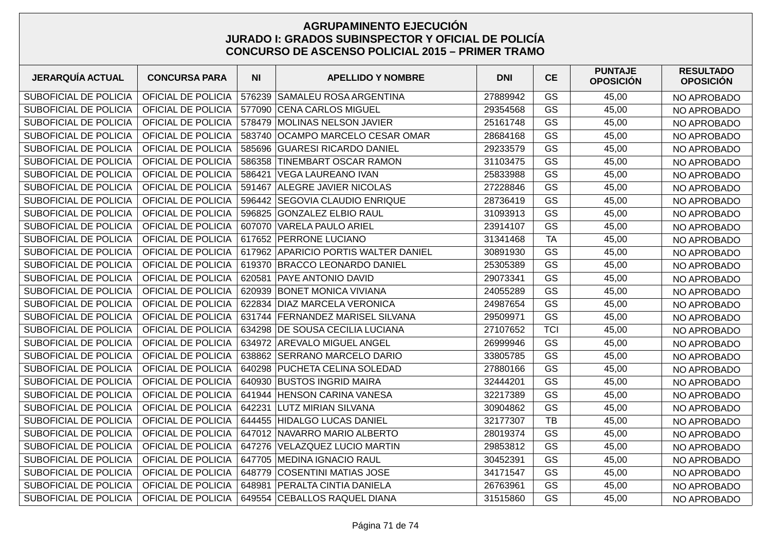# AGRUPAMINENTO EJECUCIÓN
## JURADO I: GRADOS SUBINSPECTOR Y OFICIAL DE POLICÍA
## CONCURSO DE ASCENSO POLICIAL 2015 – PRIMER TRAMO

| JERARQUÍA ACTUAL | CONCURSA PARA | NI | APELLIDO Y NOMBRE | DNI | CE | PUNTAJE OPOSICIÓN | RESULTADO OPOSICIÓN |
|---|---|---|---|---|---|---|---|
| SUBOFICIAL DE POLICIA | OFICIAL DE POLICIA | 576239 | SAMALEU ROSA ARGENTINA | 27889942 | GS | 45,00 | NO APROBADO |
| SUBOFICIAL DE POLICIA | OFICIAL DE POLICIA | 577090 | CENA CARLOS MIGUEL | 29354568 | GS | 45,00 | NO APROBADO |
| SUBOFICIAL DE POLICIA | OFICIAL DE POLICIA | 578479 | MOLINAS NELSON JAVIER | 25161748 | GS | 45,00 | NO APROBADO |
| SUBOFICIAL DE POLICIA | OFICIAL DE POLICIA | 583740 | OCAMPO MARCELO CESAR OMAR | 28684168 | GS | 45,00 | NO APROBADO |
| SUBOFICIAL DE POLICIA | OFICIAL DE POLICIA | 585696 | GUARESI RICARDO DANIEL | 29233579 | GS | 45,00 | NO APROBADO |
| SUBOFICIAL DE POLICIA | OFICIAL DE POLICIA | 586358 | TINEMBART OSCAR RAMON | 31103475 | GS | 45,00 | NO APROBADO |
| SUBOFICIAL DE POLICIA | OFICIAL DE POLICIA | 586421 | VEGA LAUREANO IVAN | 25833988 | GS | 45,00 | NO APROBADO |
| SUBOFICIAL DE POLICIA | OFICIAL DE POLICIA | 591467 | ALEGRE JAVIER NICOLAS | 27228846 | GS | 45,00 | NO APROBADO |
| SUBOFICIAL DE POLICIA | OFICIAL DE POLICIA | 596442 | SEGOVIA CLAUDIO ENRIQUE | 28736419 | GS | 45,00 | NO APROBADO |
| SUBOFICIAL DE POLICIA | OFICIAL DE POLICIA | 596825 | GONZALEZ ELBIO RAUL | 31093913 | GS | 45,00 | NO APROBADO |
| SUBOFICIAL DE POLICIA | OFICIAL DE POLICIA | 607070 | VARELA PAULO ARIEL | 23914107 | GS | 45,00 | NO APROBADO |
| SUBOFICIAL DE POLICIA | OFICIAL DE POLICIA | 617652 | PERRONE LUCIANO | 31341468 | TA | 45,00 | NO APROBADO |
| SUBOFICIAL DE POLICIA | OFICIAL DE POLICIA | 617962 | APARICIO PORTIS WALTER DANIEL | 30891930 | GS | 45,00 | NO APROBADO |
| SUBOFICIAL DE POLICIA | OFICIAL DE POLICIA | 619370 | BRACCO LEONARDO DANIEL | 25305389 | GS | 45,00 | NO APROBADO |
| SUBOFICIAL DE POLICIA | OFICIAL DE POLICIA | 620581 | PAYE ANTONIO DAVID | 29073341 | GS | 45,00 | NO APROBADO |
| SUBOFICIAL DE POLICIA | OFICIAL DE POLICIA | 620939 | BONET MONICA VIVIANA | 24055289 | GS | 45,00 | NO APROBADO |
| SUBOFICIAL DE POLICIA | OFICIAL DE POLICIA | 622834 | DIAZ MARCELA VERONICA | 24987654 | GS | 45,00 | NO APROBADO |
| SUBOFICIAL DE POLICIA | OFICIAL DE POLICIA | 631744 | FERNANDEZ MARISEL SILVANA | 29509971 | GS | 45,00 | NO APROBADO |
| SUBOFICIAL DE POLICIA | OFICIAL DE POLICIA | 634298 | DE SOUSA CECILIA LUCIANA | 27107652 | TCI | 45,00 | NO APROBADO |
| SUBOFICIAL DE POLICIA | OFICIAL DE POLICIA | 634972 | AREVALO MIGUEL ANGEL | 26999946 | GS | 45,00 | NO APROBADO |
| SUBOFICIAL DE POLICIA | OFICIAL DE POLICIA | 638862 | SERRANO MARCELO DARIO | 33805785 | GS | 45,00 | NO APROBADO |
| SUBOFICIAL DE POLICIA | OFICIAL DE POLICIA | 640298 | PUCHETA CELINA SOLEDAD | 27880166 | GS | 45,00 | NO APROBADO |
| SUBOFICIAL DE POLICIA | OFICIAL DE POLICIA | 640930 | BUSTOS INGRID MAIRA | 32444201 | GS | 45,00 | NO APROBADO |
| SUBOFICIAL DE POLICIA | OFICIAL DE POLICIA | 641944 | HENSON CARINA VANESA | 32217389 | GS | 45,00 | NO APROBADO |
| SUBOFICIAL DE POLICIA | OFICIAL DE POLICIA | 642231 | LUTZ MIRIAN SILVANA | 30904862 | GS | 45,00 | NO APROBADO |
| SUBOFICIAL DE POLICIA | OFICIAL DE POLICIA | 644455 | HIDALGO LUCAS DANIEL | 32177307 | TB | 45,00 | NO APROBADO |
| SUBOFICIAL DE POLICIA | OFICIAL DE POLICIA | 647012 | NAVARRO MARIO ALBERTO | 28019374 | GS | 45,00 | NO APROBADO |
| SUBOFICIAL DE POLICIA | OFICIAL DE POLICIA | 647276 | VELAZQUEZ LUCIO MARTIN | 29853812 | GS | 45,00 | NO APROBADO |
| SUBOFICIAL DE POLICIA | OFICIAL DE POLICIA | 647705 | MEDINA IGNACIO RAUL | 30452391 | GS | 45,00 | NO APROBADO |
| SUBOFICIAL DE POLICIA | OFICIAL DE POLICIA | 648779 | COSENTINI MATIAS JOSE | 34171547 | GS | 45,00 | NO APROBADO |
| SUBOFICIAL DE POLICIA | OFICIAL DE POLICIA | 648981 | PERALTA CINTIA DANIELA | 26763961 | GS | 45,00 | NO APROBADO |
| SUBOFICIAL DE POLICIA | OFICIAL DE POLICIA | 649554 | CEBALLOS RAQUEL DIANA | 31515860 | GS | 45,00 | NO APROBADO |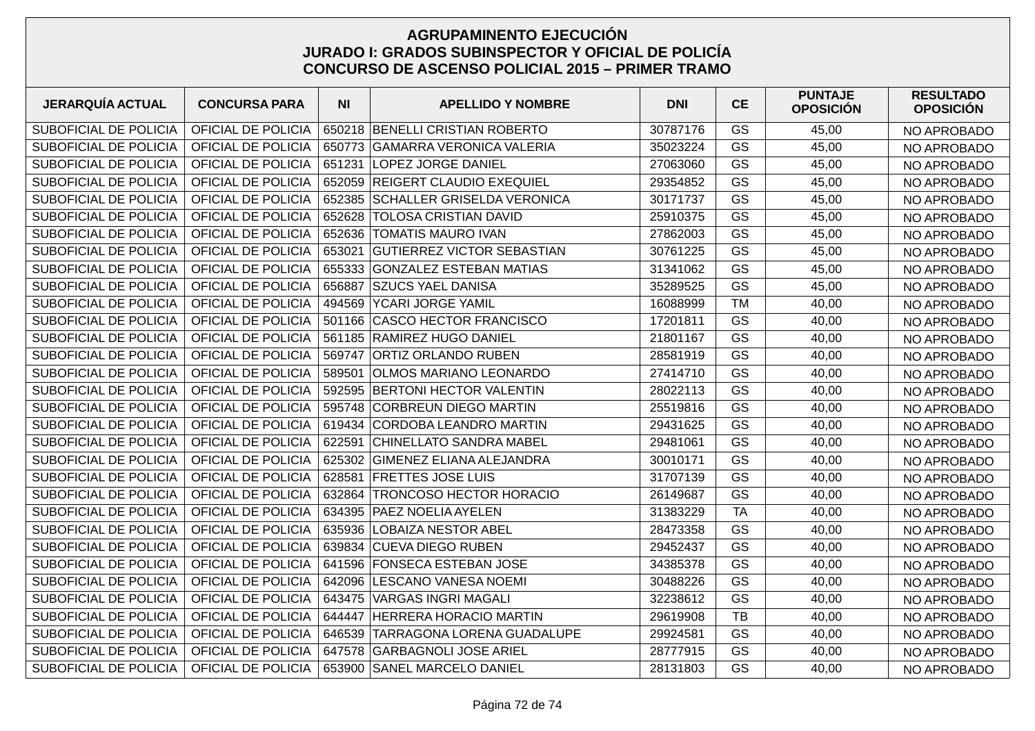## AGRUPAMINENTO EJECUCIÓN
## JURADO I: GRADOS SUBINSPECTOR Y OFICIAL DE POLICÍA
## CONCURSO DE ASCENSO POLICIAL 2015 – PRIMER TRAMO

| JERARQUÍA ACTUAL | CONCURSA PARA | NI | APELLIDO Y NOMBRE | DNI | CE | PUNTAJE OPOSICIÓN | RESULTADO OPOSICIÓN |
|---|---|---|---|---|---|---|---|
| SUBOFICIAL DE POLICIA | OFICIAL DE POLICIA | 650218 | BENELLI CRISTIAN ROBERTO | 30787176 | GS | 45,00 | NO APROBADO |
| SUBOFICIAL DE POLICIA | OFICIAL DE POLICIA | 650773 | GAMARRA VERONICA VALERIA | 35023224 | GS | 45,00 | NO APROBADO |
| SUBOFICIAL DE POLICIA | OFICIAL DE POLICIA | 651231 | LOPEZ JORGE DANIEL | 27063060 | GS | 45,00 | NO APROBADO |
| SUBOFICIAL DE POLICIA | OFICIAL DE POLICIA | 652059 | REIGERT CLAUDIO EXEQUIEL | 29354852 | GS | 45,00 | NO APROBADO |
| SUBOFICIAL DE POLICIA | OFICIAL DE POLICIA | 652385 | SCHALLER GRISELDA VERONICA | 30171737 | GS | 45,00 | NO APROBADO |
| SUBOFICIAL DE POLICIA | OFICIAL DE POLICIA | 652628 | TOLOSA CRISTIAN DAVID | 25910375 | GS | 45,00 | NO APROBADO |
| SUBOFICIAL DE POLICIA | OFICIAL DE POLICIA | 652636 | TOMATIS MAURO IVAN | 27862003 | GS | 45,00 | NO APROBADO |
| SUBOFICIAL DE POLICIA | OFICIAL DE POLICIA | 653021 | GUTIERREZ VICTOR SEBASTIAN | 30761225 | GS | 45,00 | NO APROBADO |
| SUBOFICIAL DE POLICIA | OFICIAL DE POLICIA | 655333 | GONZALEZ ESTEBAN MATIAS | 31341062 | GS | 45,00 | NO APROBADO |
| SUBOFICIAL DE POLICIA | OFICIAL DE POLICIA | 656887 | SZUCS YAEL DANISA | 35289525 | GS | 45,00 | NO APROBADO |
| SUBOFICIAL DE POLICIA | OFICIAL DE POLICIA | 494569 | YCARI JORGE YAMIL | 16088999 | TM | 40,00 | NO APROBADO |
| SUBOFICIAL DE POLICIA | OFICIAL DE POLICIA | 501166 | CASCO HECTOR FRANCISCO | 17201811 | GS | 40,00 | NO APROBADO |
| SUBOFICIAL DE POLICIA | OFICIAL DE POLICIA | 561185 | RAMIREZ HUGO DANIEL | 21801167 | GS | 40,00 | NO APROBADO |
| SUBOFICIAL DE POLICIA | OFICIAL DE POLICIA | 569747 | ORTIZ ORLANDO RUBEN | 28581919 | GS | 40,00 | NO APROBADO |
| SUBOFICIAL DE POLICIA | OFICIAL DE POLICIA | 589501 | OLMOS MARIANO LEONARDO | 27414710 | GS | 40,00 | NO APROBADO |
| SUBOFICIAL DE POLICIA | OFICIAL DE POLICIA | 592595 | BERTONI HECTOR VALENTIN | 28022113 | GS | 40,00 | NO APROBADO |
| SUBOFICIAL DE POLICIA | OFICIAL DE POLICIA | 595748 | CORBREUN DIEGO MARTIN | 25519816 | GS | 40,00 | NO APROBADO |
| SUBOFICIAL DE POLICIA | OFICIAL DE POLICIA | 619434 | CORDOBA LEANDRO MARTIN | 29431625 | GS | 40,00 | NO APROBADO |
| SUBOFICIAL DE POLICIA | OFICIAL DE POLICIA | 622591 | CHINELLATO SANDRA MABEL | 29481061 | GS | 40,00 | NO APROBADO |
| SUBOFICIAL DE POLICIA | OFICIAL DE POLICIA | 625302 | GIMENEZ ELIANA ALEJANDRA | 30010171 | GS | 40,00 | NO APROBADO |
| SUBOFICIAL DE POLICIA | OFICIAL DE POLICIA | 628581 | FRETTES JOSE LUIS | 31707139 | GS | 40,00 | NO APROBADO |
| SUBOFICIAL DE POLICIA | OFICIAL DE POLICIA | 632864 | TRONCOSO HECTOR HORACIO | 26149687 | GS | 40,00 | NO APROBADO |
| SUBOFICIAL DE POLICIA | OFICIAL DE POLICIA | 634395 | PAEZ NOELIA AYELEN | 31383229 | TA | 40,00 | NO APROBADO |
| SUBOFICIAL DE POLICIA | OFICIAL DE POLICIA | 635936 | LOBAIZA NESTOR ABEL | 28473358 | GS | 40,00 | NO APROBADO |
| SUBOFICIAL DE POLICIA | OFICIAL DE POLICIA | 639834 | CUEVA DIEGO RUBEN | 29452437 | GS | 40,00 | NO APROBADO |
| SUBOFICIAL DE POLICIA | OFICIAL DE POLICIA | 641596 | FONSECA ESTEBAN JOSE | 34385378 | GS | 40,00 | NO APROBADO |
| SUBOFICIAL DE POLICIA | OFICIAL DE POLICIA | 642096 | LESCANO VANESA NOEMI | 30488226 | GS | 40,00 | NO APROBADO |
| SUBOFICIAL DE POLICIA | OFICIAL DE POLICIA | 643475 | VARGAS INGRI MAGALI | 32238612 | GS | 40,00 | NO APROBADO |
| SUBOFICIAL DE POLICIA | OFICIAL DE POLICIA | 644447 | HERRERA HORACIO MARTIN | 29619908 | TB | 40,00 | NO APROBADO |
| SUBOFICIAL DE POLICIA | OFICIAL DE POLICIA | 646539 | TARRAGONA LORENA GUADALUPE | 29924581 | GS | 40,00 | NO APROBADO |
| SUBOFICIAL DE POLICIA | OFICIAL DE POLICIA | 647578 | GARBAGNOLI JOSE ARIEL | 28777915 | GS | 40,00 | NO APROBADO |
| SUBOFICIAL DE POLICIA | OFICIAL DE POLICIA | 653900 | SANEL MARCELO DANIEL | 28131803 | GS | 40,00 | NO APROBADO |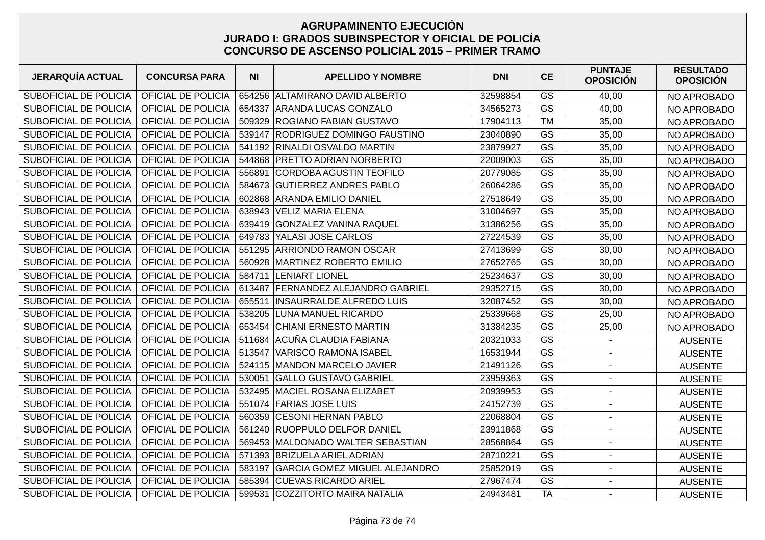# AGRUPAMINENTO EJECUCIÓN
## JURADO I: GRADOS SUBINSPECTOR Y OFICIAL DE POLICÍA
## CONCURSO DE ASCENSO POLICIAL 2015 – PRIMER TRAMO

| JERARQUÍA ACTUAL | CONCURSA PARA | NI | APELLIDO Y NOMBRE | DNI | CE | PUNTAJE OPOSICIÓN | RESULTADO OPOSICIÓN |
|---|---|---|---|---|---|---|---|
| SUBOFICIAL DE POLICIA | OFICIAL DE POLICIA | 654256 | ALTAMIRANO DAVID ALBERTO | 32598854 | GS | 40,00 | NO APROBADO |
| SUBOFICIAL DE POLICIA | OFICIAL DE POLICIA | 654337 | ARANDA LUCAS GONZALO | 34565273 | GS | 40,00 | NO APROBADO |
| SUBOFICIAL DE POLICIA | OFICIAL DE POLICIA | 509329 | ROGIANO FABIAN GUSTAVO | 17904113 | TM | 35,00 | NO APROBADO |
| SUBOFICIAL DE POLICIA | OFICIAL DE POLICIA | 539147 | RODRIGUEZ DOMINGO FAUSTINO | 23040890 | GS | 35,00 | NO APROBADO |
| SUBOFICIAL DE POLICIA | OFICIAL DE POLICIA | 541192 | RINALDI OSVALDO MARTIN | 23879927 | GS | 35,00 | NO APROBADO |
| SUBOFICIAL DE POLICIA | OFICIAL DE POLICIA | 544868 | PRETTO ADRIAN NORBERTO | 22009003 | GS | 35,00 | NO APROBADO |
| SUBOFICIAL DE POLICIA | OFICIAL DE POLICIA | 556891 | CORDOBA AGUSTIN TEOFILO | 20779085 | GS | 35,00 | NO APROBADO |
| SUBOFICIAL DE POLICIA | OFICIAL DE POLICIA | 584673 | GUTIERREZ ANDRES PABLO | 26064286 | GS | 35,00 | NO APROBADO |
| SUBOFICIAL DE POLICIA | OFICIAL DE POLICIA | 602868 | ARANDA EMILIO DANIEL | 27518649 | GS | 35,00 | NO APROBADO |
| SUBOFICIAL DE POLICIA | OFICIAL DE POLICIA | 638943 | VELIZ MARIA ELENA | 31004697 | GS | 35,00 | NO APROBADO |
| SUBOFICIAL DE POLICIA | OFICIAL DE POLICIA | 639419 | GONZALEZ VANINA RAQUEL | 31386256 | GS | 35,00 | NO APROBADO |
| SUBOFICIAL DE POLICIA | OFICIAL DE POLICIA | 649783 | YALASI JOSE CARLOS | 27224539 | GS | 35,00 | NO APROBADO |
| SUBOFICIAL DE POLICIA | OFICIAL DE POLICIA | 551295 | ARRIONDO RAMON OSCAR | 27413699 | GS | 30,00 | NO APROBADO |
| SUBOFICIAL DE POLICIA | OFICIAL DE POLICIA | 560928 | MARTINEZ ROBERTO EMILIO | 27652765 | GS | 30,00 | NO APROBADO |
| SUBOFICIAL DE POLICIA | OFICIAL DE POLICIA | 584711 | LENIART LIONEL | 25234637 | GS | 30,00 | NO APROBADO |
| SUBOFICIAL DE POLICIA | OFICIAL DE POLICIA | 613487 | FERNANDEZ ALEJANDRO GABRIEL | 29352715 | GS | 30,00 | NO APROBADO |
| SUBOFICIAL DE POLICIA | OFICIAL DE POLICIA | 655511 | INSAURRALDE ALFREDO LUIS | 32087452 | GS | 30,00 | NO APROBADO |
| SUBOFICIAL DE POLICIA | OFICIAL DE POLICIA | 538205 | LUNA MANUEL RICARDO | 25339668 | GS | 25,00 | NO APROBADO |
| SUBOFICIAL DE POLICIA | OFICIAL DE POLICIA | 653454 | CHIANI ERNESTO MARTIN | 31384235 | GS | 25,00 | NO APROBADO |
| SUBOFICIAL DE POLICIA | OFICIAL DE POLICIA | 511684 | ACUÑA CLAUDIA FABIANA | 20321033 | GS | - | AUSENTE |
| SUBOFICIAL DE POLICIA | OFICIAL DE POLICIA | 513547 | VARISCO RAMONA ISABEL | 16531944 | GS | - | AUSENTE |
| SUBOFICIAL DE POLICIA | OFICIAL DE POLICIA | 524115 | MANDON MARCELO JAVIER | 21491126 | GS | - | AUSENTE |
| SUBOFICIAL DE POLICIA | OFICIAL DE POLICIA | 530051 | GALLO GUSTAVO GABRIEL | 23959363 | GS | - | AUSENTE |
| SUBOFICIAL DE POLICIA | OFICIAL DE POLICIA | 532495 | MACIEL ROSANA ELIZABET | 20939953 | GS | - | AUSENTE |
| SUBOFICIAL DE POLICIA | OFICIAL DE POLICIA | 551074 | FARIAS JOSE LUIS | 24152739 | GS | - | AUSENTE |
| SUBOFICIAL DE POLICIA | OFICIAL DE POLICIA | 560359 | CESONI HERNAN PABLO | 22068804 | GS | - | AUSENTE |
| SUBOFICIAL DE POLICIA | OFICIAL DE POLICIA | 561240 | RUOPPULO DELFOR DANIEL | 23911868 | GS | - | AUSENTE |
| SUBOFICIAL DE POLICIA | OFICIAL DE POLICIA | 569453 | MALDONADO WALTER SEBASTIAN | 28568864 | GS | - | AUSENTE |
| SUBOFICIAL DE POLICIA | OFICIAL DE POLICIA | 571393 | BRIZUELA ARIEL ADRIAN | 28710221 | GS | - | AUSENTE |
| SUBOFICIAL DE POLICIA | OFICIAL DE POLICIA | 583197 | GARCIA GOMEZ MIGUEL ALEJANDRO | 25852019 | GS | - | AUSENTE |
| SUBOFICIAL DE POLICIA | OFICIAL DE POLICIA | 585394 | CUEVAS RICARDO ARIEL | 27967474 | GS | - | AUSENTE |
| SUBOFICIAL DE POLICIA | OFICIAL DE POLICIA | 599531 | COZZITORTO MAIRA NATALIA | 24943481 | TA | - | AUSENTE |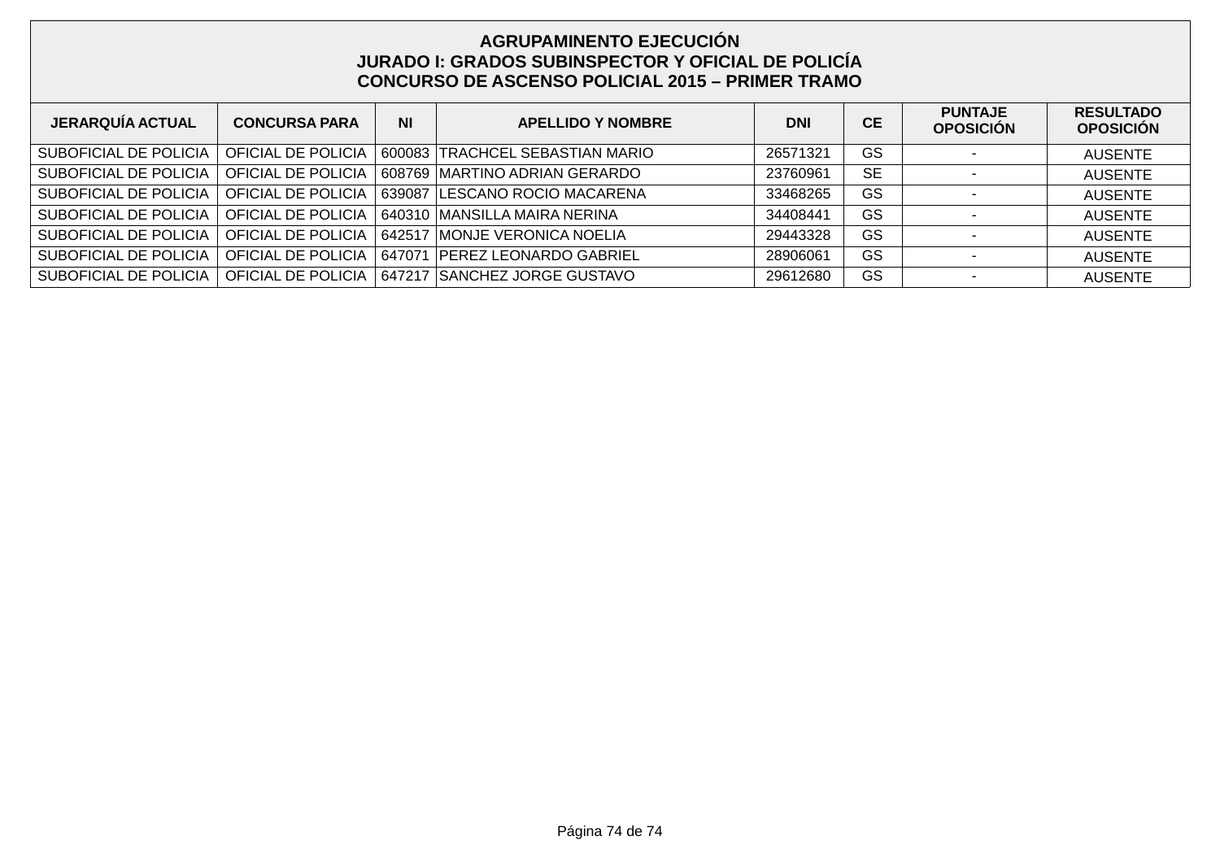**AGRUPAMINENTO EJECUCIÓN**
**JURADO I: GRADOS SUBINSPECTOR Y OFICIAL DE POLICÍA**
**CONCURSO DE ASCENSO POLICIAL 2015 – PRIMER TRAMO**

| JERARQUÍA ACTUAL | CONCURSA PARA | NI | APELLIDO Y NOMBRE | DNI | CE | PUNTAJE OPOSICIÓN | RESULTADO OPOSICIÓN |
|---|---|---|---|---|---|---|---|
| SUBOFICIAL DE POLICIA | OFICIAL DE POLICIA | 600083 | TRACHCEL SEBASTIAN MARIO | 26571321 | GS | - | AUSENTE |
| SUBOFICIAL DE POLICIA | OFICIAL DE POLICIA | 608769 | MARTINO ADRIAN GERARDO | 23760961 | SE | - | AUSENTE |
| SUBOFICIAL DE POLICIA | OFICIAL DE POLICIA | 639087 | LESCANO ROCIO MACARENA | 33468265 | GS | - | AUSENTE |
| SUBOFICIAL DE POLICIA | OFICIAL DE POLICIA | 640310 | MANSILLA MAIRA NERINA | 34408441 | GS | - | AUSENTE |
| SUBOFICIAL DE POLICIA | OFICIAL DE POLICIA | 642517 | MONJE VERONICA NOELIA | 29443328 | GS | - | AUSENTE |
| SUBOFICIAL DE POLICIA | OFICIAL DE POLICIA | 647071 | PEREZ LEONARDO GABRIEL | 28906061 | GS | - | AUSENTE |
| SUBOFICIAL DE POLICIA | OFICIAL DE POLICIA | 647217 | SANCHEZ JORGE GUSTAVO | 29612680 | GS | - | AUSENTE |